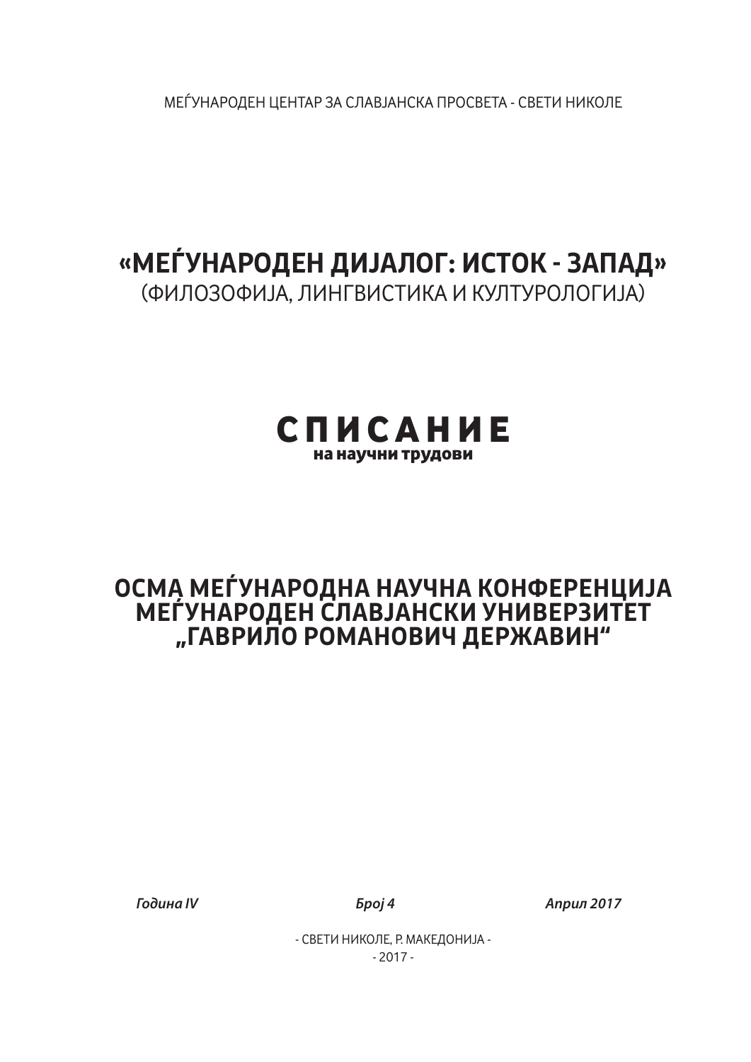МЕЃУНАРОДЕН ЦЕНТАР ЗА СЛАВЈАНСКА ПРОСВЕТА - СВЕТИ НИКОЛЕ

# «МЕЃУНАРОДЕН ДИЈАЛОГ: ИСТОК - ЗАПАД»

(ФИЛОЗОФИЈА, ЛИНГВИСТИКА И КУЛТУРОЛОГИЈА)

# СПИСАНИЕ

**на научни трудови**

## ОСМА МЕЃУНАРОДНА НАУЧНА КОНФЕРЕНЦИЈА МЕЃУНАРОДЕН СЛАВЈАНСКИ УНИВЕРЗИТЕТ „ГАВРИЛО РОМАНОВИЧ ДЕРЖАВИН“

***Година IV*** ***Број 4*** ***Април 2017***

- СВЕТИ НИКОЛЕ, Р. МАКЕДОНИЈА -

- 2017 -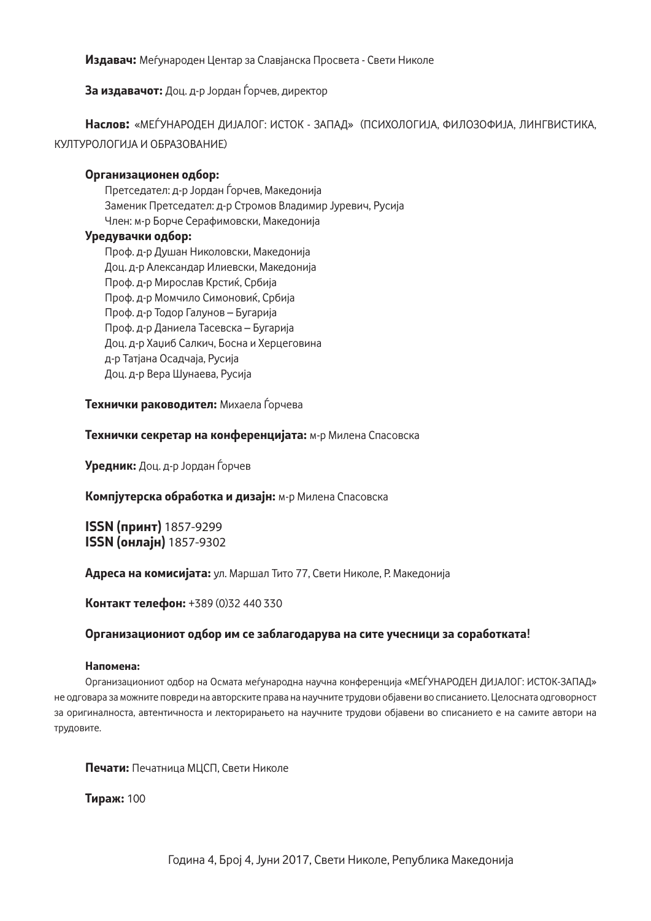**Издавач:** Меѓународен Центар за Славјанска Просвета - Свети Николе

**За издавачот:** Доц. д-р Јордан Ѓорчев, директор

**Наслов:** «МЕЃУНАРОДЕН ДИЈАЛОГ: ИСТОК - ЗАПАД» (ПСИХОЛОГИЈА, ФИЛОЗОФИЈА, ЛИНГВИСТИКА, КУЛТУРОЛОГИЈА И ОБРАЗОВАНИЕ)

**Организационен одбор:**

Претседател: д-р Јордан Ѓорчев, Македонија
Заменик Претседател: д-р Стромов Владимир Јуревич, Русија
Член: м-р Борче Серафимовски, Македонија

**Уредувачки одбор:**

Проф. д-р Душан Николовски, Македонија
Доц. д-р Александар Илиевски, Македонија
Проф. д-р Мирослав Крстиќ, Србија
Проф. д-р Момчило Симоновиќ, Србија
Проф. д-р Тодор Галунов – Бугарија
Проф. д-р Даниела Тасевска – Бугарија
Доц. д-р Хаџиб Салкич, Босна и Херцеговина
д-р Татјана Осадчаја, Русија
Доц. д-р Вера Шунаева, Русија

**Технички раководител:** Михаела Ѓорчева

**Технички секретар на конференцијата:** м-р Милена Спасовска

**Уредник:** Доц. д-р Јордан Ѓорчев

**Компјутерска обработка и дизајн:** м-р Милена Спасовска

**ISSN (принт)** 1857-9299
**ISSN (онлајн)** 1857-9302

**Адреса на комисијата:** ул. Маршал Тито 77, Свети Николе, Р. Македонија

**Контакт телефон:** +389 (0)32 440 330

**Организациониот одбор им се заблагодарува на сите учесници за соработката!**

**Напомена:**

Организациониот одбор на Осмата меѓународна научна конференција «МЕЃУНАРОДЕН ДИЈАЛОГ: ИСТОК-ЗАПАД» не одговара за можните повреди на авторските права на научните трудови објавени во списанието. Целосната одговорност за оригиналноста, автентичноста и лекторирањето на научните трудови објавени во списанието е на самите автори на трудовите.

**Печати:** Печатница МЦСП, Свети Николе

**Тираж:** 100

Година 4, Број 4, Јуни 2017, Свети Николе, Република Македонија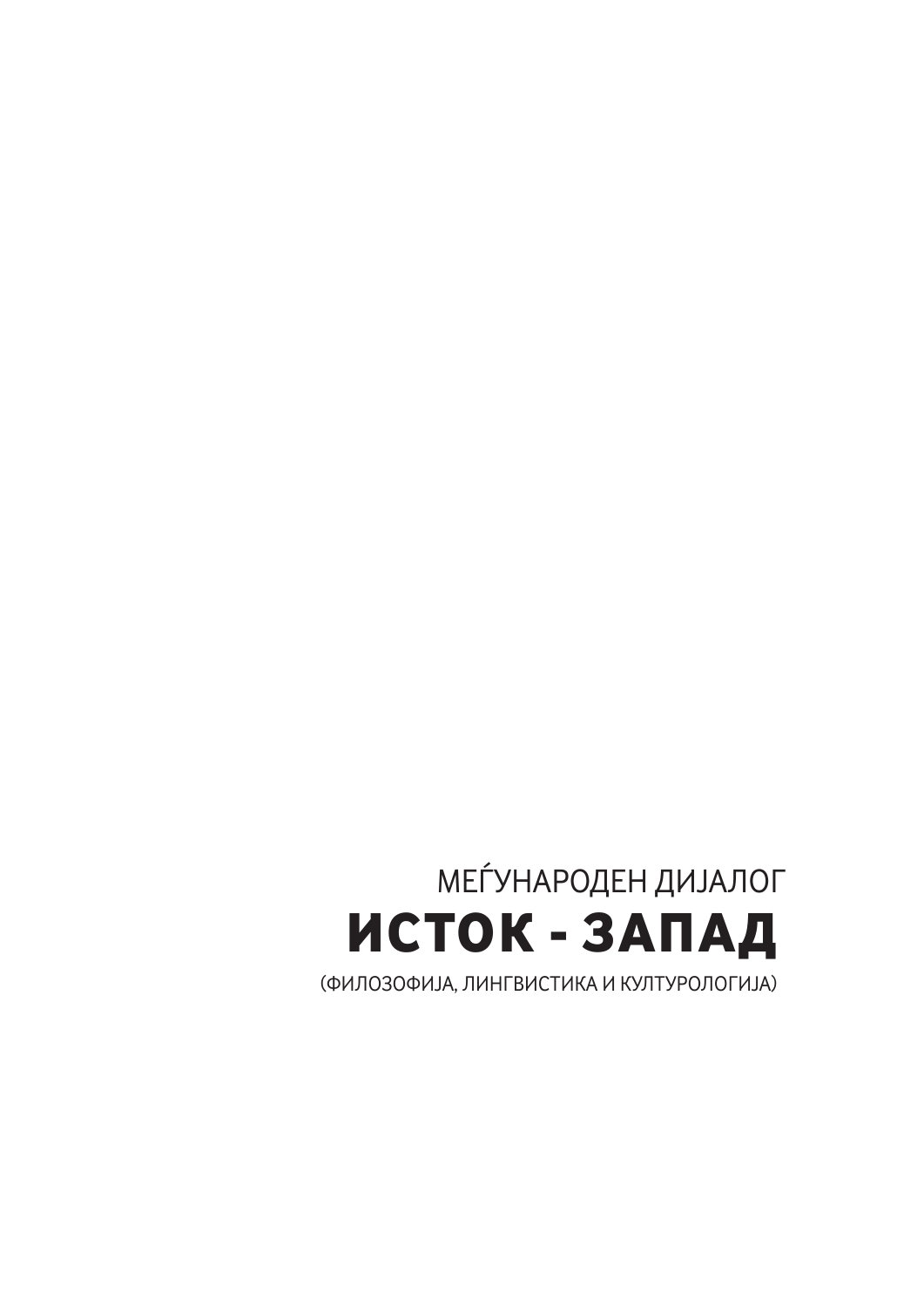МЕЃУНАРОДЕН ДИЈАЛОГ

# ИСТОК - ЗАПАД

(ФИЛОЗОФИЈА, ЛИНГВИСТИКА И КУЛТУРОЛОГИЈА)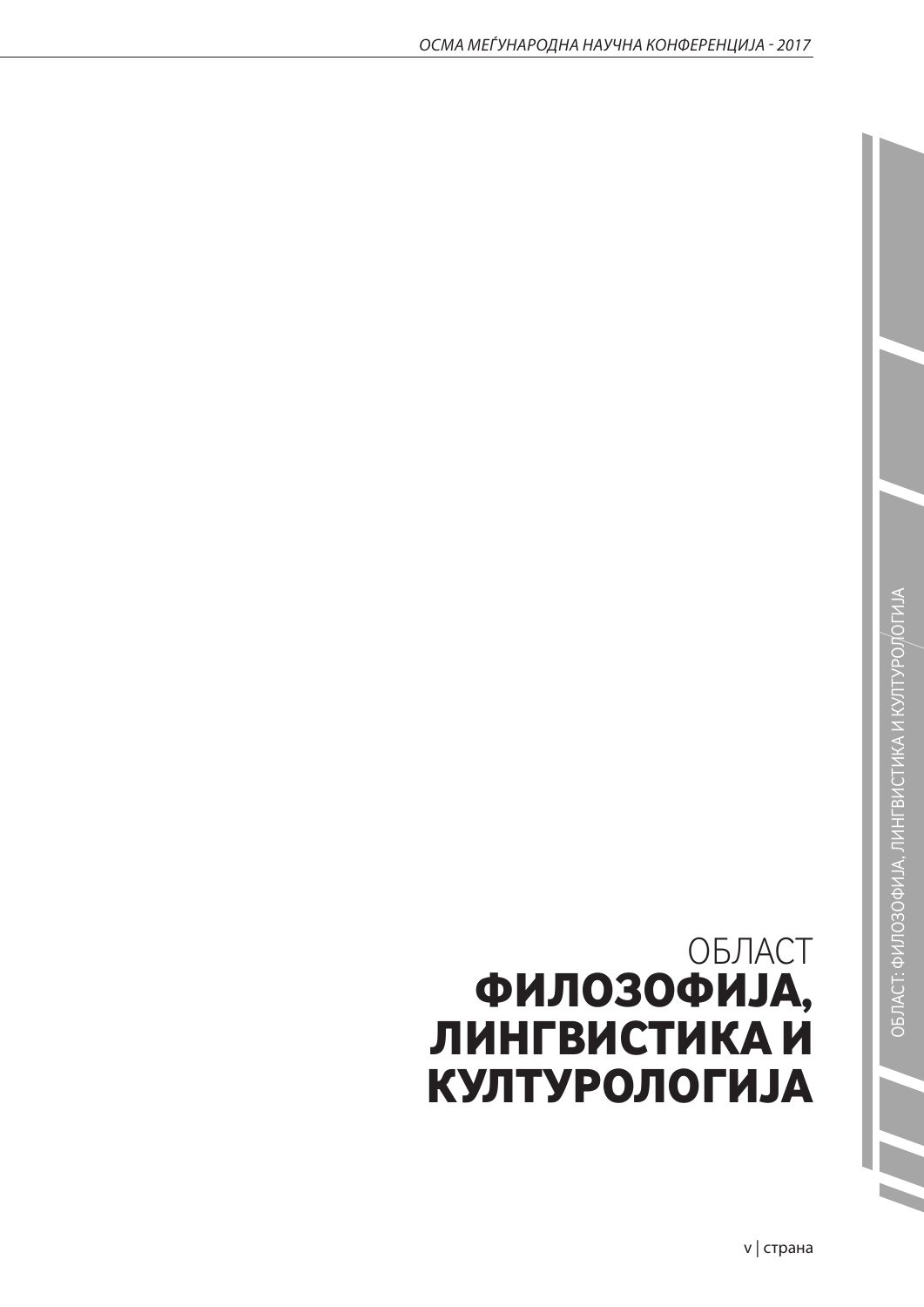ОБЛАСТ

# ФИЛОЗОФИЈА, ЛИНГВИСТИКА И КУЛТУРОЛОГИЈА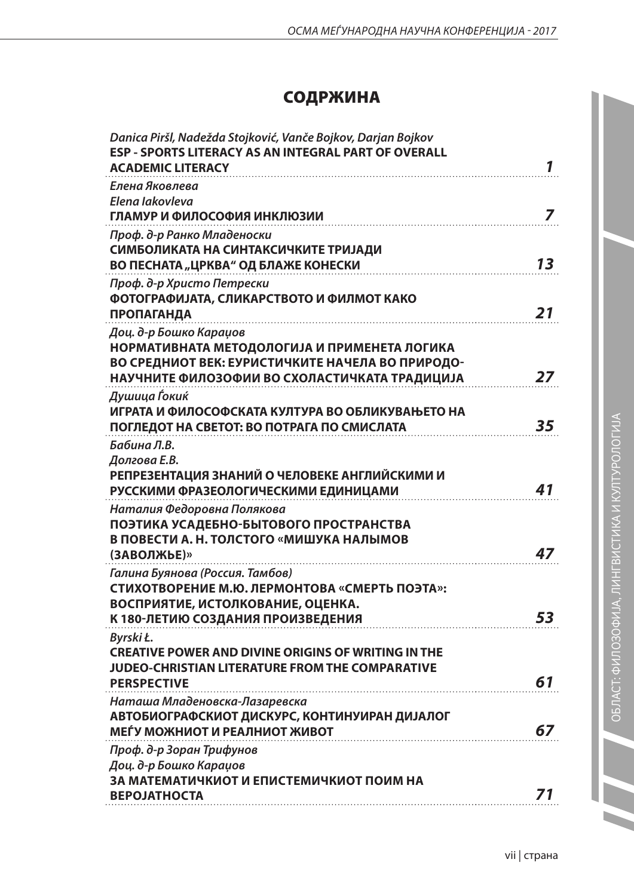# СОДРЖИНА

*Danica Piršl, Nadežda Stojković, Vanče Bojkov, Darjan Bojkov*
**ESP - SPORTS LITERACY AS AN INTEGRAL PART OF OVERALL ACADEMIC LITERACY** ..... ***1***

*Елена Яковлева*
*Elena Iakovleva*
**ГЛАМУР И ФИЛОСОФИЯ ИНКЛЮЗИИ** ..... ***7***

*Проф. д-р Ранко Младеноски*
**СИМБОЛИКАТА НА СИНТАКСИЧКИТЕ ТРИЈАДИ ВО ПЕСНАТА „ЦРКВА" ОД БЛАЖЕ КОНЕСКИ** ..... ***13***

*Проф. д-р Христо Петрески*
**ФОТОГРАФИЈАТА, СЛИКАРСТВОТО И ФИЛМОТ КАКО ПРОПАГАНДА** ..... ***21***

*Доц. д-р Бошко Караџов*
**НОРМАТИВНАТА МЕТОДОЛОГИЈА И ПРИМЕНЕТА ЛОГИКА ВО СРЕДНИОТ ВЕК: ЕУРИСТИЧКИТЕ НАЧЕЛА ВО ПРИРОДО-НАУЧНИТЕ ФИЛОЗОФИИ ВО СХОЛАСТИЧКАТА ТРАДИЦИЈА** ..... ***27***

*Душица Ѓокиќ*
**ИГРАТА И ФИЛОСОФСКАТА КУЛТУРА ВО ОБЛИКУВАЊЕТО НА ПОГЛЕДОТ НА СВЕТОТ: ВО ПОТРАГА ПО СМИСЛАТА** ..... ***35***

*Бабина Л.В.*
*Долгова Е.В.*
**РЕПРЕЗЕНТАЦИЯ ЗНАНИЙ О ЧЕЛОВЕКЕ АНГЛИЙСКИМИ И РУССКИМИ ФРАЗЕОЛОГИЧЕСКИМИ ЕДИНИЦАМИ** ..... ***41***

*Наталия Федоровна Полякова*
**ПОЭТИКА УСАДЕБНО-БЫТОВОГО ПРОСТРАНСТВА В ПОВЕСТИ А. Н. ТОЛСТОГО «МИШУКА НАЛЫМОВ (ЗАВОЛЖЬЕ)»** ..... ***47***

*Галина Буянова (Россия. Тамбов)*
**СТИХОТВОРЕНИЕ М.Ю. ЛЕРМОНТОВА «СМЕРТЬ ПОЭТА»: ВОСПРИЯТИЕ, ИСТОЛКОВАНИЕ, ОЦЕНКА. К 180-ЛЕТИЮ СОЗДАНИЯ ПРОИЗВЕДЕНИЯ** ..... ***53***

*Byrski Ł.*
**CREATIVE POWER AND DIVINE ORIGINS OF WRITING IN THE JUDEO-CHRISTIAN LITERATURE FROM THE COMPARATIVE PERSPECTIVE** ..... ***61***

*Наташа Младеновска-Лазаревска*
**АВТОБИОГРАФСКИОТ ДИСКУРС, КОНТИНУИРАН ДИЈАЛОГ МЕЃУ МОЖНИОТ И РЕАЛНИОТ ЖИВОТ** ..... ***67***

*Проф. д-р Зоран Трифунов*
*Доц. д-р Бошко Караџов*
**ЗА МАТЕМАТИЧКИОТ И ЕПИСТЕМИЧКИОТ ПОИМ НА ВЕРОЈАТНОСТА** ..... ***71***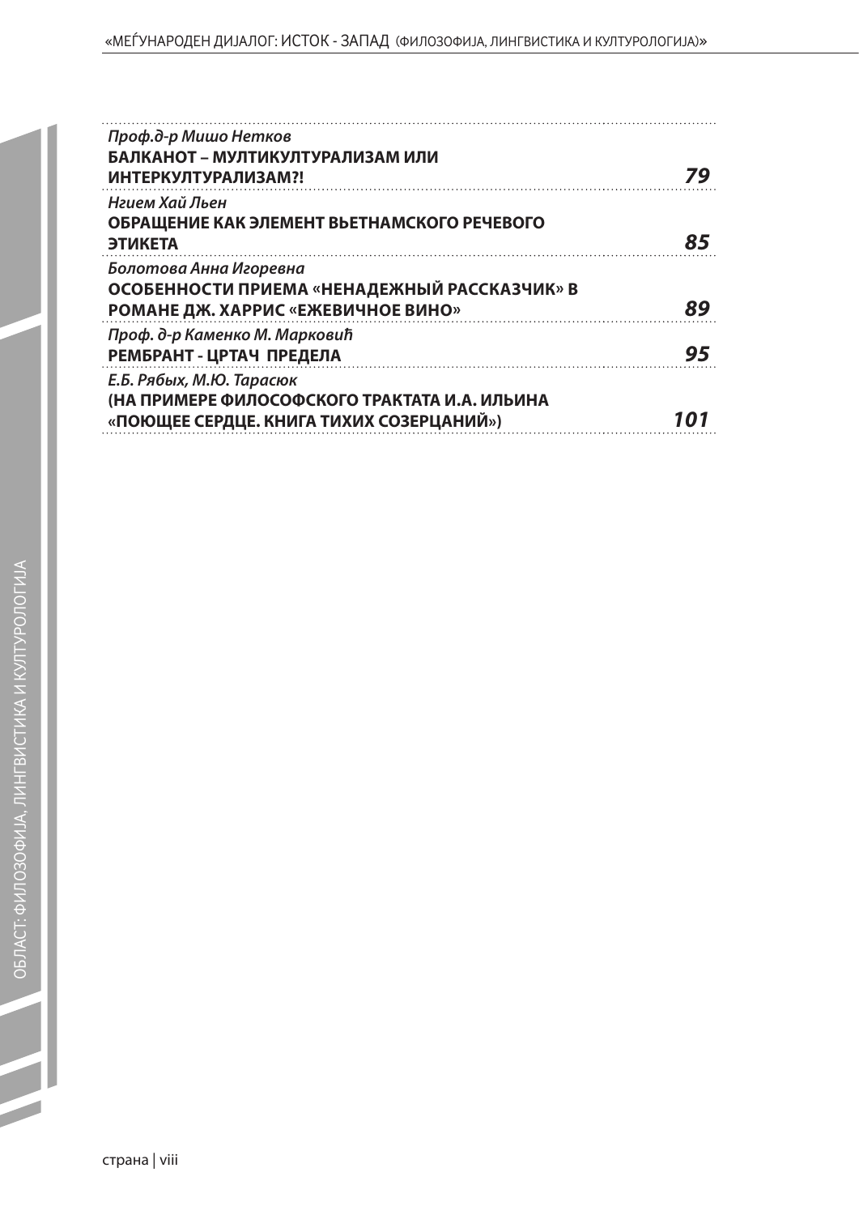*Проф.д-р Мишо Нетков*
**БАЛКАНОТ – МУЛТИКУЛТУРАЛИЗАМ ИЛИ ИНТЕРКУЛТУРАЛИЗАМ?!** ***79***

*Нгием Хай Льен*
**ОБРАЩЕНИЕ КАК ЭЛЕМЕНТ ВЬЕТНАМСКОГО РЕЧЕВОГО ЭТИКЕТА** ***85***

*Болотова Анна Игоревна*
**ОСОБЕННОСТИ ПРИЕМА «НЕНАДЕЖНЫЙ РАССКАЗЧИК» В РОМАНЕ ДЖ. ХАРРИС «ЕЖЕВИЧНОЕ ВИНО»** ***89***

*Проф. д-р Каменко М. Марковић*
**РЕМБРАНТ - ЦРТАЧ ПРЕДЕЛА** ***95***

*Е.Б. Рябых, М.Ю. Тарасюк*
**(НА ПРИМЕРЕ ФИЛОСОФСКОГО ТРАКТАТА И.А. ИЛЬИНА «ПОЮЩЕЕ СЕРДЦЕ. КНИГА ТИХИХ СОЗЕРЦАНИЙ»)** ***101***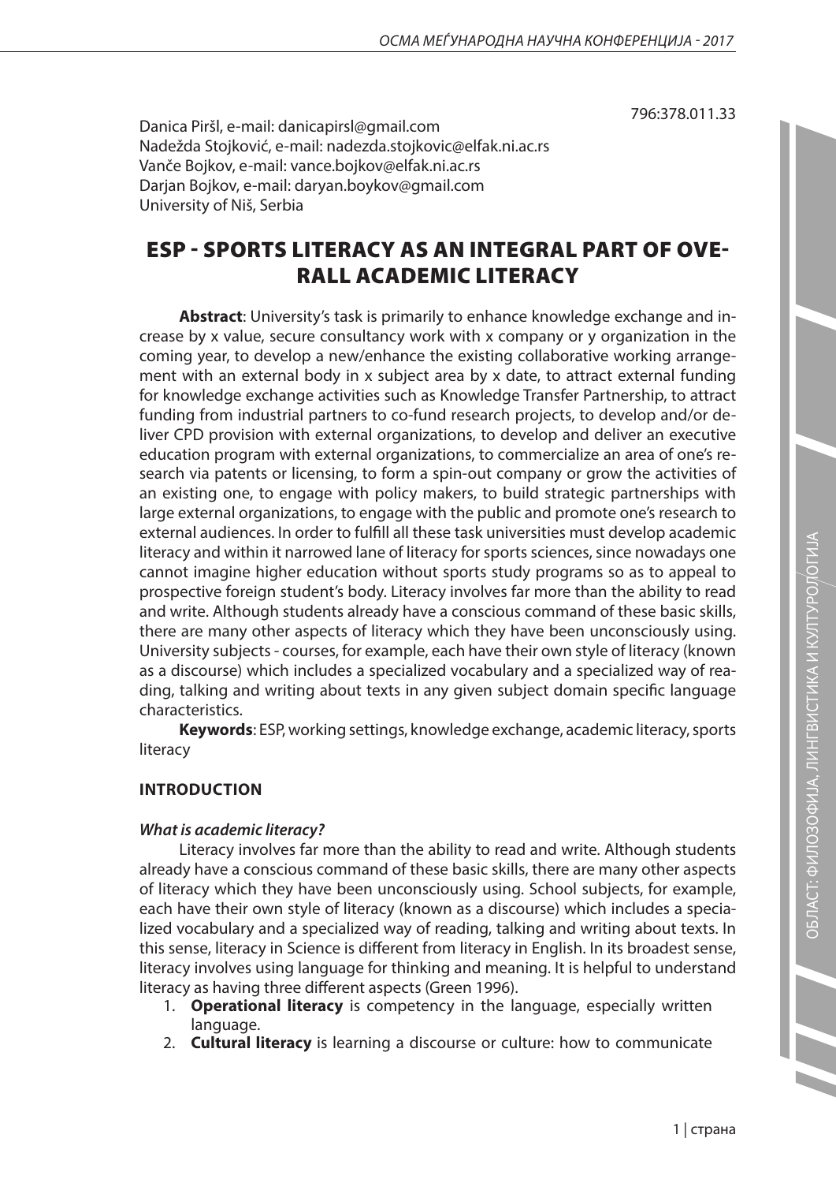796:378.011.33

Danica Piršl, e-mail: danicapirsl@gmail.com
Nadežda Stojković, e-mail: nadezda.stojkovic@elfak.ni.ac.rs
Vanče Bojkov, e-mail: vance.bojkov@elfak.ni.ac.rs
Darjan Bojkov, e-mail: daryan.boykov@gmail.com
University of Niš, Serbia

# ESP - SPORTS LITERACY AS AN INTEGRAL PART OF OVERALL ACADEMIC LITERACY

**Abstract**: University's task is primarily to enhance knowledge exchange and increase by x value, secure consultancy work with x company or y organization in the coming year, to develop a new/enhance the existing collaborative working arrangement with an external body in x subject area by x date, to attract external funding for knowledge exchange activities such as Knowledge Transfer Partnership, to attract funding from industrial partners to co-fund research projects, to develop and/or deliver CPD provision with external organizations, to develop and deliver an executive education program with external organizations, to commercialize an area of one's research via patents or licensing, to form a spin-out company or grow the activities of an existing one, to engage with policy makers, to build strategic partnerships with large external organizations, to engage with the public and promote one's research to external audiences. In order to fulfill all these task universities must develop academic literacy and within it narrowed lane of literacy for sports sciences, since nowadays one cannot imagine higher education without sports study programs so as to appeal to prospective foreign student's body. Literacy involves far more than the ability to read and write. Although students already have a conscious command of these basic skills, there are many other aspects of literacy which they have been unconsciously using. University subjects - courses, for example, each have their own style of literacy (known as a discourse) which includes a specialized vocabulary and a specialized way of reading, talking and writing about texts in any given subject domain specific language characteristics.

**Keywords**: ESP, working settings, knowledge exchange, academic literacy, sports literacy

## INTRODUCTION

### *What is academic literacy?*

Literacy involves far more than the ability to read and write. Although students already have a conscious command of these basic skills, there are many other aspects of literacy which they have been unconsciously using. School subjects, for example, each have their own style of literacy (known as a discourse) which includes a specialized vocabulary and a specialized way of reading, talking and writing about texts. In this sense, literacy in Science is different from literacy in English. In its broadest sense, literacy involves using language for thinking and meaning. It is helpful to understand literacy as having three different aspects (Green 1996).

1. **Operational literacy** is competency in the language, especially written language.
2. **Cultural literacy** is learning a discourse or culture: how to communicate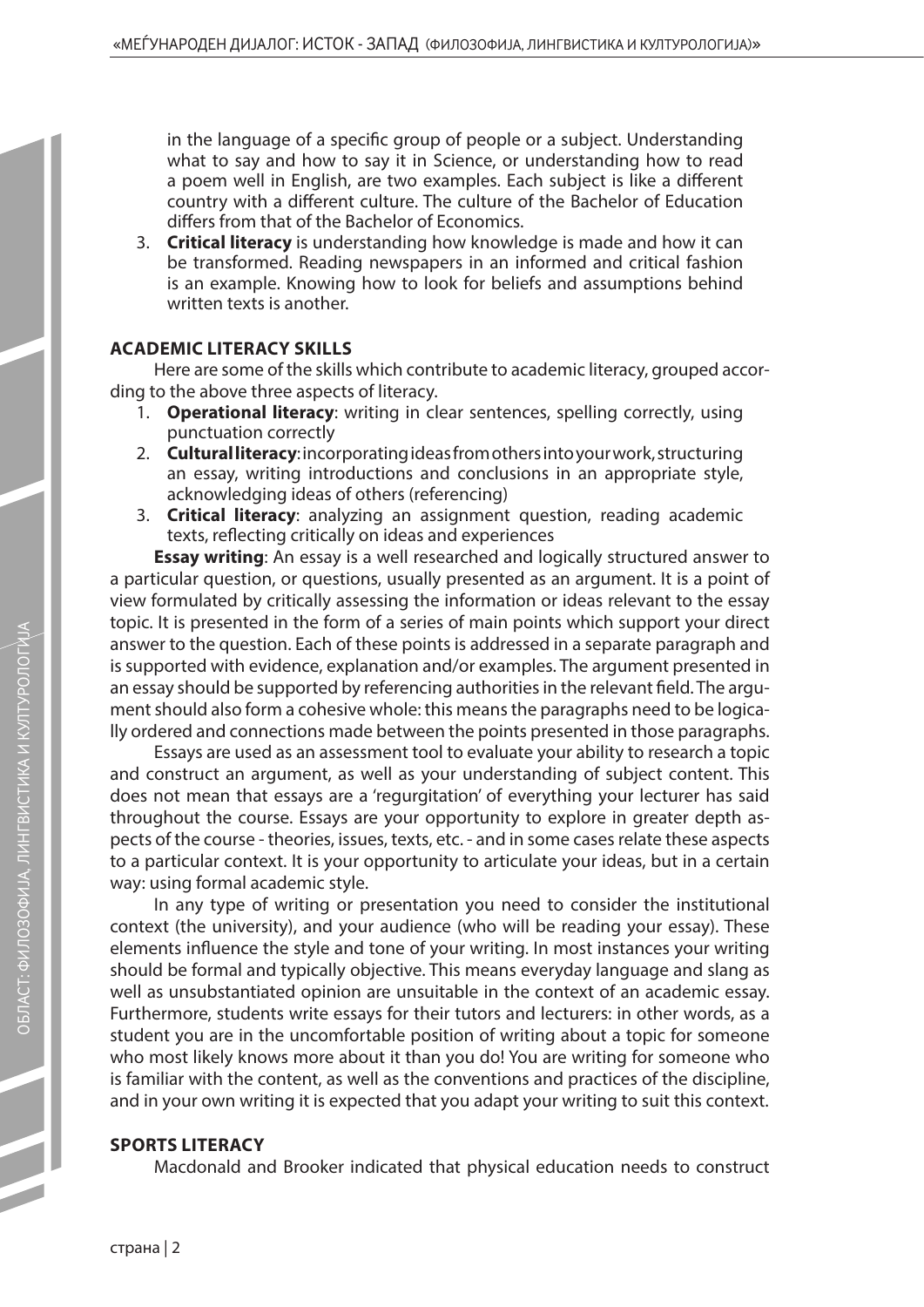in the language of a specific group of people or a subject. Understanding what to say and how to say it in Science, or understanding how to read a poem well in English, are two examples. Each subject is like a different country with a different culture. The culture of the Bachelor of Education differs from that of the Bachelor of Economics.

3. **Critical literacy** is understanding how knowledge is made and how it can be transformed. Reading newspapers in an informed and critical fashion is an example. Knowing how to look for beliefs and assumptions behind written texts is another.

**ACADEMIC LITERACY SKILLS**

Here are some of the skills which contribute to academic literacy, grouped according to the above three aspects of literacy.

1. **Operational literacy**: writing in clear sentences, spelling correctly, using punctuation correctly
2. **Cultural literacy**: incorporating ideas from others into your work, structuring an essay, writing introductions and conclusions in an appropriate style, acknowledging ideas of others (referencing)
3. **Critical literacy**: analyzing an assignment question, reading academic texts, reflecting critically on ideas and experiences

**Essay writing**: An essay is a well researched and logically structured answer to a particular question, or questions, usually presented as an argument. It is a point of view formulated by critically assessing the information or ideas relevant to the essay topic. It is presented in the form of a series of main points which support your direct answer to the question. Each of these points is addressed in a separate paragraph and is supported with evidence, explanation and/or examples. The argument presented in an essay should be supported by referencing authorities in the relevant field. The argument should also form a cohesive whole: this means the paragraphs need to be logically ordered and connections made between the points presented in those paragraphs.

Essays are used as an assessment tool to evaluate your ability to research a topic and construct an argument, as well as your understanding of subject content. This does not mean that essays are a 'regurgitation' of everything your lecturer has said throughout the course. Essays are your opportunity to explore in greater depth aspects of the course - theories, issues, texts, etc. - and in some cases relate these aspects to a particular context. It is your opportunity to articulate your ideas, but in a certain way: using formal academic style.

In any type of writing or presentation you need to consider the institutional context (the university), and your audience (who will be reading your essay). These elements influence the style and tone of your writing. In most instances your writing should be formal and typically objective. This means everyday language and slang as well as unsubstantiated opinion are unsuitable in the context of an academic essay. Furthermore, students write essays for their tutors and lecturers: in other words, as a student you are in the uncomfortable position of writing about a topic for someone who most likely knows more about it than you do! You are writing for someone who is familiar with the content, as well as the conventions and practices of the discipline, and in your own writing it is expected that you adapt your writing to suit this context.

**SPORTS LITERACY**

Macdonald and Brooker indicated that physical education needs to construct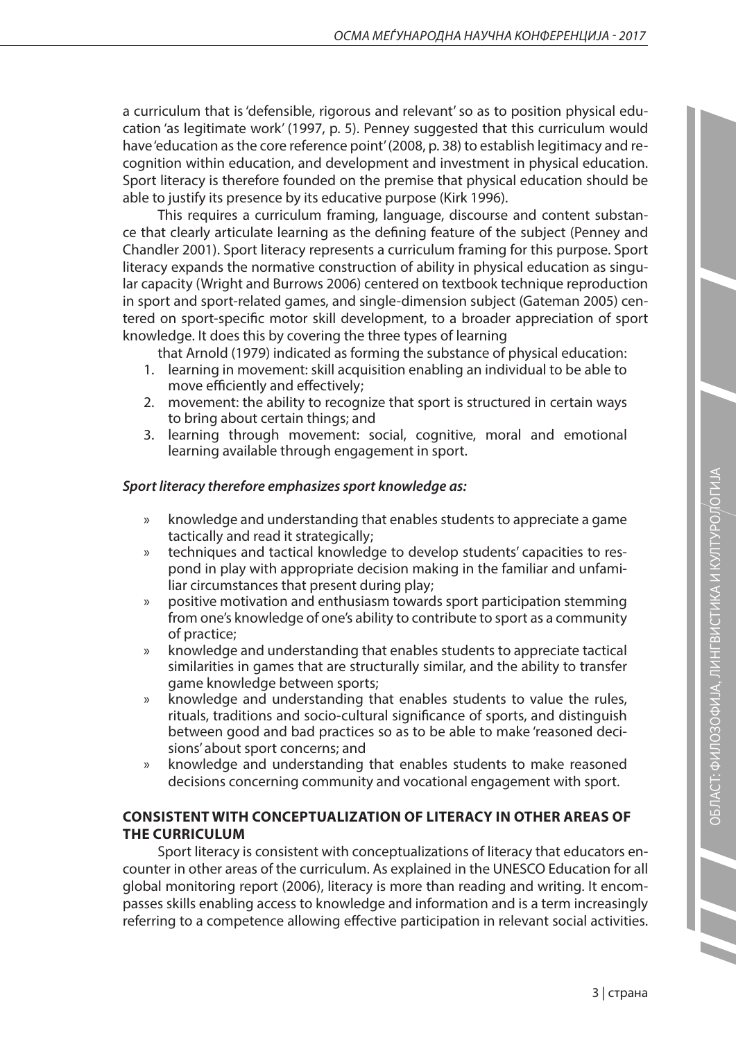a curriculum that is 'defensible, rigorous and relevant' so as to position physical education 'as legitimate work' (1997, p. 5). Penney suggested that this curriculum would have 'education as the core reference point' (2008, p. 38) to establish legitimacy and recognition within education, and development and investment in physical education. Sport literacy is therefore founded on the premise that physical education should be able to justify its presence by its educative purpose (Kirk 1996).

This requires a curriculum framing, language, discourse and content substance that clearly articulate learning as the defining feature of the subject (Penney and Chandler 2001). Sport literacy represents a curriculum framing for this purpose. Sport literacy expands the normative construction of ability in physical education as singular capacity (Wright and Burrows 2006) centered on textbook technique reproduction in sport and sport-related games, and single-dimension subject (Gateman 2005) centered on sport-specific motor skill development, to a broader appreciation of sport knowledge. It does this by covering the three types of learning

that Arnold (1979) indicated as forming the substance of physical education:

1. learning in movement: skill acquisition enabling an individual to be able to move efficiently and effectively;
2. movement: the ability to recognize that sport is structured in certain ways to bring about certain things; and
3. learning through movement: social, cognitive, moral and emotional learning available through engagement in sport.

***Sport literacy therefore emphasizes sport knowledge as:***

- knowledge and understanding that enables students to appreciate a game tactically and read it strategically;
- techniques and tactical knowledge to develop students' capacities to respond in play with appropriate decision making in the familiar and unfamiliar circumstances that present during play;
- positive motivation and enthusiasm towards sport participation stemming from one's knowledge of one's ability to contribute to sport as a community of practice;
- knowledge and understanding that enables students to appreciate tactical similarities in games that are structurally similar, and the ability to transfer game knowledge between sports;
- knowledge and understanding that enables students to value the rules, rituals, traditions and socio-cultural significance of sports, and distinguish between good and bad practices so as to be able to make 'reasoned decisions' about sport concerns; and
- knowledge and understanding that enables students to make reasoned decisions concerning community and vocational engagement with sport.

## CONSISTENT WITH CONCEPTUALIZATION OF LITERACY IN OTHER AREAS OF THE CURRICULUM

Sport literacy is consistent with conceptualizations of literacy that educators encounter in other areas of the curriculum. As explained in the UNESCO Education for all global monitoring report (2006), literacy is more than reading and writing. It encompasses skills enabling access to knowledge and information and is a term increasingly referring to a competence allowing effective participation in relevant social activities.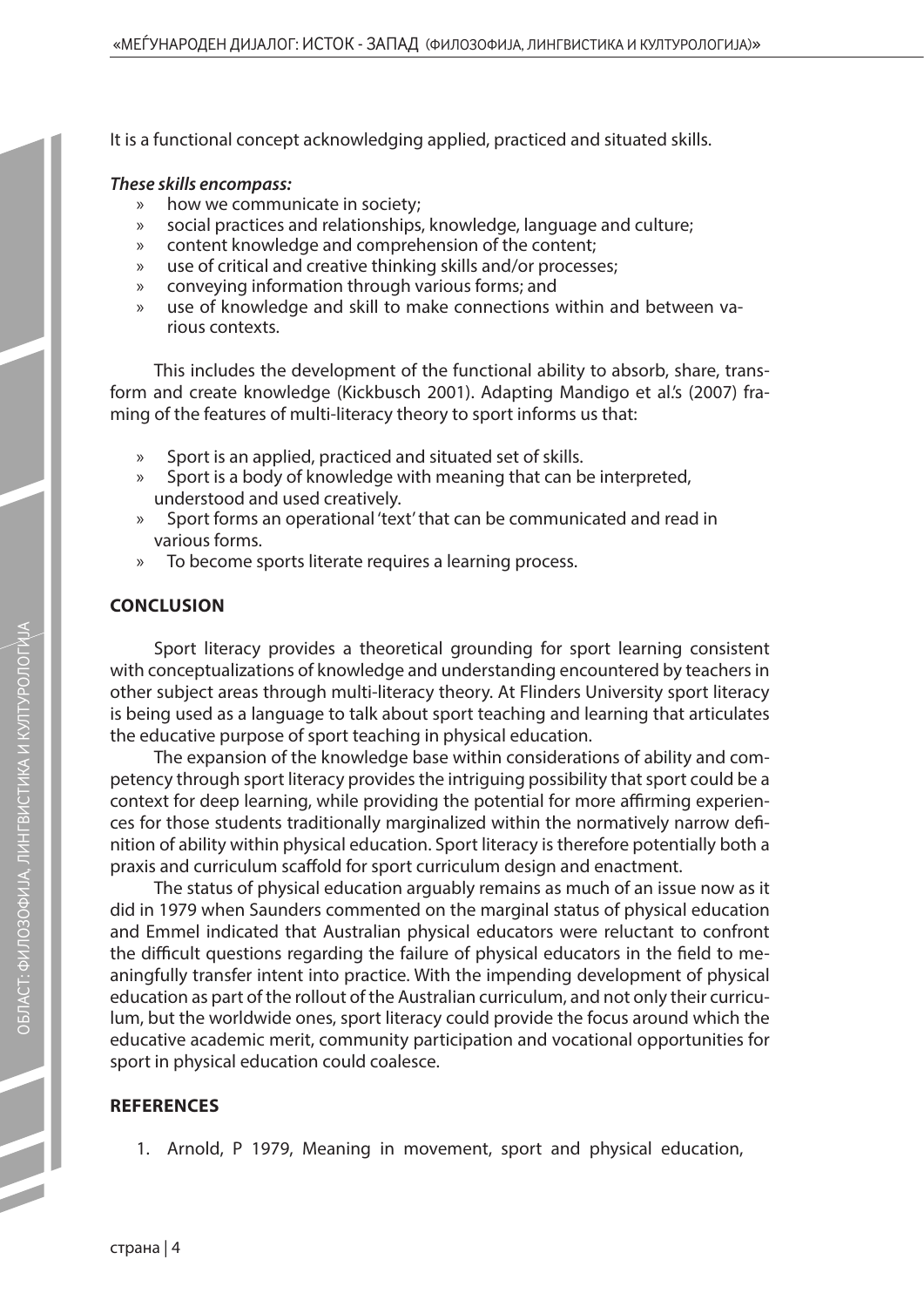It is a functional concept acknowledging applied, practiced and situated skills.

***These skills encompass:***

- how we communicate in society;
- social practices and relationships, knowledge, language and culture;
- content knowledge and comprehension of the content;
- use of critical and creative thinking skills and/or processes;
- conveying information through various forms; and
- use of knowledge and skill to make connections within and between various contexts.

This includes the development of the functional ability to absorb, share, transform and create knowledge (Kickbusch 2001). Adapting Mandigo et al.'s (2007) framing of the features of multi-literacy theory to sport informs us that:

- Sport is an applied, practiced and situated set of skills.
- Sport is a body of knowledge with meaning that can be interpreted, understood and used creatively.
- Sport forms an operational 'text' that can be communicated and read in various forms.
- To become sports literate requires a learning process.

## CONCLUSION

Sport literacy provides a theoretical grounding for sport learning consistent with conceptualizations of knowledge and understanding encountered by teachers in other subject areas through multi-literacy theory. At Flinders University sport literacy is being used as a language to talk about sport teaching and learning that articulates the educative purpose of sport teaching in physical education.

The expansion of the knowledge base within considerations of ability and competency through sport literacy provides the intriguing possibility that sport could be a context for deep learning, while providing the potential for more affirming experiences for those students traditionally marginalized within the normatively narrow definition of ability within physical education. Sport literacy is therefore potentially both a praxis and curriculum scaffold for sport curriculum design and enactment.

The status of physical education arguably remains as much of an issue now as it did in 1979 when Saunders commented on the marginal status of physical education and Emmel indicated that Australian physical educators were reluctant to confront the difficult questions regarding the failure of physical educators in the field to meaningfully transfer intent into practice. With the impending development of physical education as part of the rollout of the Australian curriculum, and not only their curriculum, but the worldwide ones, sport literacy could provide the focus around which the educative academic merit, community participation and vocational opportunities for sport in physical education could coalesce.

## REFERENCES

1. Arnold, P 1979, Meaning in movement, sport and physical education,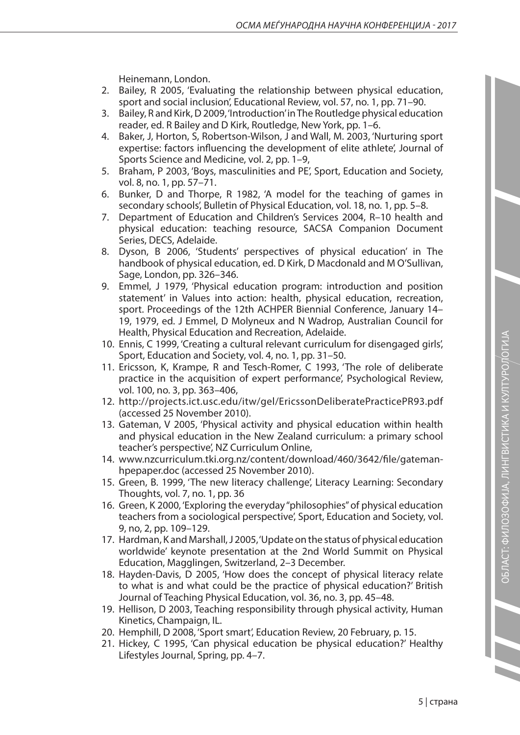Heinemann, London.

2. Bailey, R 2005, 'Evaluating the relationship between physical education, sport and social inclusion', Educational Review, vol. 57, no. 1, pp. 71–90.
3. Bailey, R and Kirk, D 2009, 'Introduction' in The Routledge physical education reader, ed. R Bailey and D Kirk, Routledge, New York, pp. 1–6.
4. Baker, J, Horton, S, Robertson-Wilson, J and Wall, M. 2003, 'Nurturing sport expertise: factors influencing the development of elite athlete', Journal of Sports Science and Medicine, vol. 2, pp. 1–9,
5. Braham, P 2003, 'Boys, masculinities and PE', Sport, Education and Society, vol. 8, no. 1, pp. 57–71.
6. Bunker, D and Thorpe, R 1982, 'A model for the teaching of games in secondary schools', Bulletin of Physical Education, vol. 18, no. 1, pp. 5–8.
7. Department of Education and Children's Services 2004, R–10 health and physical education: teaching resource, SACSA Companion Document Series, DECS, Adelaide.
8. Dyson, B 2006, 'Students' perspectives of physical education' in The handbook of physical education, ed. D Kirk, D Macdonald and M O'Sullivan, Sage, London, pp. 326–346.
9. Emmel, J 1979, 'Physical education program: introduction and position statement' in Values into action: health, physical education, recreation, sport. Proceedings of the 12th ACHPER Biennial Conference, January 14–19, 1979, ed. J Emmel, D Molyneux and N Wadrop, Australian Council for Health, Physical Education and Recreation, Adelaide.
10. Ennis, C 1999, 'Creating a cultural relevant curriculum for disengaged girls', Sport, Education and Society, vol. 4, no. 1, pp. 31–50.
11. Ericsson, K, Krampe, R and Tesch-Romer, C 1993, 'The role of deliberate practice in the acquisition of expert performance', Psychological Review, vol. 100, no. 3, pp. 363–406,
12. http://projects.ict.usc.edu/itw/gel/EricssonDeliberatePracticePR93.pdf (accessed 25 November 2010).
13. Gateman, V 2005, 'Physical activity and physical education within health and physical education in the New Zealand curriculum: a primary school teacher's perspective', NZ Curriculum Online,
14. www.nzcurriculum.tki.org.nz/content/download/460/3642/file/gateman-hpepaper.doc (accessed 25 November 2010).
15. Green, B. 1999, 'The new literacy challenge', Literacy Learning: Secondary Thoughts, vol. 7, no. 1, pp. 36
16. Green, K 2000, 'Exploring the everyday "philosophies" of physical education teachers from a sociological perspective', Sport, Education and Society, vol. 9, no, 2, pp. 109–129.
17. Hardman, K and Marshall, J 2005, 'Update on the status of physical education worldwide' keynote presentation at the 2nd World Summit on Physical Education, Magglingen, Switzerland, 2–3 December.
18. Hayden-Davis, D 2005, 'How does the concept of physical literacy relate to what is and what could be the practice of physical education?' British Journal of Teaching Physical Education, vol. 36, no. 3, pp. 45–48.
19. Hellison, D 2003, Teaching responsibility through physical activity, Human Kinetics, Champaign, IL.
20. Hemphill, D 2008, 'Sport smart', Education Review, 20 February, p. 15.
21. Hickey, C 1995, 'Can physical education be physical education?' Healthy Lifestyles Journal, Spring, pp. 4–7.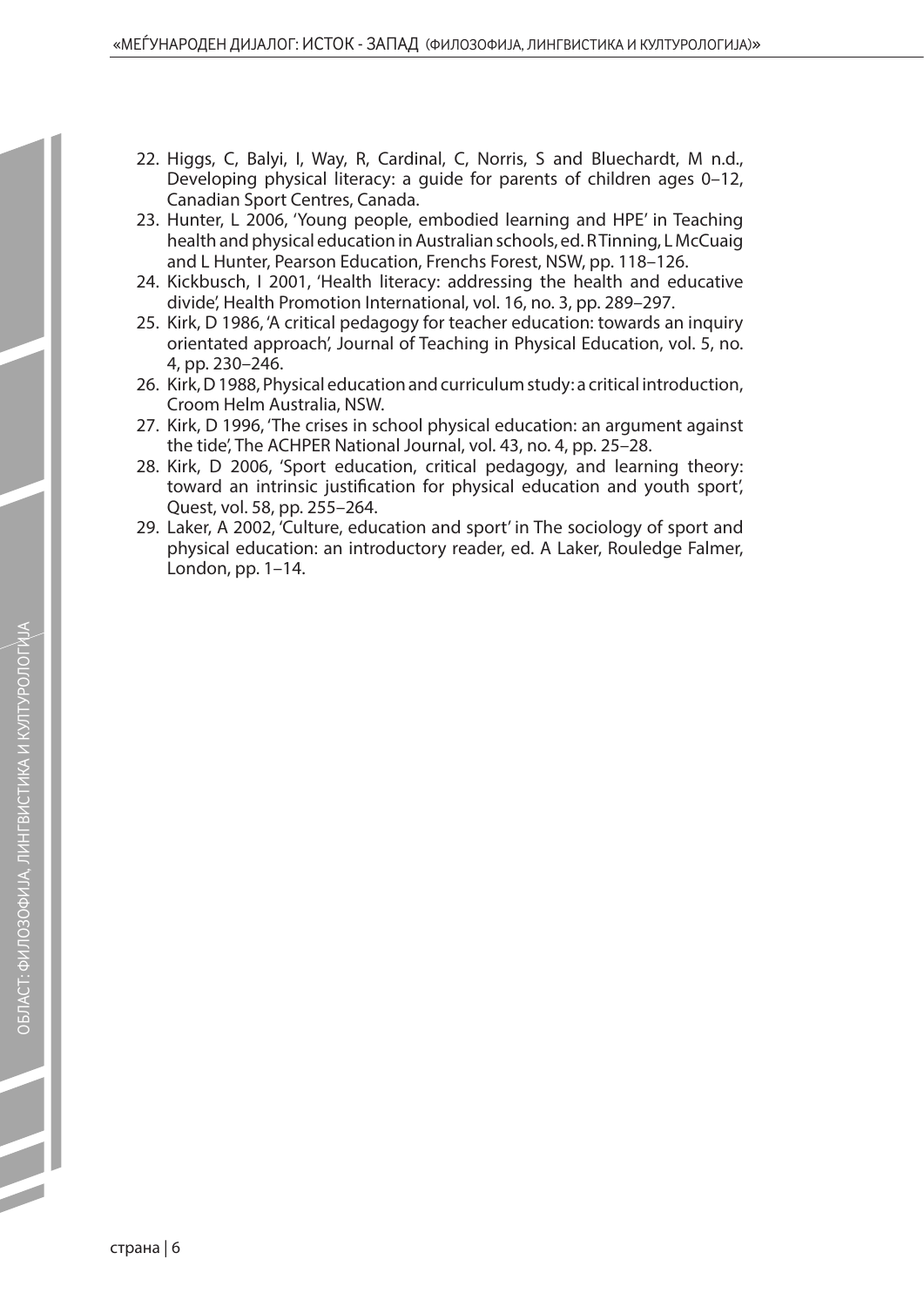22. Higgs, C, Balyi, I, Way, R, Cardinal, C, Norris, S and Bluechardt, M n.d., Developing physical literacy: a guide for parents of children ages 0–12, Canadian Sport Centres, Canada.
23. Hunter, L 2006, 'Young people, embodied learning and HPE' in Teaching health and physical education in Australian schools, ed. R Tinning, L McCuaig and L Hunter, Pearson Education, Frenchs Forest, NSW, pp. 118–126.
24. Kickbusch, I 2001, 'Health literacy: addressing the health and educative divide', Health Promotion International, vol. 16, no. 3, pp. 289–297.
25. Kirk, D 1986, 'A critical pedagogy for teacher education: towards an inquiry orientated approach', Journal of Teaching in Physical Education, vol. 5, no. 4, pp. 230–246.
26. Kirk, D 1988, Physical education and curriculum study: a critical introduction, Croom Helm Australia, NSW.
27. Kirk, D 1996, 'The crises in school physical education: an argument against the tide', The ACHPER National Journal, vol. 43, no. 4, pp. 25–28.
28. Kirk, D 2006, 'Sport education, critical pedagogy, and learning theory: toward an intrinsic justification for physical education and youth sport', Quest, vol. 58, pp. 255–264.
29. Laker, A 2002, 'Culture, education and sport' in The sociology of sport and physical education: an introductory reader, ed. A Laker, Rouledge Falmer, London, pp. 1–14.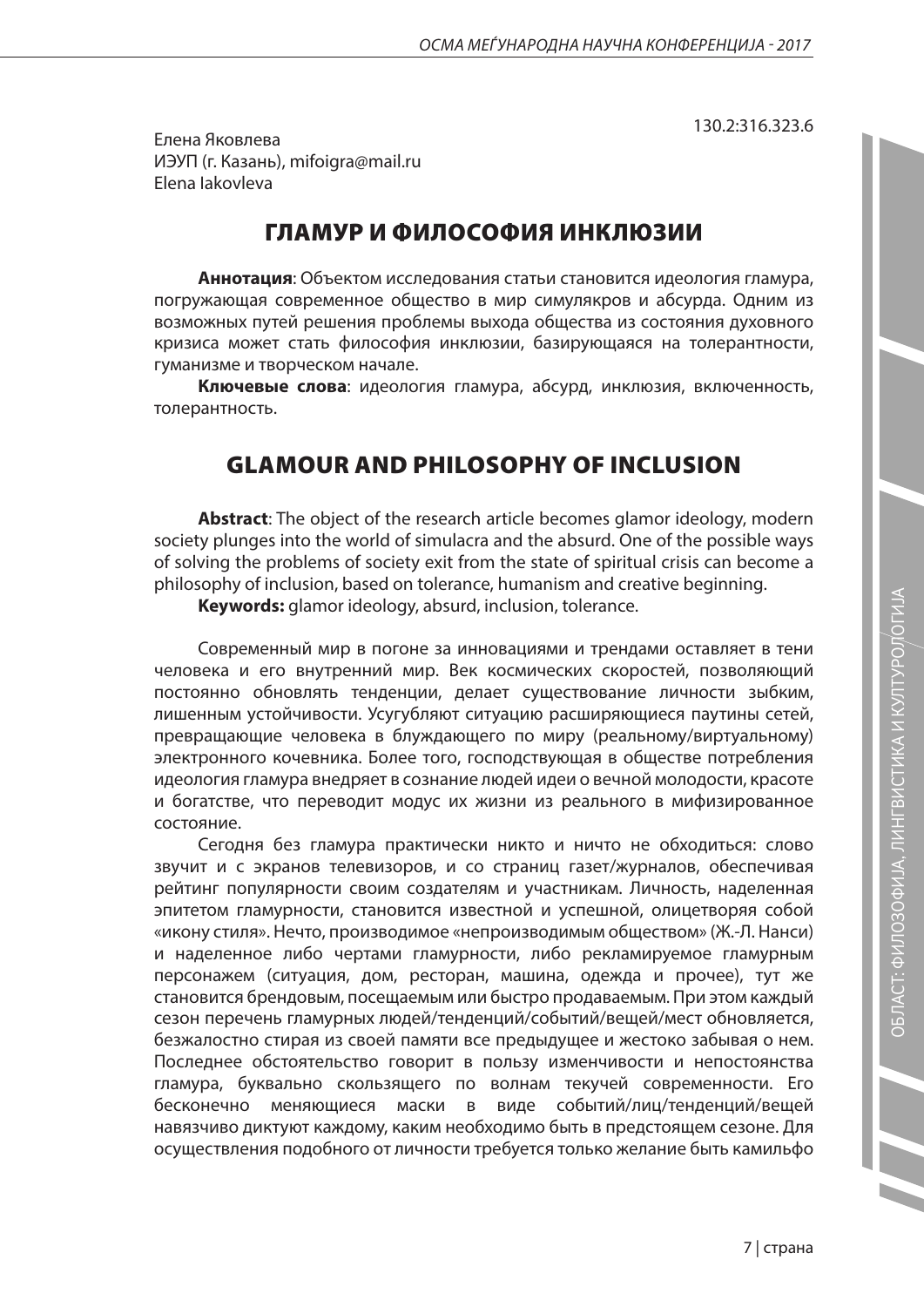130.2:316.323.6

Елена Яковлева
ИЭУП (г. Казань), mifoigra@mail.ru
Elena Iakovleva

# ГЛАМУР И ФИЛОСОФИЯ ИНКЛЮЗИИ

**Аннотация**: Объектом исследования статьи становится идеология гламура, погружающая современное общество в мир симулякров и абсурда. Одним из возможных путей решения проблемы выхода общества из состояния духовного кризиса может стать философия инклюзии, базирующаяся на толерантности, гуманизме и творческом начале.

**Ключевые слова**: идеология гламура, абсурд, инклюзия, включенность, толерантность.

# GLAMOUR AND PHILOSOPHY OF INCLUSION

**Abstract**: The object of the research article becomes glamor ideology, modern society plunges into the world of simulacra and the absurd. One of the possible ways of solving the problems of society exit from the state of spiritual crisis can become a philosophy of inclusion, based on tolerance, humanism and creative beginning.

**Keywords:** glamor ideology, absurd, inclusion, tolerance.

Современный мир в погоне за инновациями и трендами оставляет в тени человека и его внутренний мир. Век космических скоростей, позволяющий постоянно обновлять тенденции, делает существование личности зыбким, лишенным устойчивости. Усугубляют ситуацию расширяющиеся паутины сетей, превращающие человека в блуждающего по миру (реальному/виртуальному) электронного кочевника. Более того, господствующая в обществе потребления идеология гламура внедряет в сознание людей идеи о вечной молодости, красоте и богатстве, что переводит модус их жизни из реального в мифизированное состояние.

Сегодня без гламура практически никто и ничто не обходиться: слово звучит и с экранов телевизоров, и со страниц газет/журналов, обеспечивая рейтинг популярности своим создателям и участникам. Личность, наделенная эпитетом гламурности, становится известной и успешной, олицетворяя собой «икону стиля». Нечто, производимое «непроизводимым обществом» (Ж.-Л. Нанси) и наделенное либо чертами гламурности, либо рекламируемое гламурным персонажем (ситуация, дом, ресторан, машина, одежда и прочее), тут же становится брендовым, посещаемым или быстро продаваемым. При этом каждый сезон перечень гламурных людей/тенденций/событий/вещей/мест обновляется, безжалостно стирая из своей памяти все предыдущее и жестоко забывая о нем. Последнее обстоятельство говорит в пользу изменчивости и непостоянства гламура, буквально скользящего по волнам текучей современности. Его бесконечно меняющиеся маски в виде событий/лиц/тенденций/вещей навязчиво диктуют каждому, каким необходимо быть в предстоящем сезоне. Для осуществления подобного от личности требуется только желание быть камильфо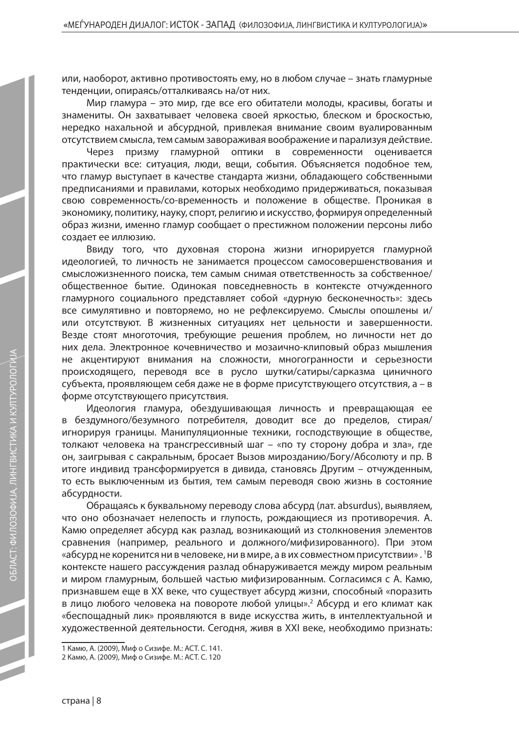или, наоборот, активно противостоять ему, но в любом случае – знать гламурные тенденции, опираясь/отталкиваясь на/от них.

Мир гламура – это мир, где все его обитатели молоды, красивы, богаты и знамениты. Он захватывает человека своей яркостью, блеском и броскостью, нередко нахальной и абсурдной, привлекая внимание своим вуалированным отсутствием смысла, тем самым завораживая воображение и парализуя действие.

Через призму гламурной оптики в современности оценивается практически все: ситуация, люди, вещи, события. Объясняется подобное тем, что гламур выступает в качестве стандарта жизни, обладающего собственными предписаниями и правилами, которых необходимо придерживаться, показывая свою современность/со-временность и положение в обществе. Проникая в экономику, политику, науку, спорт, религию и искусство, формируя определенный образ жизни, именно гламур сообщает о престижном положении персоны либо создает ее иллюзию.

Ввиду того, что духовная сторона жизни игнорируется гламурной идеологией, то личность не занимается процессом самосовершенствования и смысложизненного поиска, тем самым снимая ответственность за собственное/общественное бытие. Одинокая повседневность в контексте отчужденного гламурного социального представляет собой «дурную бесконечность»: здесь все симулятивно и повторяемо, но не рефлексируемо. Смыслы опошлены и/или отсутствуют. В жизненных ситуациях нет цельности и завершенности. Везде стоят многоточия, требующие решения проблем, но личности нет до них дела. Электронное кочевничество и мозаично-клиповый образ мышления не акцентируют внимания на сложности, многогранности и серьезности происходящего, переводя все в русло шутки/сатиры/сарказма циничного субъекта, проявляющем себя даже не в форме присутствующего отсутствия, а – в форме отсутствующего присутствия.

Идеология гламура, обездушивающая личность и превращающая ее в бездумного/безумного потребителя, доводит все до пределов, стирая/игнорируя границы. Манипуляционные техники, господствующие в обществе, толкают человека на трансгрессивный шаг – «по ту сторону добра и зла», где он, заигрывая с сакральным, бросает Вызов мирозданию/Богу/Абсолюту и пр. В итоге индивид трансформируется в дивида, становясь Другим – отчужденным, то есть выключенным из бытия, тем самым переводя свою жизнь в состояние абсурдности.

Обращаясь к буквальному переводу слова абсурд (лат. absurdus), выявляем, что оно обозначает нелепость и глупость, рождающиеся из противоречия. А. Камю определяет абсурд как разлад, возникающий из столкновения элементов сравнения (например, реального и должного/мифизированного). При этом «абсурд не коренится ни в человеке, ни в мире, а в их совместном присутствии» .[1]В контексте нашего рассуждения разлад обнаруживается между миром реальным и миром гламурным, большей частью мифизированным. Согласимся с А. Камю, признавшем еще в XX веке, что существует абсурд жизни, способный «поразить в лицо любого человека на повороте любой улицы».[2] Абсурд и его климат как «беспощадный лик» проявляются в виде искусства жить, в интеллектуальной и художественной деятельности. Сегодня, живя в XXI веке, необходимо признать:

1 Камю, А. (2009), Миф о Сизифе. М.: АСТ. С. 141.
2 Камю, А. (2009), Миф о Сизифе. М.: АСТ. С. 120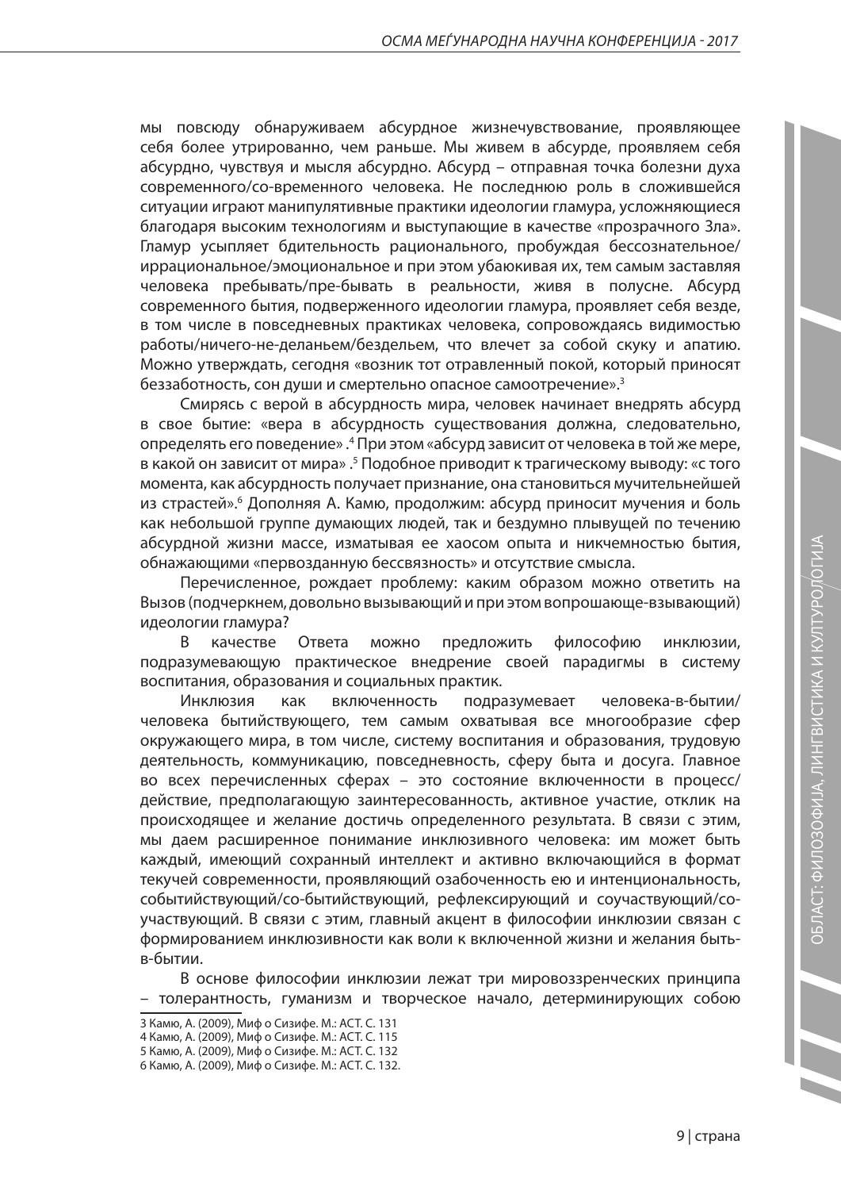мы повсюду обнаруживаем абсурдное жизнечувствование, проявляющее себя более утрированно, чем раньше. Мы живем в абсурде, проявляем себя абсурдно, чувствуя и мысля абсурдно. Абсурд – отправная точка болезни духа современного/со-временного человека. Не последнюю роль в сложившейся ситуации играют манипулятивные практики идеологии гламура, усложняющиеся благодаря высоким технологиям и выступающие в качестве «прозрачного Зла». Гламур усыпляет бдительность рационального, пробуждая бессознательное/иррациональное/эмоциональное и при этом убаюкивая их, тем самым заставляя человека пребывать/пре-бывать в реальности, живя в полусне. Абсурд современного бытия, подверженного идеологии гламура, проявляет себя везде, в том числе в повседневных практиках человека, сопровождаясь видимостью работы/ничего-не-деланьем/бездельем, что влечет за собой скуку и апатию. Можно утверждать, сегодня «возник тот отравленный покой, который приносят беззаботность, сон души и смертельно опасное самоотречение».[3]

Смирясь с верой в абсурдность мира, человек начинает внедрять абсурд в свое бытие: «вера в абсурдность существования должна, следовательно, определять его поведение» .[4] При этом «абсурд зависит от человека в той же мере, в какой он зависит от мира» .[5] Подобное приводит к трагическому выводу: «с того момента, как абсурдность получает признание, она становиться мучительнейшей из страстей».[6] Дополняя А. Камю, продолжим: абсурд приносит мучения и боль как небольшой группе думающих людей, так и бездумно плывущей по течению абсурдной жизни массе, изматывая ее хаосом опыта и никчемностью бытия, обнажающими «первозданную бессвязность» и отсутствие смысла.

Перечисленное, рождает проблему: каким образом можно ответить на Вызов (подчеркнем, довольно вызывающий и при этом вопрошающе-взывающий) идеологии гламура?

В качестве Ответа можно предложить философию инклюзии, подразумевающую практическое внедрение своей парадигмы в систему воспитания, образования и социальных практик.

Инклюзия как включенность подразумевает человека-в-бытии/человека бытийствующего, тем самым охватывая все многообразие сфер окружающего мира, в том числе, систему воспитания и образования, трудовую деятельность, коммуникацию, повседневность, сферу быта и досуга. Главное во всех перечисленных сферах – это состояние включенности в процесс/действие, предполагающую заинтересованность, активное участие, отклик на происходящее и желание достичь определенного результата. В связи с этим, мы даем расширенное понимание инклюзивного человека: им может быть каждый, имеющий сохранный интеллект и активно включающийся в формат текучей современности, проявляющий озабоченность ею и интенциональность, событийствующий/со-бытийствующий, рефлексирующий и соучаствующий/со-участвующий. В связи с этим, главный акцент в философии инклюзии связан с формированием инклюзивности как воли к включенной жизни и желания быть-в-бытии.

В основе философии инклюзии лежат три мировоззренческих принципа – толерантность, гуманизм и творческое начало, детерминирующих собою

---

3 Камю, А. (2009), Миф о Сизифе. М.: АСТ. С. 131

4 Камю, А. (2009), Миф о Сизифе. М.: АСТ. С. 115

5 Камю, А. (2009), Миф о Сизифе. М.: АСТ. С. 132

6 Камю, А. (2009), Миф о Сизифе. М.: АСТ. С. 132.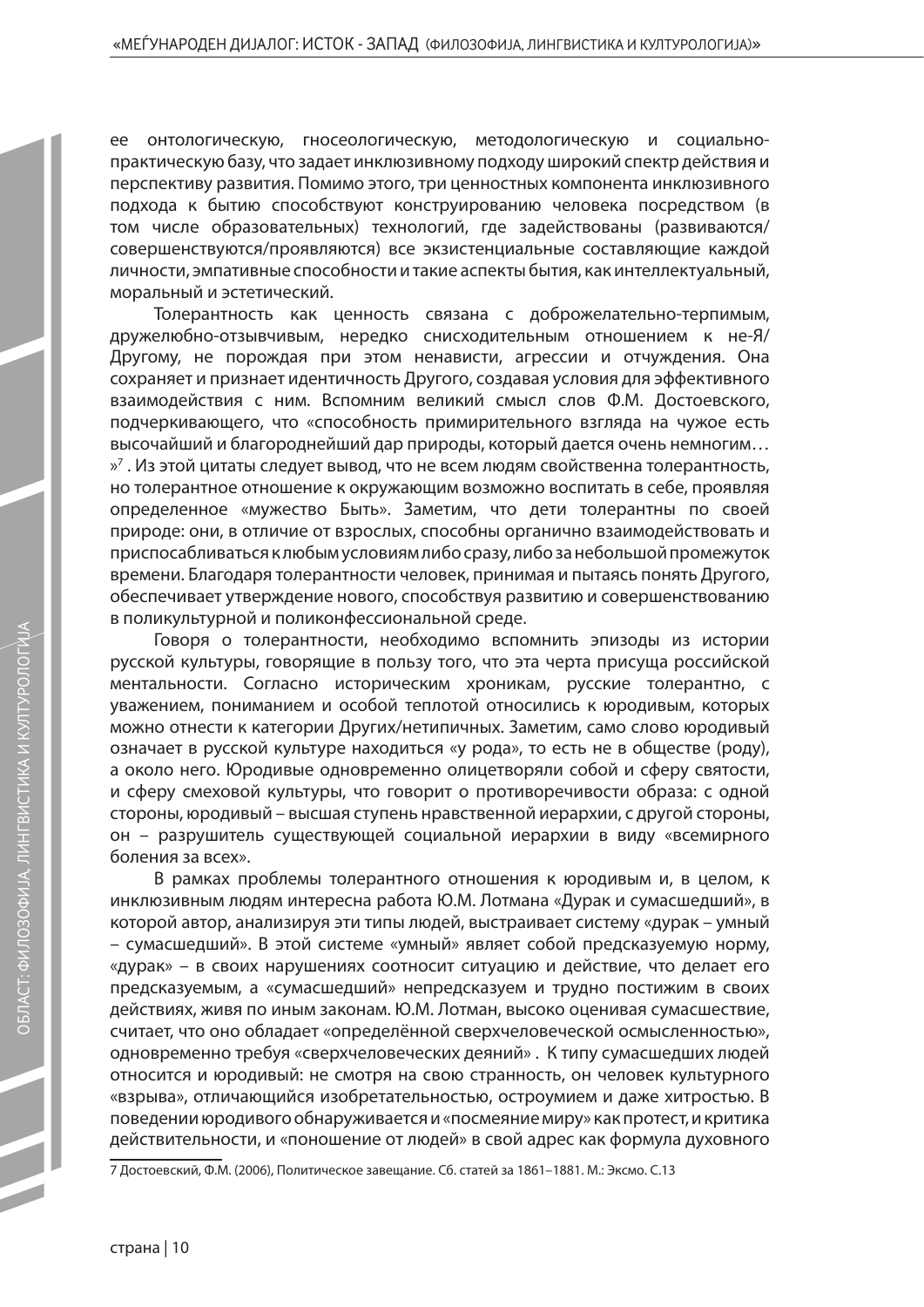ее онтологическую, гносеологическую, методологическую и социально-практическую базу, что задает инклюзивному подходу широкий спектр действия и перспективу развития. Помимо этого, три ценностных компонента инклюзивного подхода к бытию способствуют конструированию человека посредством (в том числе образовательных) технологий, где задействованы (развиваются/совершенствуются/проявляются) все экзистенциальные составляющие каждой личности, эмпативные способности и такие аспекты бытия, как интеллектуальный, моральный и эстетический.

Толерантность как ценность связана с доброжелательно-терпимым, дружелюбно-отзывчивым, нередко снисходительным отношением к не-Я/Другому, не порождая при этом ненависти, агрессии и отчуждения. Она сохраняет и признает идентичность Другого, создавая условия для эффективного взаимодействия с ним. Вспомним великий смысл слов Ф.М. Достоевского, подчеркивающего, что «способность примирительного взгляда на чужое есть высочайший и благороднейший дар природы, который дается очень немногим… »[7] . Из этой цитаты следует вывод, что не всем людям свойственна толерантность, но толерантное отношение к окружающим возможно воспитать в себе, проявляя определенное «мужество Быть». Заметим, что дети толерантны по своей природе: они, в отличие от взрослых, способны органично взаимодействовать и приспосабливаться к любым условиям либо сразу, либо за небольшой промежуток времени. Благодаря толерантности человек, принимая и пытаясь понять Другого, обеспечивает утверждение нового, способствуя развитию и совершенствованию в поликультурной и поликонфессиональной среде.

Говоря о толерантности, необходимо вспомнить эпизоды из истории русской культуры, говорящие в пользу того, что эта черта присуща российской ментальности. Согласно историческим хроникам, русские толерантно, с уважением, пониманием и особой теплотой относились к юродивым, которых можно отнести к категории Других/нетипичных. Заметим, само слово юродивый означает в русской культуре находиться «у рода», то есть не в обществе (роду), а около него. Юродивые одновременно олицетворяли собой и сферу святости, и сферу смеховой культуры, что говорит о противоречивости образа: с одной стороны, юродивый – высшая ступень нравственной иерархии, с другой стороны, он – разрушитель существующей социальной иерархии в виду «всемирного боления за всех».

В рамках проблемы толерантного отношения к юродивым и, в целом, к инклюзивным людям интересна работа Ю.М. Лотмана «Дурак и сумасшедший», в которой автор, анализируя эти типы людей, выстраивает систему «дурак – умный – сумасшедший». В этой системе «умный» являет собой предсказуемую норму, «дурак» – в своих нарушениях соотносит ситуацию и действие, что делает его предсказуемым, а «сумасшедший» непредсказуем и трудно постижим в своих действиях, живя по иным законам. Ю.М. Лотман, высоко оценивая сумасшествие, считает, что оно обладает «определённой сверхчеловеческой осмысленностью», одновременно требуя «сверхчеловеческих деяний» . К типу сумасшедших людей относится и юродивый: не смотря на свою странность, он человек культурного «взрыва», отличающийся изобретательностью, остроумием и даже хитростью. В поведении юродивого обнаруживается и «посмеяние миру» как протест, и критика действительности, и «поношение от людей» в свой адрес как формула духовного

---

7 Достоевский, Ф.М. (2006), Политическое завещание. Сб. статей за 1861–1881. М.: Эксмо. С.13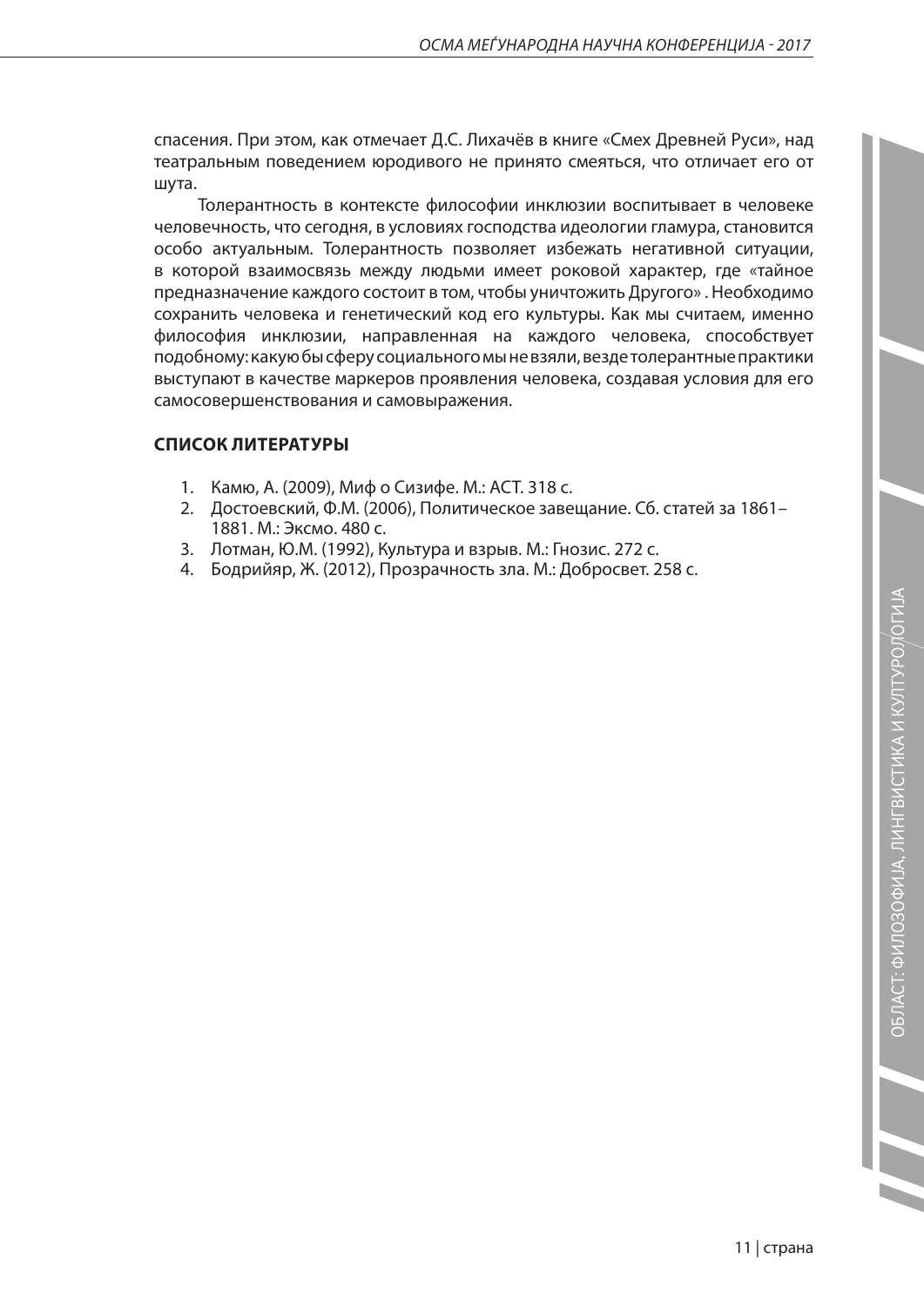спасения. При этом, как отмечает Д.С. Лихачёв в книге «Смех Древней Руси», над театральным поведением юродивого не принято смеяться, что отличает его от шута.

Толерантность в контексте философии инклюзии воспитывает в человеке человечность, что сегодня, в условиях господства идеологии гламура, становится особо актуальным. Толерантность позволяет избежать негативной ситуации, в которой взаимосвязь между людьми имеет роковой характер, где «тайное предназначение каждого состоит в том, чтобы уничтожить Другого» . Необходимо сохранить человека и генетический код его культуры. Как мы считаем, именно философия инклюзии, направленная на каждого человека, способствует подобному: какую бы сферу социального мы не взяли, везде толерантные практики выступают в качестве маркеров проявления человека, создавая условия для его самосовершенствования и самовыражения.

**СПИСОК ЛИТЕРАТУРЫ**

1. Камю, А. (2009), Миф о Сизифе. М.: АСТ. 318 с.
2. Достоевский, Ф.М. (2006), Политическое завещание. Сб. статей за 1861–1881. М.: Эксмо. 480 с.
3. Лотман, Ю.М. (1992), Культура и взрыв. М.: Гнозис. 272 с.
4. Бодрийяр, Ж. (2012), Прозрачность зла. М.: Добросвет. 258 с.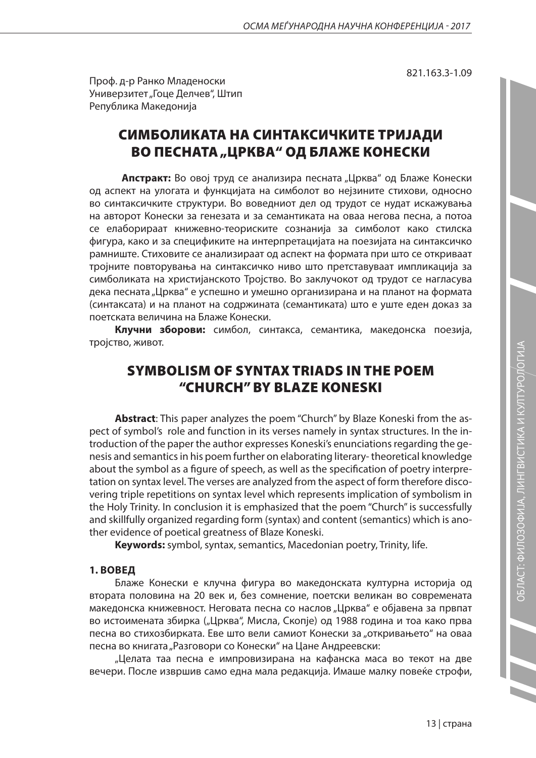821.163.3-1.09

Проф. д-р Ранко Младеноски
Универзитет „Гоце Делчев", Штип
Република Македонија

# СИМБОЛИКАТА НА СИНТАКСИЧКИТЕ ТРИЈАДИ ВО ПЕСНАТА „ЦРКВА" ОД БЛАЖЕ КОНЕСКИ

**Апстракт:** Во овој труд се анализира песната „Црква" од Блаже Конески од аспект на улогата и функцијата на симболот во нејзините стихови, односно во синтаксичките структури. Во воведниот дел од трудот се нудат искажувања на авторот Конески за генезата и за семантиката на оваа негова песна, а потоа се елаборираат книжевно-теориските сознанија за симболот како стилска фигура, како и за спецификите на интерпретацијата на поезијата на синтаксичко рамниште. Стиховите се анализираат од аспект на формата при што се откриваат тројните повторувања на синтаксичко ниво што претставуваат импликација за симболиката на христијанското Тројство. Во заклучокот од трудот се нагласува дека песната „Црква" е успешно и умешно организирана и на планот на формата (синтаксата) и на планот на содржината (семантиката) што е уште еден доказ за поетската величина на Блаже Конески.

**Клучни зборови:** симбол, синтакса, семантика, македонска поезија, тројство, живот.

# SYMBOLISM OF SYNTAX TRIADS IN THE POEM "CHURCH" BY BLAZE KONESKI

**Abstract**: This paper analyzes the poem "Church" by Blaze Koneski from the aspect of symbol's role and function in its verses namely in syntax structures. In the introduction of the paper the author expresses Koneski's enunciations regarding the genesis and semantics in his poem further on elaborating literary- theoretical knowledge about the symbol as a figure of speech, as well as the specification of poetry interpretation on syntax level. The verses are analyzed from the aspect of form therefore discovering triple repetitions on syntax level which represents implication of symbolism in the Holy Trinity. In conclusion it is emphasized that the poem "Church" is successfully and skillfully organized regarding form (syntax) and content (semantics) which is another evidence of poetical greatness of Blaze Koneski.

**Keywords:** symbol, syntax, semantics, Macedonian poetry, Trinity, life.

## 1. ВОВЕД

Блаже Конески е клучна фигура во македонската културна историја од втората половина на 20 век и, без сомнение, поетски великан во современата македонска книжевност. Неговата песна со наслов „Црква" е објавена за прв пат во истоимената збирка („Црква", Мисла, Скопје) од 1988 година и тоа како прва песна во стихозбирката. Еве што вели самиот Конески за „откривањето" на оваа песна во книгата „Разговори со Конески" на Цане Андреевски:

„Целата таа песна е импровизирана на кафанска маса во текот на две вечери. После извршив само една мала редакција. Имаше малку повеќе строфи,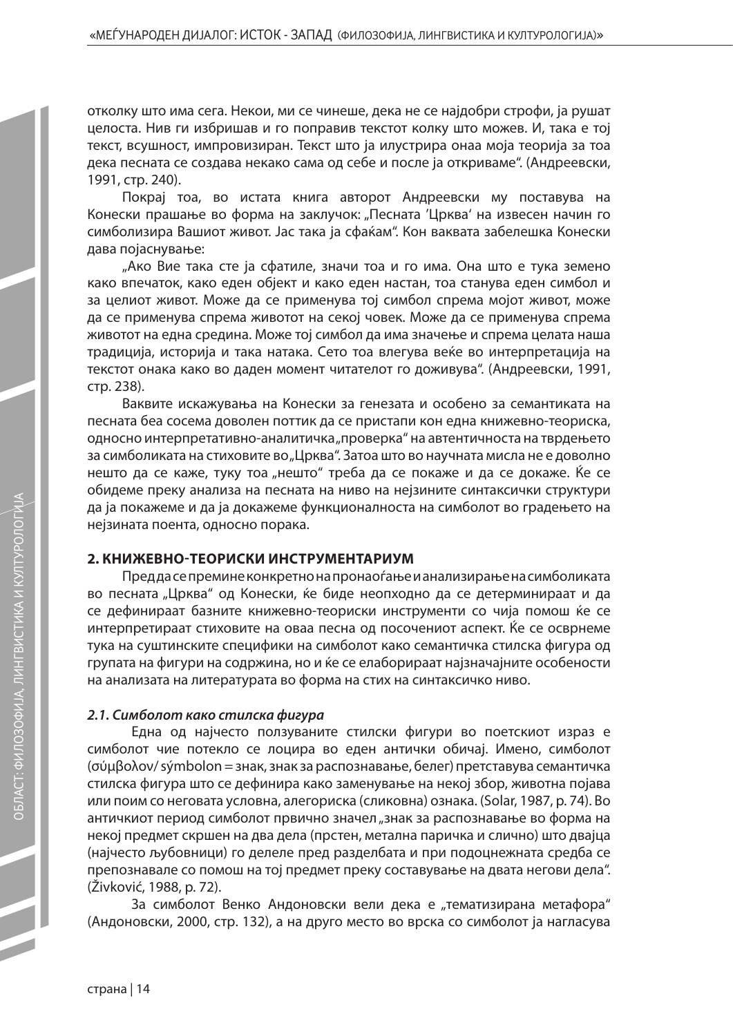отколку што има сега. Некои, ми се чинеше, дека не се најдобри строфи, ја рушат целоста. Нив ги избришав и го поправив текстот колку што можев. И, така е тој текст, всушност, импровизиран. Текст што ја илустрира онаа моја теорија за тоа дека песната се создава некако сама од себе и после ја откриваме". (Андреевски, 1991, стр. 240).

Покрај тоа, во истата книга авторот Андреевски му поставува на Конески прашање во форма на заклучок: „Песната 'Црква' на извесен начин го симболизира Вашиот живот. Јас така ја сфаќам". Кон ваквата забелешка Конески дава појаснување:

„Ако Вие така сте ја сфатиле, значи тоа и го има. Она што е тука земено како впечаток, како еден објект и како еден настан, тоа станува еден симбол и за целиот живот. Може да се применува тој симбол спрема мојот живот, може да се применува спрема животот на секој човек. Може да се применува спрема животот на една средина. Може тој симбол да има значење и спрема целата наша традиција, историја и така натака. Сето тоа влегува веќе во интерпретација на текстот онака како во даден момент читателот го доживува". (Андреевски, 1991, стр. 238).

Ваквите искажувања на Конески за генезата и особено за семантиката на песната беа сосема доволен поттик да се пристапи кон една книжевно-теориска, односно интерпретативно-аналитичка „проверка" на автентичноста на тврдењето за симболиката на стиховите во „Црква". Затоа што во научната мисла не е доволно нешто да се каже, туку тоа „нешто" треба да се покаже и да се докаже. Ќе се обидеме преку анализа на песната на ниво на нејзините синтаксички структури да ја покажеме и да ја докажеме функционалноста на симболот во градењето на нејзината поента, односно порака.

## 2. КНИЖЕВНО-ТЕОРИСКИ ИНСТРУМЕНТАРИУМ

Пред да се премине конкретно на пронаоѓање и анализирање на симболиката во песната „Црква" од Конески, ќе биде неопходно да се детерминираат и да се дефинираат базните книжевно-теориски инструменти со чија помош ќе се интерпретираат стиховите на оваа песна од посочениот аспект. Ќе се осврнеме тука на суштинските специфики на симболот како семантичка стилска фигура од групата на фигури на содржина, но и ќе се елаборираат најзначајните особености на анализата на литературата во форма на стих на синтаксичко ниво.

### *2.1. Симболот како стилска фигура*

Една од најчесто ползуваните стилски фигури во поетскиот израз е симболот чие потекло се лоцира во еден антички обичај. Имено, симболот (σύμβολον/ sýmbolon = знак, знак за распознавање, белег) претставува семантичка стилска фигура што се дефинира како заменување на некој збор, животна појава или поим со неговата условна, алегориска (сликовна) ознака. (Solar, 1987, p. 74). Во античкиот период симболот првично значел „знак за распознавање во форма на некој предмет скршен на два дела (прстен, метална паричка и слично) што двајца (најчесто љубовници) го делеле пред разделбата и при подоцнежната средба се препознавале со помош на тој предмет преку составување на двата негови дела". (Živković, 1988, p. 72).

За симболот Венко Андоновски вели дека е „тематизирана метафора" (Андоновски, 2000, стр. 132), а на друго место во врска со симболот ја нагласува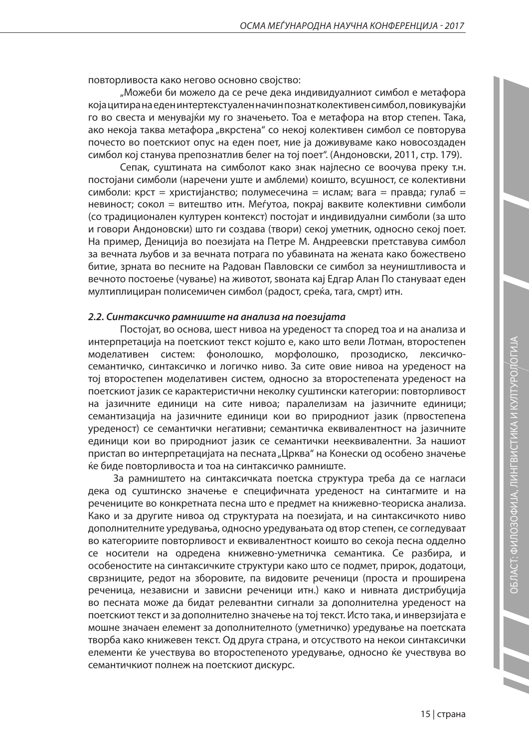повторливоста како негово основно својство:

„Можеби би можело да се рече дека индивидуалниот симбол е метафора која цитира на еден интертекстуален начин познат колективен симбол, повикувајќи го во свеста и менувајќи му го значењето. Тоа е метафора на втор степен. Така, ако некоја таква метафора „вкрстена" со некој колективен симбол се повторува почесто во поетскиот опус на еден поет, ние ја доживуваме како новосоздаден симбол кој станува препознатлив белег на тој поет". (Андоновски, 2011, стр. 179).

Сепак, суштината на симболот како знак најлесно се воочува преку т.н. постојани симболи (наречени уште и амблеми) коишто, всушност, се колективни симболи: крст = христијанство; полумесечина = ислам; вага = правда; гулаб = невиност; сокол = витештво итн. Меѓутоа, покрај ваквите колективни симболи (со традиционален културен контекст) постојат и индивидуални симболи (за што и говори Андоновски) што ги создава (твори) секој уметник, односно секој поет. На пример, Дениција во поезијата на Петре М. Андреевски претставува симбол за вечната љубов и за вечната потрага по убавината на жената како божествено битие, зрната во песните на Радован Павловски се симбол за неуништливоста и вечното постоење (чување) на животот, ѕвоната кај Едгар Алан По стануваат еден мултиплициран полисемичен симбол (радост, среќа, тага, смрт) итн.

***2.2. Синтаксичко рамниште на анализа на поезијата***

Постојат, во основа, шест нивоа на уреденост та според тоа и на анализа и интерпретација на поетскиот текст којшто е, како што вели Лотман, второстепен моделативен систем: фонолошко, морфолошко, прозодиско, лексичко-семантичко, синтаксичко и логичко ниво. За сите овие нивоа на уреденост на тој второстепен моделативен систем, односно за второстепената уреденост на поетскиот јазик се карактеристични неколку суштински категории: повторливост на јазичните единици на сите нивоа; паралелизам на јазичните единици; семантизација на јазичните единици кои во природниот јазик (првостепена уреденост) се семантички негативни; семантичка еквивалентност на јазичните единици кои во природниот јазик се семантички нееквивалентни. За нашиот пристап во интерпретацијата на песната „Црква" на Конески од особено значење ќе биде повторливоста и тоа на синтаксичко рамниште.

За рамништето на синтаксичката поетска структура треба да се нагласи дека од суштинско значење е специфичната уреденост на синтагмите и на речениците во конкретната песна што е предмет на книжевно-теориска анализа. Како и за другите нивоа од структурата на поезијата, и на синтаксичкото ниво дополнителните уредувања, односно уредувањата од втор степен, се согледуваат во категориите повторливост и еквивалентност коишто во секоја песна одделно се носители на одредена книжевно-уметничка семантика. Се разбира, и особеностите на синтаксичките структури како што се подмет, прирок, додатоци, сврзниците, редот на зборовите, па видовите реченици (проста и проширена реченица, независни и зависни реченици итн.) како и нивната дистрибуција во песната може да бидат релевантни сигнали за дополнителна уреденост на поетскиот текст и за дополнително значење на тој текст. Исто така, и инверзијата е мошне значаен елемент за дополнителното (уметничко) уредување на поетската творба како книжевен текст. Од друга страна, и отсуството на некои синтаксички елементи ќе учествува во второстепеното уредување, односно ќе учествува во семантичкиот полнеж на поетскиот дискурс.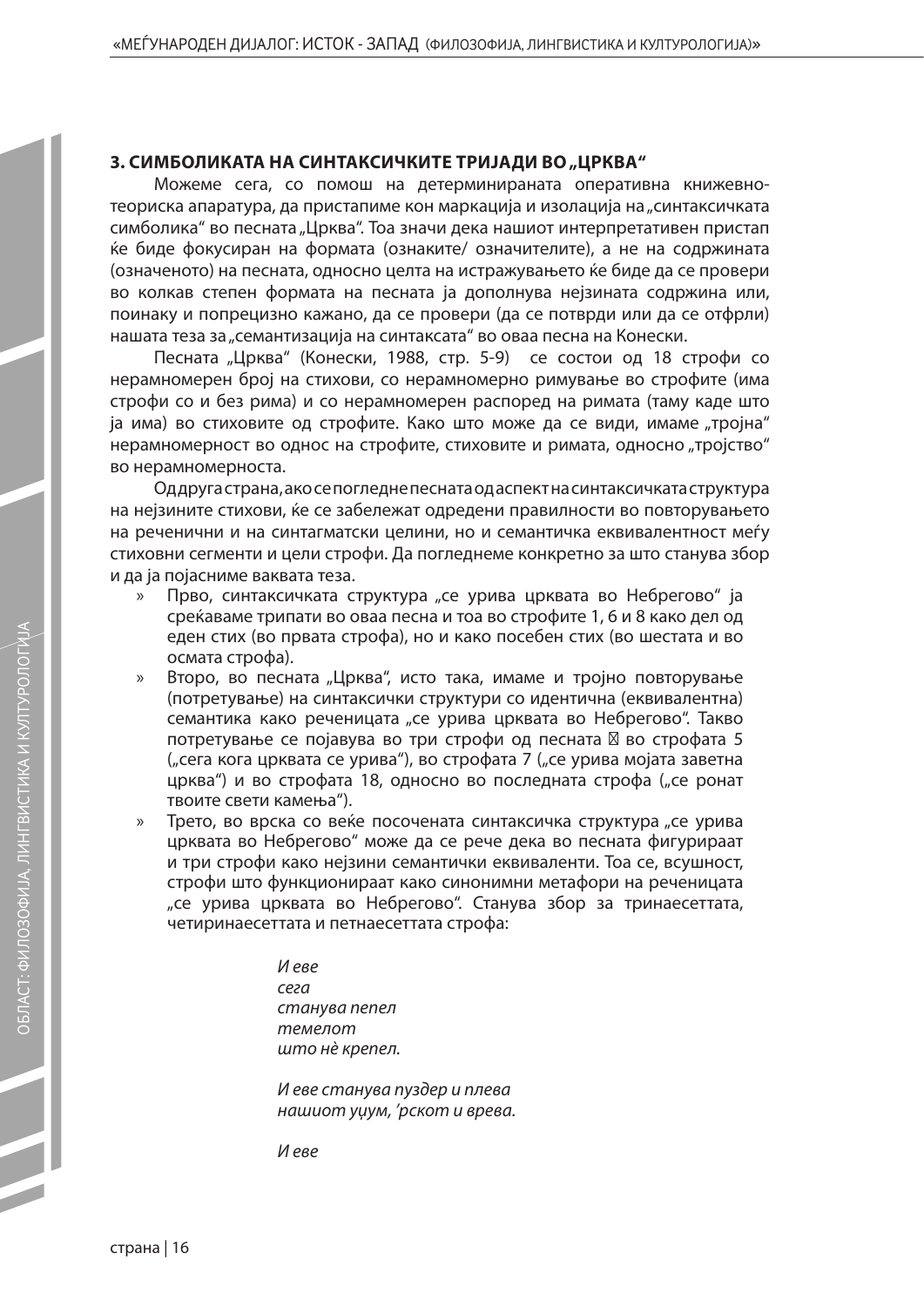### 3. СИМБОЛИКАТА НА СИНТАКСИЧКИТЕ ТРИЈАДИ ВО „ЦРКВА“

Можеме сега, со помош на детерминираната оперативна книжевно-теориска апаратура, да пристапиме кон маркација и изолација на „синтаксичката симболика“ во песната „Црква“. Тоа значи дека нашиот интерпретативен пристап ќе биде фокусиран на формата (означките/ означителите), а не на содржината (означеното) на песната, односно целта на истражувањето ќе биде да се провери во колкав степен формата на песната ја дополнува нејзината содржина или, поинаку и попрецизно кажано, да се провери (да се потврди или да се отфрли) нашата теза за „семантизација на синтаксата“ во оваа песна на Конески.

Песната „Црква“ (Конески, 1988, стр. 5-9) се состои од 18 строфи со нерамномерен број на стихови, со нерамномерно римување во строфите (има строфи со и без рима) и со нерамномерен распоред на римата (таму каде што ја има) во стиховите од строфите. Како што може да се види, имаме „тројна“ нерамномерност во однос на строфите, стиховите и римата, односно „тројство“ во нерамномерноста.

Од друга страна, ако се погледне песната од аспект на синтаксичката структура на нејзините стихови, ќе се забележат одредени правилности во повторувањето на реченични и на синтагматски целини, но и семантичка еквивалентност меѓу стиховни сегменти и цели строфи. Да погледнеме конкретно за што станува збор и да ја појасниме ваквата теза.

- Прво, синтаксичката структура „се урива црквата во Небрегово“ ја среќаваме трипати во оваа песна и тоа во строфите 1, 6 и 8 како дел од еден стих (во првата строфа), но и како посебен стих (во шестата и во осмата строфа).
- Второ, во песната „Црква“, исто така, имаме и тројно повторување (потретување) на синтаксички структури со идентична (еквивалентна) семантика како реченицата „се урива црквата во Небрегово“. Такво потретување се појавува во три строфи од песната  во строфата 5 („сега кога црквата се урива“), во строфата 7 („се урива мојата заветна црква“) и во строфата 18, односно во последната строфа („се ронат твоите свети камења“).
- Трето, во врска со веќе посочената синтаксичка структура „се урива црквата во Небрегово“ може да се рече дека во песната фигурираат и три строфи како нејзини семантички еквиваленти. Тоа се, всушност, строфи што функционираат како синонимни метафори на реченицата „се урива црквата во Небрегово“. Станува збор за тринаесеттата, четиринаесеттата и петнаесеттата строфа:

*И еве*
*сега*
*станува пепел*
*темелот*
*што нè крепел.*

*И еве станува пуздер и плева*
*нашиот уӡум, 'рскот и врева.*

*И еве*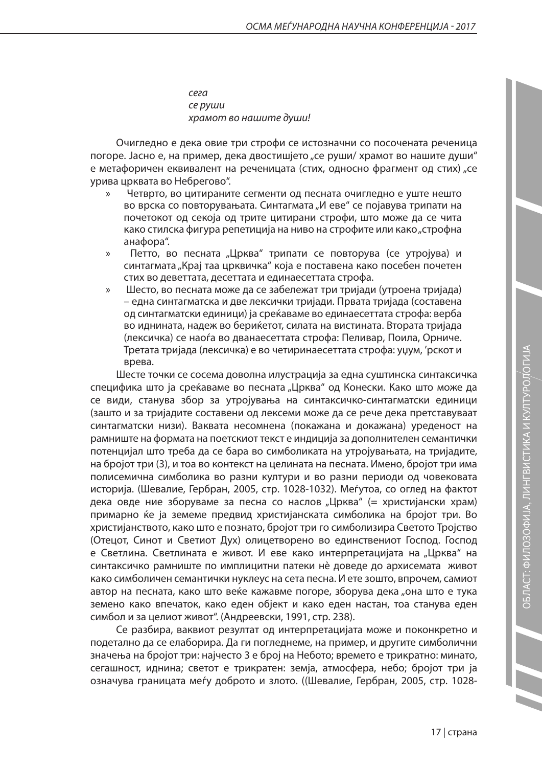*сега*
*се руши*
*храмот во нашите души!*

Очигледно е дека овие три строфи се истозначни со посочената реченица погоре. Јасно е, на пример, дека двостишјето „се руши/ храмот во нашите души“ е метафоричен еквивалент на реченицата (стих, односно фрагмент од стих) „се урива црквата во Небрегово“.

- Четврто, во цитираните сегменти од песната очигледно е уште нешто во врска со повторувањата. Синтагмата „И еве“ се појавува трипати на почетокот од секоја од трите цитирани строфи, што може да се чита како стилска фигура репетиција на ниво на строфите или како „строфна анафора“.
- Петто, во песната „Црква“ трипати се повторува (се утројува) и синтагмата „Крај таа црквичка“ која е поставена како посебен почетен стих во деветтата, десеттата и единаесеттата строфа.
- Шесто, во песната може да се забележат три тријади (утроена тријада) – една синтагматска и две лексички тријади. Првата тријада (составена од синтагматски единици) ја среќаваме во единаесеттата строфа: верба во иднината, надеж во бериќетот, силата на вистината. Втората тријада (лексичка) се наоѓа во дванаесеттата строфа: Пеливар, Поила, Орниче. Третата тријада (лексичка) е во четиринаесеттата строфа: уџум, ’рскот и врева.

Шесте точки се сосема доволна илустрација за една суштинска синтаксичка специфика што ја среќаваме во песната „Црква“ од Конески. Како што може да се види, станува збор за утројувања на синтаксичко-синтагматски единици (зашто и за тријадите составени од лексеми може да се рече дека претставуваат синтагматски низи). Ваквата несомнена (покажана и докажана) уреденост на рамниште на формата на поетскиот текст е индиција за дополнителен семантички потенцијал што треба да се бара во симболиката на утројувањата, на тријадите, на бројот три (3), и тоа во контекст на целината на песната. Имено, бројот три има полисемична симболика во разни култури и во разни периоди од човековата историја. (Шевалие, Гербран, 2005, стр. 1028-1032). Меѓутоа, со оглед на фактот дека овде ние зборуваме за песна со наслов „Црква“ (= христијански храм) примарно ќе ја земеме предвид христијанската симболика на бројот три. Во христијанството, како што е познато, бројот три го симболизира Светото Тројство (Отецот, Синот и Светиот Дух) олицетворено во единствениот Господ. Господ е Светлина. Светлината е живот. И еве како интерпретацијата на „Црква“ на синтаксичко рамниште по имплицитни патеки нè доведе до архисемата живот како симболичен семантички нуклеус на сета песна. И ете зошто, впрочем, самиот автор на песната, како што веќе кажавме погоре, зборува дека „она што е тука земено како впечаток, како еден објект и како еден настан, тоа станува еден симбол и за целиот живот“. (Андреевски, 1991, стр. 238).

Се разбира, ваквиот резултат од интерпретацијата може и поконкретно и подетално да се елаборира. Да ги погледнеме, на пример, и другите симболични значења на бројот три: најчесто 3 е број на Небото; времето е трикратно: минато, сегашност, иднина; светот е трикратен: земја, атмосфера, небо; бројот три ја означува границата меѓу доброто и злото. ((Шевалие, Гербран, 2005, стр. 1028-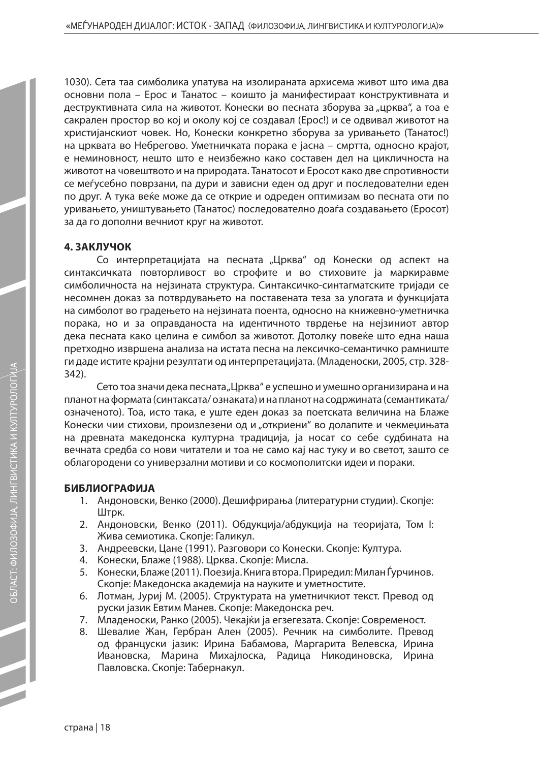1030). Сета таа симболика упатува на изолираната архисема живот што има два основни пола – Ерос и Танатос – коишто ја манифестираат конструктивната и деструктивната сила на животот. Конески во песната зборува за „црква", а тоа е сакрален простор во кој и околу кој се создавал (Ерос!) и се одвивал животот на христијанскиот човек. Но, Конески конкретно зборува за уривањето (Танатос!) на црквата во Небрегово. Уметничката порака е јасна – смртта, односно крајот, е неминовност, нешто што е неизбежно како составен дел на цикличноста на животот на човештвото и на природата. Танатосот и Еросот како две спротивности се меѓусебно поврзани, па дури и зависни еден од друг и последователни еден по друг. А тука веќе може да се открие и одреден оптимизам во песната оти по уривањето, уништувањето (Танатос) последователно доаѓа создавањето (Еросот) за да го дополни вечниот круг на животот.

## 4. ЗАКЛУЧОК

Со интерпретацијата на песната „Црква" од Конески од аспект на синтаксичката повторливост во строфите и во стиховите ја маркиравме симболичноста на нејзината структура. Синтаксичко-синтагматските тријади се несомнен доказ за потврдувањето на поставената теза за улогата и функцијата на симболот во градењето на нејзината поента, односно на книжевно-уметничка порака, но и за оправданоста на идентичното тврдење на нејзиниот автор дека песната како целина е симбол за животот. Дотолку повеќе што една наша претходно извршена анализа на истата песна на лексичко-семантичко рамниште ги даде истите крајни резултати од интерпретацијата. (Младеноски, 2005, стр. 328-342).

Сето тоа значи дека песната „Црква" е успешно и умешно организирана и на планот на формата (синтаксата/ ознаката) и на планот на содржината (семантиката/ означеното). Тоа, исто така, е уште еден доказ за поетската величина на Блаже Конески чии стихови, произлезени од и „откриени" во долапите и чекмеџињата на древната македонска културна традиција, ја носат со себе судбината на вечната средба со нови читатели и тоа не само кај нас туку и во светот, зашто се облагородени со универзални мотиви и со космополитски идеи и пораки.

## БИБЛИОГРАФИЈА

1. Андоновски, Венко (2000). Дешифрирања (литературни студии). Скопје: Штрк.
2. Андоновски, Венко (2011). Обдукција/абдукција на теоријата, Том I: Жива семиотика. Скопје: Галикул.
3. Андреевски, Цане (1991). Разговори со Конески. Скопје: Култура.
4. Конески, Блаже (1988). Црква. Скопје: Мисла.
5. Конески, Блаже (2011). Поезија. Книга втора. Приредил: Милан Ѓурчинов. Скопје: Македонска академија на науките и уметностите.
6. Лотман, Јуриј М. (2005). Структурата на уметничкиот текст. Превод од руски јазик Евтим Манев. Скопје: Македонска реч.
7. Младеноски, Ранко (2005). Чекајќи ја егзегезата. Скопје: Современост.
8. Шевалие Жан, Гербран Ален (2005). Речник на симболите. Превод од француски јазик: Ирина Бабамова, Маргарита Велевска, Ирина Ивановска, Марина Михајлоска, Радица Никодиновска, Ирина Павловска. Скопје: Табернакул.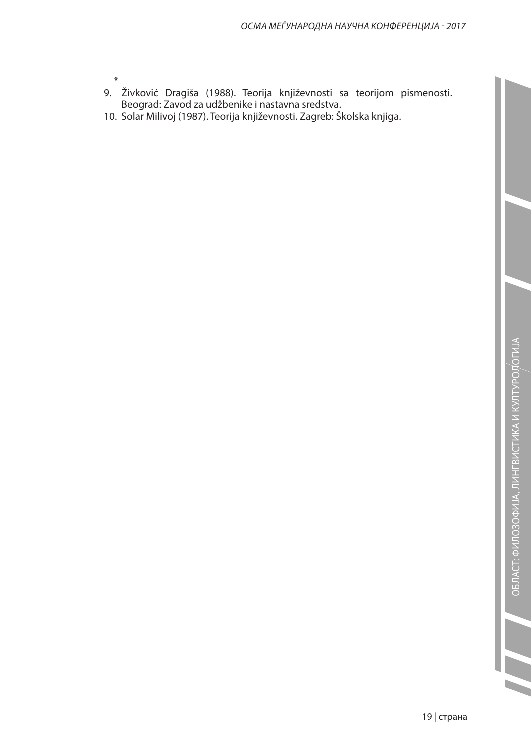*

9. Živković Dragiša (1988). Teorija književnosti sa teorijom pismenosti. Beograd: Zavod za udžbenike i nastavna sredstva.
10. Solar Milivoj (1987). Teorija književnosti. Zagreb: Školska knjiga.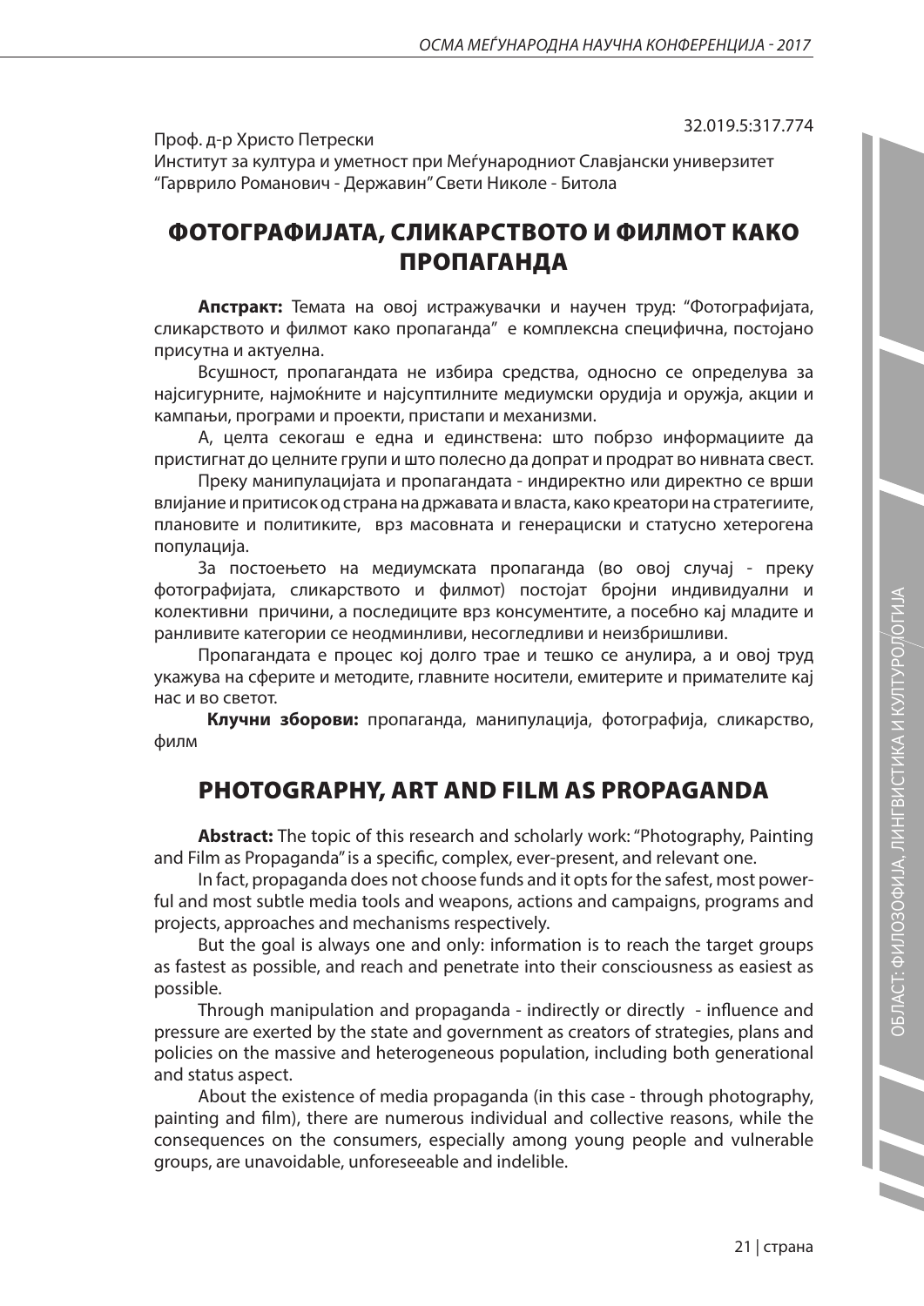32.019.5:317.774

Проф. д-р Христо Петрески
Институт за култура и уметност при Меѓународниот Славјански универзитет
"Гаврило Романович - Державин" Свети Николе - Битола

# ФОТОГРАФИЈАТА, СЛИКАРСТВОТО И ФИЛМОТ КАКО ПРОПАГАНДА

**Апстракт:** Темата на овој истражувачки и научен труд: "Фотографијата, сликарството и филмот како пропаганда" е комплексна специфична, постојано присутна и актуелна.

Всушност, пропагандата не избира средства, односно се определува за најсигурните, најмоќните и најсуптилните медиумски орудија и оружја, акции и кампањи, програми и проекти, пристапи и механизми.

А, целта секогаш е една и единствена: што побрзо информацииите да пристигнат до целните групи и што полесно да допрат и продрат во нивната свест.

Преку манипулацијата и пропагандата - индиректно или директно се врши влијание и притисок од страна на државата и власта, како креатори на стратегиите, плановите и политиките, врз масовната и генерациски и статусно хетерогена популација.

За постоењето на медиумската пропаганда (во овој случај - преку фотографијата, сликарството и филмот) постојат бројни индивидуални и колективни причини, а последиците врз консументите, а посебно кај младите и ранливите категории се неодминливи, несогледливи и неизбришливи.

Пропагандата е процес кој долго трае и тешко се анулира, а и овој труд укажува на сферите и методите, главните носители, емитерите и примателите кај нас и во светот.

**Клучни зборови:** пропаганда, манипулација, фотографија, сликарство, филм

# PHOTOGRAPHY, ART AND FILM AS PROPAGANDA

**Abstract:** The topic of this research and scholarly work: "Photography, Painting and Film as Propaganda" is a specific, complex, ever-present, and relevant one.

In fact, propaganda does not choose funds and it opts for the safest, most powerful and most subtle media tools and weapons, actions and campaigns, programs and projects, approaches and mechanisms respectively.

But the goal is always one and only: information is to reach the target groups as fastest as possible, and reach and penetrate into their consciousness as easiest as possible.

Through manipulation and propaganda - indirectly or directly - influence and pressure are exerted by the state and government as creators of strategies, plans and policies on the massive and heterogeneous population, including both generational and status aspect.

About the existence of media propaganda (in this case - through photography, painting and film), there are numerous individual and collective reasons, while the consequences on the consumers, especially among young people and vulnerable groups, are unavoidable, unforeseeable and indelible.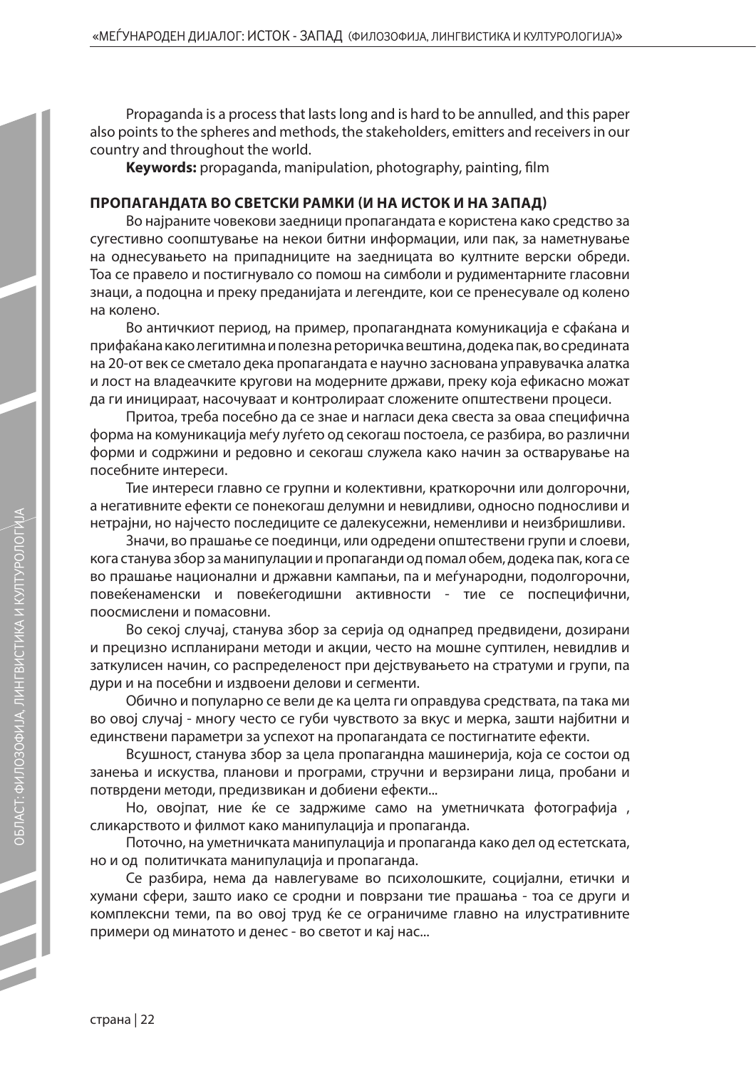Propaganda is a process that lasts long and is hard to be annulled, and this paper also points to the spheres and methods, the stakeholders, emitters and receivers in our country and throughout the world.

**Keywords:** propaganda, manipulation, photography, painting, film

## ПРОПАГАНДАТА ВО СВЕТСКИ РАМКИ (И НА ИСТОК И НА ЗАПАД)

Во најраните човекови заедници пропагандата е користена како средство за сугестивно соопштување на некои битни информации, или пак, за наметнување на однесувањето на припадниците на заедницата во култните верски обреди. Тоа се правело и постигнувало со помош на симболи и рудиментарните гласовни знаци, а подоцна и преку преданијата и легендите, кои се пренесувале од колено на колено.

Во античкиот период, на пример, пропагандната комуникација е сфаќана и прифаќана како легитимна и полезна реторичка вештина, додека пак, во средината на 20-от век се сметало дека пропагандата е научно заснована управувачка алатка и лост на владеачките кругови на модерните држави, преку која ефикасно можат да ги иницираат, насочуваат и контролираат сложените општествени процеси.

Притоа, треба посебно да се знае и нагласи дека свеста за оваа специфична форма на комуникација меѓу луѓето од секогаш постоела, се разбира, во различни форми и содржини и редовно и секогаш служела како начин за остварување на посебните интереси.

Тие интереси главно се групни и колективни, краткорочни или долгорочни, а негативните ефекти се понекогаш делумни и невидливи, односно подносливи и нетрајни, но најчесто последиците се далекусежни, неменливи и неизбришливи.

Значи, во прашање се поединци, или одредени општествени групи и слоеви, кога станува збор за манипулации и пропаганди од помал обем, додека пак, кога се во прашање национални и државни кампањи, па и меѓународни, подолгорочни, повеќенаменски и повеќегодишни активности - тие се поспецифични, поосмислени и помасовни.

Во секој случај, станува збор за серија од однапред предвидени, дозирани и прецизно испланирани методи и акции, често на мошне суптилен, невидлив и заткулисен начин, со распределеност при дејствувањето на стратуми и групи, па дури и на посебни и издвоени делови и сегменти.

Обично и популарно се вели де ка целта ги оправдува средствата, па така ми во овој случај - многу често се губи чувството за вкус и мерка, зашти најбитни и единствени параметри за успехот на пропагандата се постигнатите ефекти.

Всушност, станува збор за цела пропагандна машинерија, која се состои од занења и искуства, планови и програми, стручни и верзирани лица, пробани и потврдени методи, предизвикан и добиени ефекти...

Но, овојпат, ние ќе се задржиме само на уметничката фотографија , сликарството и филмот како манипулација и пропаганда.

Поточно, на уметничката манипулација и пропаганда како дел од естетската, но и од политичката манипулација и пропаганда.

Се разбира, нема да навлегуваме во психолошките, социјални, етички и хумани сфери, зашто иако се сродни и поврзани тие прашања - тоа се други и комплексни теми, па во овој труд ќе се ограничиме главно на илустративните примери од минатото и денес - во светот и кај нас...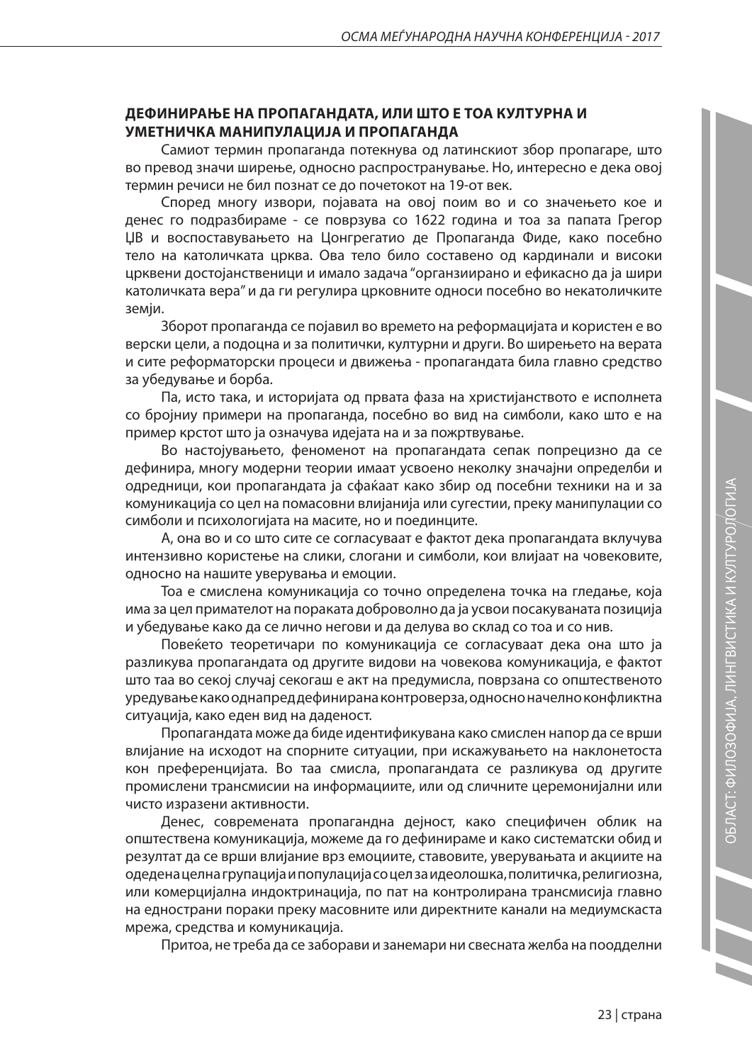## ДЕФИНИРАЊЕ НА ПРОПАГАНДАТА, ИЛИ ШТО Е ТОА КУЛТУРНА И УМЕТНИЧКА МАНИПУЛАЦИЈА И ПРОПАГАНДА

Самиот термин пропаганда потекнува од латинскиот збор пропагаре, што во превод значи ширење, односно распространување. Но, интересно е дека овој термин речиси не бил познат се до почетокот на 19-от век.

Според многу извори, појавата на овој поим во и со значењето кое и денес го подразбираме - се поврзува со 1622 година и тоа за папата Грегор ЏВ и воспоставувањето на Цонгрегатио де Пропаганда Фиде, како посебно тело на католичката црква. Ова тело било составено од кардинали и високи црквени достојанственици и имало задача "организиирано и ефикасно да ја шири католичката вера" и да ги регулира црковните односи посебно во некатоличките земји.

Зборот пропаганда се појавил во времето на реформацијата и користен е во верски цели, а подоцна и за политички, културни и други. Во ширењето на верата и сите реформаторски процеси и движења - пропагандата била главно средство за убедување и борба.

Па, исто така, и историјата од првата фаза на христијанството е исполнета со бројниу примери на пропаганда, посебно во вид на симболи, како што е на пример крстот што ја означува идејата на и за пожртвување.

Во настојувањето, феноменот на пропагандата сепак попрецизно да се дефинира, многу модерни теории имаат усвоено неколку значајни определби и одредници, кои пропагандата ја сфаќаат како збир од посебни техники на и за комуникација со цел на помасовни влијанија или сугестии, преку манипулации со симболи и психологијата на масите, но и поединците.

А, она во и со што сите се согласуваат е фактот дека пропагандата вклучува интензивно користење на слики, слогани и симболи, кои влијаат на човековите, односно на нашите уверувања и емоции.

Тоа е смислена комуникација со точно определена точка на гледање, која има за цел примателот на пораката доброволно да ја усвои посакуваната позиција и убедување како да се лично негови и да делува во склад со тоа и со нив.

Повеќето теоретичари по комуникација се согласуваат дека она што ја разликува пропагандата од другите видови на човекова комуникација, е фактот што таа во секој случај секогаш е акт на предумисла, поврзана со општественото уредување како однапред дефинирана контроверза, односно начелно конфликтна ситуација, како еден вид на даденост.

Пропагандата може да биде идентификувана како смислен напор да се врши влијание на исходот на спорните ситуации, при искажувањето на наклонетоста кон преференцијата. Во таа смисла, пропагандата се разликува од другите промислени трансмисии на информациите, или од сличните церемонијални или чисто изразени активности.

Денес, современата пропагандна дејност, како специфичен облик на општествена комуникација, можеме да го дефинираме и како систематски обид и резултат да се врши влијание врз емоциите, ставовите, уверувањата и акциите на одедена целна групација и популација со цел за идеолошка, политичка, религиозна, или комерцијална индоктринација, по пат на контролирана трансмисија главно на еднострани пораки преку масовните или директните канали на медиумсkaста мрежа, средства и комуникација.

Притоа, не треба да се заборави и занемари ни свесната желба на поодделни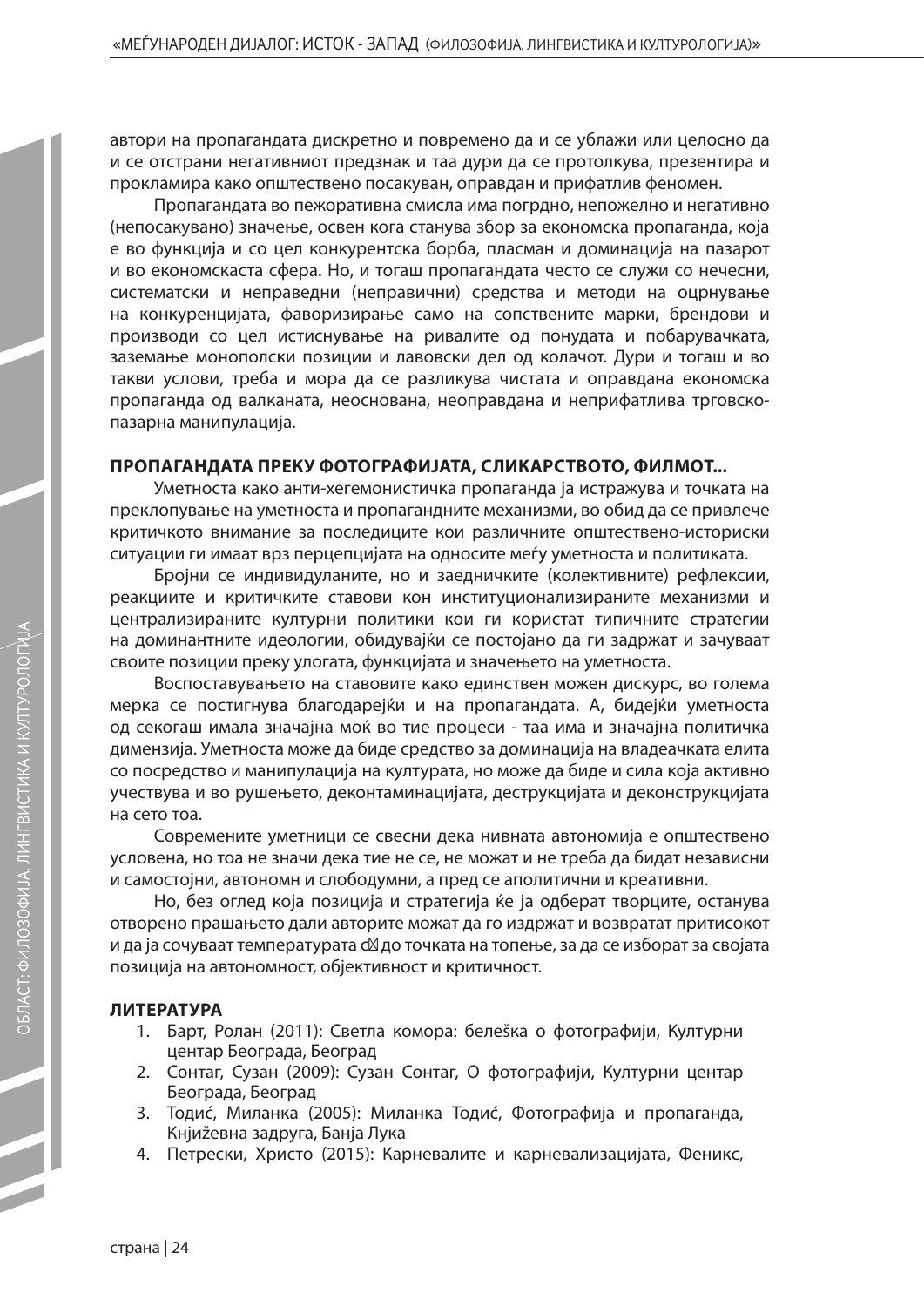автори на пропагандата дискретно и повремено да и се ублажи или целосно да и се отстрани негативниот предзнак и таа дури да се протолкува, презентира и прокламира како општествено посакуван, оправдан и прифатлив феномен.

Пропагандата во пежоративна смисла има погрдно, непожелно и негативно (непосакувано) значење, освен кога станува збор за економска пропаганда, која е во функција и со цел конкурентска борба, пласман и доминација на пазарот и во економскаста сфера. Но, и тогаш пропагандата често се служи со нечесни, систематски и неправедни (неправични) средства и методи на оцрнување на конкуренцијата, фаворизирање само на сопствените марки, брендови и производи со цел истиснување на ривалите од понудата и побарувачката, заземање монополски позиции и лавовски дел од колачот. Дури и тогаш и во такви услови, треба и мора да се разликува чистата и оправдана економска пропаганда од валканата, неоснована, неоправдана и неприфатлива трговско-пазарна манипулација.

**ПРОПАГАНДАТА ПРЕКУ ФОТОГРАФИЈАТА, СЛИКАРСТВОТО, ФИЛМОТ...**

Уметноста како анти-хегемонистичка пропаганда ја истражува и точката на преклопување на уметноста и пропагандните механизми, во обид да се привлече критичкото внимание за последиците кои различните општествено-историски ситуации ги имаат врз перцепцијата на односите меѓу уметноста и политиката.

Бројни се индивидуланите, но и заедничките (колективните) рефлексии, реакциите и критичките ставови кон институционализираните механизми и централизираните културни политики кои ги користат типичните стратегии на доминантните идеологии, обидувајќи се постојано да ги задржат и зачуваат своите позиции преку улогата, функцијата и значењето на уметноста.

Воспоставувањето на ставовите како единствен можен дискурс, во голема мерка се постигнува благодарејќи и на пропагандата. А, бидејќи уметноста од секогаш имала значајна моќ во тие процеси - таа има и значајна политичка димензија. Уметноста може да биде средство за доминација на владеачката елита со посредство и манипулација на културата, но може да биде и сила која активно учествува и во рушењето, деконтаминацијата, деструкцијата и деконструкцијата на сето тоа.

Современите уметници се свесни дека нивната автономија е општествено условена, но тоа не значи дека тие не се, не можат и не треба да бидат независни и самостојни, автономн и слободумни, а пред се аполитични и креативни.

Но, без оглед која позиција и стратегија ќе ја одберат творците, останува отворено прашањето дали авторите можат да го издржат и возвратат притисокот и да ја сочуваат температурата с до точката на топење, за да се изборат за својата позиција на автономност, објективност и критичност.

**ЛИТЕРАТУРА**

1. Барт, Ролан (2011): Светла комора: белешка о фотографији, Културни центар Београда, Београд
2. Сонтаг, Сузан (2009): Сузан Сонтаг, О фотографији, Културни центар Београда, Београд
3. Тодић, Миланка (2005): Миланка Тодић, Фотографија и пропаганда, Књижевна задруга, Бања Лука
4. Петрески, Христо (2015): Карневалите и карневализацијата, Феникс,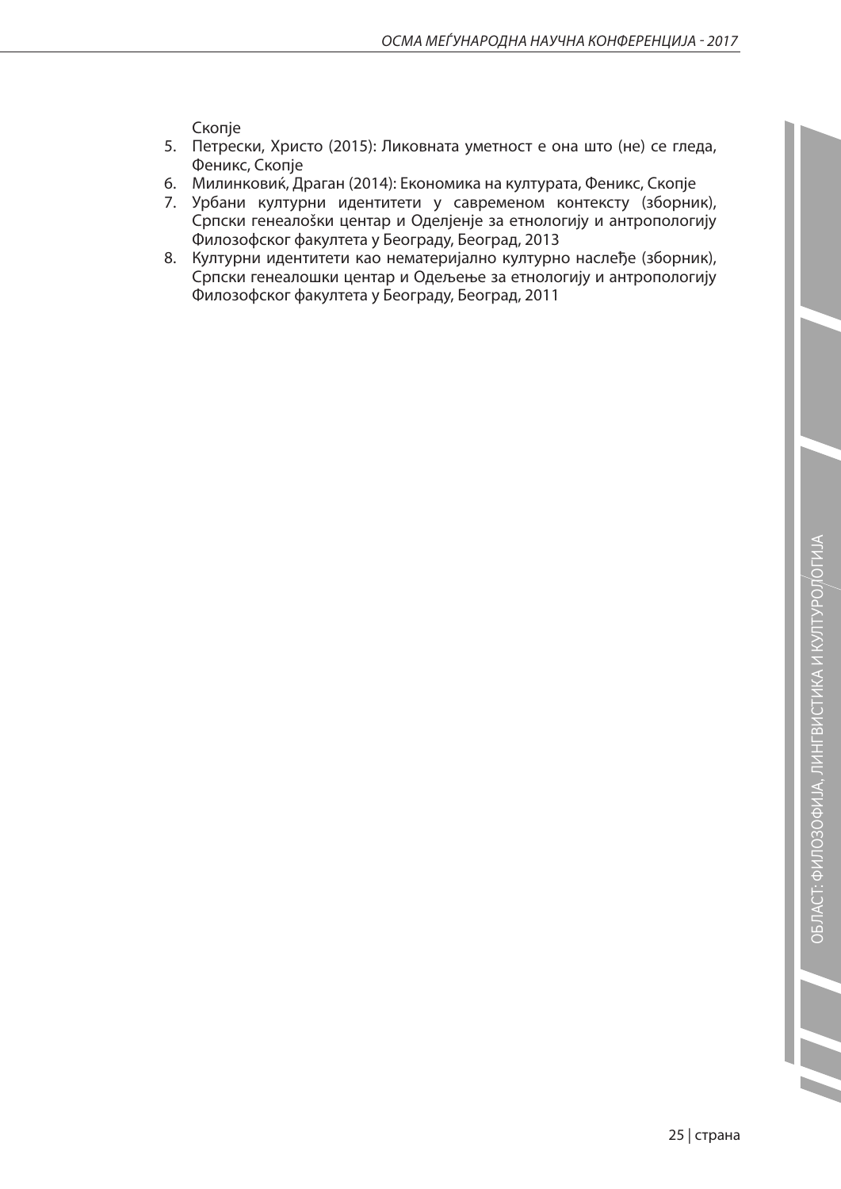Скопје
5. Петрески, Христо (2015): Ликовната уметност е она што (не) се гледа, Феникс, Скопје
6. Милинковиќ, Драган (2014): Економика на културата, Феникс, Скопје
7. Урбани културни идентитети у савременом контексту (зборник), Српски генеалошки центар и Оделјенје за етнологију и антропологију Филозофског факултета у Београду, Београд, 2013
8. Културни идентитети као нематеријално културно наслеђе (зборник), Српски генеалошки центар и Одељење за етнологију и антропологију Филозофског факултета у Београду, Београд, 2011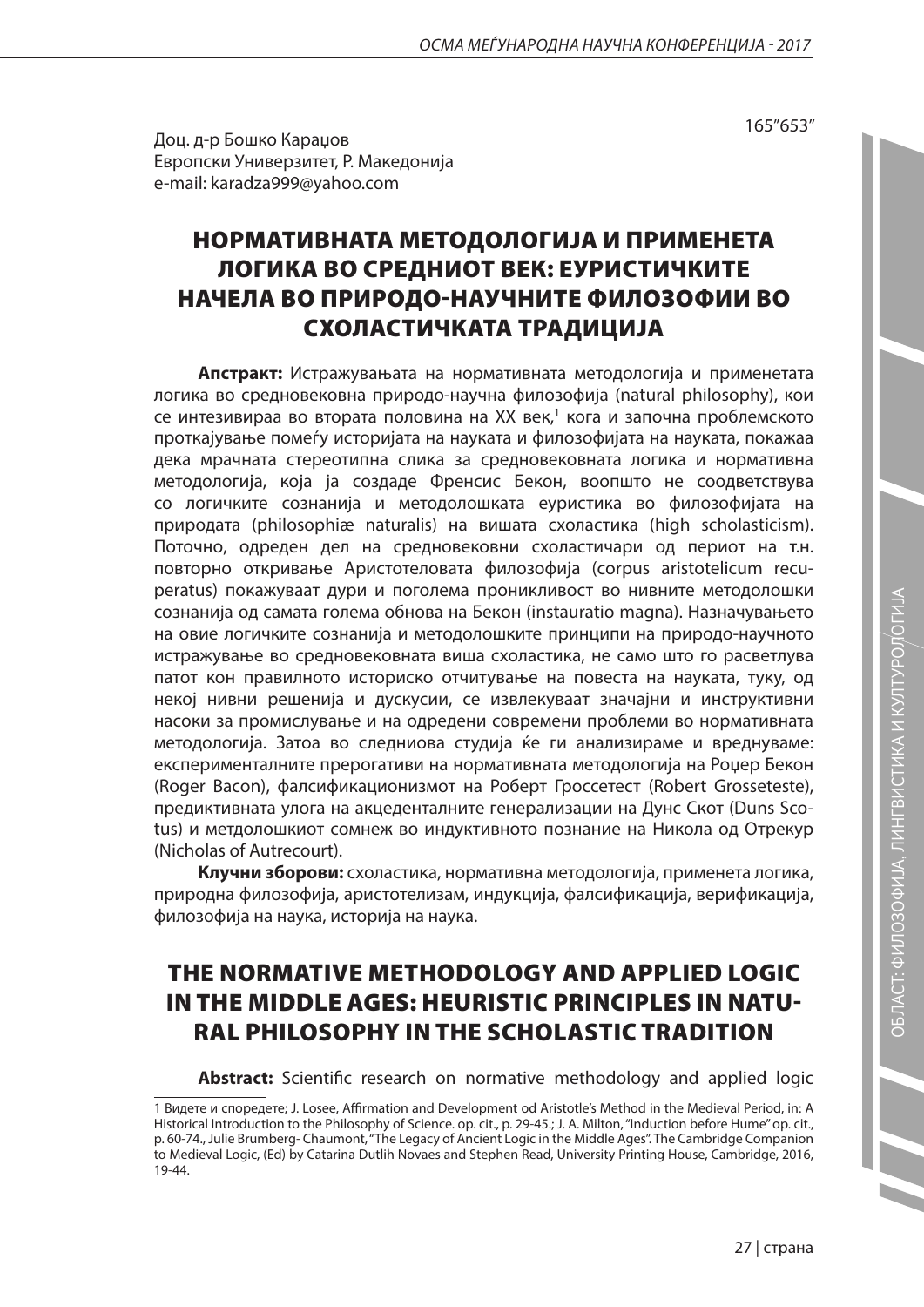165"653"

Доц. д-р Бошко Караџов
Европски Универзитет, Р. Македонија
e-mail: karadza999@yahoo.com

# НОРМАТИВНАТА МЕТОДОЛОГИЈА И ПРИМЕНЕТА ЛОГИКА ВО СРЕДНИОТ ВЕК: ЕУРИСТИЧКИТЕ НАЧЕЛА ВО ПРИРОДО-НАУЧНИТЕ ФИЛОЗОФИИ ВО СХОЛАСТИЧКАТА ТРАДИЦИЈА

**Апстракт:** Истражувањата на нормативната методологија и применетата логика во средновековна природо-научна филозофија (natural philosophy), кои се интезивираа во втората половина на XX век,[1] кога и започна проблемското проткајување помеѓу историјата на науката и филозофијата на науката, покажаа дека мрачната стереотипна слика за средновековната логика и нормативна методологија, која ја создаде Френсис Бекон, воопшто не соодветствува со логичките сознанија и методолошката еуристика во филозофијата на природата (philosophiæ naturalis) на вишата схоластика (high scholasticism). Поточно, одреден дел на средновековни схоластичари од период на т.н. повторно откривање Аристотеловата филозофија (corpus aristotelicum recuperatus) покажуваат дури и поголема проникливост во нивните методолошки сознанија од самата голема обнова на Бекон (instauratio magna). Назначувањето на овие логичките сознанија и методолошките принципи на природо-научното истражување во средновековната виша схоластика, не само што го расветлува патот кон правилното историско отчитување на повеста на науката, туку, од некој нивни решенија и дускусии, се извлекуваат значајни и инструктивни насоки за промислување и на одредени современи проблеми во нормативната методологија. Затоа во следниова студија ќе ги анализираме и вреднуваме: експерименталните прерогативи на нормативната методологија на Роџер Бекон (Roger Bacon), фалсификационизмот на Роберт Гросcетест (Robert Grosseteste), предиктивната улога на акцеденталните генерализации на Дунс Скот (Duns Scotus) и метдолошкиот сомнеж во индуктивното познание на Никола од Отрекур (Nicholas of Autrecourt).

**Клучни зборови:** схоластика, нормативна методологија, применета логика, природна филозофија, аристотелизам, индукција, фалсификација, верификација, филозофија на наука, историја на наука.

# THE NORMATIVE METHODOLOGY AND APPLIED LOGIC IN THE MIDDLE AGES: HEURISTIC PRINCIPLES IN NATURAL PHILOSOPHY IN THE SCHOLASTIC TRADITION

**Abstract:** Scientific research on normative methodology and applied logic

---

1 Видете и споредете; J. Losee, Affirmation and Development od Aristotle's Method in the Medieval Period, in: A Historical Introduction to the Philosophy of Science. op. cit., p. 29-45.; J. A. Milton, "Induction before Hume" op. cit., p. 60-74., Julie Brumberg- Chaumont, "The Legacy of Ancient Logic in the Middle Ages". The Cambridge Companion to Medieval Logic, (Ed) by Catarina Dutlih Novaes and Stephen Read, University Printing House, Cambridge, 2016, 19-44.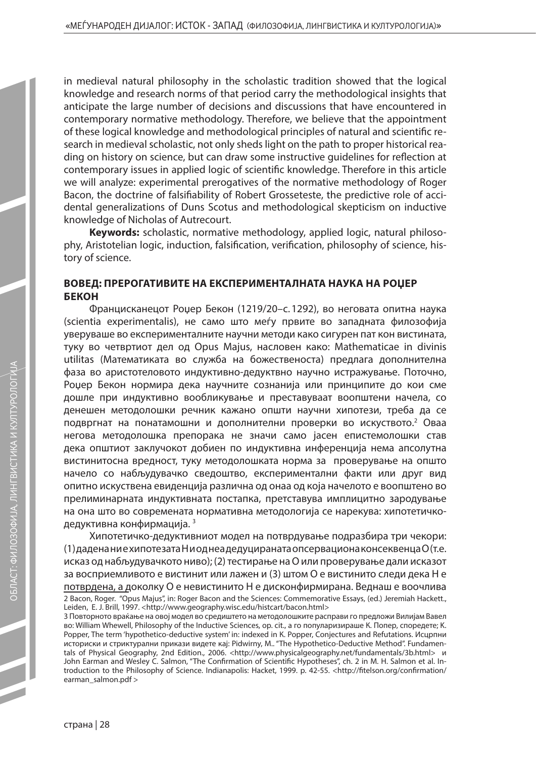in medieval natural philosophy in the scholastic tradition showed that the logical knowledge and research norms of that period carry the methodological insights that anticipate the large number of decisions and discussions that have encountered in contemporary normative methodology. Therefore, we believe that the appointment of these logical knowledge and methodological principles of natural and scientific research in medieval scholastic, not only sheds light on the path to proper historical reading on history on science, but can draw some instructive guidelines for reflection at contemporary issues in applied logic of scientific knowledge. Therefore in this article we will analyze: experimental prerogatives of the normative methodology of Roger Bacon, the doctrine of falsifiability of Robert Grosseteste, the predictive role of accidental generalizations of Duns Scotus and methodological skepticism on inductive knowledge of Nicholas of Autrecourt.

**Keywords:** scholastic, normative methodology, applied logic, natural philosophy, Aristotelian logic, induction, falsification, verification, philosophy of science, history of science.

## ВОВЕД: ПРЕРОГАТИВИТЕ НА ЕКСПЕРИМЕНТАЛНАТА НАУКА НА РОЏЕР БЕКОН

Францисканецот Роџер Бекон (1219/20–c. 1292), во неговата опитна наука (scientia experimentalis), не само што меѓу првите во западната филозофија увеpуваше во експерименталните научни методи како сигурен пат кон вистината, туку во четвртиот дел од Opus Majus, насловен како: Mathematicae in divinis utilitas (Математиката во служба на божественоста) предлага дополнителна фаза во аристотеловото индуктивно-дедуктвно научно истражување. Поточно, Роџер Бекон нормира дека научните сознанија или принципите до кои сме дошле при индуктивно вообликување и преставуваат воопштени начела, со денешен методолошки речник кажано општи научни хипотези, треба да се подвргнат на понатамошни и дополнителни проверки во искуството.[2] Оваа негова методолошка препорака не значи само јасен епистемолошки став дека општиот заклучокот добиен по индуктивна инференција нема апсолутна вистинитосна вредност, туку методолошката норма за проверување на општо начело со набљудувачко сведоштво, експериментални факти или друг вид опитно искуствена евиденција различна од онаа од која начелото е воопштено во прелиминарната индуктивната постапка, претставува имплицитно зародување на она што во современата нормативна методологија се нарекува: хипотетичко-дедуктивна конфирмација.[3]

Хипотетичко-дедуктивниот модел на потврдување подразбира три чекори: (1) дадена ни е хипотезата H и од неа дедуцираната опсервациона консеквенца O (т.е. исказ од набљудувачкото ниво); (2) тестирање на O или проверување дали исказот за восприемливото е вистинит или лажен и (3) штом O е вистинито следи дека H е потврдена, а доколку O е невистинито H е дисконфирмирана. Веднаш е воочлива

2 Bacon, Roger. "Opus Majus", in: Roger Bacon and the Sciences: Commemorative Essays, (ed.) Jeremiah Hackett., Leiden, E. J. Brill, 1997. <http://www.geography.wisc.edu/histcart/bacon.html>

3 Повторното враќање на овој модел во средиштето на методолошките расправи го предложи Вилијам Вавел во: William Whewell, Philosophy of the Inductive Sciences, op. cit., а го популаризираше К. Попер, споредете; K. Popper, The term 'hypothetico-deductive system' in: indexed in K. Popper, Conjectures and Refutations. Исцрпни историски и стриктурални прикази видете кај: Pidwirny, M.. "The Hypothetico-Deductive Method". Fundamentals of Physical Geography, 2nd Edition., 2006. <http://www.physicalgeography.net/fundamentals/3b.html> и John Earman and Wesley C. Salmon, "The Confirmation of Scientific Hypotheses", ch. 2 in M. H. Salmon et al. Introduction to the Philosophy of Science. Indianapolis: Hacket, 1999. p. 42-55. <http://fitelson.org/confirmation/earman_salmon.pdf >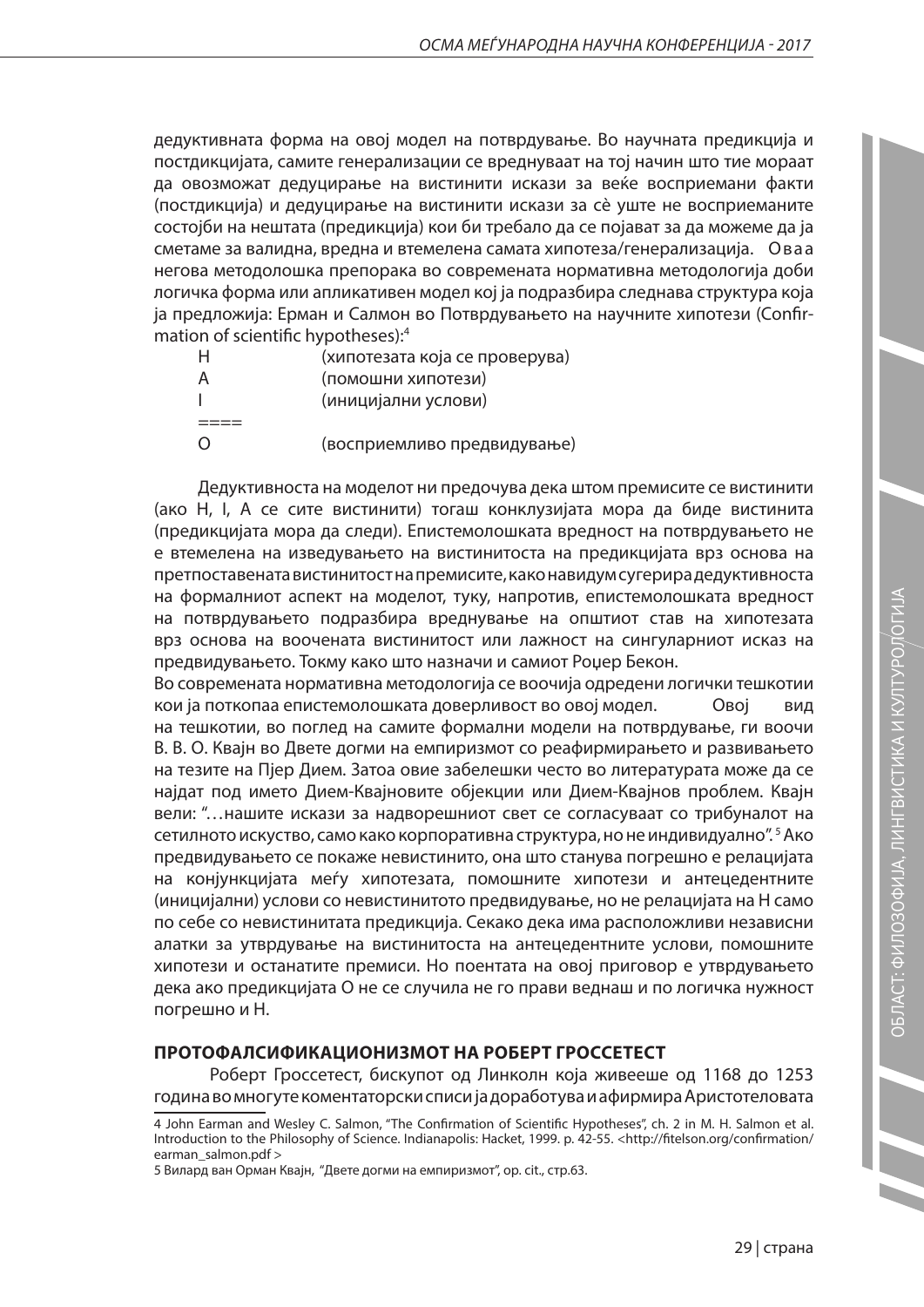дедуктивната форма на овој модел на потврдување. Во научната предикција и постдикцијата, самите генерализации се вреднуваат на тој начин што тие мораат да овозможат дедуцирање на вистинити искази за веќе воспримани факти (постдикција) и дедуцирање на вистинити искази за сè уште не воспримените состојби на нештата (предикција) кои би требало да се појават за да можеме да ја сметаме за валидна, вредна и втемелена самата хипотеза/генерализација. Оваа негова методолошка препорака во современата нормативна методологија доби логичка форма или апликативен модел кој ја подразбира следнава структура која ја предложија: Ерман и Салмон во Потврдувањето на научните хипотези (Confirmation of scientific hypotheses):[4]

| | |
|---|---|
| H | (хипотезата која се проверува) |
| A | (помошни хипотези) |
| I | (иницијални услови) |
| ==== | |
| O | (восприемливо предвидување) |

Дедуктивноста на моделот ни предочува дека штом премисите се вистинити (ако H, I, A се сите вистинити) тогаш конклузијата мора да биде вистинита (предикцијата мора да следи). Епистемолошката вредност на потврдувањето не е втемелена на изведувањето на вистинитоста на предикцијата врз основа на претпоставената вистинитост на премисите, како навидум сугерира дедуктивноста на формалниот аспект на моделот, туку, напротив, епистемолошката вредност на потврдувањето подразбира вреднување на општиот став на хипотезата врз основа на воочената вистинитост или лажност на сингуларниот исказ на предвидувањето. Токму како што назначи и самиот Роџер Бекон.

Во современата нормативна методологија се воочија одредени логички тешкотии кои ја поткопаа епистемолошката доверливост во овој модел. Овој вид на тешкотии, во поглед на самите формални модели на потврдување, ги воочи В. В. О. Квајн во Двете догми на емпиризмот со реафирмирањето и развивањето на тезите на Пјер Дием. Затоа овие забелешки често во литературата може да се најдат под името Дием-Квајновите објекции или Дием-Квајнов проблем. Квајн вели: "…нашите искази за надворешниот свет се согласуваат со трибуналот на сетилното искуство, само како корпоративна структура, но не индивидуално".[5] Ако предвидувањето се покаже невистинито, она што станува погрешно е релацијата на конјункцијата меѓу хипотезата, помошните хипотези и антецедентните (иницијални) услови со невистинитото предвидување, но не релацијата на H само по себе со невистинитата предикција. Секако дека има расположливи независни алатки за утврдување на вистинитоста на антецедентните услови, помошните хипотези и останатите премиси. Но поентата на овој приговор е утврдувањето дека ако предикцијата O не се случила не го прави веднаш и по логичка нужност погрешно и H.

## ПРОТОФАЛСИФИКАЦИОНИЗМОТ НА РОБЕРТ ГРОССЕТЕСТ

Роберт Гроссетест, бискупот од Линколн која живееше од 1168 до 1253 година во многуте коментаторски списи ја доработува и афирмира Аристотеловата

---

4 John Earman and Wesley C. Salmon, "The Confirmation of Scientific Hypotheses", ch. 2 in M. H. Salmon et al. Introduction to the Philosophy of Science. Indianapolis: Hacket, 1999. p. 42-55. <http://fitelson.org/confirmation/earman_salmon.pdf >

5 Вилард ван Орман Квајн, "Двете догми на емпиризмот", op. cit., стр.63.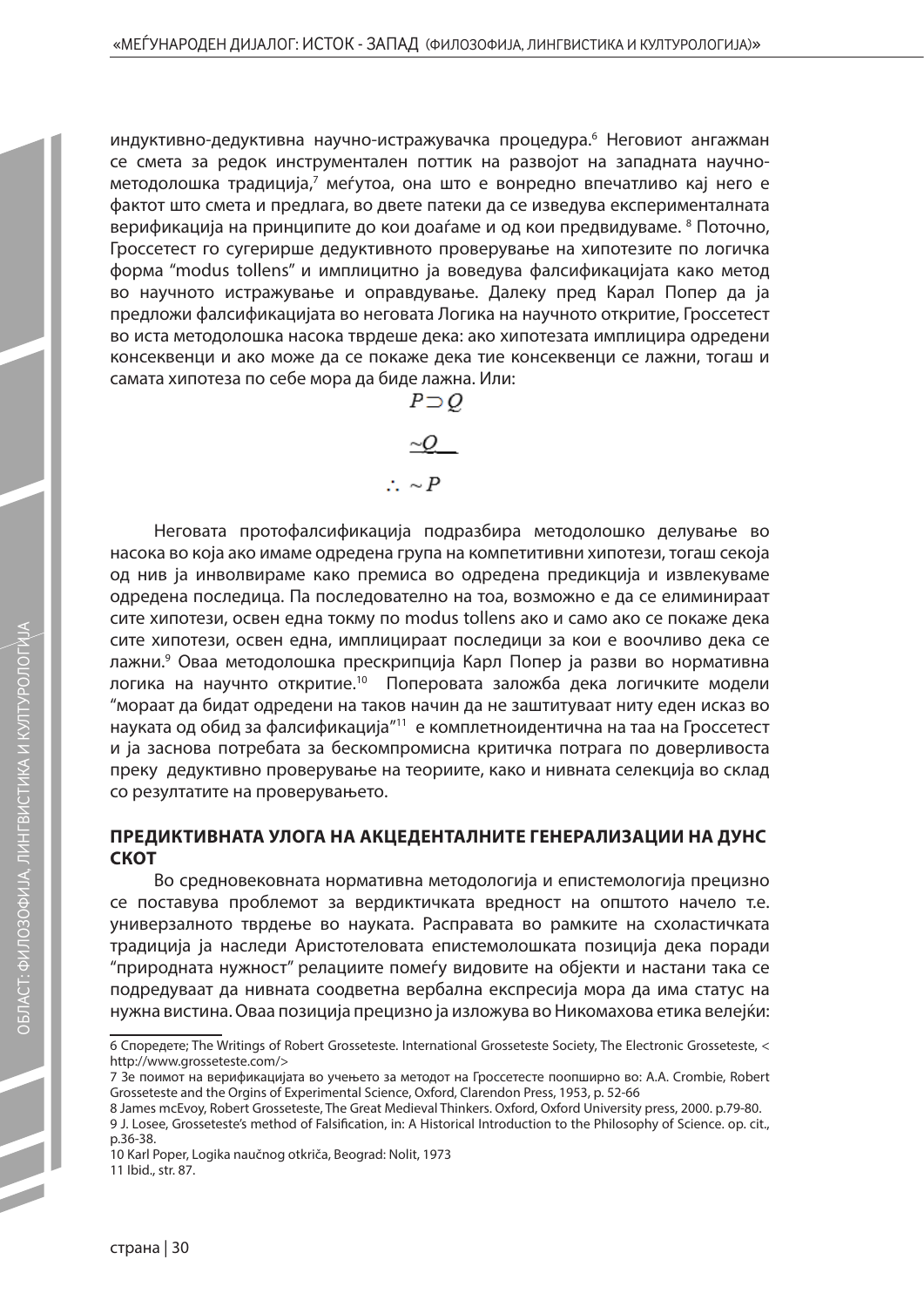индуктивно-дедуктивна научно-истражувачка процедура.[6] Неговиот ангажман се смета за редок инструментален поттик на развојот на западната научно-методолошка традиција,[7] меѓутоа, она што е вонредно впечатливо кај него е фактот што смета и предлага, во двете патеки да се изведува експерименталната верификација на принципите до кои доаѓаме и од кои предвидуваме. [8] Поточно, Гроссетест го сугерирше дедуктивното проверување на хипотезите по логичка форма "modus tollens" и имплицитно ја воведува фалсификацијата како метод во научното истражување и оправдување. Далеку пред Карал Попер да ја предложи фалсификацијата во неговата Логика на научното откритие, Гроссетест во иста методолошка насока тврдеше дека: ако хипотезата имплицира одредени консеквенци и ако може да се покаже дека тие консеквенци се лажни, тогаш и самата хипотеза по себе мора да биде лажна. Или:

$$P \supset Q$$

$$\underline{\sim Q}$$

$$\therefore \sim P$$

Неговата протофалсификација подразбира методолошко делување во насока во која ако имаме одредена група на компетитивни хипотези, тогаш секоја од нив ја инволвираме како премиса во одредена предикција и извлекуваме одредена последица. Па последователно на тоа, возможно е да се елиминираат сите хипотези, освен една токму по modus tollens ако и само ако се покаже дека сите хипотези, освен една, имплицираат последици за кои е воочливо дека се лажни.[9] Оваа методолошка прескрипција Карл Попер ја разви во нормативна логика на научнто откритие.[10] Поперовата заложба дека логичките модели "мораат да бидат одредени на таков начин да не заштитуваат ниту еден исказ во науката од обид за фалсификација"[11] е комплетноидентична на таа на Гроссетест и ја заснова потребата за бескомпромисна критичка потрага по доверливоста преку дедуктивно проверување на теориите, како и нивната селекција во склад со резултатите на проверувањето.

## ПРЕДИКТИВНАТА УЛОГА НА АКЦЕДЕНТАЛНИТЕ ГЕНЕРАЛИЗАЦИИ НА ДУНС СКОТ

Во средновековната нормативна методологија и епистемологија прецизно се поставува проблемот за вердиктичката вредност на општото начело т.е. универзалното тврдење во науката. Расправата во рамките на схоластичката традиција ја наследи Аристотеловата епистемолошката позиција дека поради "природната нужност" релациите помеѓу видовите на објекти и настани така се подредуваат да нивната соодветна вербална експресија мора да има статус на нужна вистина. Оваа позиција прецизно ја изложува во Никомахова етика велејќи:

---

6 Споредете; The Writings of Robert Grosseteste. International Grosseteste Society, The Electronic Grosseteste, < http://www.grosseteste.com/>

7 3е поимот на верификацијата во учењето за методот на Гроссетесте поопширно во: A.A. Crombie, Robert Grosseteste and the Orgins of Experimental Science, Oxford, Clarendon Press, 1953, p. 52-66

8 James mcEvoy, Robert Grosseteste, The Great Medieval Thinkers. Oxford, Oxford University press, 2000. p.79-80.

9 J. Losee, Grosseteste's method of Falsification, in: A Historical Introduction to the Philosophy of Science. op. cit., p.36-38.

10 Karl Poper, Logika naučnog otkrića, Beograd: Nolit, 1973

11 Ibid., str. 87.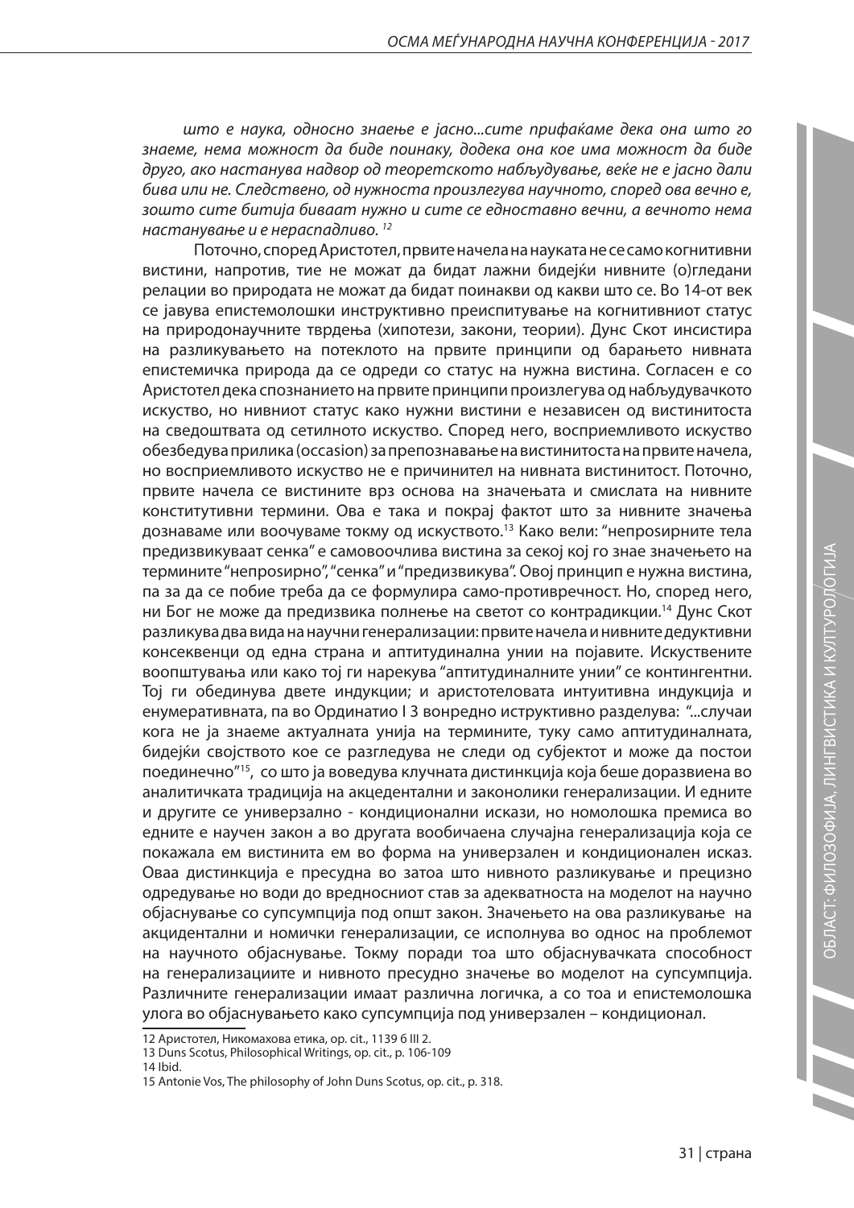*што е наука, односно знаење е јасно...сите прифаќаме дека она што го знаеме, нема можност да биде поинаку, додека она кое има можност да биде друго, ако настанува надвор од теоретското набљудување, веќе не е јасно дали бива или не. Следствено, од нужноста произлегува научното, според ова вечно е, зошто сите битија биваат нужно и сите се едноставно вечни, а вечното нема настанување и е нераспадливо.* [12]

Поточно, според Аристотел, првите начела на науката не се само когнитивни вистини, напротив, тие не можат да бидат лажни бидејќи нивните (о)гледани релации во природата не можат да бидат поинакви од какви што се. Во 14-от век се јавува епистемолошки инструктивно преиспитување на когнитивниот статус на природонаучните тврдења (хипотези, закони, теории). Дунс Скот инсистира на разликувањето на потеклото на првите принципи од барањето нивната епистемичка природа да се одреди со статус на нужна вистина. Согласен е со Аристотел дека спознанието на првите принципи произлегува од набљудувачкото искуство, но нивниот статус како нужни вистини е независен од вистинитоста на сведоштвата од сетилното искуство. Според него, воспириемливото искуство обезбедува прилика (occasion) за препознавање на вистинитоста на првите начела, но воспириемливото искуство не е причинител на нивната вистинитост. Поточно, првите начела се вистините врз основа на значењата и смислата на нивните конститутивни термини. Ова е така и покрај фактот што за нивните значења дознаваме или воочуваме токму од искуството.[13] Како вели: "непроѕирните тела предизвикуваат сенка" е самовоочлива вистина за секој кој го знае значењето на термините "непроѕирно", "сенка" и "предизвикува". Овој принцип е нужна вистина, па за да се побие треба да се формулира само-противречност. Но, според него, ни Бог не може да предизвика полнење на светот со контрадикции.[14] Дунс Скот разликува два вида на научни генерализации: првите начела и нивните дедуктивни консеквенци од една страна и аптитудинална унии на појавите. Искуствените воопштувања или како тој ги нарекува "аптитудиналните унии" се контингентни. Тој ги обединува двете индукции; и аристотеловата интуитивна индукција и енумеративната, па во Ординатио I 3 вонредно иструктивно разделува: "...случаи кога не ја знаеме актуалната унија на термините, туку само аптитудиналната, бидејќи својството кое се разгледува не следи од субјектот и може да постои поединечно"[15], со што ја воведува клучната дистинкција која беше доразвиена во аналитичката традиција на акцедентални и законолики генерализации. И едните и другите се универзално - кондиционални искази, но номолошка премиса во едните е научен закон а во другата вообичаена случајна генерализација која се покажала ем вистинита ем во форма на универзален и кондиционален исказ. Оваа дистинкција е пресудна во затоа што нивното разликување и прецизно одредување но води до вредносниот став за адекватноста на моделот на научно објаснување со супсумпција под општ закон. Значењето на ова разликување на акцидентални и номички генерализации, се исполнува во однос на проблемот на научното објаснување. Токму поради тоа што објаснувачката способност на генерализациите и нивното пресудно значење во моделот на супсумпција. Различните генерализации имаат различна логичка, а со тоа и епистемолошка улога во објаснувањето како супсумпција под универзален – кондиционал.

---

12 Аристотел, Никомахова етика, op. cit., 1139 б III 2.
13 Duns Scotus, Philosophical Writings, op. cit., p. 106-109
14 Ibid.
15 Antonie Vos, The philosophy of John Duns Scotus, op. cit., p. 318.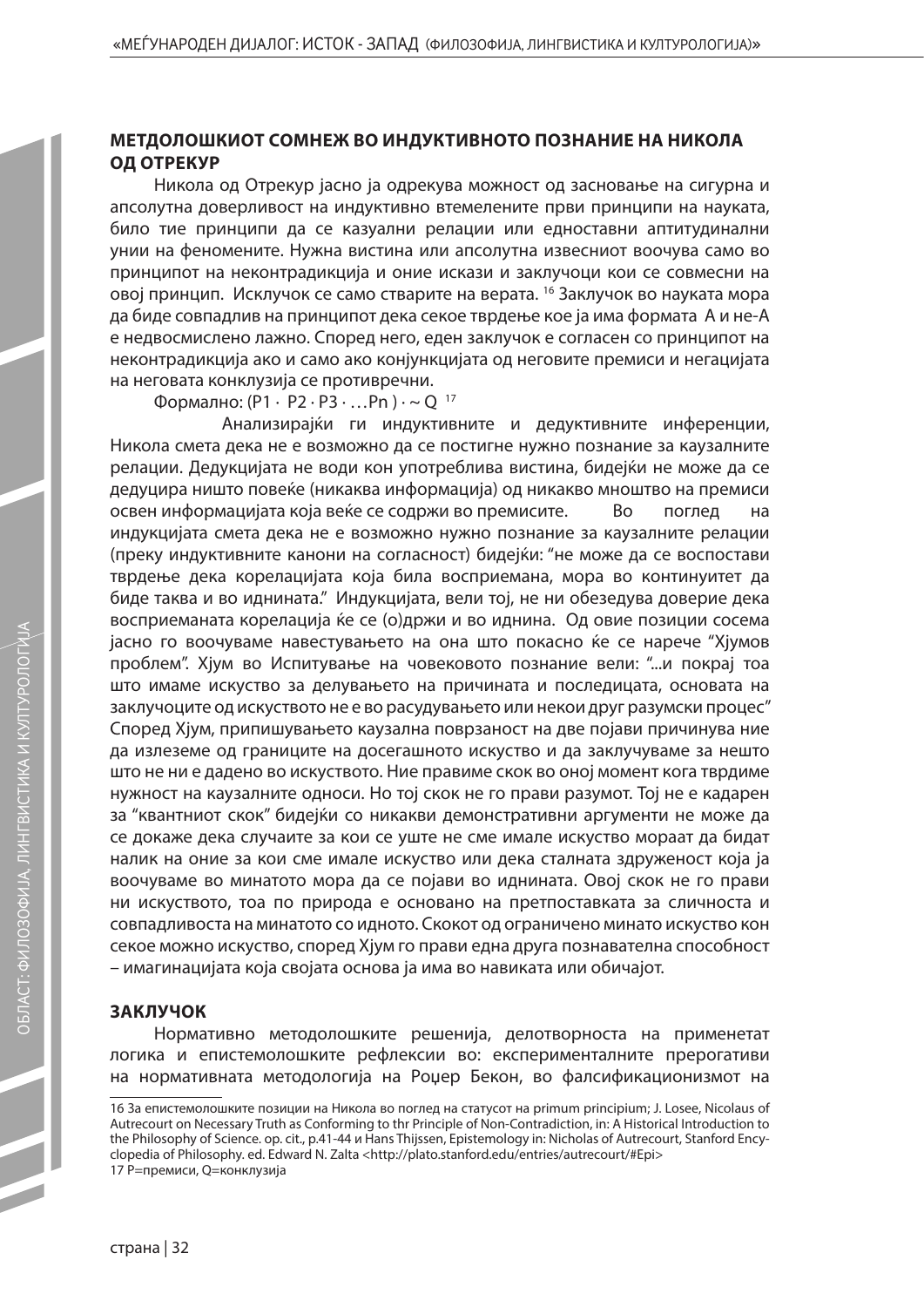## МЕТДОЛОШКИОТ СОМНЕЖ ВО ИНДУКТИВНОТО ПОЗНАНИЕ НА НИКОЛА ОД ОТРЕКУР

Никола од Отрекур јасно ја одрекува можност од засновање на сигурна и апсолутна доверливост на индуктивно втемелените први принципи на науката, било тие принципи да се казуални релации или едноставни аптитудинални унии на феномените. Нужна вистина или апсолутна извесниот воочува само во принципот на неконтрадикција и оние искази и заклучоци кои се совмесни на овој принцип. Исклучок се само стварите на верата.[16] Заклучок во науката мора да биде совпадлив на принципот дека секое тврдење кое ја има формата А и не-А е недвосмислено лажно. Според него, еден заклучок е согласен со принципот на неконтрадикција ако и само ако конјункцијата од неговите премиси и негацијата на неговата конклузија се противречни.

Формално: $(P1 \cdot P2 \cdot P3 \cdot \ldots Pn) \cdot \sim Q$ [17]

Анализирајќи ги индуктивните и дедуктивните инференции, Никола смета дека не е возможно да се постигне нужно познание за каузалните релации. Дедукцијата не води кон употреблива вистина, бидејќи не може да се дедуцира ништо повеќе (никаква информација) од никакво мноштво на премиси освен информацијата која веќе се содржи во премисите. Во поглед на индукцијата смета дека не е возможно нужно познание за каузалните релации (преку индуктивните канони на согласност) бидејќи: "не може да се воспостави тврдење дека корелацијата која била восприемана, мора во континуитет да биде таква и во иднината." Индукцијата, вели тој, не ни обезедува доверие дека восприеманата корелација ќе се (о)држи и во иднина. Од овие позиции сосема јасно го воочуваме навестувањето на она што покасно ќе се нарече "Хјумов проблем". Хјум во Испитување на човековото познание вели: "...и покрај тоа што имаме искуство за делувањето на причината и последицата, основата на заклучоците од искуството не е во расудувањето или некои друг разумски процес" Според Хјум, припишувањето каузална поврзаност на две појави причинува ние да излеземе од границите на досегашното искуство и да заклучуваме за нешто што не ни е дадено во искуството. Ние правиме скок во оној момент кога тврдиме нужност на каузалните односи. Но тој скок не го прави разумот. Тој не е кадарен за "квантниот скок" бидејќи со никакви демонстративни аргументи не може да се докаже дека случаите за кои се уште не сме имале искуство мораат да бидат налик на оние за кои сме имале искуство или дека сталната здруженост која ја воочуваме во минатото мора да се појави во иднината. Овој скок не го прави ни искуството, тоа по природа е основано на претпоставката за сличноста и совпадливоста на минатото со идното. Скокот од ограничено минато искуство кон секое можно искуство, според Хјум го прави една друга познавателна способност – имагинацијата која својата основа ја има во навиката или обичајот.

## ЗАКЛУЧОК

Нормативно методолошките решенија, делотворноста на применетат логика и епистемолошките рефлексии во: експерименталните прерогативи на нормативната методологија на Роџер Бекон, во фалсификационизмот на

---

16 За епистемолошките позиции на Никола во поглед на статусот на primum principium; J. Losee, Nicolaus of Autrecourt on Necessary Truth as Conforming to thr Principle of Non-Contradiction, in: A Historical Introduction to the Philosophy of Science. op. cit., p.41-44 и Hans Thijssen, Epistemology in: Nicholas of Autrecourt, Stanford Encyclopedia of Philosophy. ed. Edward N. Zalta <http://plato.stanford.edu/entries/autrecourt/#Epi>

17 P=премиси, Q=конклузија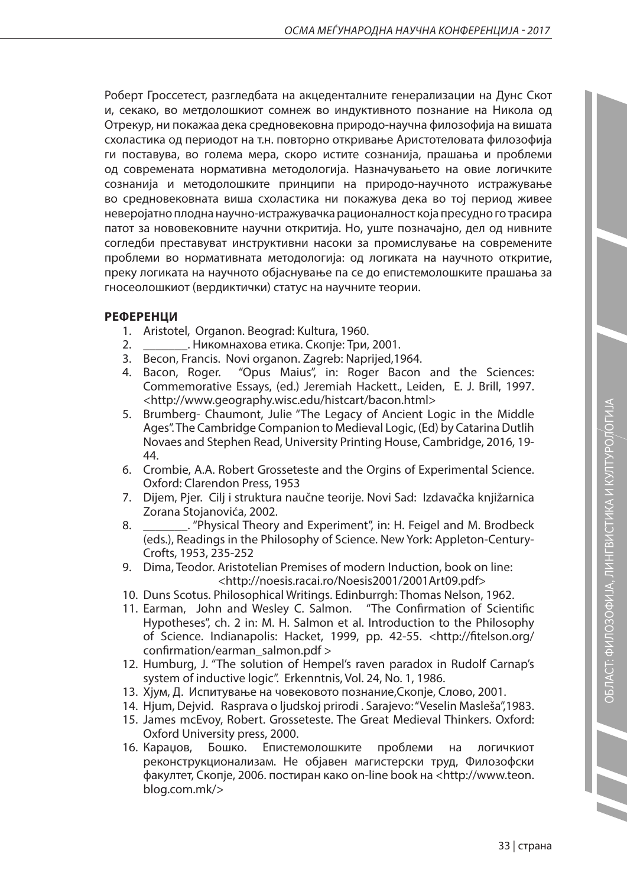Роберт Гроссетест, разгледбата на акцеденталните генерализации на Дунс Скот и, секако, во метдолошкиот сомнеж во индуктивното познание на Никола од Отрекур, ни покажаа дека средновековна природо-научна философија на вишата схоластика од периодот на т.н. повторно откривање Аристотеловата философија ги поставува, во голема мера, скоро истите сознанија, прашања и проблеми од современата нормативна методологија. Назначувањето на овие логичките сознанија и методолошките принципи на природо-научното истражување во средновековната виша схоластика ни покажува дека во тој период живее неверојатно плодна научно-истражувачка рационалност која пресудно го трасира патот за нововековните научни откритија. Но, уште позначајно, дел од нивните согледби преставуват инструктивни насоки за промислување на современите проблеми во нормативната методологија: од логиката на научното откритие, преку логиката на научното објаснување па се до епистемолошките прашања за гносеолошкиот (вердиктички) статус на научните теории.

**РЕФЕРЕНЦИ**

1. Aristotel, Organon. Beograd: Kultura, 1960.
2. _______. Никомнахова етика. Скопје: Три, 2001.
3. Becon, Francis. Novi organon. Zagreb: Naprijed,1964.
4. Bacon, Roger. "Opus Maius", in: Roger Bacon and the Sciences: Commemorative Essays, (ed.) Jeremiah Hackett., Leiden, E. J. Brill, 1997. <http://www.geography.wisc.edu/histcart/bacon.html>
5. Brumberg- Chaumont, Julie "The Legacy of Ancient Logic in the Middle Ages". The Cambridge Companion to Medieval Logic, (Ed) by Catarina Dutlih Novaes and Stephen Read, University Printing House, Cambridge, 2016, 19-44.
6. Crombie, A.A. Robert Grosseteste and the Orgins of Experimental Science. Oxford: Clarendon Press, 1953
7. Dijem, Pjer. Cilj i struktura naučne teorije. Novi Sad: Izdavačka knjižarnica Zorana Stojanovića, 2002.
8. _______. "Physical Theory and Experiment", in: H. Feigel and M. Brodbeck (eds.), Readings in the Philosophy of Science. New York: Appleton-Century-Crofts, 1953, 235-252
9. Dima, Teodor. Aristotelian Premises of modern Induction, book on line: <http://noesis.racai.ro/Noesis2001/2001Art09.pdf>
10. Duns Scotus. Philosophical Writings. Edinburrgh: Thomas Nelson, 1962.
11. Earman, John and Wesley C. Salmon. "The Confirmation of Scientific Hypotheses", ch. 2 in: M. H. Salmon et al. Introduction to the Philosophy of Science. Indianapolis: Hacket, 1999, pp. 42-55. <http://fitelson.org/confirmation/earman_salmon.pdf >
12. Humburg, J. "The solution of Hempel's raven paradox in Rudolf Carnap's system of inductive logic". Erkenntnis, Vol. 24, No. 1, 1986.
13. Хјум, Д. Испитување на човековото познание,Скопје, Слово, 2001.
14. Hjum, Dejvid. Rasprava o ljudskoj prirodi . Sarajevo: "Veselin Masleša",1983.
15. James mcEvoy, Robert. Grosseteste. The Great Medieval Thinkers. Oxford: Oxford University press, 2000.
16. Караџов, Бошко. Епистемолошките проблеми на логичкиот реконструкционализам. Не објавен магистерски труд, Филозофски факултет, Скопје, 2006. постиран како on-line book на <http://www.teon.blog.com.mk/>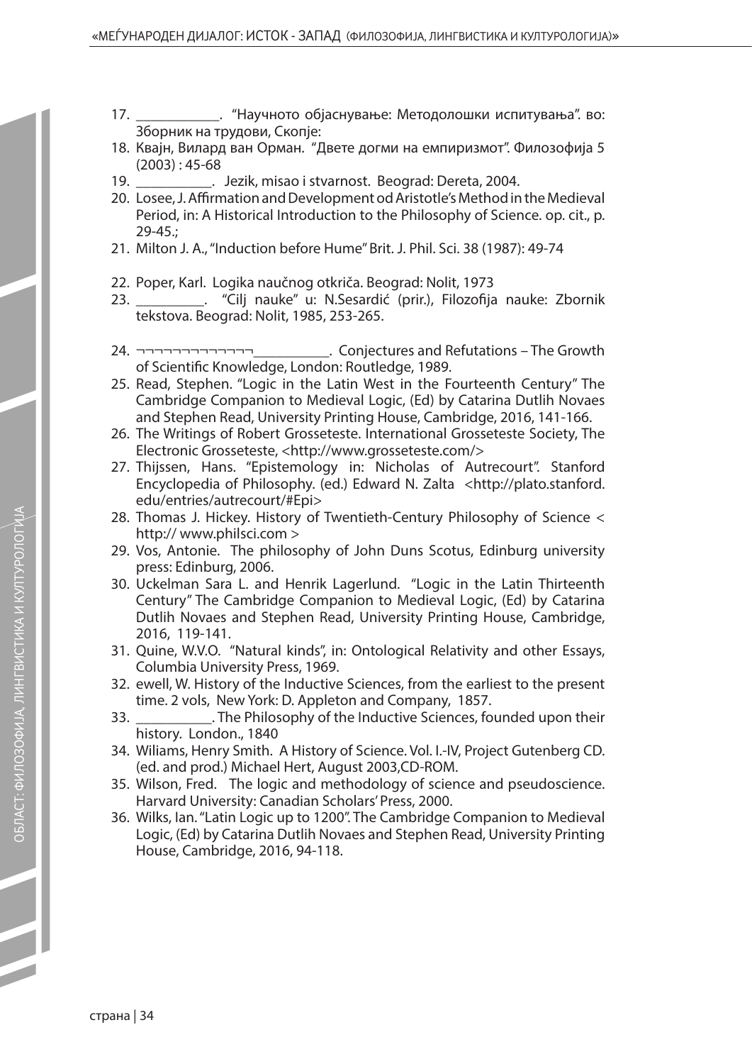17. ___________. "Научното објаснување: Методолошки испитувања". во: Зборник на трудови, Скопје:
18. Квајн, Вилард ван Орман. "Двете догми на емпиризмот". Филозофија 5 (2003) : 45-68
19. __________. Jezik, misao i stvarnost. Beograd: Dereta, 2004.
20. Losee, J. Affirmation and Development od Aristotle's Method in the Medieval Period, in: A Historical Introduction to the Philosophy of Science. op. cit., p. 29-45.;
21. Milton J. A., "Induction before Hume" Brit. J. Phil. Sci. 38 (1987): 49-74
22. Poper, Karl. Logika naučnog otkriča. Beograd: Nolit, 1973
23. _________. "Cilj nauke" u: N.Sesardić (prir.), Filozofija nauke: Zbornik tekstova. Beograd: Nolit, 1985, 253-265.
24. ¬¬¬¬¬¬¬¬¬¬¬¬¬__________. Conjectures and Refutations – The Growth of Scientific Knowledge, London: Routledge, 1989.
25. Read, Stephen. "Logic in the Latin West in the Fourteenth Century" The Cambridge Companion to Medieval Logic, (Ed) by Catarina Dutlih Novaes and Stephen Read, University Printing House, Cambridge, 2016, 141-166.
26. The Writings of Robert Grosseteste. International Grosseteste Society, The Electronic Grosseteste, <http://www.grosseteste.com/>
27. Thijssen, Hans. "Epistemology in: Nicholas of Autrecourt". Stanford Encyclopedia of Philosophy. (ed.) Edward N. Zalta <http://plato.stanford.edu/entries/autrecourt/#Epi>
28. Thomas J. Hickey. History of Twentieth-Century Philosophy of Science < http:// www.philsci.com >
29. Vos, Antonie. The philosophy of John Duns Scotus, Edinburg university press: Edinburg, 2006.
30. Uckelman Sara L. and Henrik Lagerlund. "Logic in the Latin Thirteenth Century" The Cambridge Companion to Medieval Logic, (Ed) by Catarina Dutlih Novaes and Stephen Read, University Printing House, Cambridge, 2016, 119-141.
31. Quine, W.V.O. "Natural kinds", in: Ontological Relativity and other Essays, Columbia University Press, 1969.
32. ewell, W. History of the Inductive Sciences, from the earliest to the present time. 2 vols, New York: D. Appleton and Company, 1857.
33. __________. The Philosophy of the Inductive Sciences, founded upon their history. London., 1840
34. Wiliams, Henry Smith. A History of Science. Vol. I.-IV, Project Gutenberg CD. (ed. and prod.) Michael Hert, August 2003,CD-ROM.
35. Wilson, Fred. The logic and methodology of science and pseudoscience. Harvard University: Canadian Scholars' Press, 2000.
36. Wilks, Ian. "Latin Logic up to 1200". The Cambridge Companion to Medieval Logic, (Ed) by Catarina Dutlih Novaes and Stephen Read, University Printing House, Cambridge, 2016, 94-118.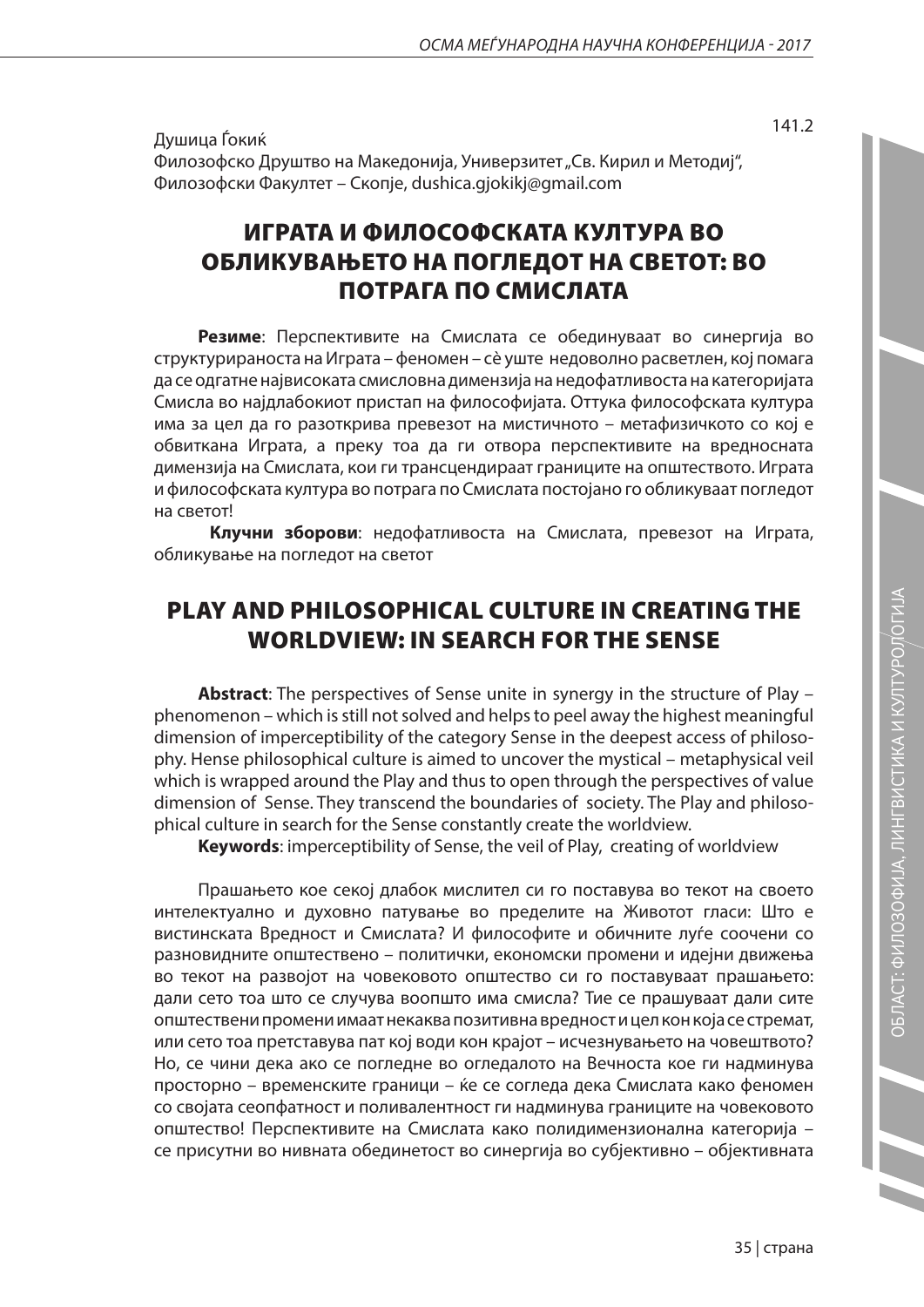141.2

Душица Ѓокиќ
Филозофско Друштво на Македонија, Универзитет „Св. Кирил и Методиј“, Филозофски Факултет – Скопје, dushica.gjokikj@gmail.com

# ИГРАТА И ФИЛОСОФСКАТА КУЛТУРА ВО ОБЛИКУВАЊЕТО НА ПОГЛЕДОТ НА СВЕТОТ: ВО ПОТРАГА ПО СМИСЛАТА

**Резиме**: Перспективите на Смислата се обединуваат во синергија во структурираноста на Играта – феномен – сѐ уште недоволно расветлен, кој помага да се одгатне највисоката смисловна димензија на недофатливоста на категоријата Смисла во најдлабокиот пристап на философијата. Оттука философската култура има за цел да го разоткрива превезот на мистичното – метафизичкото со кој е обвиткана Играта, а преку тоа да ги отвора перспективите на вредносната димензија на Смислата, кои ги трансцендираат границите на општеството. Играта и философската култура во потрага по Смислата постојано го обликуваат погледот на светот!

**Клучни зборови**: недофатливоста на Смислата, превезот на Играта, обликување на погледот на светот

# PLAY AND PHILOSOPHICAL CULTURE IN CREATING THE WORLDVIEW: IN SEARCH FOR THE SENSE

**Abstract**: The perspectives of Sense unite in synergy in the structure of Play – phenomenon – which is still not solved and helps to peel away the highest meaningful dimension of imperceptibility of the category Sense in the deepest access of philosophy. Hense philosophical culture is aimed to uncover the mystical – metaphysical veil which is wrapped around the Play and thus to open through the perspectives of value dimension of Sense. They transcend the boundaries of society. The Play and philosophical culture in search for the Sense constantly create the worldview.

**Keywords**: imperceptibility of Sense, the veil of Play, creating of worldview

Прашањето кое секој длабок мислител си го поставува во текот на своето интелектуално и духовно патување во пределите на Животот гласи: Што е вистинската Вредност и Смислата? И философите и обичните луѓе соочени со разновидните општествено – политички, економски промени и идејни движења во текот на развојот на човековото општество си го поставуваат прашањето: дали сето тоа што се случува воопшто има смисла? Тие се прашуваат дали сите општествени промени имаат некаква позитивна вредност и цел кон која се стремат, или сето тоа претставува пат кој води кон крајот – исчезнувањето на човештвото? Но, се чини дека ако се погледне во огледалото на Вечноста кое ги надминува просторно – временските граници – ќе се согледа дека Смислата како феномен со својата сеопфатност и поливалентност ги надминува границите на човековото општество! Перспективите на Смислата како полидимензионална категорија – се присутни во нивната обединетост во синергија во субјективно – објективната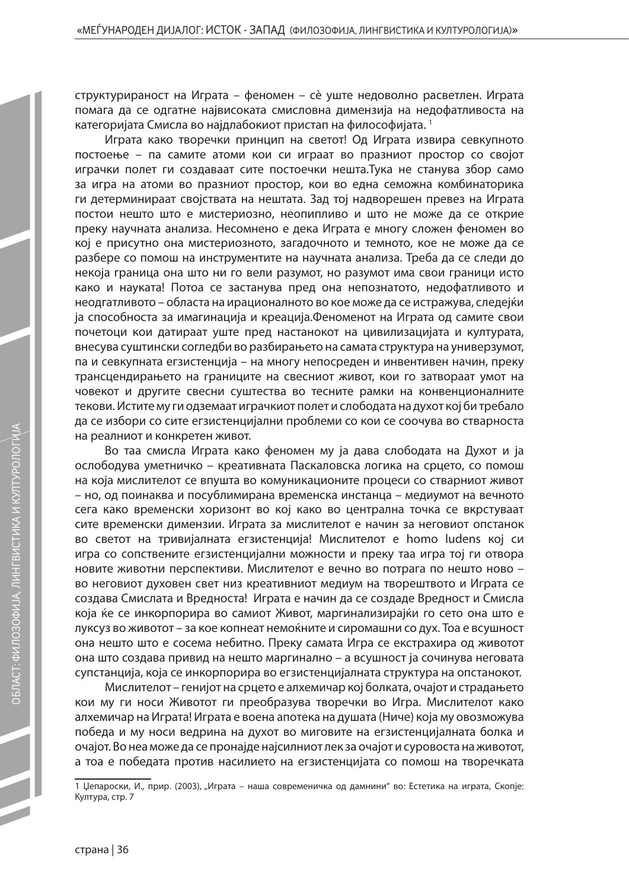структурираност на Играта – феномен – сѐ уште недоволно расветлен. Играта помага да се одгатне највисоката смисловна димензија на недофатливоста на категоријата Смисла во најдлабокиот пристап на философијата. [1]

Играта како творечки принцип на светот! Од Играта извира севкупното постоење – па самите атоми кои си играат во празниот простор со својот играчки полет ги создаваат сите постоечки нешта.Тука не станува збор само за игра на атоми во празниот простор, кои во една семожна комбинаторика ги детерминираат својствата на нештата. Зад тој надворешен превез на Играта постои нешто што е мистериозно, неопипливо и што не може да се открие преку научната анализа. Несомнено е дека Играта е многу сложен феномен во кој е присутно она мистериозното, загадочното и темното, кое не може да се разбере со помош на инструментите на научната анализа. Треба да се следи до некоја граница она што ни го вели разумот, но разумот има свои граници исто како и науката! Потоа се застанува пред она непознатото, недофатливото и неодгатливото – областа на ирационалното во кое може да се истражува, следејќи ја способноста за имагинација и креација.Феноменот на Играта од самите свои почетоци кои датираат уште пред настанокот на цивилизацијата и културата, внесува суштински согледби во разбирањето на самата структура на универзумот, па и севкупната егзистенција – на многу непосреден и инвентивен начин, преку трансцендирањето на границите на свесниот живот, кои го затвораат умот на човекот и другите свесни суштества во тесните рамки на конвенционалните текови. Истите му ги одземаат играчкиот полет и слободата на духот кој би требало да се избори со сите егзистенцијални проблеми со кои се соочува во стварноста на реалниот и конкретен живот.

Во таа смисла Играта како феномен му ја дава слободата на Духот и ја ослободува уметничко – креативната Паскаловска логика на срцето, со помош на која мислителот се впушта во комуникационите процеси со стварниот живот – но, од поинаква и посублимирана временска инстанца – медиумот на вечното сега како временски хоризонт во кој како во централна точка се вкрстуваат сите временски димензии. Играта за мислителот е начин за неговиот опстанок во светот на тривијалната егзистенција! Мислителот е homo ludens кој си игра со сопствените егзистенцијални можности и преку таа игра тој ги отвора новите животни перспективи. Мислителот е вечно во потрага по нешто ново – во неговиот духовен свет низ креативниот медиум на творештвото и Играта се создава Смислата и Вредноста! Играта е начин да се создаде Вредност и Смисла која ќе се инкорпорира во самиот Живот, маргинализирајќи го сето она што е луксуз во животот – за кое копнеат немоќните и сиромашни со дух. Тоа е всушност она нешто што е сосема небитно. Преку самата Игра се екстрахира од животот она што создава привид на нешто маргинално – а всушност ја сочинува неговата супстанција, која се инкорпорира во егзистенцијалната структура на опстанокот.

Мислителот – генијот на срцето е алхемичар кој болката, очајот и страдањето кои му ги носи Животот ги преобразува творечки во Игра. Мислителот како алхемичар на Играта! Играта е воена апотека на душата (Ниче) која му овозможува победа и му носи ведрина на духот во миговите на егзистенцијалната болка и очајот. Во неа може да се пронајде најсилниот лек за очајот и суровоста на животот, а тоа е победата против насилието на егзистенцијата со помош на творечката

---

1 Џепароски, И., прир. (2003), „Играта – наша современичка од дамнини" во: Естетика на играта, Скопје: Култура, стр. 7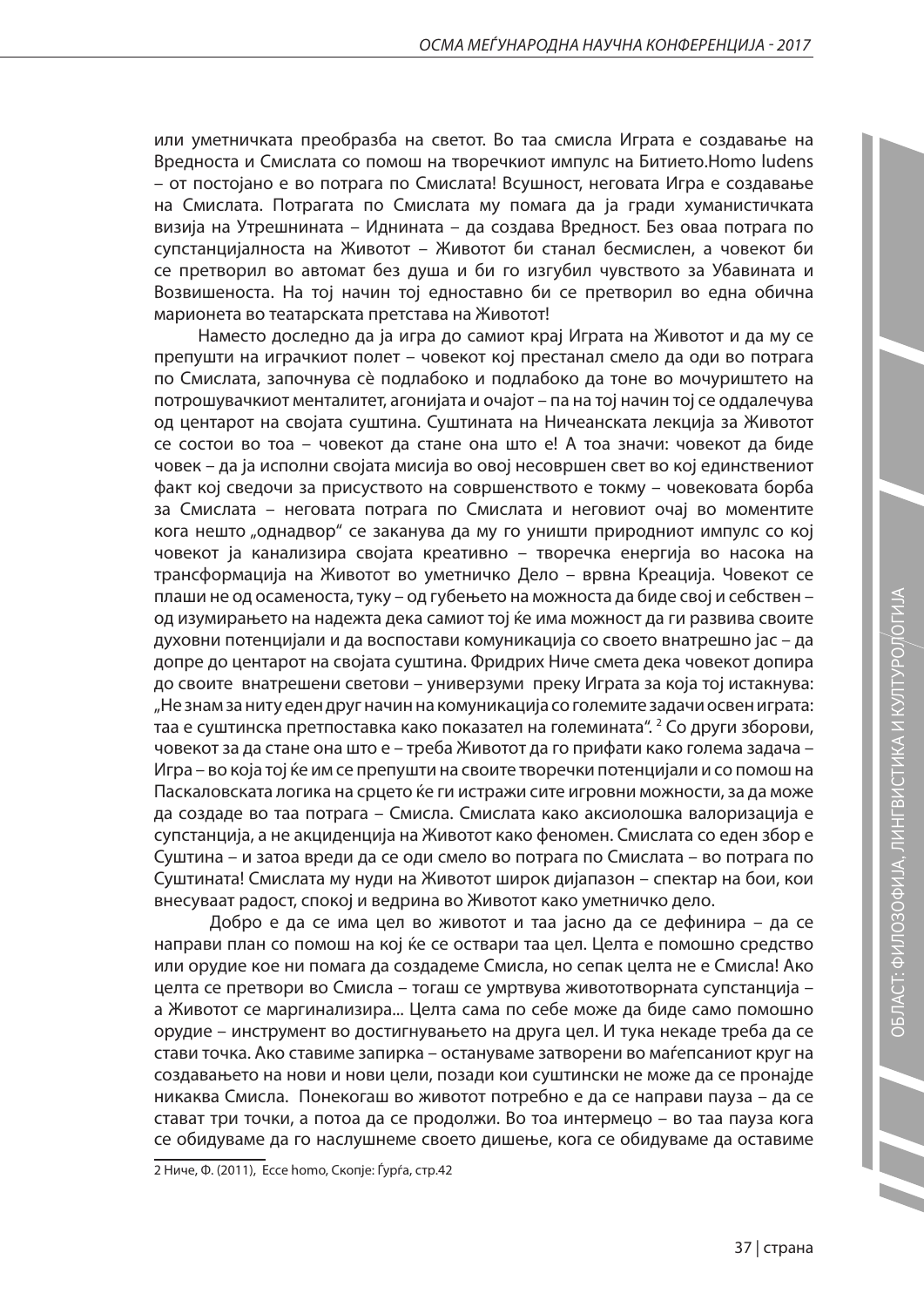или уметничката преобразба на светот. Во таа смисла Играта е создавање на Вредноста и Смислата со помош на творечкиот импулс на Битието.Homo ludens – от постојано е во потрага по Смислата! Всушност, неговата Игра е создавање на Смислата. Потрагата по Смислата му помага да ја гради хуманистичката визија на Утрешнината – Иднината – да создава Вредност. Без оваа потрага по супстанцијалноста на Животот – Животот би станал бесмислен, а човекот би се претворил во автомат без душа и би го изгубил чувството за Убавината и Возвишеноста. На тој начин тој едноставно би се претворил во една обична марионета во театарската претстава на Животот!

Наместо доследно да ја игра до самиот крај Играта на Животот и да му се препушти на играчкиот полет – човекот кој престанал смело да оди во потрага по Смислата, започнува сѐ подлабоко и подлабоко да тоне во мочуриштето на потрошувачкиот менталитет, агонијата и очајот – па на тој начин тој се оддалечува од центарот на својата суштина. Суштината на Ничеанската лекција за Животот се состои во тоа – човекот да стане она што е! А тоа значи: човекот да биде човек – да ја исполни својата мисија во овој несовршен свет во кој единствениот факт кој сведочи за присуството на совршенството е токму – човековата борба за Смислата – неговата потрага по Смислата и неговиот очај во моментите кога нешто „однадвор" се заканува да му го уништи природниот импулс со кој човекот ја канализира својата креативно – творечка енергија во насока на трансформација на Животот во уметничко Дело – врвна Креација. Човекот се плаши не од осаменоста, туку – од губењето на можноста да биде свој и себствен – од изумирањето на надежта дека самиот тој ќе има можност да ги развива своите духовни потенцијали и да воспостави комуникација со своето внатрешно јас – да допре до центарот на својата суштина. Фридрих Ниче смета дека човекот допира до своите внатрешени светови – универзуми преку Играта за која тој истакнува: „Не знам за ниту еден друг начин на комуникација со големите задачи освен играта: таа е суштинска претпоставка како показател на големината".[2] Со други зборови, човекот за да стане она што е – треба Животот да го прифати како голема задача – Игра – во која тој ќе им се препушти на своите творечки потенцијали и со помош на Паскаловската логика на срцето ќе ги истражи сите игровни можности, за да може да создаде во таа потрага – Смисла. Смислата како аксиолошка валоризација е супстанција, а не акциденција на Животот како феномен. Смислата со еден збор е Суштина – и затоа вреди да се оди смело во потрага по Смислата – во потрага по Суштината! Смислата му нуди на Животот широк дијапазон – спектар на бои, кои внесуваат радост, спокој и ведрина во Животот како уметничко дело.

Добро е да се има цел во животот и таа јасно да се дефинира – да се направи план со помош на кој ќе се оствари таа цел. Целта е помошно средство или орудие кое ни помага да создадеме Смисла, но сепак целта не е Смисла! Ако целта се претвори во Смисла – тогаш се умртвува живототворната супстанција – а Животот се маргинализира... Целта сама по себе може да биде само помошно орудие – инструмент во достигнувањето на друга цел. И тука некаде треба да се стави точка. Ако ставиме запирка – остануваме затворени во маѓепсаниот круг на создавањето на нови и нови цели, позади кои суштински не може да се пронајде никаква Смисла. Понекогаш во животот потребно е да се направи пауза – да се стават три точки, а потоа да се продолжи. Во тоа интермецо – во таа пауза кога се обидуваме да го наслушнеме своето дишење, кога се обидуваме да оставиме

---

2 Ниче, Ф. (2011), Ecce homo, Скопје: Ѓурѓа, стр.42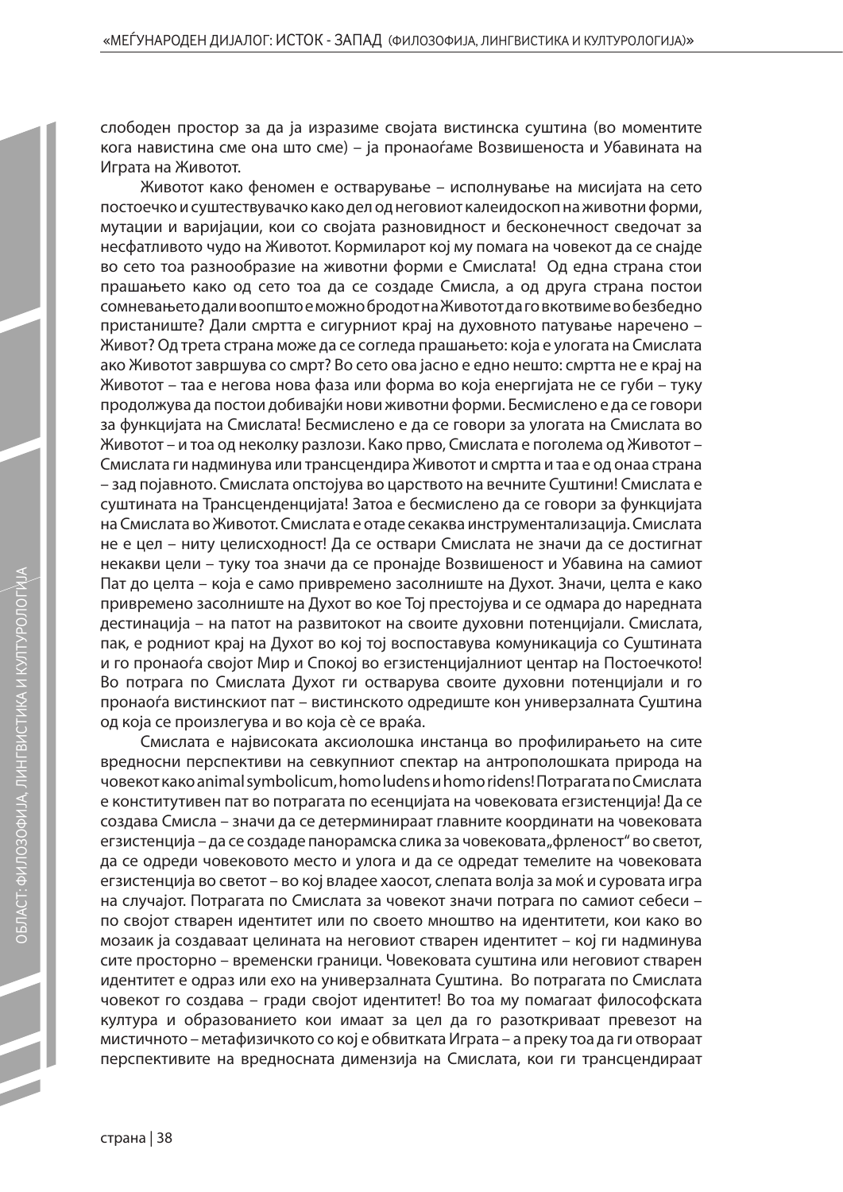слободен простор за да ја изразиме својата вистинска суштина (во моментите кога навистина сме она што сме) – ја пронаоѓаме Возвишеноста и Убавината на Играта на Животот.

Животот како феномен е остварување – исполнување на мисијата на сето постоечко и суштествувачко како дел од неговиот калеидоскоп на животни форми, мутации и варијации, кои со својата разновидност и бесконечност сведочат за несфатливото чудо на Животот. Кормиларот кој му помага на човекот да се снајде во сето тоа разнообразие на животни форми е Смислата! Од една страна стои прашањето како од сето тоа да се создаде Смисла, а од друга страна постои сомневањето дали воопшто е можно бродот на Животот да го вкотвиме во безбедно пристаниште? Дали смртта е сигурниот крај на духовното патување наречено – Живот? Од трета страна може да се согледа прашањето: која е улогата на Смислата ако Животот завршува со смрт? Во сето ова јасно е едно нешто: смртта не е крај на Животот – таа е негова нова фаза или форма во која енергијата не се губи – туку продолжува да постои добивајќи нови животни форми. Бесмислено е да се говори за функцијата на Смислата! Бесмислено е да се говори за улогата на Смислата во Животот – и тоа од неколку разлози. Како прво, Смислата е поголема од Животот – Смислата ги надминува или трансцендира Животот и смртта и таа е од онаа страна – зад појавното. Смислата опстојува во царството на вечните Суштини! Смислата е суштината на Трансценденцијата! Затоа е бесмислено да се говори за функцијата на Смислата во Животот. Смислата е отаде секаква инструментализација. Смислата не е цел – ниту целисходност! Да се оствари Смислата не значи да се достигнат некакви цели – туку тоа значи да се пронајде Возвишеност и Убавина на самиот Пат до целта – која е само привремено засолниште на Духот. Значи, целта е како привремено засолниште на Духот во кое Тој престојува и се одмара до наредната дестинација – на патот на развитокот на своите духовни потенцијали. Смислата, пак, е родниот крај на Духот во кој тој воспоставува комуникација со Суштината и го пронаоѓа својот Мир и Спокој во егзистенцијалниот центар на Постоечкото! Во потрага по Смислата Духот ги остварува своите духовни потенцијали и го пронаоѓа вистинскиот пат – вистинското одредиште кон универзалната Суштина од која се произлегува и во која сѐ се враќа.

Смислата е највисоката аксиолошка инстанца во профилирањето на сите вредносни перспективи на севкупниот спектар на антрополошката природа на човекот како animal symbolicum, homo ludens и homo ridens! Потрагата по Смислата е конститутивен пат во потрагата по есенцијата на човековата егзистенција! Да се создава Смисла – значи да се детерминираат главните координати на човековата егзистенција – да се создаде панорамска слика за човековата „фрленост" во светот, да се одреди човековото место и улога и да се одредат темелите на човековата егзистенција во светот – во кој владее хаосот, слепата волја за моќ и суровата игра на случајот. Потрагата по Смислата за човекот значи потрага по самиот себеси – по својот стварен идентитет или по своето мноштво на идентитети, кои како во мозаик ја создаваат целината на неговиот стварен идентитет – кој ги надминува сите просторно – временски граници. Човековата суштина или неговиот стварен идентитет е одраз или ехо на универзалната Суштина. Во потрагата по Смислата човекот го создава – гради својот идентитет! Во тоа му помагаат философската култура и образованието кои имаат за цел да го разоткриваат превезот на мистичното – метафизичкото со кој е обвиткута Играта – а преку тоа да ги отвораат перспективите на вредносната димензија на Смислата, кои ги трансцендираат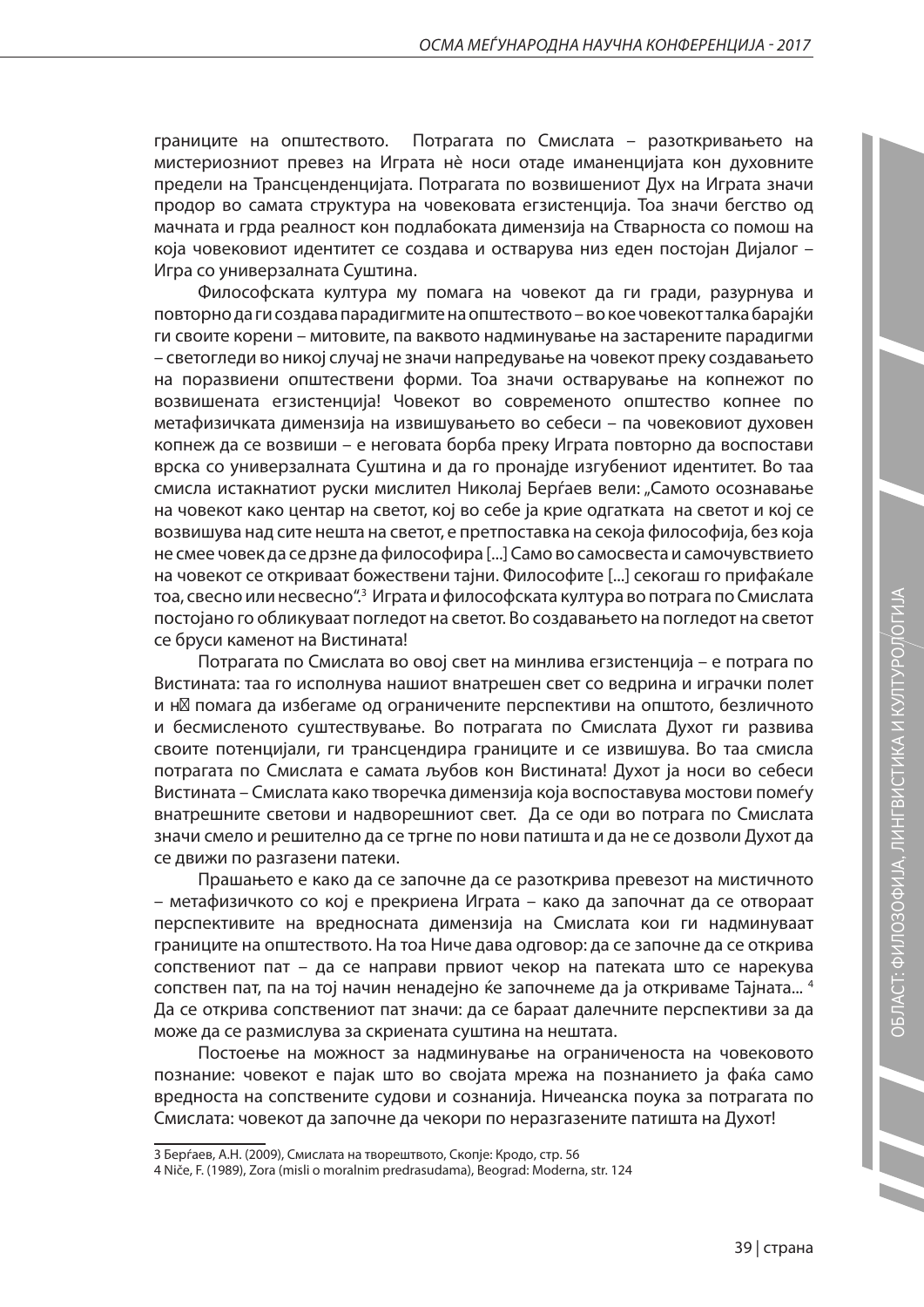границите на општеството. Потрагата по Смислата – разоткривањето на мистериозниот превез на Играта нè носи отаде иманенцијата кон духовните предели на Трансценденцијата. Потрагата по возвишениот Дух на Играта значи продор во самата структура на човековата егзистенција. Тоа значи бегство од мачната и грда реалност кон подлабоката димензија на Стварноста со помош на која човековиот идентитет се создава и остварува низ еден постојан Дијалог – Игра со универзалната Суштина.

Философската култура му помага на човекот да ги гради, разурнува и повторно да ги создава парадигмите на општеството – во кое човекот талка барајќи ги своите корени – митовите, па ваквото надминување на застарените парадигми – светогледи во никој случај не значи напредување на човекот преку создавањето на поразвиени општествени форми. Тоа значи остварување на копнежот по возвишената егзистенција! Човекот во современото општество копнее по метафизичката димензија на извишувањето во себеси – па човековиот духовен копнеж да се возвиши – е неговата борба преку Играта повторно да воспостави врска со универзалната Суштина и да го пронајде изгубениот идентитет. Во таа смисла истакнатиот руски мислител Николај Берѓаев вели: „Самото осознавање на човекот како центар на светот, кој во себе ја крие одгатката на светот и кој се возвишува над сите нешта на светот, е претпоставка на секоја философија, без која не смее човек да се дрзне да философира [...] Само во самосвеста и самочувствието на човекот се откриваат божествени тајни. Философите [...] секогаш го прифаќале тоа, свесно или несвесно".[3] Играта и философската култура во потрага по Смислата постојано го обликуваат погледот на светот. Во создавањето на погледот на светот се бруси каменот на Вистината!

Потрагата по Смислата во овој свет на минлива егзистенција – е потрага по Вистината: таа го исполнува нашиот внатрешен свет со ведрина и играчки полет и нѝ помага да избегаме од ограничените перспективи на општото, безличното и бесмисленото суштествување. Во потрагата по Смислата Духот ги развива своите потенцијали, ги трансцендира границите и се извишува. Во таа смисла потрагата по Смислата е самата љубов кон Вистината! Духот ја носи во себеси Вистината – Смислата како творечка димензија која воспоставува мостови помеѓу внатрешните светови и надворешниот свет. Да се оди во потрага по Смислата значи смело и решително да се тргне по нови патишта и да не се дозволи Духот да се движи по разгазени патеки.

Прашањето е како да се започне да се разоткрива превезот на мистичното – метафизичкото со кој е прекриена Играта – како да започнат да се отвораат перспективите на вредносната димензија на Смислата кои ги надминуваат границите на општеството. На тоа Ниче дава одговор: да се започне да се открива сопствениот пат – да се направи првиот чекор на патеката што се нарекува сопствен пат, па на тој начин ненадејно ќе започнеме да ја откриваме Тајната...[4] Да се открива сопствениот пат значи: да се бараат далечните перспективи за да може да се размислува за скриената суштина на нештата.

Постоење на можност за надминување на ограниченоста на човековото познание: човекот е пајак што во својата мрежа на познанието ја фаќа само вредноста на сопствените судови и сознанија. Ничеанска поука за потрагата по Смислата: човекот да започне да чекори по неразгазените патишта на Духот!

---

3 Берѓаев, А.Н. (2009), Смислата на творештвото, Скопје: Кродо, стр. 56

4 Niče, F. (1989), Zora (misli o moralnim predrasudama), Beograd: Moderna, str. 124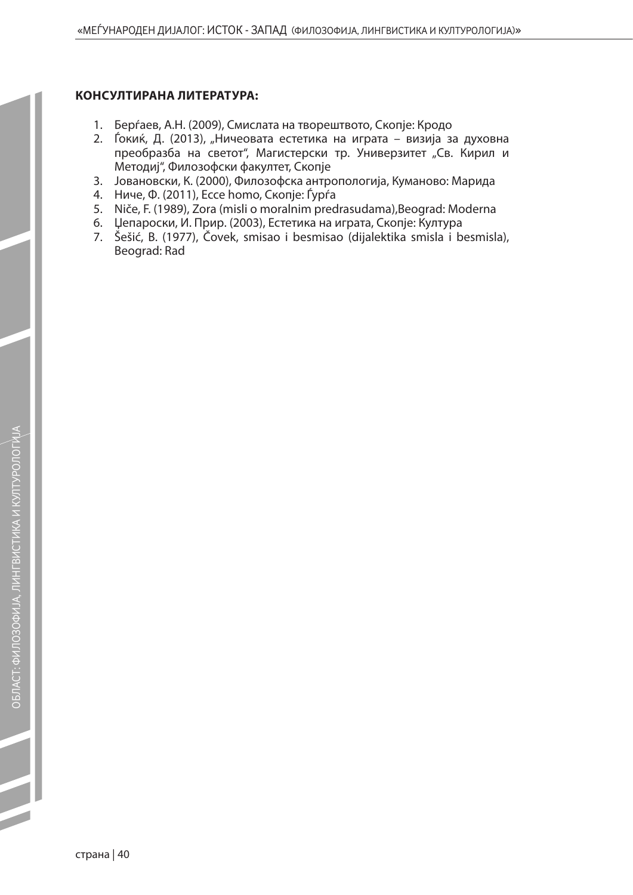**КОНСУЛТИРАНА ЛИТЕРАТУРА:**

1. Берѓаев, А.Н. (2009), Смислата на творештвото, Скопје: Кродо
2. Ѓокиќ, Д. (2013), „Ничеовата естетика на играта – визија за духовна преобразба на светот", Магистерски тр. Универзитет „Св. Кирил и Методиј", Филозофски факултет, Скопје
3. Јовановски, К. (2000), Филозофска антропологија, Куманово: Марида
4. Ниче, Ф. (2011), Ecce homo, Скопје: Ѓурѓа
5. Niče, F. (1989), Zora (misli o moralnim predrasudama),Beograd: Moderna
6. Џепароски, И. Прир. (2003), Естетика на играта, Скопје: Култура
7. Šešić, B. (1977), Čovek, smisao i besmisao (dijalektika smisla i besmisla), Beograd: Rad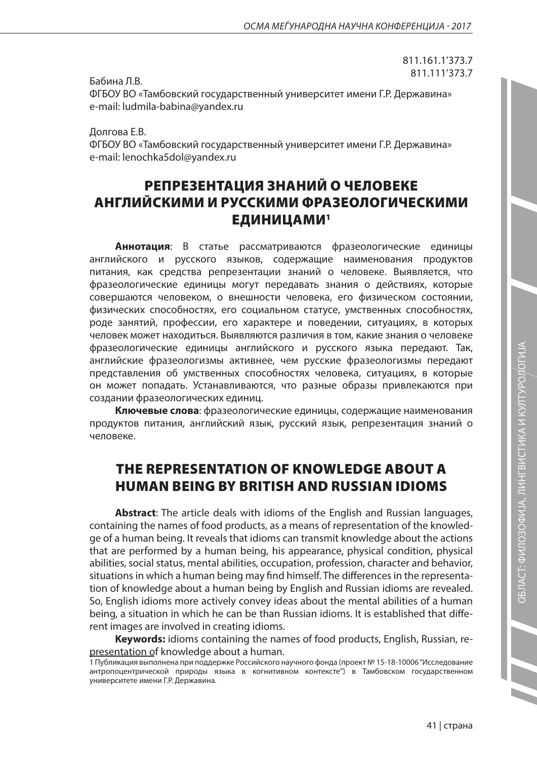811.161.1'373.7
811.111'373.7

Бабина Л.В.
ФГБОУ ВО «Тамбовский государственный университет имени Г.Р. Державина»
e-mail: ludmila-babina@yandex.ru

Долгова Е.В.
ФГБОУ ВО «Тамбовский государственный университет имени Г.Р. Державина»
e-mail: lenochka5dol@yandex.ru

# РЕПРЕЗЕНТАЦИЯ ЗНАНИЙ О ЧЕЛОВЕКЕ АНГЛИЙСКИМИ И РУССКИМИ ФРАЗЕОЛОГИЧЕСКИМИ ЕДИНИЦАМИ[1]

**Аннотация**: В статье рассматриваются фразеологические единицы английского и русского языков, содержащие наименования продуктов питания, как средства репрезентации знаний о человеке. Выявляется, что фразеологические единицы могут передавать знания о действиях, которые совершаются человеком, о внешности человека, его физическом состоянии, физических способностях, его социальном статусе, умственных способностях, роде занятий, профессии, его характере и поведении, ситуациях, в которых человек может находиться. Выявляются различия в том, какие знания о человеке фразеологические единицы английского и русского языка передают. Так, английские фразеологизмы активнее, чем русские фразеологизмы передают представления об умственных способностях человека, ситуациях, в которые он может попадать. Устанавливаются, что разные образы привлекаются при создании фразеологических единиц.

**Ключевые слова**: фразеологические единицы, содержащие наименования продуктов питания, английский язык, русский язык, репрезентация знаний о человеке.

# THE REPRESENTATION OF KNOWLEDGE ABOUT A HUMAN BEING BY BRITISH AND RUSSIAN IDIOMS

**Abstract**: The article deals with idioms of the English and Russian languages, containing the names of food products, as a means of representation of the knowledge of a human being. It reveals that idioms can transmit knowledge about the actions that are performed by a human being, his appearance, physical condition, physical abilities, social status, mental abilities, occupation, profession, character and behavior, situations in which a human being may find himself. The differences in the representation of knowledge about a human being by English and Russian idioms are revealed. So, English idioms more actively convey ideas about the mental abilities of a human being, a situation in which he can be than Russian idioms. It is established that different images are involved in creating idioms.

**Keywords:** idioms containing the names of food products, English, Russian, representation of knowledge about a human.

[1] Публикация выполнена при поддержке Российского научного фонда (проект № 15-18-10006 "Исследование антропоцентрической природы языка в когнитивном контексте") в Тамбовском государственном университете имени Г.Р. Державина.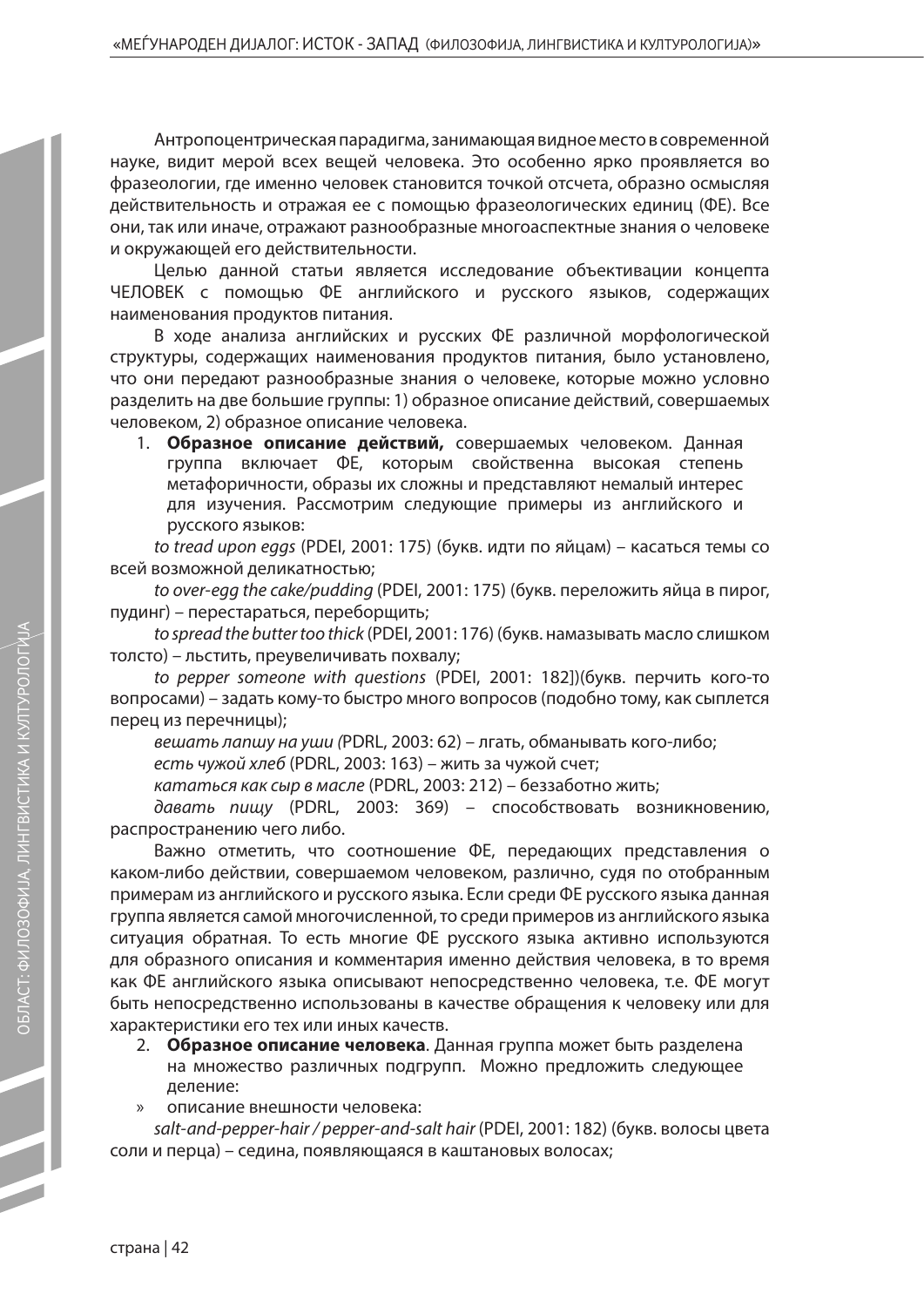Антропоцентрическая парадигма, занимающая видное место в современной науке, видит мерой всех вещей человека. Это особенно ярко проявляется во фразеологии, где именно человек становится точкой отсчета, образно осмысляя действительность и отражая ее с помощью фразеологических единиц (ФЕ). Все они, так или иначе, отражают разнообразные многоаспектные знания о человеке и окружающей его действительности.

Целью данной статьи является исследование объективации концепта ЧЕЛОВЕК с помощью ФЕ английского и русского языков, содержащих наименования продуктов питания.

В ходе анализа английских и русских ФЕ различной морфологической структуры, содержащих наименования продуктов питания, было установлено, что они передают разнообразные знания о человеке, которые можно условно разделить на две большие группы: 1) образное описание действий, совершаемых человеком, 2) образное описание человека.

1. **Образное описание действий,** совершаемых человеком. Данная группа включает ФЕ, которым свойственна высокая степень метафоричности, образы их сложны и представляют немалый интерес для изучения. Рассмотрим следующие примеры из английского и русского языков:

*to tread upon eggs* (PDEI, 2001: 175) (букв. идти по яйцам) – касаться темы со всей возможной деликатностью;

*to over-egg the cake/pudding* (PDEI, 2001: 175) (букв. переложить яйца в пирог, пудинг) – перестараться, переборщить;

*to spread the butter too thick* (PDEI, 2001: 176) (букв. намазывать масло слишком толсто) – льстить, преувеличивать похвалу;

*to pepper someone with questions* (PDEI, 2001: 182])(букв. перчить кого-то вопросами) – задать кому-то быстро много вопросов (подобно тому, как сыплется перец из перечницы);

*вешать лапшу на уши (*PDRL, 2003: 62) – лгать, обманывать кого-либо;

*есть чужой хлеб* (PDRL, 2003: 163) – жить за чужой счет;

*кататься как сыр в масле* (PDRL, 2003: 212) – беззаботно жить;

*давать пищу* (PDRL, 2003: 369) – способствовать возникновению, распространению чего либо.

Важно отметить, что соотношение ФЕ, передающих представления о каком-либо действии, совершаемом человеком, различно, судя по отобранным примерам из английского и русского языка. Если среди ФЕ русского языка данная группа является самой многочисленной, то среди примеров из английского языка ситуация обратная. То есть многие ФЕ русского языка активно используются для образного описания и комментария именно действия человека, в то время как ФЕ английского языка описывают непосредственно человека, т.е. ФЕ могут быть непосредственно использованы в качестве обращения к человеку или для характеристики его тех или иных качеств.

2. **Образное описание человека**. Данная группа может быть разделена на множество различных подгрупп. Можно предложить следующее деление:

» описание внешности человека:

*salt-and-pepper-hair / pepper-and-salt hair* (PDEI, 2001: 182) (букв. волосы цвета соли и перца) – седина, появляющаяся в каштановых волосах;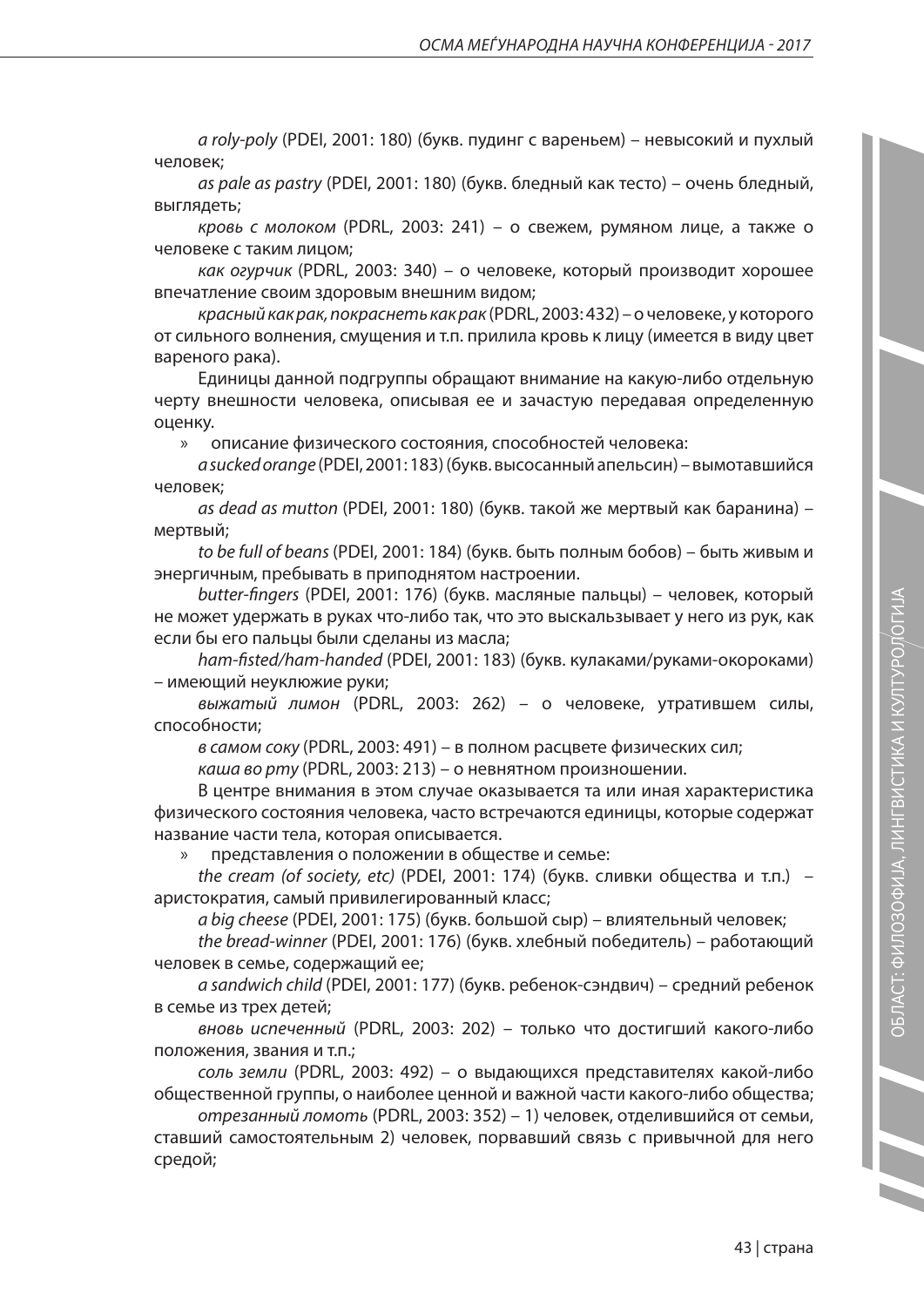*a roly-poly* (PDEI, 2001: 180) (букв. пудинг с вареньем) – невысокий и пухлый человек;

*as pale as pastry* (PDEI, 2001: 180) (букв. бледный как тесто) – очень бледный, выглядеть;

*кровь с молоком* (PDRL, 2003: 241) – о свежем, румяном лице, а также о человеке с таким лицом;

*как огурчик* (PDRL, 2003: 340) – о человеке, который производит хорошее впечатление своим здоровым внешним видом;

*красный как рак, покраснеть как рак* (PDRL, 2003: 432) – о человеке, у которого от сильного волнения, смущения и т.п. прилила кровь к лицу (имеется в виду цвет вареного рака).

Единицы данной подгруппы обращают внимание на какую-либо отдельную черту внешности человека, описывая ее и зачастую передавая определенную оценку.

» описание физического состояния, способностей человека:

*a sucked orange* (PDEI, 2001: 183) (букв. высосанный апельсин) – вымотавшийся человек;

*as dead as mutton* (PDEI, 2001: 180) (букв. такой же мертвый как баранина) – мертвый;

*to be full of beans* (PDEI, 2001: 184) (букв. быть полным бобов) – быть живым и энергичным, пребывать в приподнятом настроении.

*butter-fingers* (PDEI, 2001: 176) (букв. масляные пальцы) – человек, который не может удержать в руках что-либо так, что это выскальзывает у него из рук, как если бы его пальцы были сделаны из масла;

*ham-fisted/ham-handed* (PDEI, 2001: 183) (букв. кулаками/руками-окороками) – имеющий неуклюжие руки;

*выжатый лимон* (PDRL, 2003: 262) – о человеке, утратившем силы, способности;

*в самом соку* (PDRL, 2003: 491) – в полном расцвете физических сил;

*каша во рту* (PDRL, 2003: 213) – о невнятном произношении.

В центре внимания в этом случае оказывается та или иная характеристика физического состояния человека, часто встречаются единицы, которые содержат название части тела, которая описывается.

» представления о положении в обществе и семье:

*the cream (of society, etc)* (PDEI, 2001: 174) (букв. сливки общества и т.п.) – аристократия, самый привилегированный класс;

*a big cheese* (PDEI, 2001: 175) (букв. большой сыр) – влиятельный человек;

*the bread-winner* (PDEI, 2001: 176) (букв. хлебный победитель) – работающий человек в семье, содержащий ее;

*a sandwich child* (PDEI, 2001: 177) (букв. ребенок-сэндвич) – средний ребенок в семье из трех детей;

*вновь испеченный* (PDRL, 2003: 202) – только что достигший какого-либо положения, звания и т.п.;

*соль земли* (PDRL, 2003: 492) – о выдающихся представителях какой-либо общественной группы, о наиболее ценной и важной части какого-либо общества;

*отрезанный ломоть* (PDRL, 2003: 352) – 1) человек, отделившийся от семьи, ставший самостоятельным 2) человек, порвавший связь с привычной для него средой;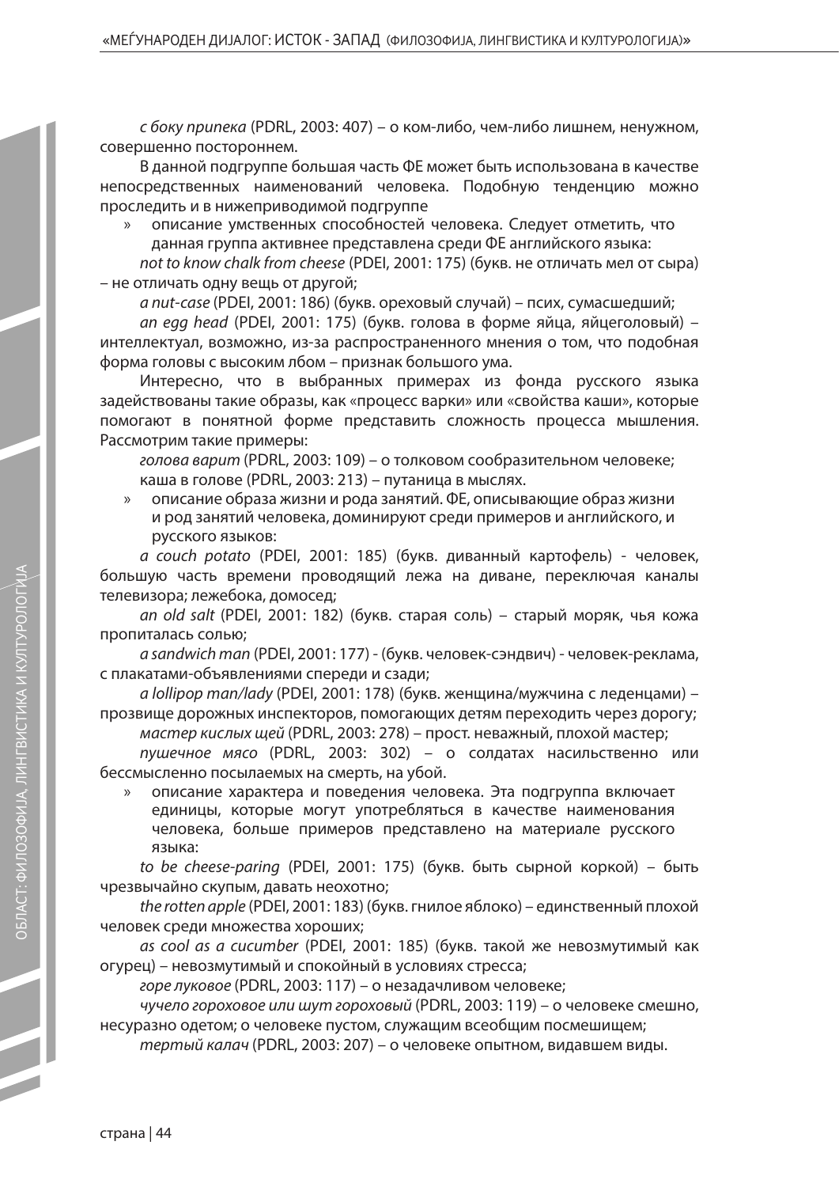*с боку припека* (PDRL, 2003: 407) – о ком-либо, чем-либо лишнем, ненужном, совершенно постороннем.

В данной подгруппе большая часть ФЕ может быть использована в качестве непосредственных наименований человека. Подобную тенденцию можно проследить и в нижеприводимой подгруппе

» описание умственных способностей человека. Следует отметить, что данная группа активнее представлена среди ФЕ английского языка:

*not to know chalk from cheese* (PDEI, 2001: 175) (букв. не отличать мел от сыра) – не отличать одну вещь от другой;

*a nut-case* (PDEI, 2001: 186) (букв. ореховый случай) – псих, сумасшедший;

*an egg head* (PDEI, 2001: 175) (букв. голова в форме яйца, яйцеголовый) – интеллектуал, возможно, из-за распространенного мнения о том, что подобная форма головы с высоким лбом – признак большого ума.

Интересно, что в выбранных примерах из фонда русского языка задействованы такие образы, как «процесс варки» или «свойства каши», которые помогают в понятной форме представить сложность процесса мышления. Рассмотрим такие примеры:

*голова варит* (PDRL, 2003: 109) – о толковом сообразительном человеке;

каша в голове (PDRL, 2003: 213) – путаница в мыслях.

» описание образа жизни и рода занятий. ФЕ, описывающие образ жизни и род занятий человека, доминируют среди примеров и английского, и русского языков:

*a couch potato* (PDEI, 2001: 185) (букв. диванный картофель) - человек, большую часть времени проводящий лежа на диване, переключая каналы телевизора; лежебока, домосед;

*an old salt* (PDEI, 2001: 182) (букв. старая соль) – старый моряк, чья кожа пропиталась солью;

*a sandwich man* (PDEI, 2001: 177) - (букв. человек-сэндвич) - человек-реклама, с плакатами-объявлениями спереди и сзади;

*a lollipop man/lady* (PDEI, 2001: 178) (букв. женщина/мужчина с леденцами) – прозвище дорожных инспекторов, помогающих детям переходить через дорогу;

*мастер кислых щей* (PDRL, 2003: 278) – прост. неважный, плохой мастер;

*пушечное мясо* (PDRL, 2003: 302) – о солдатах насильственно или бессмысленно посылаемых на смерть, на убой.

» описание характера и поведения человека. Эта подгруппа включает единицы, которые могут употребляться в качестве наименования человека, больше примеров представлено на материале русского языка:

*to be cheese-paring* (PDEI, 2001: 175) (букв. быть сырной коркой) – быть чрезвычайно скупым, давать неохотно;

*the rotten apple* (PDEI, 2001: 183) (букв. гнилое яблоко) – единственный плохой человек среди множества хороших;

*as cool as a cucumber* (PDEI, 2001: 185) (букв. такой же невозмутимый как огурец) – невозмутимый и спокойный в условиях стресса;

*горе луковое* (PDRL, 2003: 117) – о незадачливом человеке;

*чучело гороховое или шут гороховый* (PDRL, 2003: 119) – о человеке смешно, несуразно одетом; о человеке пустом, служащим всеобщим посмешищем;

*тертый калач* (PDRL, 2003: 207) – о человеке опытном, видавшем виды.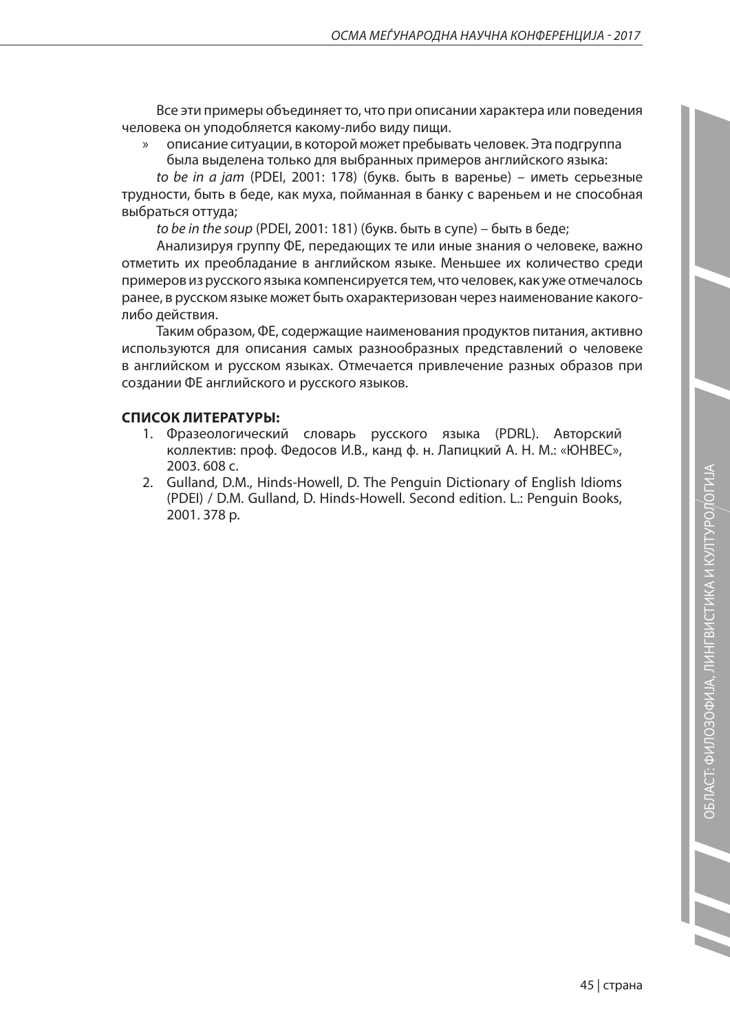Все эти примеры объединяет то, что при описании характера или поведения человека он уподобляется какому-либо виду пищи.

» описание ситуации, в которой может пребывать человек. Эта подгруппа была выделена только для выбранных примеров английского языка:

*to be in a jam* (PDEI, 2001: 178) (букв. быть в варенье) – иметь серьезные трудности, быть в беде, как муха, пойманная в банку с вареньем и не способная выбраться оттуда;

*to be in the soup* (PDEI, 2001: 181) (букв. быть в супе) – быть в беде;

Анализируя группу ФЕ, передающих те или иные знания о человеке, важно отметить их преобладание в английском языке. Меньшее их количество среди примеров из русского языка компенсируется тем, что человек, как уже отмечалось ранее, в русском языке может быть охарактеризован через наименование какого-либо действия.

Таким образом, ФЕ, содержащие наименования продуктов питания, активно используются для описания самых разнообразных представлений о человеке в английском и русском языках. Отмечается привлечение разных образов при создании ФЕ английского и русского языков.

**СПИСОК ЛИТЕРАТУРЫ:**

1. Фразеологический словарь русского языка (PDRL). Авторский коллектив: проф. Федосов И.В., канд ф. н. Лапицкий А. Н. М.: «ЮНВЕС», 2003. 608 с.
2. Gulland, D.M., Hinds-Howell, D. The Penguin Dictionary of English Idioms (PDEI) / D.M. Gulland, D. Hinds-Howell. Second edition. L.: Penguin Books, 2001. 378 p.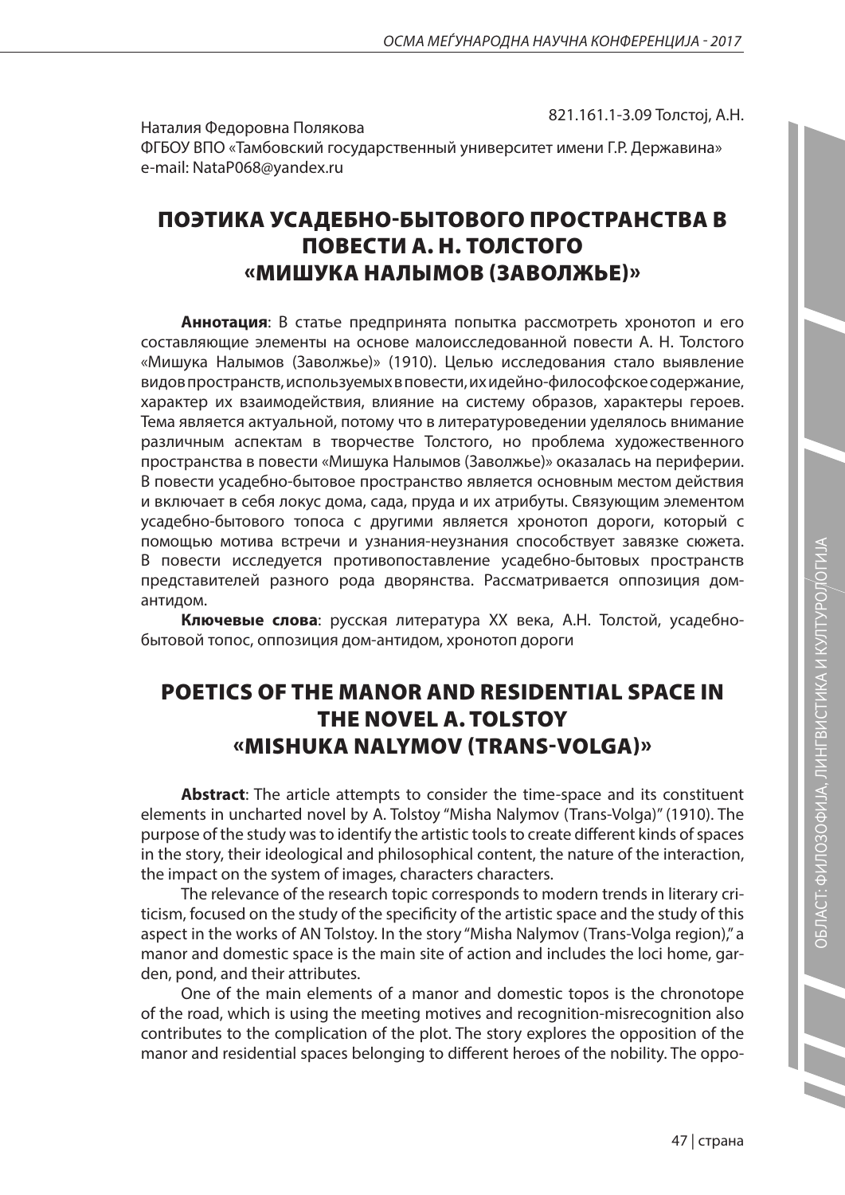821.161.1-3.09 Толстој, А.Н.

Наталия Федоровна Полякова
ФГБОУ ВПО «Тамбовский государственный университет имени Г.Р. Державина»
e-mail: NataP068@yandex.ru

# ПОЭТИКА УСАДЕБНО-БЫТОВОГО ПРОСТРАНСТВА В ПОВЕСТИ А. Н. ТОЛСТОГО «МИШУКА НАЛЫМОВ (ЗАВОЛЖЬЕ)»

**Аннотация**: В статье предпринята попытка рассмотреть хронотоп и его составляющие элементы на основе малоисследованной повести А. Н. Толстого «Мишука Налымов (Заволжье)» (1910). Целью исследования стало выявление видов пространств, используемых в повести, их идейно-философское содержание, характер их взаимодействия, влияние на систему образов, характеры героев. Тема является актуальной, потому что в литературоведении уделялось внимание различным аспектам в творчестве Толстого, но проблема художественного пространства в повести «Мишука Налымов (Заволжье)» оказалась на периферии. В повести усадебно-бытовое пространство является основным местом действия и включает в себя локус дома, сада, пруда и их атрибуты. Связующим элементом усадебно-бытового топоса с другими является хронотоп дороги, который с помощью мотива встречи и узнания-неузнания способствует завязке сюжета. В повести исследуется противопоставление усадебно-бытовых пространств представителей разного рода дворянства. Рассматривается оппозиция дом-антидом.

**Ключевые слова**: русская литература XX века, А.Н. Толстой, усадебно-бытовой топос, оппозиция дом-антидом, хронотоп дороги

# POETICS OF THE MANOR AND RESIDENTIAL SPACE IN THE NOVEL A. TOLSTOY «MISHUKA NALYMOV (TRANS-VOLGA)»

**Abstract**: The article attempts to consider the time-space and its constituent elements in uncharted novel by A. Tolstoy "Misha Nalymov (Trans-Volga)" (1910). The purpose of the study was to identify the artistic tools to create different kinds of spaces in the story, their ideological and philosophical content, the nature of the interaction, the impact on the system of images, characters characters.

The relevance of the research topic corresponds to modern trends in literary criticism, focused on the study of the specificity of the artistic space and the study of this aspect in the works of AN Tolstoy. In the story "Misha Nalymov (Trans-Volga region)," a manor and domestic space is the main site of action and includes the loci home, garden, pond, and their attributes.

One of the main elements of a manor and domestic topos is the chronotope of the road, which is using the meeting motives and recognition-misrecognition also contributes to the complication of the plot. The story explores the opposition of the manor and residential spaces belonging to different heroes of the nobility. The oppo-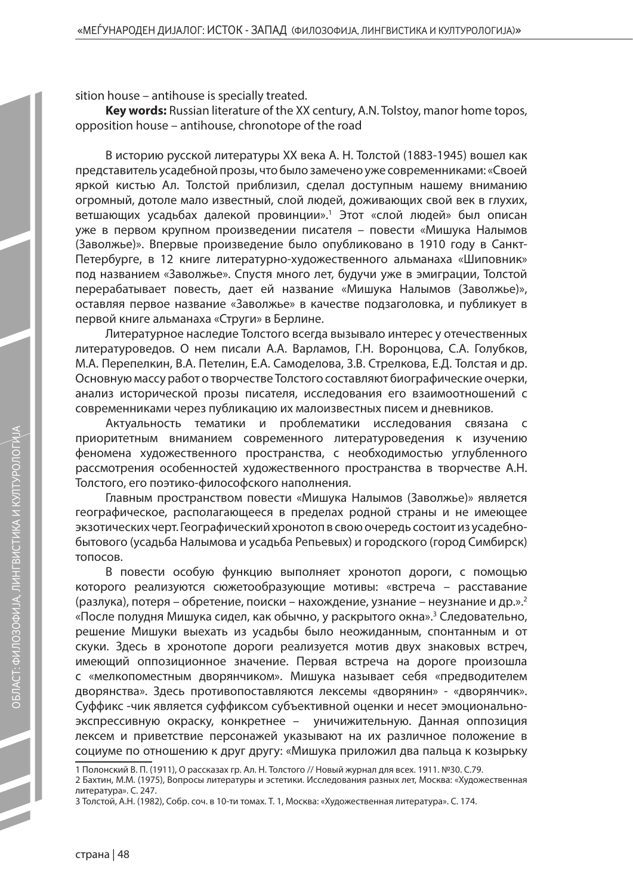sition house – antihouse is specially treated.

**Key words:** Russian literature of the XX century, A.N. Tolstoy, manor home topos, opposition house – antihouse, chronotope of the road

В историю русской литературы XX века А. Н. Толстой (1883-1945) вошел как представитель усадебной прозы, что было замечено уже современниками: «Своей яркой кистью Ал. Толстой приблизил, сделал доступным нашему вниманию огромный, дотоле мало известный, слой людей, доживающих свой век в глухих, ветшающих усадьбах далекой провинции».[1] Этот «слой людей» был описан уже в первом крупном произведении писателя – повести «Мишука Налымов (Заволжье)». Впервые произведение было опубликовано в 1910 году в Санкт-Петербурге, в 12 книге литературно-художественного альманаха «Шиповник» под названием «Заволжье». Спустя много лет, будучи уже в эмиграции, Толстой перерабатывает повесть, дает ей название «Мишука Налымов (Заволжье)», оставляя первое название «Заволжье» в качестве подзаголовка, и публикует в первой книге альманаха «Струги» в Берлине.

Литературное наследие Толстого всегда вызывало интерес у отечественных литературоведов. О нем писали А.А. Варламов, Г.Н. Воронцова, С.А. Голубков, М.А. Перепелкин, В.А. Петелин, Е.А. Самоделова, З.В. Стрелкова, Е.Д. Толстая и др. Основную массу работ о творчестве Толстого составляют биографические очерки, анализ исторической прозы писателя, исследования его взаимоотношений с современниками через публикацию их малоизвестных писем и дневников.

Актуальность тематики и проблематики исследования связана с приоритетным вниманием современного литературоведения к изучению феномена художественного пространства, с необходимостью углубленного рассмотрения особенностей художественного пространства в творчестве А.Н. Толстого, его поэтико-философского наполнения.

Главным пространством повести «Мишука Налымов (Заволжье)» является географическое, располагающееся в пределах родной страны и не имеющее экзотических черт. Географический хронотоп в свою очередь состоит из усадебно-бытового (усадьба Налымова и усадьба Репьевых) и городского (город Симбирск) топосов.

В повести особую функцию выполняет хронотоп дороги, с помощью которого реализуются сюжетообразующие мотивы: «встреча – расставание (разлука), потеря – обретение, поиски – нахождение, узнание – неузнание и др.».[2] «После полудня Мишука сидел, как обычно, у раскрытого окна».[3] Следовательно, решение Мишуки выехать из усадьбы было неожиданным, спонтанным и от скуки. Здесь в хронотопе дороги реализуется мотив двух знаковых встреч, имеющий оппозиционное значение. Первая встреча на дороге произошла с «мелкопоместным дворянчиком». Мишука называет себя «предводителем дворянства». Здесь противопоставляются лексемы «дворянин» - «дворянчик». Суффикс -чик является суффиксом субъективной оценки и несет эмоционально-экспрессивную окраску, конкретнее – уничижительную. Данная оппозиция лексем и приветствие персонажей указывают на их различное положение в социуме по отношению к друг другу: «Мишука приложил два пальца к козырьку

1 Полонский В. П. (1911), О рассказах гр. Ал. Н. Толстого // Новый журнал для всех. 1911. №30. С.79.

2 Бахтин, М.М. (1975), Вопросы литературы и эстетики. Исследования разных лет, Москва: «Художественная литература». С. 247.

3 Толстой, А.Н. (1982), Собр. соч. в 10-ти томах. Т. 1, Москва: «Художественная литература». С. 174.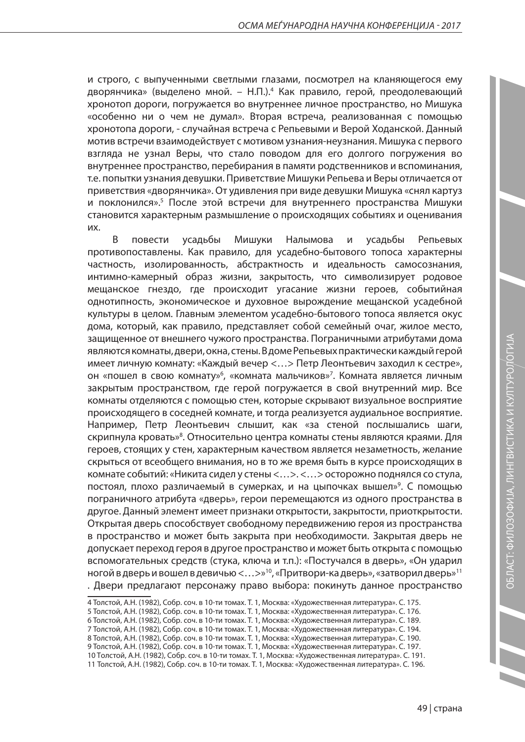и строго, с выпученными светлыми глазами, посмотрел на кланяющегося ему дворянчика» (выделено мной. – Н.П.).[4] Как правило, герой, преодолевающий хронотоп дороги, погружается во внутреннее личное пространство, но Мишука «особенно ни о чем не думал». Вторая встреча, реализованная с помощью хронотопа дороги, - случайная встреча с Репьевыми и Верой Ходанской. Данный мотив встречи взаимодействует с мотивом узнания-неузнания. Мишука с первого взгляда не узнал Веры, что стало поводом для его долгого погружения во внутреннее пространство, перебирания в памяти родственников и вспоминания, т.е. попытки узнания девушки. Приветствие Мишуки Репьева и Веры отличается от приветствия «дворянчика». От удивления при виде девушки Мишука «снял картуз и поклонился».[5] После этой встречи для внутреннего пространства Мишуки становится характерным размышление о происходящих событиях и оценивания их.

В повести усадьбы Мишуки Налымова и усадьбы Репьевых противопоставлены. Как правило, для усадебно-бытового топоса характерны частность, изолированность, абстрактность и идеальность самосознания, интимно-камерный образ жизни, закрытость, что символизирует родовое мещанское гнездо, где происходит угасание жизни героев, событийная однотипность, экономическое и духовное вырождение мещанской усадебной культуры в целом. Главным элементом усадебно-бытового топоса является окус дома, который, как правило, представляет собой семейный очаг, жилое место, защищенное от внешнего чужого пространства. Пограничными атрибутами дома являются комнаты, двери, окна, стены. В доме Репьевых практически каждый герой имеет личную комнату: «Каждый вечер <…> Петр Леонтьевич заходил к сестре», он «пошел в свою комнату»[6], «комната мальчиков»[7]. Комната является личным закрытым пространством, где герой погружается в свой внутренний мир. Все комнаты отделяются с помощью стен, которые скрывают визуальное восприятие происходящего в соседней комнате, и тогда реализуется аудиальное восприятие. Например, Петр Леонтьевич слышит, как «за стеной послышались шаги, скрипнула кровать»[8]. Относительно центра комнаты стены являются краями. Для героев, стоящих у стен, характерным качеством является незаметность, желание скрыться от всеобщего внимания, но в то же время быть в курсе происходящих в комнате событий: «Никита сидел у стены <…>. <…> осторожно поднялся со стула, постоял, плохо различаемый в сумерках, и на цыпочках вышел»[9]. С помощью пограничного атрибута «дверь», герои перемещаются из одного пространства в другое. Данный элемент имеет признаки открытости, закрытости, приоткрытости. Открытая дверь способствует свободному передвижению героя из пространства в пространство и может быть закрыта при необходимости. Закрытая дверь не допускает переход героя в другое пространство и может быть открыта с помощью вспомогательных средств (стука, ключа и т.п.): «Постучался в дверь», «Он ударил ногой в дверь и вошел в девичью <…>»[10], «Притвори-ка дверь», «затворил дверь»[11]. Двери предлагают персонажу право выбора: покинуть данное пространство

---

4 Толстой, А.Н. (1982), Собр. соч. в 10-ти томах. Т. 1, Москва: «Художественная литература». С. 175.
5 Толстой, А.Н. (1982), Собр. соч. в 10-ти томах. Т. 1, Москва: «Художественная литература». С. 176.
6 Толстой, А.Н. (1982), Собр. соч. в 10-ти томах. Т. 1, Москва: «Художественная литература». С. 189.
7 Толстой, А.Н. (1982), Собр. соч. в 10-ти томах. Т. 1, Москва: «Художественная литература». С. 194.
8 Толстой, А.Н. (1982), Собр. соч. в 10-ти томах. Т. 1, Москва: «Художественная литература». С. 190.
9 Толстой, А.Н. (1982), Собр. соч. в 10-ти томах. Т. 1, Москва: «Художественная литература». С. 197.
10 Толстой, А.Н. (1982), Собр. соч. в 10-ти томах. Т. 1, Москва: «Художественная литература». С. 191.
11 Толстой, А.Н. (1982), Собр. соч. в 10-ти томах. Т. 1, Москва: «Художественная литература». С. 196.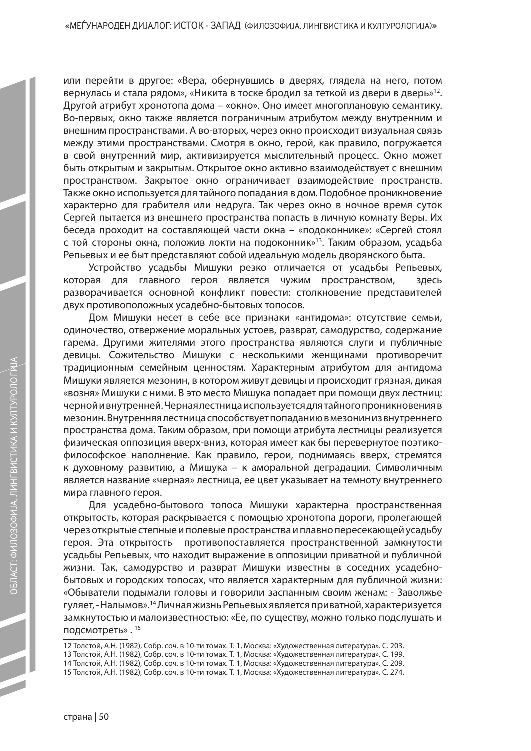или перейти в другое: «Вера, обернувшись в дверях, глядела на него, потом вернулась и стала рядом», «Никита в тоске бродил за теткой из двери в дверь»[12]. Другой атрибут хронотопа дома – «окно». Оно имеет многоплановую семантику. Во-первых, окно также является пограничным атрибутом между внутренним и внешним пространствами. А во-вторых, через окно происходит визуальная связь между этими пространствами. Смотря в окно, герой, как правило, погружается в свой внутренний мир, активизируется мыслительный процесс. Окно может быть открытым и закрытым. Открытое окно активно взаимодействует с внешним пространством. Закрытое окно ограничивает взаимодействие пространств. Также окно используется для тайного попадания в дом. Подобное проникновение характерно для грабителя или недруга. Так через окно в ночное время суток Сергей пытается из внешнего пространства попасть в личную комнату Веры. Их беседа проходит на составляющей части окна – «подоконнике»: «Сергей стоял с той стороны окна, положив локти на подоконник»[13]. Таким образом, усадьба Репьевых и ее быт представляют собой идеальную модель дворянского быта.

Устройство усадьбы Мишуки резко отличается от усадьбы Репьевых, которая для главного героя является чужим пространством, здесь разворачивается основной конфликт повести: столкновение представителей двух противоположных усадебно-бытовых топосов.

Дом Мишуки несет в себе все признаки «антидома»: отсутствие семьи, одиночество, отвержение моральных устоев, разврат, самодурство, содержание гарема. Другими жителями этого пространства являются слуги и публичные девицы. Сожительство Мишуки с несколькими женщинами противоречит традиционным семейным ценностям. Характерным атрибутом для антидома Мишуки является мезонин, в котором живут девицы и происходит грязная, дикая «возня» Мишуки с ними. В это место Мишука попадает при помощи двух лестниц: черной и внутренней. Черная лестница используется для тайного проникновения в мезонин. Внутренняя лестница способствует попаданию в мезонин из внутреннего пространства дома. Таким образом, при помощи атрибута лестницы реализуется физическая оппозиция вверх-вниз, которая имеет как бы перевернутое поэтико-философское наполнение. Как правило, герои, поднимаясь вверх, стремятся к духовному развитию, а Мишука – к аморальной деградации. Символичным является название «черная» лестница, ее цвет указывает на темноту внутреннего мира главного героя.

Для усадебно-бытового топоса Мишуки характерна пространственная открытость, которая раскрывается с помощью хронотопа дороги, пролегающей через открытые степные и полевые пространства и плавно пересекающей усадьбу героя. Эта открытость противопоставляется пространственной замкнутости усадьбы Репьевых, что находит выражение в оппозиции приватной и публичной жизни. Так, самодурство и разврат Мишуки известны в соседних усадебно-бытовых и городских топосах, что является характерным для публичной жизни: «Обыватели подымали головы и говорили заспанным своим женам: - Заволжье гуляет, - Налымов».[14] Личная жизнь Репьевых является приватной, характеризуется замкнутостью и малоизвестностью: «Ее, по существу, можно только подслушать и подсмотреть» . [15]

---

12 Толстой, А.Н. (1982), Собр. соч. в 10-ти томах. Т. 1, Москва: «Художественная литература». С. 203.
13 Толстой, А.Н. (1982), Собр. соч. в 10-ти томах. Т. 1, Москва: «Художественная литература». С. 199.
14 Толстой, А.Н. (1982), Собр. соч. в 10-ти томах. Т. 1, Москва: «Художественная литература». С. 209.
15 Толстой, А.Н. (1982), Собр. соч. в 10-ти томах. Т. 1, Москва: «Художественная литература». С. 274.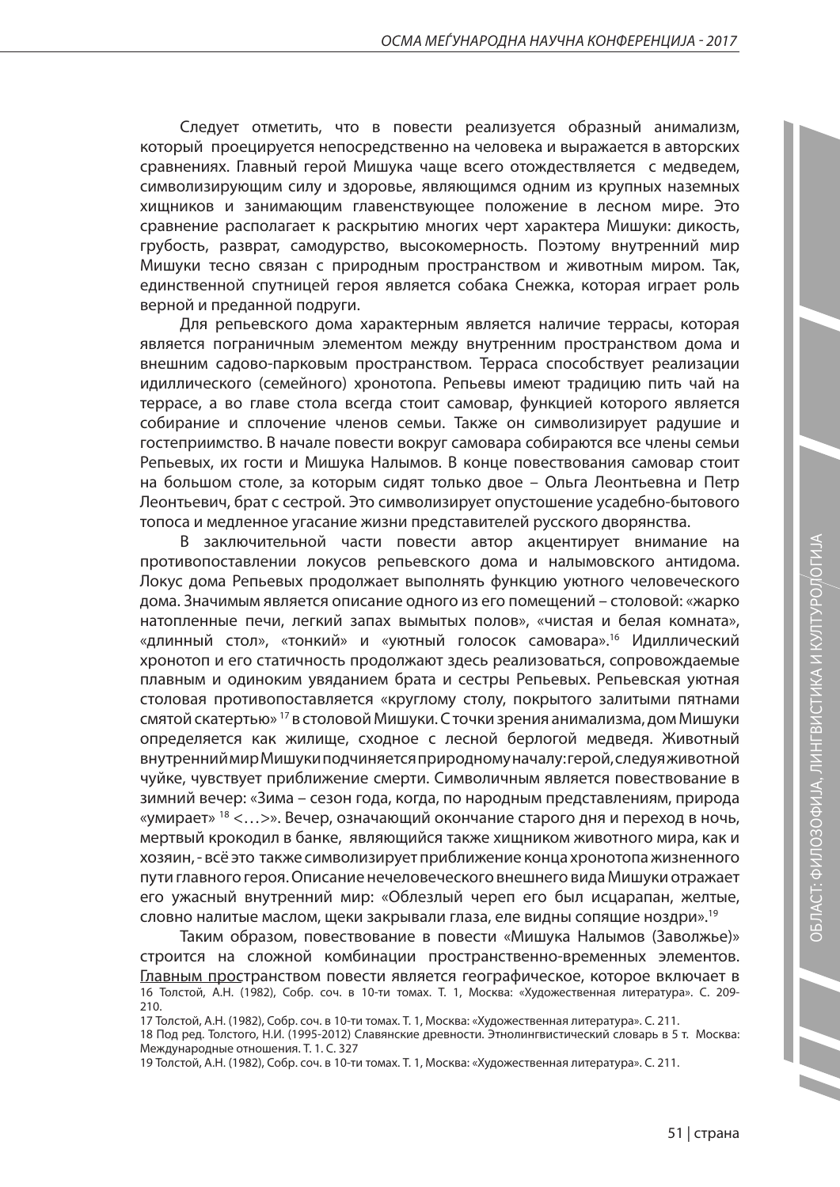Следует отметить, что в повести реализуется образный анимализм, который проецируется непосредственно на человека и выражается в авторских сравнениях. Главный герой Мишука чаще всего отождествляется с медведем, символизирующим силу и здоровье, являющимся одним из крупных наземных хищников и занимающим главенствующее положение в лесном мире. Это сравнение располагает к раскрытию многих черт характера Мишуки: дикость, грубость, разврат, самодурство, высокомерность. Поэтому внутренний мир Мишуки тесно связан с природным пространством и животным миром. Так, единственной спутницей героя является собака Снежка, которая играет роль верной и преданной подруги.

Для репьевского дома характерным является наличие террасы, которая является пограничным элементом между внутренним пространством дома и внешним садово-парковым пространством. Терраса способствует реализации идиллического (семейного) хронотопа. Репьевы имеют традицию пить чай на террасе, а во главе стола всегда стоит самовар, функцией которого является собирание и сплочение членов семьи. Также он символизирует радушие и гостеприимство. В начале повести вокруг самовара собираются все члены семьи Репьевых, их гости и Мишука Налымов. В конце повествования самовар стоит на большом столе, за которым сидят только двое – Ольга Леонтьевна и Петр Леонтьевич, брат с сестрой. Это символизирует опустошение усадебно-бытового топоса и медленное угасание жизни представителей русского дворянства.

В заключительной части повести автор акцентирует внимание на противопоставлении локусов репьевского дома и налымовского антидома. Локус дома Репьевых продолжает выполнять функцию уютного человеческого дома. Значимым является описание одного из его помещений – столовой: «жарко натопленные печи, легкий запах вымытых полов», «чистая и белая комната», «длинный стол», «тонкий» и «уютный голосок самовара».[16] Идиллический хронотоп и его статичность продолжают здесь реализоваться, сопровождаемые плавным и одиноким увяданием брата и сестры Репьевых. Репьевская уютная столовая противопоставляется «круглому столу, покрытого залитыми пятнами смятой скатертью» [17] в столовой Мишуки. С точки зрения анимализма, дом Мишуки определяется как жилище, сходное с лесной берлогой медведя. Животный внутренний мир Мишуки подчиняется природному началу: герой, следуя животной чуйке, чувствует приближение смерти. Символичным является повествование в зимний вечер: «Зима – сезон года, когда, по народным представлениям, природа «умирает» [18] <…>». Вечер, означающий окончание старого дня и переход в ночь, мертвый крокодил в банке, являющийся также хищником животного мира, как и хозяин, - всё это также символизирует приближение конца хронотопа жизненного пути главного героя. Описание нечеловеческого внешнего вида Мишуки отражает его ужасный внутренний мир: «Облезлый череп его был исцарапан, желтые, словно налитые маслом, щеки закрывали глаза, еле видны сопящие ноздри».[19]

Таким образом, повествование в повести «Мишука Налымов (Заволжье)» строится на сложной комбинации пространственно-временных элементов. Главным пространством повести является географическое, которое включает в

16 Толстой, А.Н. (1982), Собр. соч. в 10-ти томах. Т. 1, Москва: «Художественная литература». С. 209-210.

17 Толстой, А.Н. (1982), Собр. соч. в 10-ти томах. Т. 1, Москва: «Художественная литература». С. 211.

18 Под ред. Толстого, Н.И. (1995-2012) Славянские древности. Этнолингвистический словарь в 5 т. Москва: Международные отношения. Т. 1. С. 327

19 Толстой, А.Н. (1982), Собр. соч. в 10-ти томах. Т. 1, Москва: «Художественная литература». С. 211.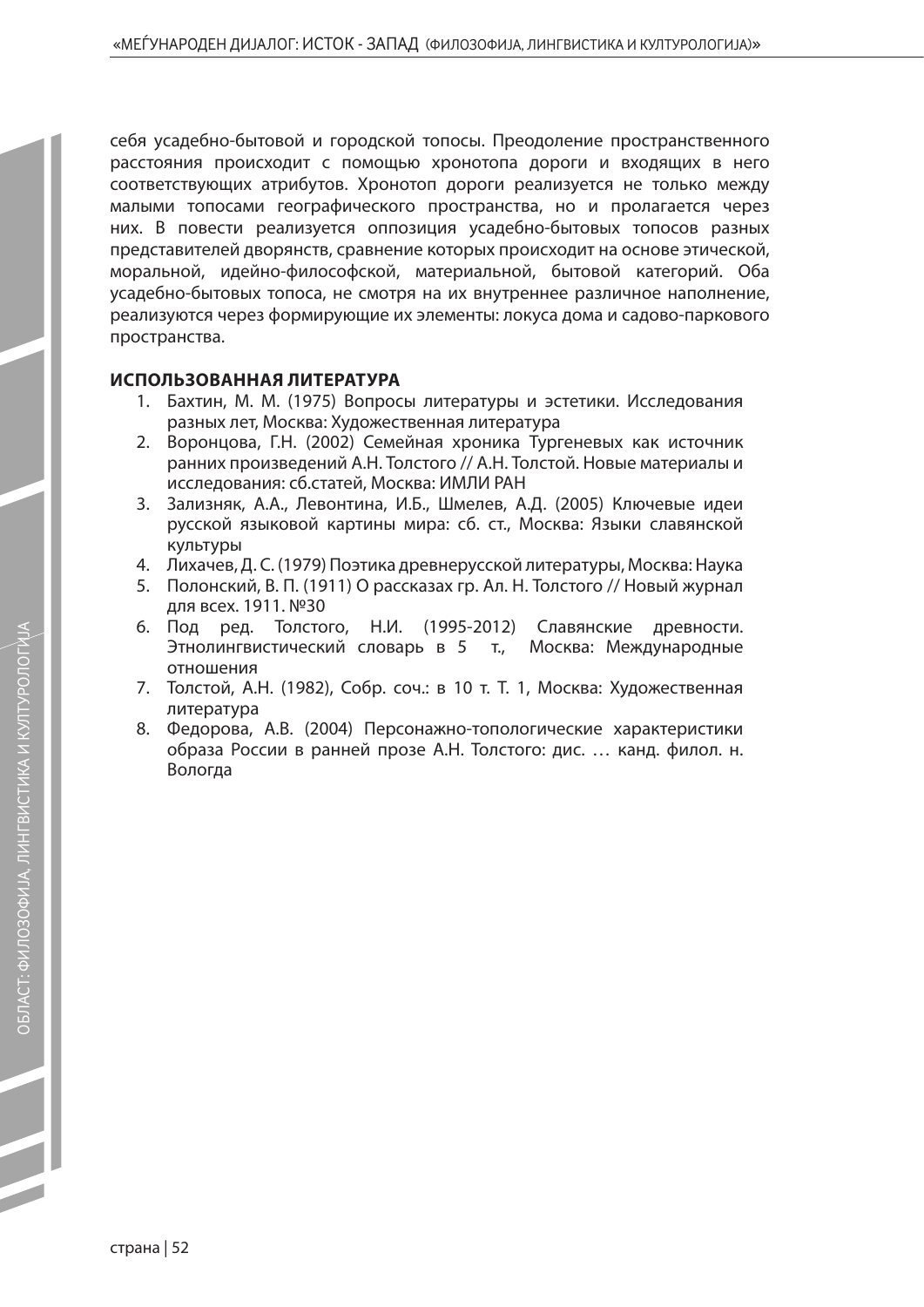себя усадебно-бытовой и городской топосы. Преодоление пространственного расстояния происходит с помощью хронотопа дороги и входящих в него соответствующих атрибутов. Хронотоп дороги реализуется не только между малыми топосами географического пространства, но и пролагается через них. В повести реализуется оппозиция усадебно-бытовых топосов разных представителей дворянств, сравнение которых происходит на основе этической, моральной, идейно-философской, материальной, бытовой категорий. Оба усадебно-бытовых топоса, не смотря на их внутреннее различное наполнение, реализуются через формирующие их элементы: локуса дома и садово-паркового пространства.

**ИСПОЛЬЗОВАННАЯ ЛИТЕРАТУРА**

1. Бахтин, М. М. (1975) Вопросы литературы и эстетики. Исследования разных лет, Москва: Художественная литература
2. Воронцова, Г.Н. (2002) Семейная хроника Тургеневых как источник ранних произведений А.Н. Толстого // А.Н. Толстой. Новые материалы и исследования: сб.статей, Москва: ИМЛИ РАН
3. Зализняк, А.А., Левонтина, И.Б., Шмелев, А.Д. (2005) Ключевые идеи русской языковой картины мира: сб. ст., Москва: Языки славянской культуры
4. Лихачев, Д. С. (1979) Поэтика древнерусской литературы, Москва: Наука
5. Полонский, В. П. (1911) О рассказах гр. Ал. Н. Толстого // Новый журнал для всех. 1911. №30
6. Под ред. Толстого, Н.И. (1995-2012) Славянские древности. Этнолингвистический словарь в 5 т., Москва: Международные отношения
7. Толстой, А.Н. (1982), Собр. соч.: в 10 т. Т. 1, Москва: Художественная литература
8. Федорова, А.В. (2004) Персонажно-топологические характеристики образа России в ранней прозе А.Н. Толстого: дис. … канд. филол. н. Вологда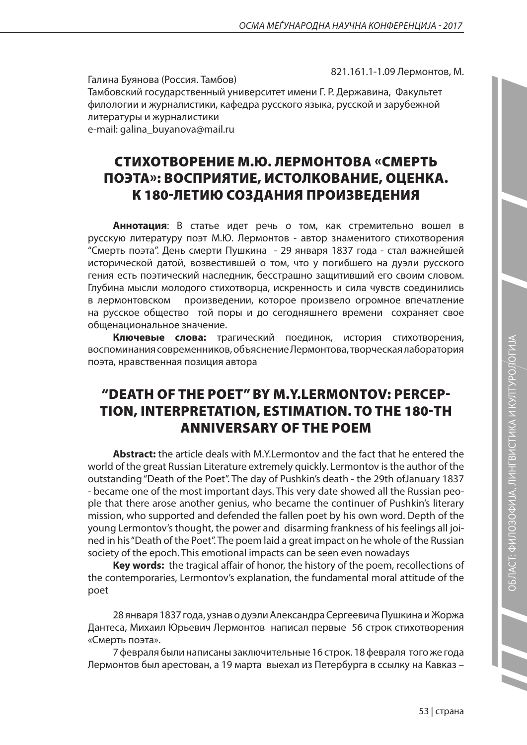821.161.1-1.09 Лермонтов, М.

Галина Буянова (Россия. Тамбов)
Тамбовский государственный университет имени Г. Р. Державина, Факультет филологии и журналистики, кафедра русского языка, русской и зарубежной литературы и журналистики
e-mail: galina_buyanova@mail.ru

# СТИХОТВОРЕНИЕ М.Ю. ЛЕРМОНТОВА «СМЕРТЬ ПОЭТА»: ВОСПРИЯТИЕ, ИСТОЛКОВАНИЕ, ОЦЕНКА. К 180-ЛЕТИЮ СОЗДАНИЯ ПРОИЗВЕДЕНИЯ

**Аннотация**: В статье идет речь о том, как стремительно вошел в русскую литературу поэт М.Ю. Лермонтов - автор знаменитого стихотворения "Смерть поэта". День смерти Пушкина - 29 января 1837 года - стал важнейшей исторической датой, возвестившей о том, что у погибшего на дуэли русского гения есть поэтический наследник, бесстрашно защитивший его своим словом. Глубина мысли молодого стихотворца, искренность и сила чувств соединились в лермонтовском произведении, которое произвело огромное впечатление на русское общество той поры и до сегодняшнего времени сохраняет свое общенациональное значение.

**Ключевые слова:** трагический поединок, история стихотворения, воспоминания современников, объяснение Лермонтова, творческая лаборатория поэта, нравственная позиция автора

# "DEATH OF THE POET" BY M.Y.LERMONTOV: PERCEPTION, INTERPRETATION, ESTIMATION. TO THE 180-TH ANNIVERSARY OF THE POEM

**Abstract:** the article deals with M.Y.Lermontov and the fact that he entered the world of the great Russian Literature extremely quickly. Lermontov is the author of the outstanding "Death of the Poet". The day of Pushkin's death - the 29th ofJanuary 1837 - became one of the most important days. This very date showed all the Russian people that there arose another genius, who became the continuer of Pushkin's literary mission, who supported and defended the fallen poet by his own word. Depth of the young Lermontov's thought, the power and disarming frankness of his feelings all joined in his "Death of the Poet". The poem laid a great impact on he whole of the Russian society of the epoch. This emotional impacts can be seen even nowadays

**Key words:** the tragical affair of honor, the history of the poem, recollections of the contemporaries, Lermontov's explanation, the fundamental moral attitude of the poet

28 января 1837 года, узнав о дуэли Александра Сергеевича Пушкина и Жоржа Дантеса, Михаил Юрьевич Лермонтов написал первые 56 строк стихотворения «Смерть поэта».

7 февраля были написаны заключительные 16 строк. 18 февраля того же года Лермонтов был арестован, а 19 марта выехал из Петербурга в ссылку на Кавказ –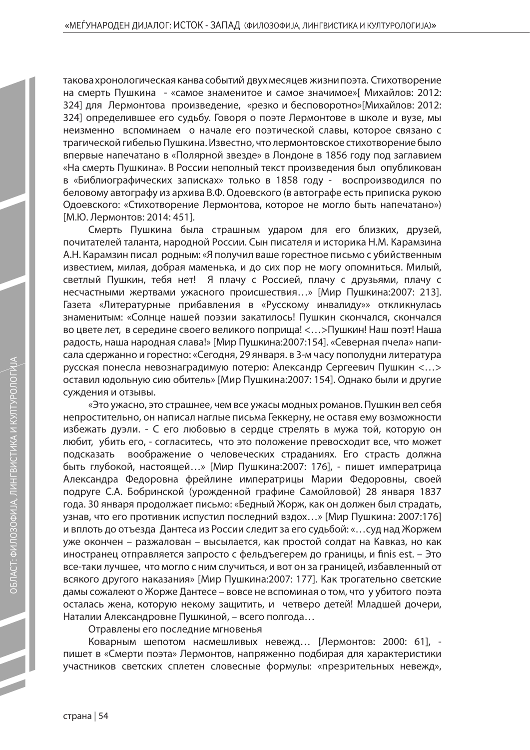такова хронологическая канва событий двух месяцев жизни поэта. Стихотворение на смерть Пушкина - «самое знаменитое и самое значимое»[ Михайлов: 2012: 324] для Лермонтова произведение, «резко и бесповоротно»[Михайлов: 2012: 324] определившее его судьбу. Говоря о поэте Лермонтове в школе и вузе, мы неизменно вспоминаем о начале его поэтической славы, которое связано с трагической гибелью Пушкина. Известно, что лермонтовское стихотворение было впервые напечатано в «Полярной звезде» в Лондоне в 1856 году под заглавием «На смерть Пушкина». В России неполный текст произведения был опубликован в «Библиографических записках» только в 1858 году - воспроизводился по беловому автографу из архива В.Ф. Одоевского (в автографе есть приписка рукою Одоевского: «Стихотворение Лермонтова, которое не могло быть напечатано») [М.Ю. Лермонтов: 2014: 451].

Смерть Пушкина была страшным ударом для его близких, друзей, почитателей таланта, народной России. Сын писателя и историка Н.М. Карамзина А.Н. Карамзин писал родным: «Я получил ваше горестное письмо с убийственным известием, милая, добрая маменька, и до сих пор не могу опомниться. Милый, светлый Пушкин, тебя нет! Я плачу с Россией, плачу с друзьями, плачу с несчастными жертвами ужасного происшествия…» [Мир Пушкина:2007: 213]. Газета «Литературные прибавления в «Русскому инвалиду»» откликнулась знаменитым: «Солнце нашей поэзии закатилось! Пушкин скончался, скончался во цвете лет, в середине своего великого поприща! <…>Пушкин! Наш поэт! Наша радость, наша народная слава!» [Мир Пушкина:2007:154]. «Северная пчела» написала сдержанно и горестно: «Сегодня, 29 января. в 3-м часу пополудни литература русская понесла невознаградимую потерю: Александр Сергеевич Пушкин <…> оставил юдольную сию обитель» [Мир Пушкина:2007: 154]. Однако были и другие суждения и отзывы.

«Это ужасно, это страшнее, чем все ужасы модных романов. Пушкин вел себя непростительно, он написал наглые письма Геккерну, не оставя ему возможности избежать дуэли. - С его любовью в сердце стрелять в мужа той, которую он любит, убить его, - согласитесь, что это положение превосходит все, что может подсказать воображение о человеческих страданиях. Его страсть должна быть глубокой, настоящей…» [Мир Пушкина:2007: 176], - пишет императрица Александра Федоровна фрейлине императрицы Марии Федоровны, своей подруге С.А. Бобринской (урожденной графине Самойловой) 28 января 1837 года. 30 января продолжает письмо: «Бедный Жорж, как он должен был страдать, узнав, что его противник испустил последний вздох…» [Мир Пушкина: 2007:176] и вплоть до отъезда Дантеса из России следит за его судьбой: «…суд над Жоржем уже окончен – разжалован – высылается, как простой солдат на Кавказ, но как иностранец отправляется запросто с фельдъегерем до границы, и finis est. – Это все-таки лучшее, что могло с ним случиться, и вот он за границей, избавленный от всякого другого наказания» [Мир Пушкина:2007: 177]. Как трогательно светские дамы сожалеют о Жорже Дантесе – вовсе не вспоминая о том, что у убитого поэта осталась жена, которую некому защитить, и четверо детей! Младшей дочери, Наталии Александровне Пушкиной, – всего полгода…

Отравлены его последние мгновенья

Коварным шепотом насмешливых невежд… [Лермонтов: 2000: 61], - пишет в «Смерти поэта» Лермонтов, напряженно подбирая для характеристики участников светских сплетен словесные формулы: «презрительных невежд»,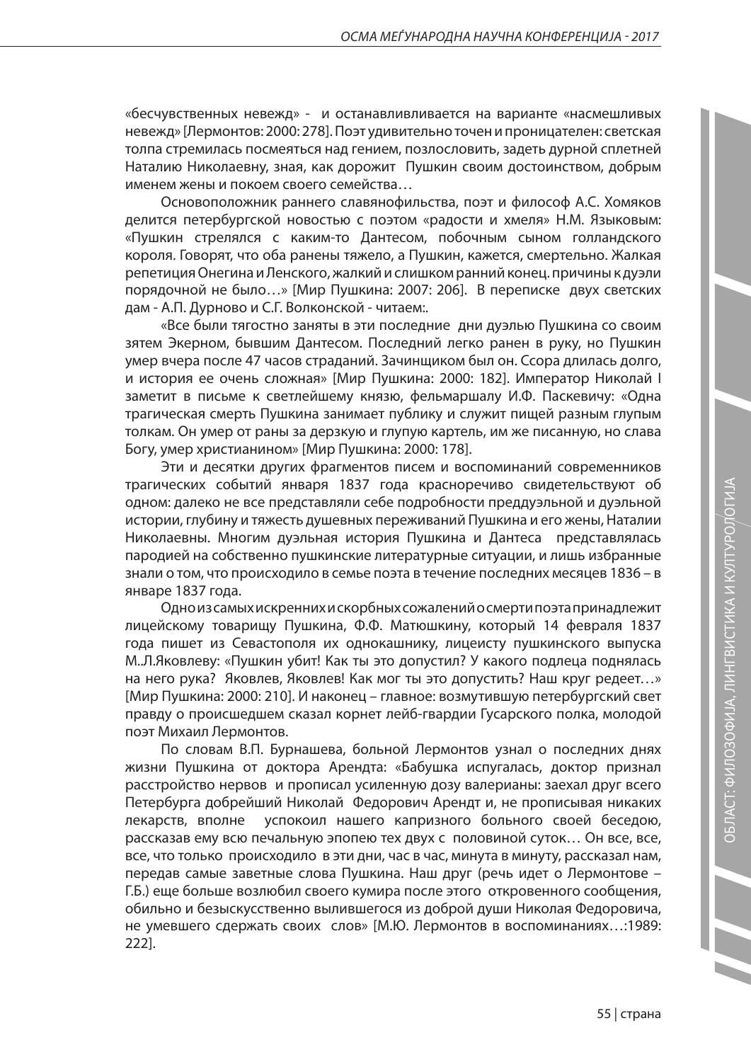«бесчувственных невежд» - и останавливливается на варианте «насмешливых невежд» [Лермонтов: 2000: 278]. Поэт удивительно точен и проницателен: светская толпа стремилась посмеяться над гением, позлословить, задеть дурной сплетней Наталию Николаевну, зная, как дорожит Пушкин своим достоинством, добрым именем жены и покоем своего семейства…

Основоположник раннего славянофильства, поэт и философ А.С. Хомяков делится петербургской новостью с поэтом «радости и хмеля» Н.М. Языковым: «Пушкин стрелялся с каким-то Дантесом, побочным сыном голландского короля. Говорят, что оба ранены тяжело, а Пушкин, кажется, смертельно. Жалкая репетиция Онегина и Ленского, жалкий и слишком ранний конец. причины к дуэли порядочной не было…» [Мир Пушкина: 2007: 206]. В переписке двух светских дам - А.П. Дурново и С.Г. Волконской - читаем:.

«Все были тягостно заняты в эти последние дни дуэлью Пушкина со своим зятем Экерном, бывшим Дантесом. Последний легко ранен в руку, но Пушкин умер вчера после 47 часов страданий. Зачинщиком был он. Ссора длилась долго, и история ее очень сложная» [Мир Пушкина: 2000: 182]. Император Николай I заметит в письме к светлейшему князю, фельмаршалу И.Ф. Паскевичу: «Одна трагическая смерть Пушкина занимает публику и служит пищей разным глупым толкам. Он умер от раны за дерзкую и глупую картель, им же писанную, но слава Богу, умер христианином» [Мир Пушкина: 2000: 178].

Эти и десятки других фрагментов писем и воспоминаний современников трагических событий января 1837 года красноречиво свидетельствуют об одном: далеко не все представляли себе подробности преддуэльной и дуэльной истории, глубину и тяжесть душевных переживаний Пушкина и его жены, Наталии Николаевны. Многим дуэльная история Пушкина и Дантеса представлялась пародией на собственно пушкинские литературные ситуации, и лишь избранные знали о том, что происходило в семье поэта в течение последних месяцев 1836 – в январе 1837 года.

Одно из самых искренних и скорбных сожалений о смерти поэта принадлежит лицейскому товарищу Пушкина, Ф.Ф. Матюшкину, который 14 февраля 1837 года пишет из Севастополя их однокашнику, лицеисту пушкинского выпуска М..Л.Яковлеву: «Пушкин убит! Как ты это допустил? У какого подлеца поднялась на него рука? Яковлев, Яковлев! Как мог ты это допустить? Наш круг редеет…» [Мир Пушкина: 2000: 210]. И наконец – главное: возмутившую петербургский свет правду о происшедшем сказал корнет лейб-гвардии Гусарского полка, молодой поэт Михаил Лермонтов.

По словам В.П. Бурнашева, больной Лермонтов узнал о последних днях жизни Пушкина от доктора Арендта: «Бабушка испугалась, доктор признал расстройство нервов и прописал усиленную дозу валерианы: заехал друг всего Петербурга добрейший Николай Федорович Арендт и, не прописывая никаких лекарств, вполне успокоил нашего капризного больного своей беседою, рассказав ему всю печальную эпопею тех двух с половиной суток… Он все, все, все, что только происходило в эти дни, час в час, минута в минуту, рассказал нам, передав самые заветные слова Пушкина. Наш друг (речь идет о Лермонтове – Г.Б.) еще больше возлюбил своего кумира после этого откровенного сообщения, обильно и безыскусственно вылившегося из доброй души Николая Федоровича, не умевшего сдержать своих слов» [М.Ю. Лермонтов в воспоминаниях…:1989: 222].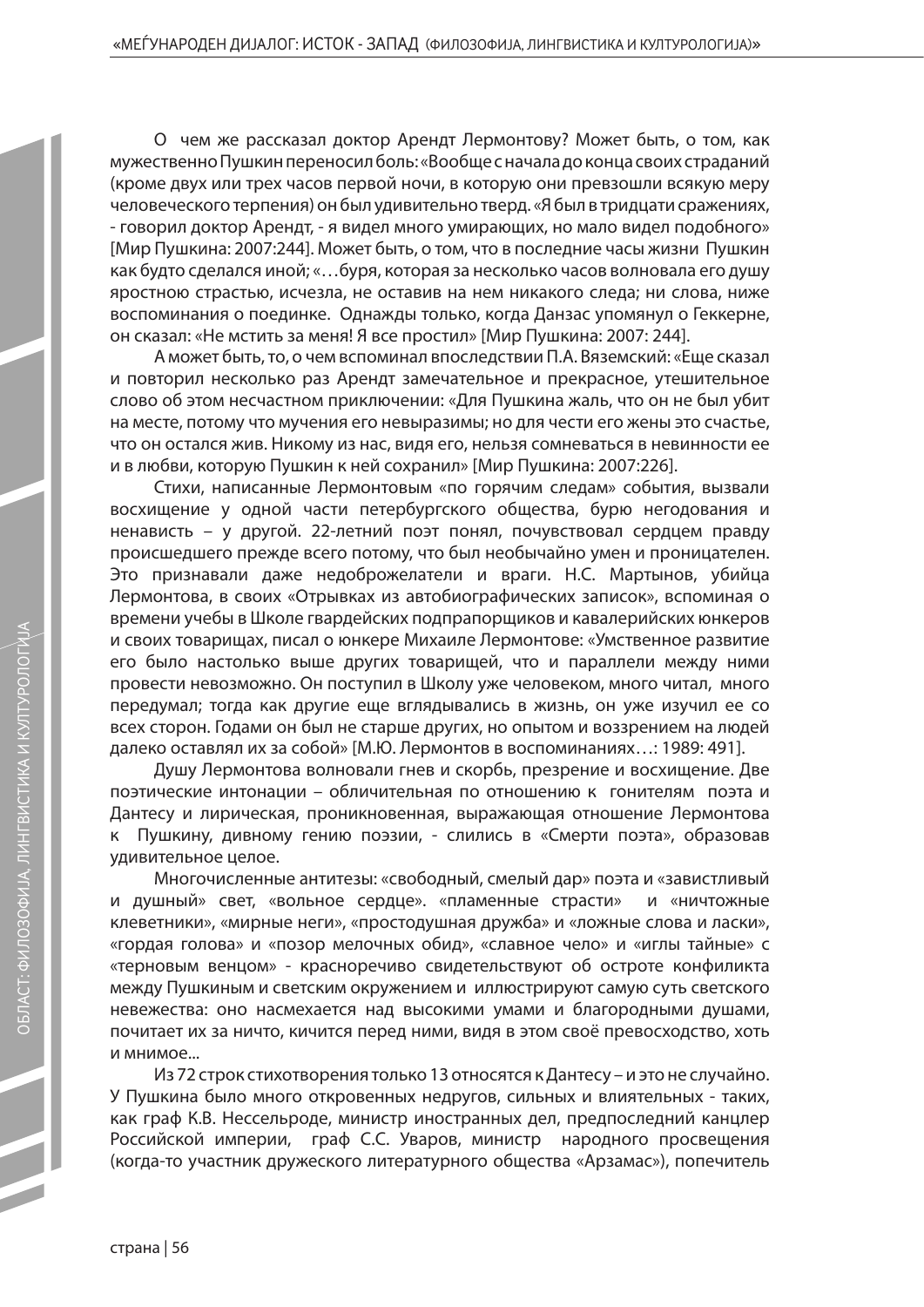О чем же рассказал доктор Арендт Лермонтову? Может быть, о том, как мужественно Пушкин переносил боль: «Вообще с начала до конца своих страданий (кроме двух или трех часов первой ночи, в которую они превзошли всякую меру человеческого терпения) он был удивительно тверд. «Я был в тридцати сражениях, - говорил доктор Арендт, - я видел много умирающих, но мало видел подобного» [Мир Пушкина: 2007:244]. Может быть, о том, что в последние часы жизни Пушкин как будто сделался иной; «…буря, которая за несколько часов волновала его душу яростною страстью, исчезла, не оставив на нем никакого следа; ни слова, ниже воспоминания о поединке. Однажды только, когда Данзас упомянул о Геккерне, он сказал: «Не мстить за меня! Я все простил» [Мир Пушкина: 2007: 244].

А может быть, то, о чем вспоминал впоследствии П.А. Вяземский: «Еще сказал и повторил несколько раз Арендт замечательное и прекрасное, утешительное слово об этом несчастном приключении: «Для Пушкина жаль, что он не был убит на месте, потому что мучения его невыразимы; но для чести его жены это счастье, что он остался жив. Никому из нас, видя его, нельзя сомневаться в невинности ее и в любви, которую Пушкин к ней сохранил» [Мир Пушкина: 2007:226].

Стихи, написанные Лермонтовым «по горячим следам» события, вызвали восхищение у одной части петербургского общества, бурю негодования и ненависть – у другой. 22-летний поэт понял, почувствовал сердцем правду происшедшего прежде всего потому, что был необычайно умен и проницателен. Это признавали даже недоброжелатели и враги. Н.С. Мартынов, убийца Лермонтова, в своих «Отрывках из автобиографических записок», вспоминая о времени учебы в Школе гвардейских подпрапорщиков и кавалерийских юнкеров и своих товарищах, писал о юнкере Михаиле Лермонтове: «Умственное развитие его было настолько выше других товарищей, что и параллели между ними провести невозможно. Он поступил в Школу уже человеком, много читал, много передумал; тогда как другие еще вглядывались в жизнь, он уже изучил ее со всех сторон. Годами он был не старше других, но опытом и воззрением на людей далеко оставлял их за собой» [М.Ю. Лермонтов в воспоминаниях…: 1989: 491].

Душу Лермонтова волновали гнев и скорбь, презрение и восхищение. Две поэтические интонации – обличительная по отношению к гонителям поэта и Дантесу и лирическая, проникновенная, выражающая отношение Лермонтова к Пушкину, дивному гению поэзии, - слились в «Смерти поэта», образовав удивительное целое.

Многочисленные антитезы: «свободный, смелый дар» поэта и «завистливый и душный» свет, «вольное сердце». «пламенные страсти» и «ничтожные клеветники», «мирные неги», «простодушная дружба» и «ложные слова и ласки», «гордая голова» и «позор мелочных обид», «славное чело» и «иглы тайные» с «терновым венцом» - красноречиво свидетельствуют об остроте конфиликта между Пушкиным и светским окружением и иллюстрируют самую суть светского невежества: оно насмехается над высокими умами и благородными душами, почитает их за ничто, кичится перед ними, видя в этом своё превосходство, хоть и мнимое...

Из 72 строк стихотворения только 13 относятся к Дантесу – и это не случайно. У Пушкина было много откровенных недругов, сильных и влиятельных - таких, как граф К.В. Нессельроде, министр иностранных дел, предпоследний канцлер Российской империи, граф С.С. Уваров, министр народного просвещения (когда-то участник дружеского литературного общества «Арзамас»), попечитель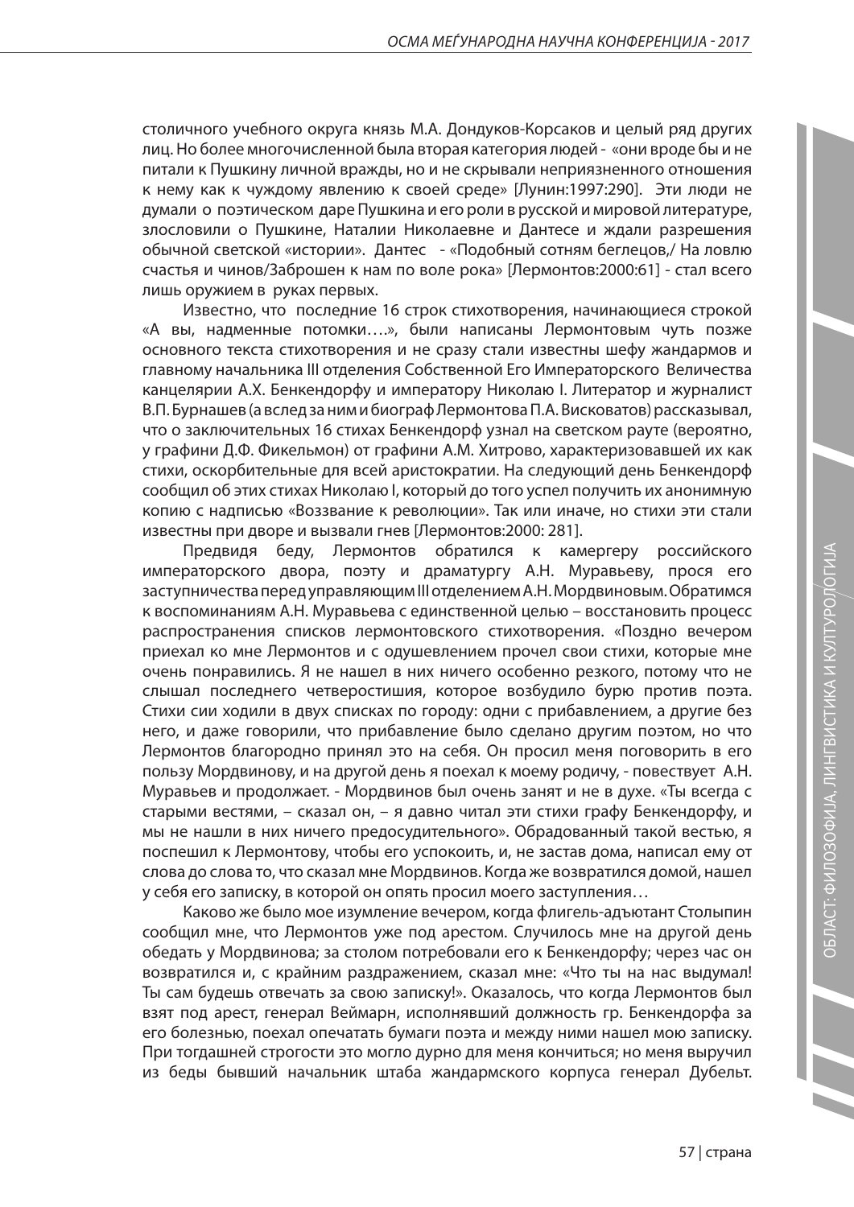столичного учебного округа князь М.А. Дондуков-Корсаков и целый ряд других лиц. Но более многочисленной была вторая категория людей - «они вроде бы и не питали к Пушкину личной вражды, но и не скрывали неприязненного отношения к нему как к чуждому явлению к своей среде» [Лунин:1997:290]. Эти люди не думали о поэтическом даре Пушкина и его роли в русской и мировой литературе, злословили о Пушкине, Наталии Николаевне и Дантесе и ждали разрешения обычной светской «истории». Дантес - «Подобный сотням беглецов,/ На ловлю счастья и чинов/Заброшен к нам по воле рока» [Лермонтов:2000:61] - стал всего лишь оружием в руках первых.

Известно, что последние 16 строк стихотворения, начинающиеся строкой «А вы, надменные потомки….», были написаны Лермонтовым чуть позже основного текста стихотворения и не сразу стали известны шефу жандармов и главному начальника III отделения Собственной Его Императорского Величества канцелярии А.Х. Бенкендорфу и императору Николаю I. Литератор и журналист В.П. Бурнашев (а вслед за ним и биограф Лермонтова П.А. Висковатов) рассказывал, что о заключительных 16 стихах Бенкендорф узнал на светском рауте (вероятно, у графини Д.Ф. Фикельмон) от графини А.М. Хитрово, характеризовавшей их как стихи, оскорбительные для всей аристократии. На следующий день Бенкендорф сообщил об этих стихах Николаю I, который до того успел получить их анонимную копию с надписью «Воззвание к революции». Так или иначе, но стихи эти стали известны при дворе и вызвали гнев [Лермонтов:2000: 281].

Предвидя беду, Лермонтов обратился к камергеру российского императорского двора, поэту и драматургу А.Н. Муравьеву, прося его заступничества перед управляющим III отделением А.Н. Мордвиновым. Обратимся к воспоминаниям А.Н. Муравьева с единственной целью – восстановить процесс распространения списков лермонтовского стихотворения. «Поздно вечером приехал ко мне Лермонтов и с одушевлением прочел свои стихи, которые мне очень понравились. Я не нашел в них ничего особенно резкого, потому что не слышал последнего четверостишия, которое возбудило бурю против поэта. Стихи сии ходили в двух списках по городу: одни с прибавлением, а другие без него, и даже говорили, что прибавление было сделано другим поэтом, но что Лермонтов благородно принял это на себя. Он просил меня поговорить в его пользу Мордвинову, и на другой день я поехал к моему родичу, - повествует А.Н. Муравьев и продолжает. - Мордвинов был очень занят и не в духе. «Ты всегда с старыми вестями, – сказал он, – я давно читал эти стихи графу Бенкендорфу, и мы не нашли в них ничего предосудительного». Обрадованный такой вестью, я поспешил к Лермонтову, чтобы его успокоить, и, не застав дома, написал ему от слова до слова то, что сказал мне Мордвинов. Когда же возвратился домой, нашел у себя его записку, в которой он опять просил моего заступления…

Каково же было мое изумление вечером, когда флигель-адъютант Столыпин сообщил мне, что Лермонтов уже под арестом. Случилось мне на другой день обедать у Мордвинова; за столом потребовали его к Бенкендорфу; через час он возвратился и, с крайним раздражением, сказал мне: «Что ты на нас выдумал! Ты сам будешь отвечать за свою записку!». Оказалось, что когда Лермонтов был взят под арест, генерал Веймарн, исполнявший должность гр. Бенкендорфа за его болезнью, поехал опечатать бумаги поэта и между ними нашел мою записку. При тогдашней строгости это могло дурно для меня кончиться; но меня выручил из беды бывший начальник штаба жандармского корпуса генерал Дубельт.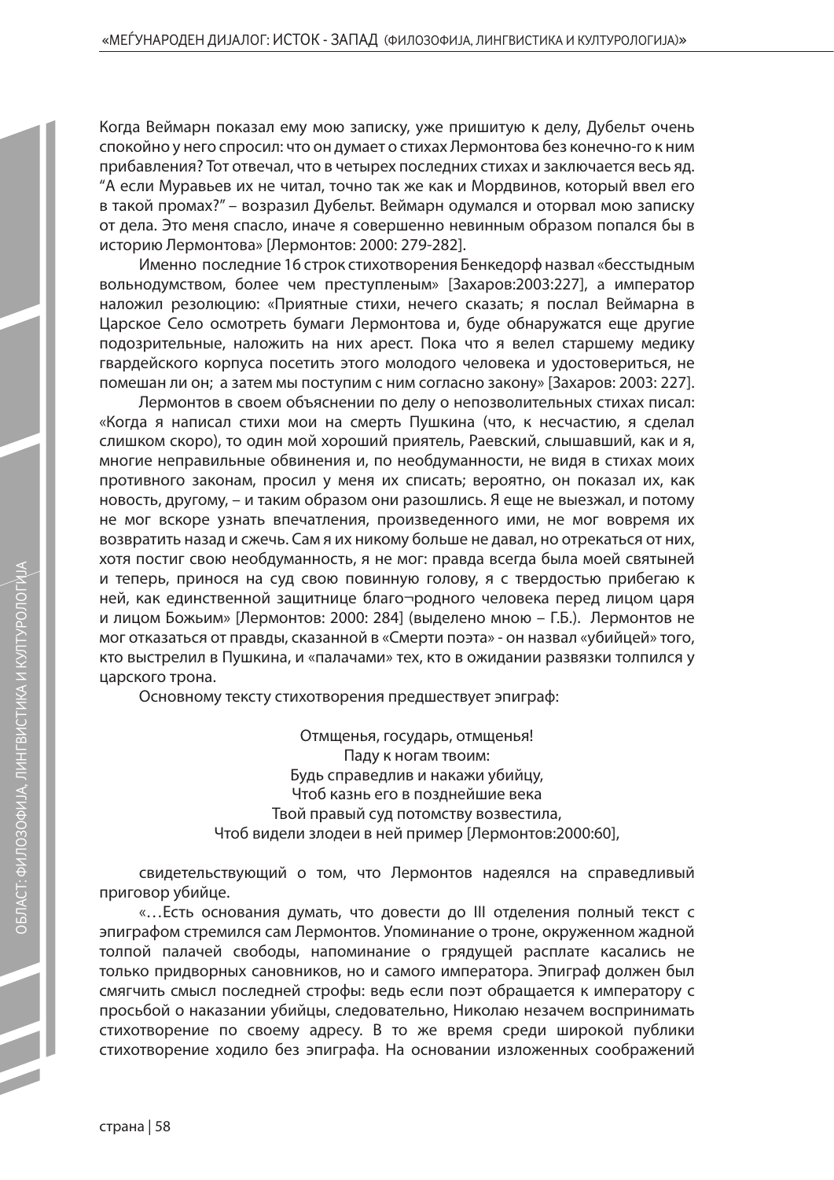Когда Веймарн показал ему мою записку, уже пришитую к делу, Дубельт очень спокойно у него спросил: что он думает о стихах Лермонтова без конечно-го к ним прибавления? Тот отвечал, что в четырех последних стихах и заключается весь яд. "А если Муравьев их не читал, точно так же как и Мордвинов, который ввел его в такой промах?" – возразил Дубельт. Веймарн одумался и оторвал мою записку от дела. Это меня спасло, иначе я совершенно невинным образом попался бы в историю Лермонтова» [Лермонтов: 2000: 279-282].

Именно последние 16 строк стихотворения Бенкедорф назвал «бесстыдным вольнодумством, более чем преступленым» [Захаров:2003:227], а император наложил резолюцию: «Приятные стихи, нечего сказать; я послал Веймарна в Царское Село осмотреть бумаги Лермонтова и, буде обнаружатся еще другие подозрительные, наложить на них арест. Пока что я велел старшему медику гвардейского корпуса посетить этого молодого человека и удостовериться, не помешан ли он; а затем мы поступим с ним согласно закону» [Захаров: 2003: 227].

Лермонтов в своем объяснении по делу о непозволительных стихах писал: «Когда я написал стихи мои на смерть Пушкина (что, к несчастию, я сделал слишком скоро), то один мой хороший приятель, Раевский, слышавший, как и я, многие неправильные обвинения и, по необдуманности, не видя в стихах моих противного законам, просил у меня их списать; вероятно, он показал их, как новость, другому, – и таким образом они разошлись. Я еще не выезжал, и потому не мог вскоре узнать впечатления, произведенного ими, не мог вовремя их возвратить назад и сжечь. Сам я их никому больше не давал, но отрекаться от них, хотя постиг свою необдуманность, я не мог: правда всегда была моей святыней и теперь, принося на суд свою повинную голову, я с твердостью прибегаю к ней, как единственной защитнице благо¬родного человека перед лицом царя и лицом Божьим» [Лермонтов: 2000: 284] (выделено мною – Г.Б.). Лермонтов не мог отказаться от правды, сказанной в «Смерти поэта» - он назвал «убийцей» того, кто выстрелил в Пушкина, и «палачами» тех, кто в ожидании развязки толпился у царского трона.

Основному тексту стихотворения предшествует эпиграф:

Отмщенья, государь, отмщенья!  
Паду к ногам твоим:  
Будь справедлив и накажи убийцу,  
Чтоб казнь его в позднейшие века  
Твой правый суд потомству возвестила,  
Чтоб видели злодеи в ней пример [Лермонтов:2000:60],

свидетельствующий о том, что Лермонтов надеялся на справедливый приговор убийце.

«…Есть основания думать, что довести до III отделения полный текст с эпиграфом стремился сам Лермонтов. Упоминание о троне, окруженном жадной толпой палачей свободы, напоминание о грядущей расплате касались не только придворных сановников, но и самого императора. Эпиграф должен был смягчить смысл последней строфы: ведь если поэт обращается к императору с просьбой о наказании убийцы, следовательно, Николаю незачем воспринимать стихотворение по своему адресу. В то же время среди широкой публики стихотворение ходило без эпиграфа. На основании изложенных соображений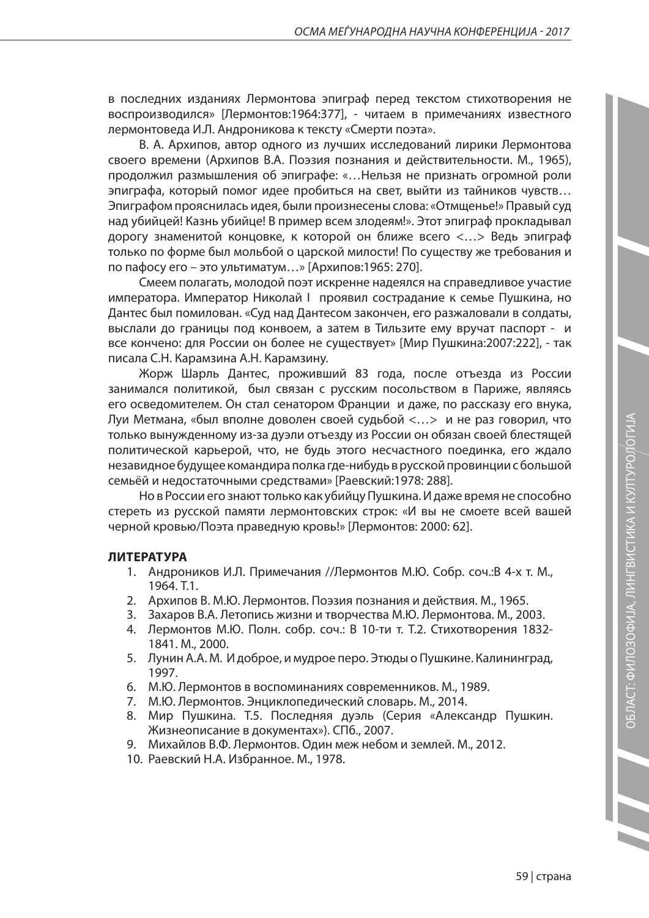в последних изданиях Лермонтова эпиграф перед текстом стихотворения не воспроизводился» [Лермонтов:1964:377], - читаем в примечаниях известного лермонтоведа И.Л. Андроникова к тексту «Смерти поэта».

В. А. Архипов, автор одного из лучших исследований лирики Лермонтова своего времени (Архипов В.А. Поэзия познания и действительности. М., 1965), продолжил размышления об эпиграфе: «…Нельзя не признать огромной роли эпиграфа, который помог идее пробиться на свет, выйти из тайников чувств… Эпиграфом прояснилась идея, были произнесены слова: «Отмщенье!» Правый суд над убийцей! Казнь убийце! В пример всем злодеям!». Этот эпиграф прокладывал дорогу знаменитой концовке, к которой он ближе всего <…> Ведь эпиграф только по форме был мольбой о царской милости! По существу же требования и по пафосу его – это ультиматум…» [Архипов:1965: 270].

Смеем полагать, молодой поэт искренне надеялся на справедливое участие императора. Император Николай I проявил сострадание к семье Пушкина, но Дантес был помилован. «Суд над Дантесом закончен, его разжаловали в солдаты, выслали до границы под конвоем, а затем в Тильзите ему вручат паспорт - и все кончено: для России он более не существует» [Мир Пушкина:2007:222], - так писала С.Н. Карамзина А.Н. Карамзину.

Жорж Шарль Дантес, проживший 83 года, после отъезда из России занимался политикой, был связан с русским посольством в Париже, являясь его осведомителем. Он стал сенатором Франции и даже, по рассказу его внука, Луи Метмана, «был вполне доволен своей судьбой <…> и не раз говорил, что только вынужденному из-за дуэли отъезду из России он обязан своей блестящей политической карьерой, что, не будь этого несчастного поединка, его ждало незавидное будущее командира полка где-нибудь в русской провинции с большой семьёй и недостаточными средствами» [Раевский:1978: 288].

Но в России его знают только как убийцу Пушкина. И даже время не способно стереть из русской памяти лермонтовских строк: «И вы не смоете всей вашей черной кровью/Поэта праведную кровь!» [Лермонтов: 2000: 62].

**ЛИТЕРАТУРА**

1. Андроников И.Л. Примечания //Лермонтов М.Ю. Собр. соч.:В 4-х т. М., 1964. Т.1.
2. Архипов В. М.Ю. Лермонтов. Поэзия познания и действия. М., 1965.
3. Захаров В.А. Летопись жизни и творчества М.Ю. Лермонтова. М., 2003.
4. Лермонтов М.Ю. Полн. собр. соч.: В 10-ти т. Т.2. Стихотворения 1832-1841. М., 2000.
5. Лунин А.А. М. И доброе, и мудрое перо. Этюды о Пушкине. Калининград, 1997.
6. М.Ю. Лермонтов в воспоминаниях современников. М., 1989.
7. М.Ю. Лермонтов. Энциклопедический словарь. М., 2014.
8. Мир Пушкина. Т.5. Последняя дуэль (Серия «Александр Пушкин. Жизнеописание в документах»). СПб., 2007.
9. Михайлов В.Ф. Лермонтов. Один меж небом и землей. М., 2012.
10. Раевский Н.А. Избранное. М., 1978.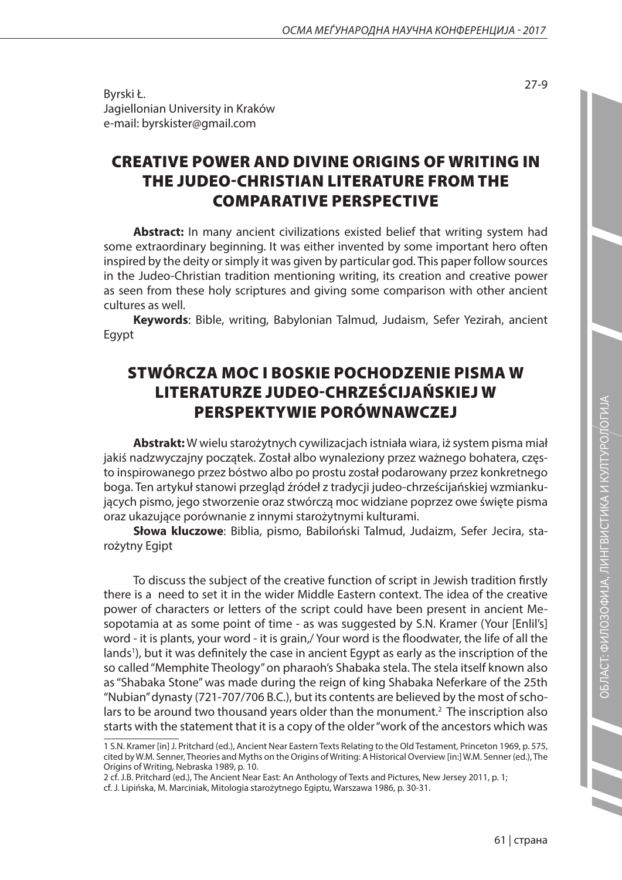27-9

Byrski Ł.
Jagiellonian University in Kraków
e-mail: byrskister@gmail.com

# CREATIVE POWER AND DIVINE ORIGINS OF WRITING IN THE JUDEO-CHRISTIAN LITERATURE FROM THE COMPARATIVE PERSPECTIVE

**Abstract:** In many ancient civilizations existed belief that writing system had some extraordinary beginning. It was either invented by some important hero often inspired by the deity or simply it was given by particular god. This paper follow sources in the Judeo-Christian tradition mentioning writing, its creation and creative power as seen from these holy scriptures and giving some comparison with other ancient cultures as well.

**Keywords**: Bible, writing, Babylonian Talmud, Judaism, Sefer Yezirah, ancient Egypt

# STWÓRCZA MOC I BOSKIE POCHODZENIE PISMA W LITERATURZE JUDEO-CHRZEŚCIJAŃSKIEJ W PERSPEKTYWIE PORÓWNAWCZEJ

**Abstrakt:** W wielu starożytnych cywilizacjach istniała wiara, iż system pisma miał jakiś nadzwyczajny początek. Został albo wynaleziony przez ważnego bohatera, często inspirowanego przez bóstwo albo po prostu został podarowany przez konkretnego boga. Ten artykuł stanowi przegląd źródeł z tradycji judeo-chrześcijańskiej wzmiankujących pismo, jego stworzenie oraz stwórczą moc widziane poprzez owe święte pisma oraz ukazujące porównanie z innymi starożytnymi kulturami.

**Słowa kluczowe**: Biblia, pismo, Babiloński Talmud, Judaizm, Sefer Jecira, starożytny Egipt

To discuss the subject of the creative function of script in Jewish tradition firstly there is a need to set it in the wider Middle Eastern context. The idea of the creative power of characters or letters of the script could have been present in ancient Mesopotamia at as some point of time - as was suggested by S.N. Kramer (Your [Enlil's] word - it is plants, your word - it is grain,/ Your word is the floodwater, the life of all the lands[1]), but it was definitely the case in ancient Egypt as early as the inscription of the so called "Memphite Theology" on pharaoh's Shabaka stela. The stela itself known also as "Shabaka Stone" was made during the reign of king Shabaka Neferkare of the 25th "Nubian" dynasty (721-707/706 B.C.), but its contents are believed by the most of scholars to be around two thousand years older than the monument.[2] The inscription also starts with the statement that it is a copy of the older "work of the ancestors which was

---

1 S.N. Kramer [in] J. Pritchard (ed.), Ancient Near Eastern Texts Relating to the Old Testament, Princeton 1969, p. 575, cited by W.M. Senner, Theories and Myths on the Origins of Writing: A Historical Overview [in:] W.M. Senner (ed.), The Origins of Writing, Nebraska 1989, p. 10.

2 cf. J.B. Pritchard (ed.), The Ancient Near East: An Anthology of Texts and Pictures, New Jersey 2011, p. 1; cf. J. Lipińska, M. Marciniak, Mitologia starożytnego Egiptu, Warszawa 1986, p. 30-31.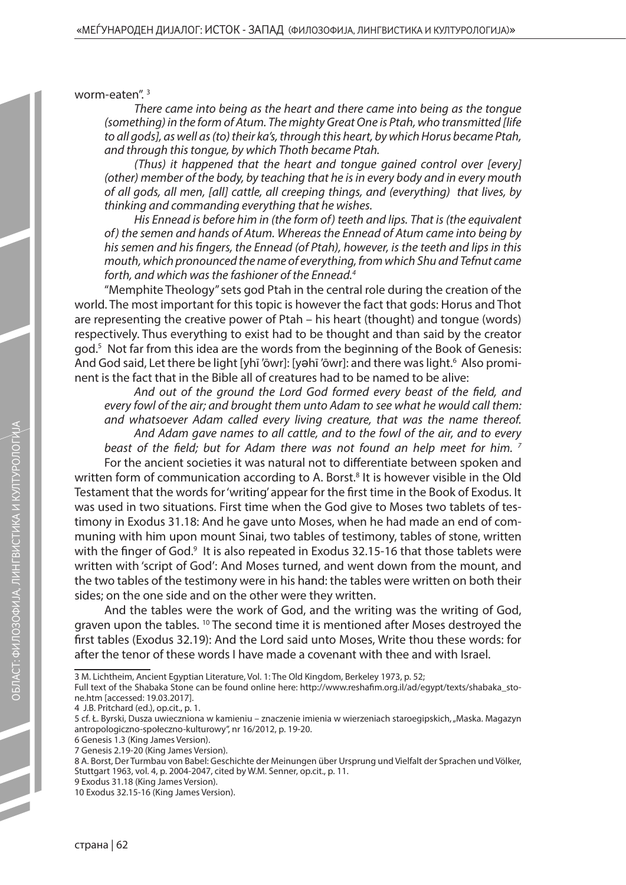worm-eaten". [3]

> *There came into being as the heart and there came into being as the tongue (something) in the form of Atum. The mighty Great One is Ptah, who transmitted [life to all gods], as well as (to) their ka's, through this heart, by which Horus became Ptah, and through this tongue, by which Thoth became Ptah.*
>
> *(Thus) it happened that the heart and tongue gained control over [every] (other) member of the body, by teaching that he is in every body and in every mouth of all gods, all men, [all] cattle, all creeping things, and (everything) that lives, by thinking and commanding everything that he wishes.*
>
> *His Ennead is before him in (the form of) teeth and lips. That is (the equivalent of) the semen and hands of Atum. Whereas the Ennead of Atum came into being by his semen and his fingers, the Ennead (of Ptah), however, is the teeth and lips in this mouth, which pronounced the name of everything, from which Shu and Tefnut came forth, and which was the fashioner of the Ennead.*[4]

"Memphite Theology" sets god Ptah in the central role during the creation of the world. The most important for this topic is however the fact that gods: Horus and Thot are representing the creative power of Ptah – his heart (thought) and tongue (words) respectively. Thus everything to exist had to be thought and than said by the creator god.[5] Not far from this idea are the words from the beginning of the Book of Genesis: And God said, Let there be light [yhī 'ōwr]: [yəhī 'ōwr]: and there was light.[6] Also prominent is the fact that in the Bible all of creatures had to be named to be alive:

> *And out of the ground the Lord God formed every beast of the field, and every fowl of the air; and brought them unto Adam to see what he would call them: and whatsoever Adam called every living creature, that was the name thereof.*
>
> *And Adam gave names to all cattle, and to the fowl of the air, and to every beast of the field; but for Adam there was not found an help meet for him.* [7]

For the ancient societies it was natural not to differentiate between spoken and written form of communication according to A. Borst.[8] It is however visible in the Old Testament that the words for 'writing' appear for the first time in the Book of Exodus. It was used in two situations. First time when the God give to Moses two tablets of testimony in Exodus 31.18: And he gave unto Moses, when he had made an end of communing with him upon mount Sinai, two tables of testimony, tables of stone, written with the finger of God.[9] It is also repeated in Exodus 32.15-16 that those tablets were written with 'script of God': And Moses turned, and went down from the mount, and the two tables of the testimony were in his hand: the tables were written on both their sides; on the one side and on the other were they written.

And the tables were the work of God, and the writing was the writing of God, graven upon the tables. [10] The second time it is mentioned after Moses destroyed the first tables (Exodus 32.19): And the Lord said unto Moses, Write thou these words: for after the tenor of these words I have made a covenant with thee and with Israel.

---

3 M. Lichtheim, Ancient Egyptian Literature, Vol. 1: The Old Kingdom, Berkeley 1973, p. 52; Full text of the Shabaka Stone can be found online here: http://www.reshafim.org.il/ad/egypt/texts/shabaka_stone.htm [accessed: 19.03.2017].

4 J.B. Pritchard (ed.), op.cit., p. 1.

5 cf. Ł. Byrski, Dusza uwieczniona w kamieniu – znaczenie imienia w wierzeniach staroegipskich, „Maska. Magazyn antropologiczno-społeczno-kulturowy", nr 16/2012, p. 19-20.

6 Genesis 1.3 (King James Version).

7 Genesis 2.19-20 (King James Version).

8 A. Borst, Der Turmbau von Babel: Geschichte der Meinungen über Ursprung und Vielfalt der Sprachen und Völker, Stuttgart 1963, vol. 4, p. 2004-2047, cited by W.M. Senner, op.cit., p. 11.

9 Exodus 31.18 (King James Version).

10 Exodus 32.15-16 (King James Version).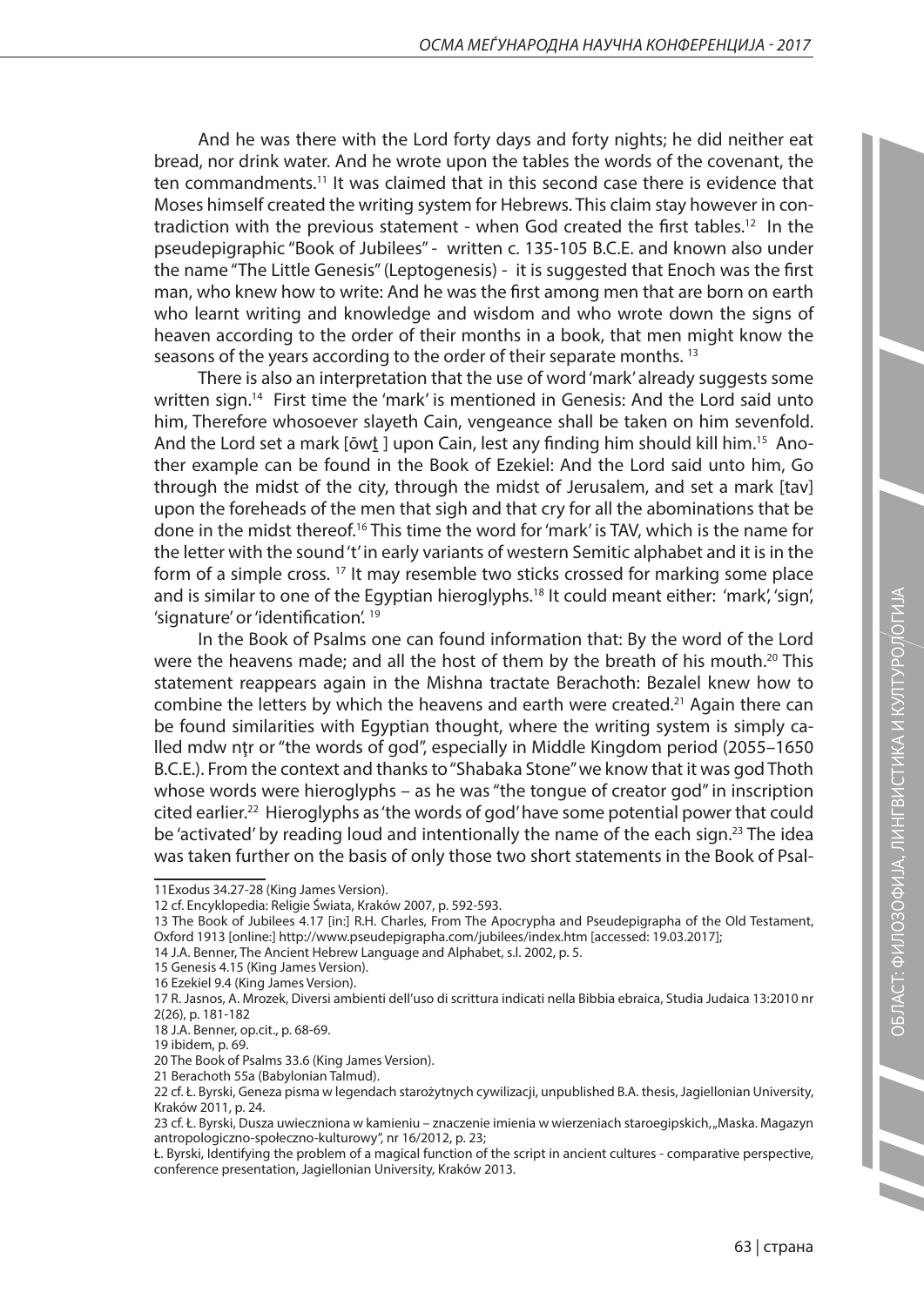And he was there with the Lord forty days and forty nights; he did neither eat bread, nor drink water. And he wrote upon the tables the words of the covenant, the ten commandments.[11] It was claimed that in this second case there is evidence that Moses himself created the writing system for Hebrews. This claim stay however in contradiction with the previous statement - when God created the first tables.[12] In the pseudepigraphic "Book of Jubilees" - written c. 135-105 B.C.E. and known also under the name "The Little Genesis" (Leptogenesis) - it is suggested that Enoch was the first man, who knew how to write: And he was the first among men that are born on earth who learnt writing and knowledge and wisdom and who wrote down the signs of heaven according to the order of their months in a book, that men might know the seasons of the years according to the order of their separate months. [13]

There is also an interpretation that the use of word 'mark' already suggests some written sign.[14] First time the 'mark' is mentioned in Genesis: And the Lord said unto him, Therefore whosoever slayeth Cain, vengeance shall be taken on him sevenfold. And the Lord set a mark [ōwṯ ] upon Cain, lest any finding him should kill him.[15] Another example can be found in the Book of Ezekiel: And the Lord said unto him, Go through the midst of the city, through the midst of Jerusalem, and set a mark [tav] upon the foreheads of the men that sigh and that cry for all the abominations that be done in the midst thereof.[16] This time the word for 'mark' is TAV, which is the name for the letter with the sound 't' in early variants of western Semitic alphabet and it is in the form of a simple cross. [17] It may resemble two sticks crossed for marking some place and is similar to one of the Egyptian hieroglyphs.[18] It could meant either: 'mark', 'sign', 'signature' or 'identification'. [19]

In the Book of Psalms one can found information that: By the word of the Lord were the heavens made; and all the host of them by the breath of his mouth.[20] This statement reappears again in the Mishna tractate Berachoth: Bezalel knew how to combine the letters by which the heavens and earth were created.[21] Again there can be found similarities with Egyptian thought, where the writing system is simply called mdw nṯr or "the words of god", especially in Middle Kingdom period (2055–1650 B.C.E.). From the context and thanks to "Shabaka Stone" we know that it was god Thoth whose words were hieroglyphs – as he was "the tongue of creator god" in inscription cited earlier.[22] Hieroglyphs as 'the words of god' have some potential power that could be 'activated' by reading loud and intentionally the name of the each sign.[23] The idea was taken further on the basis of only those two short statements in the Book of Psal-

---

11 Exodus 34.27-28 (King James Version).

12 cf. Encyklopedia: Religie Świata, Kraków 2007, p. 592-593.

13 The Book of Jubilees 4.17 [in:] R.H. Charles, From The Apocrypha and Pseudepigrapha of the Old Testament, Oxford 1913 [online:] http://www.pseudepigrapha.com/jubilees/index.htm [accessed: 19.03.2017];

14 J.A. Benner, The Ancient Hebrew Language and Alphabet, s.l. 2002, p. 5.

15 Genesis 4.15 (King James Version).

16 Ezekiel 9.4 (King James Version).

17 R. Jasnos, A. Mrozek, Diversi ambienti dell'uso di scrittura indicati nella Bibbia ebraica, Studia Judaica 13:2010 nr 2(26), p. 181-182

18 J.A. Benner, op.cit., p. 68-69.

19 ibidem, p. 69.

20 The Book of Psalms 33.6 (King James Version).

21 Berachoth 55a (Babylonian Talmud).

22 cf. Ł. Byrski, Geneza pisma w legendach starożytnych cywilizacji, unpublished B.A. thesis, Jagiellonian University, Kraków 2011, p. 24.

23 cf. Ł. Byrski, Dusza uwieczniona w kamieniu – znaczenie imienia w wierzeniach staroegipskich, „Maska. Magazyn antropologiczno-społeczno-kulturowy", nr 16/2012, p. 23;

Ł. Byrski, Identifying the problem of a magical function of the script in ancient cultures - comparative perspective, conference presentation, Jagiellonian University, Kraków 2013.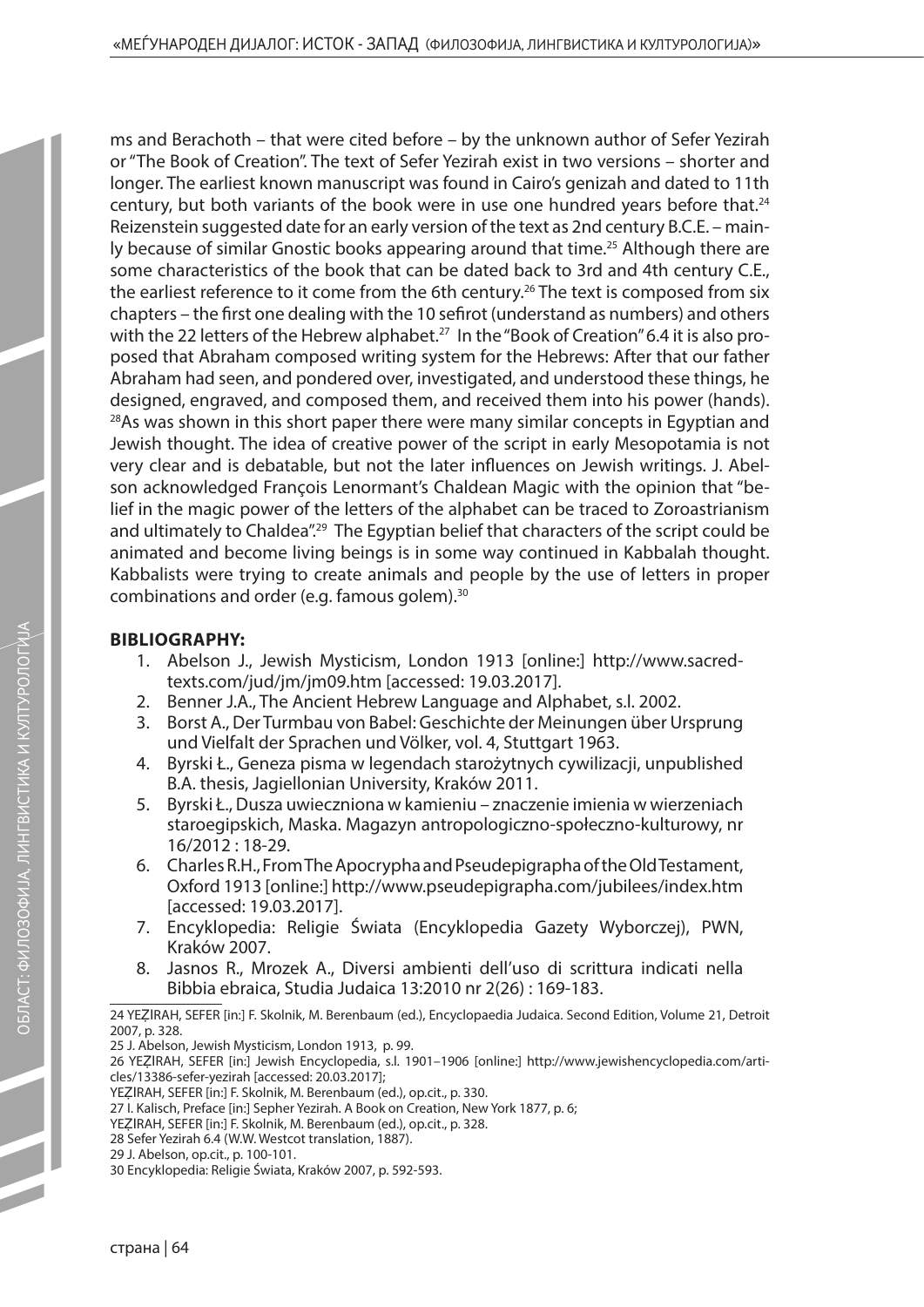ms and Berachoth – that were cited before – by the unknown author of Sefer Yezirah or "The Book of Creation". The text of Sefer Yezirah exist in two versions – shorter and longer. The earliest known manuscript was found in Cairo's genizah and dated to 11th century, but both variants of the book were in use one hundred years before that.[24] Reizenstein suggested date for an early version of the text as 2nd century B.C.E. – mainly because of similar Gnostic books appearing around that time.[25] Although there are some characteristics of the book that can be dated back to 3rd and 4th century C.E., the earliest reference to it come from the 6th century.[26] The text is composed from six chapters – the first one dealing with the 10 sefirot (understand as numbers) and others with the 22 letters of the Hebrew alphabet.[27] In the "Book of Creation" 6.4 it is also proposed that Abraham composed writing system for the Hebrews: After that our father Abraham had seen, and pondered over, investigated, and understood these things, he designed, engraved, and composed them, and received them into his power (hands).[28]As was shown in this short paper there were many similar concepts in Egyptian and Jewish thought. The idea of creative power of the script in early Mesopotamia is not very clear and is debatable, but not the later influences on Jewish writings. J. Abelson acknowledged François Lenormant's Chaldean Magic with the opinion that "belief in the magic power of the letters of the alphabet can be traced to Zoroastrianism and ultimately to Chaldea".[29] The Egyptian belief that characters of the script could be animated and become living beings is in some way continued in Kabbalah thought. Kabbalists were trying to create animals and people by the use of letters in proper combinations and order (e.g. famous golem).[30]

**BIBLIOGRAPHY:**

1. Abelson J., Jewish Mysticism, London 1913 [online:] http://www.sacred-texts.com/jud/jm/jm09.htm [accessed: 19.03.2017].
2. Benner J.A., The Ancient Hebrew Language and Alphabet, s.l. 2002.
3. Borst A., Der Turmbau von Babel: Geschichte der Meinungen über Ursprung und Vielfalt der Sprachen und Völker, vol. 4, Stuttgart 1963.
4. Byrski Ł., Geneza pisma w legendach starożytnych cywilizacji, unpublished B.A. thesis, Jagiellonian University, Kraków 2011.
5. Byrski Ł., Dusza uwieczniona w kamieniu – znaczenie imienia w wierzeniach staroegipskich, Maska. Magazyn antropologiczno-społeczno-kulturowy, nr 16/2012 : 18-29.
6. Charles R.H., From The Apocrypha and Pseudepigrapha of the Old Testament, Oxford 1913 [online:] http://www.pseudepigrapha.com/jubilees/index.htm [accessed: 19.03.2017].
7. Encyklopedia: Religie Świata (Encyklopedia Gazety Wyborczej), PWN, Kraków 2007.
8. Jasnos R., Mrozek A., Diversi ambienti dell'uso di scrittura indicati nella Bibbia ebraica, Studia Judaica 13:2010 nr 2(26) : 169-183.

---

24 YEẒIRAH, SEFER [in:] F. Skolnik, M. Berenbaum (ed.), Encyclopaedia Judaica. Second Edition, Volume 21, Detroit 2007, p. 328.

25 J. Abelson, Jewish Mysticism, London 1913, p. 99.

26 YEẒIRAH, SEFER [in:] Jewish Encyclopedia, s.l. 1901–1906 [online:] http://www.jewishencyclopedia.com/articles/13386-sefer-yezirah [accessed: 20.03.2017];
YEẒIRAH, SEFER [in:] F. Skolnik, M. Berenbaum (ed.), op.cit., p. 330.

27 I. Kalisch, Preface [in:] Sepher Yezirah. A Book on Creation, New York 1877, p. 6;
YEẒIRAH, SEFER [in:] F. Skolnik, M. Berenbaum (ed.), op.cit., p. 328.

28 Sefer Yezirah 6.4 (W.W. Westcot translation, 1887).

29 J. Abelson, op.cit., p. 100-101.

30 Encyklopedia: Religie Świata, Kraków 2007, p. 592-593.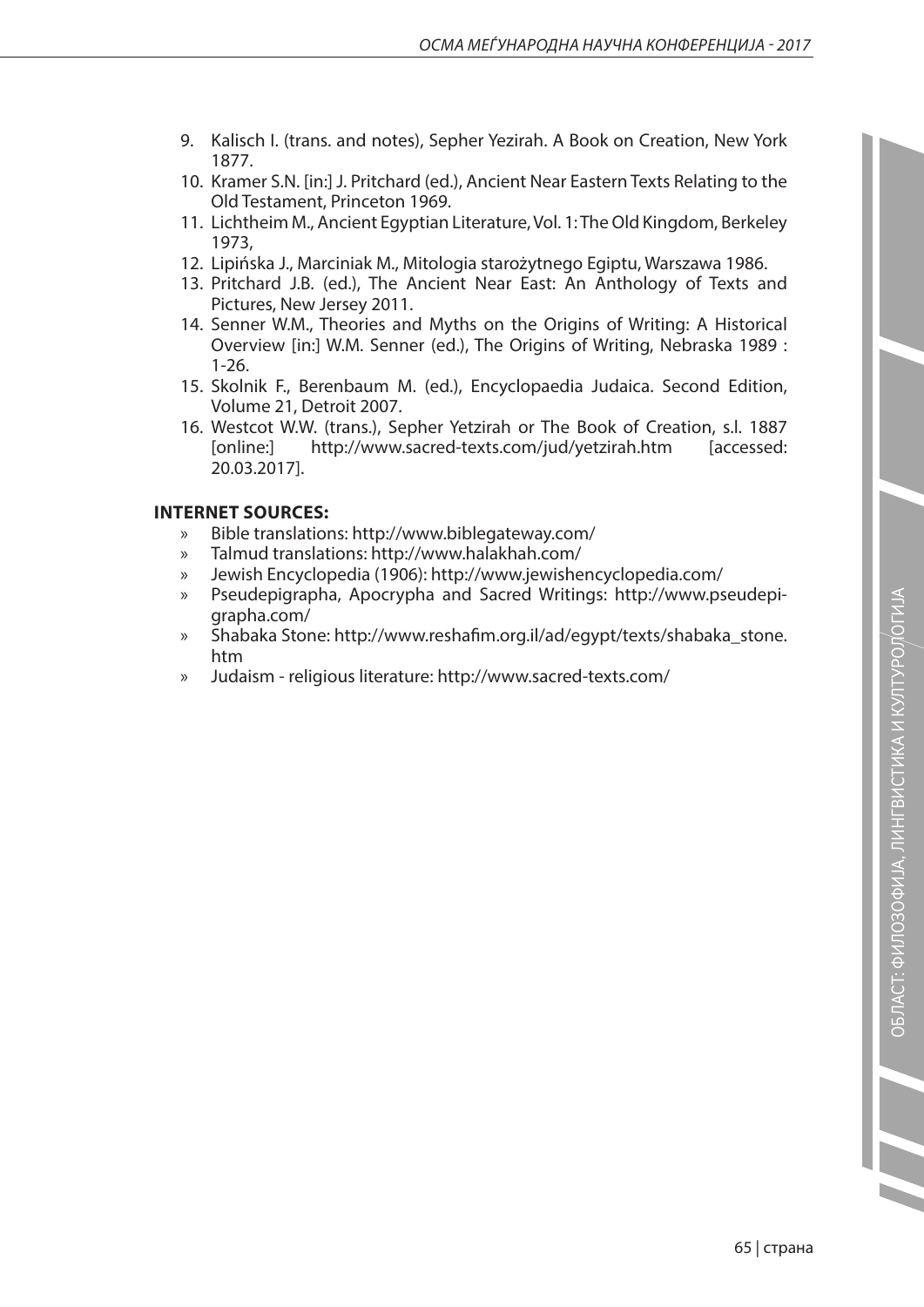9. Kalisch I. (trans. and notes), Sepher Yezirah. A Book on Creation, New York 1877.
10. Kramer S.N. [in:] J. Pritchard (ed.), Ancient Near Eastern Texts Relating to the Old Testament, Princeton 1969.
11. Lichtheim M., Ancient Egyptian Literature, Vol. 1: The Old Kingdom, Berkeley 1973,
12. Lipińska J., Marciniak M., Mitologia starożytnego Egiptu, Warszawa 1986.
13. Pritchard J.B. (ed.), The Ancient Near East: An Anthology of Texts and Pictures, New Jersey 2011.
14. Senner W.M., Theories and Myths on the Origins of Writing: A Historical Overview [in:] W.M. Senner (ed.), The Origins of Writing, Nebraska 1989 : 1-26.
15. Skolnik F., Berenbaum M. (ed.), Encyclopaedia Judaica. Second Edition, Volume 21, Detroit 2007.
16. Westcot W.W. (trans.), Sepher Yetzirah or The Book of Creation, s.l. 1887 [online:] http://www.sacred-texts.com/jud/yetzirah.htm [accessed: 20.03.2017].

**INTERNET SOURCES:**

- Bible translations: http://www.biblegateway.com/
- Talmud translations: http://www.halakhah.com/
- Jewish Encyclopedia (1906): http://www.jewishencyclopedia.com/
- Pseudepigrapha, Apocrypha and Sacred Writings: http://www.pseudepigrapha.com/
- Shabaka Stone: http://www.reshafim.org.il/ad/egypt/texts/shabaka_stone.htm
- Judaism - religious literature: http://www.sacred-texts.com/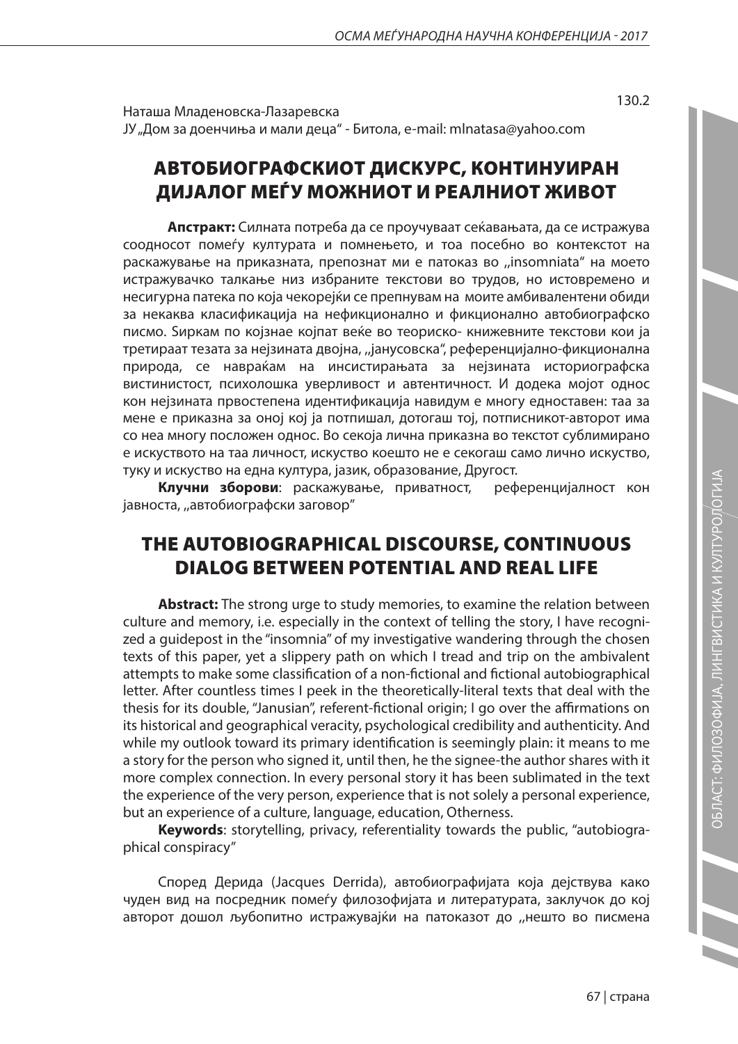130.2

Наташа Младеновска-Лазаревска
ЈУ „Дом за доенчиња и мали деца" - Битола, e-mail: mlnatasa@yahoo.com

# АВТОБИОГРАФСКИОТ ДИСКУРС, КОНТИНУИРАН ДИЈАЛОГ МЕЃУ МОЖНИОТ И РЕАЛНИОТ ЖИВОТ

**Апстракт:** Силната потреба да се проучуваат сеќавањата, да се истражува соодносот помеѓу културата и помнењето, и тоа посебно во контекстот на раскажување на приказната, препознат ми е патоказ во „insomniata" на моето истражувачко талкање низ избраните текстови во трудов, но истовремено и несигурна патека по која чекорејќи се препнувам на моите амбивалентени обиди за некаква класификација на нефикционално и фикционално автобиографско писмо. Ѕиркам по којзнае којпат веќе во теориско- книжевните текстови кои ја третираат тезата за нејзината двојна, „janусовска", референцијално-фикционална природа, се навраќам на инсистирањата за нејзината историографска вистинистост, психолошка уверливост и автентичност. И додека мојот однос кон нејзината првостепена идентификација навидум е многу едноставен: таа за мене е приказна за оној кој ја потпишал, дотогаш тој, потписникот-авторот има со неа многу посложен однос. Во секоја лична приказна во текстот сублимирано е искуството на таа личност, искуство коешто не е секогаш само лично искуство, туку и искуство на една култура, јазик, образование, Другост.

**Клучни зборови**: раскажување, приватност, референцијалност кон јавноста, „автобиографски заговор"

# THE AUTOBIOGRAPHICAL DISCOURSE, CONTINUOUS DIALOG BETWEEN POTENTIAL AND REAL LIFE

**Abstract:** The strong urge to study memories, to examine the relation between culture and memory, i.e. especially in the context of telling the story, I have recognized a guidepost in the "insomnia" of my investigative wandering through the chosen texts of this paper, yet a slippery path on which I tread and trip on the ambivalent attempts to make some classification of a non-fictional and fictional autobiographical letter. After countless times I peek in the theoretically-literal texts that deal with the thesis for its double, "Janusian", referent-fictional origin; I go over the affirmations on its historical and geographical veracity, psychological credibility and authenticity. And while my outlook toward its primary identification is seemingly plain: it means to me a story for the person who signed it, until then, he the signee-the author shares with it more complex connection. In every personal story it has been sublimated in the text the experience of the very person, experience that is not solely a personal experience, but an experience of a culture, language, education, Otherness.

**Keywords**: storytelling, privacy, referentiality towards the public, "autobiographical conspiracy"

Според Дерида (Jacques Derrida), автобиографијата која дејствува како чуден вид на посредник помеѓу филозофијата и литературата, заклучок до кој авторот дошол љубопитно истражувајќи на патоказот до „нешто во писмена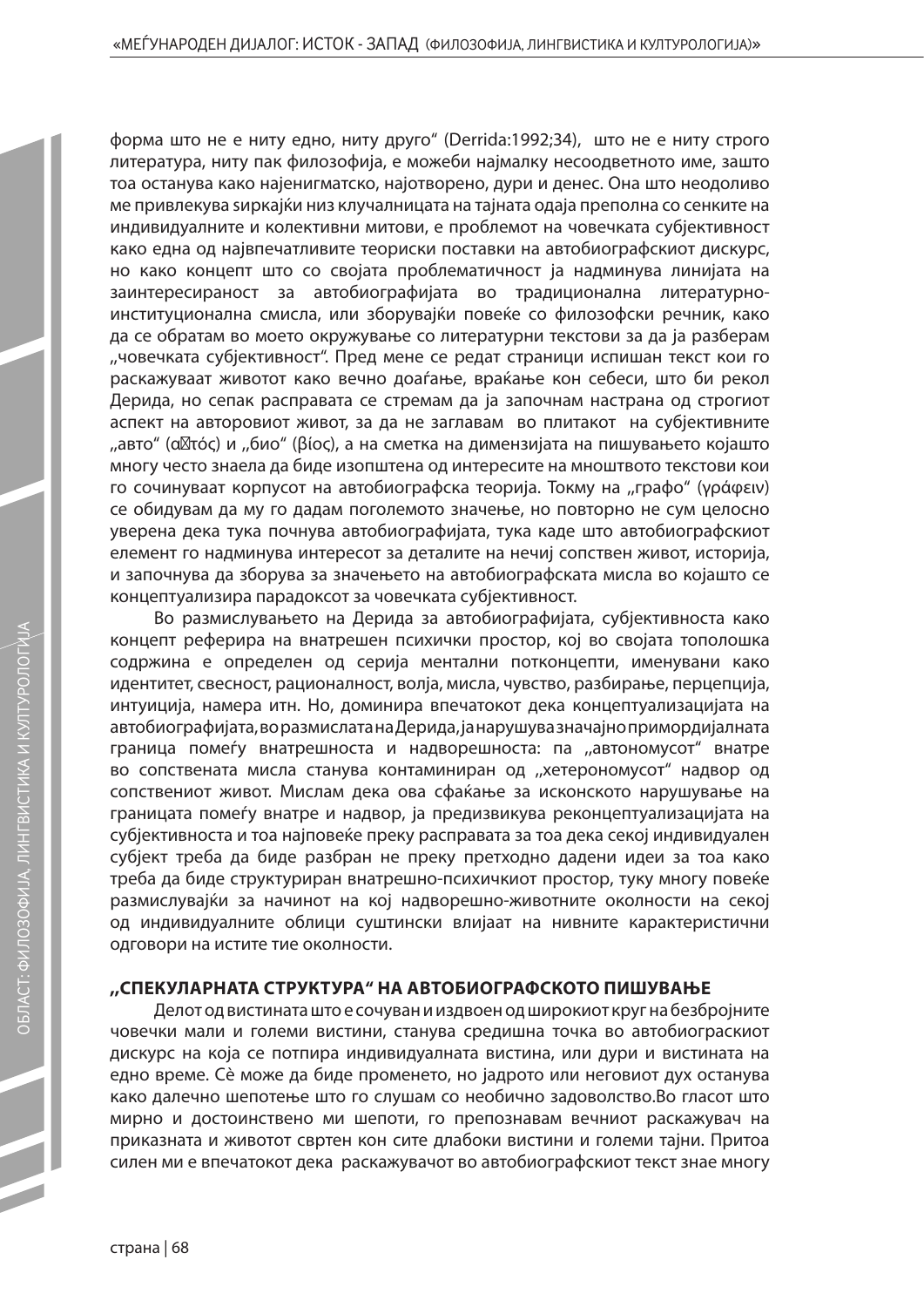форма што не е ниту едно, ниту друго" (Derrida:1992;34), што не е ниту строго литература, ниту пак филозофија, е можеби најмалку несоодветното име, зашто тоа останува како најенигматско, најотворено, дури и денес. Она што неодоливо ме привлекува ѕиркајќи низ клучалницата на тајната одаја преполна со сенките на индивидуалните и колективни митови, е проблемот на човечката субјективност како една од највпечатливите теориски поставки на автобиографскиот дискурс, но како концепт што со својата проблематичност ја надминува линијата на заинтересираност за автобиографијата во традиционална литературно-институционална смисла, или зборувајќи повеќе со филозофски речник, како да се обратам во моето окружување со литературни текстови за да ја разберам „човечката субјективност". Пред мене се редат страници испишан текст кои го раскажуваат животот како вечно доаѓање, враќање кон себеси, што би рекол Дерида, но сепак расправата се стремам да ја започнам настрана од строгиот аспект на авторовиот живот, за да не заглавам во плиткот на субјективните „авто" (α�τός) и „био" (βίος), а на сметка на димензијата на пишувањето којашто многу често знаела да биде изопштена од интересите на мноштвото текстови кои го сочинуваат корпусот на автобиографска теорија. Токму на „графо" (γράφειν) се обидувам да му го дадам поголемото значење, но повторно не сум целосно уверена дека тука почнува автобиографијата, тука каде што автобиографскиот елемент го надминува интересот за деталите на нечиј сопствен живот, историја, и започнува да зборува за значењето на автобиографската мисла во којашто се концептуализира парадоксот за човечката субјективност.

Во размислувањето на Дерида за автобиографијата, субјективноста како концепт реферира на внатрешен психички простор, кој во својата тополошка содржина е определен од серија ментални потконцепти, именувани како идентитет, свесност, рационалност, волја, мисла, чувство, разбирање, перцепција, интуиција, намера итн. Но, доминира впечатокот дека концептуализацијата на автобиографијата, во размислата на Дерида, ја нарушува значајно примордијалната граница помеѓу внатрешноста и надворешноста: па „автономусот" внатре во сопствената мисла станува контаминиран од „хетерономусот" надвор од сопствениот живот. Мислам дека ова сфаќање за исконското нарушување на границата помеѓу внатре и надвор, ја предизвикува реконцептуализацијата на субјективноста и тоа најповеќе преку расправата за тоа дека секој индивидуален субјект треба да биде разбран не преку претходно дадени идеи за тоа како треба да биде структуриран внатрешно-психичкиот простор, туку многу повеќе размислувајќи за начинот на кој надворешно-животните околности на секој од индивидуалните облици суштински влијаат на нивните карактеристични одговори на истите тие околности.

## „СПЕКУЛАРНАТА СТРУКТУРА" НА АВТОБИОГРАФСКОТО ПИШУВАЊЕ

Делот од вистината што е сочуван и издвоен од широкиот круг на безбројните човечки мали и големи вистини, станува средишна точка во автобиограскиот дискурс на која се потпира индивидуалната вистина, или дури и вистината на едно време. Сè може да биде променето, но јадрото или неговиот дух останува како далечно шепотење што го слушам со необично задоволство.Во гласот што мирно и достоинствено ми шепоти, го препознавам вечниот раскажувач на приказната и животот свртен кон сите длабоки вистини и големи тајни. Притоа силен ми е впечатокот дека раскажувачот во автобиографскиот текст знае многу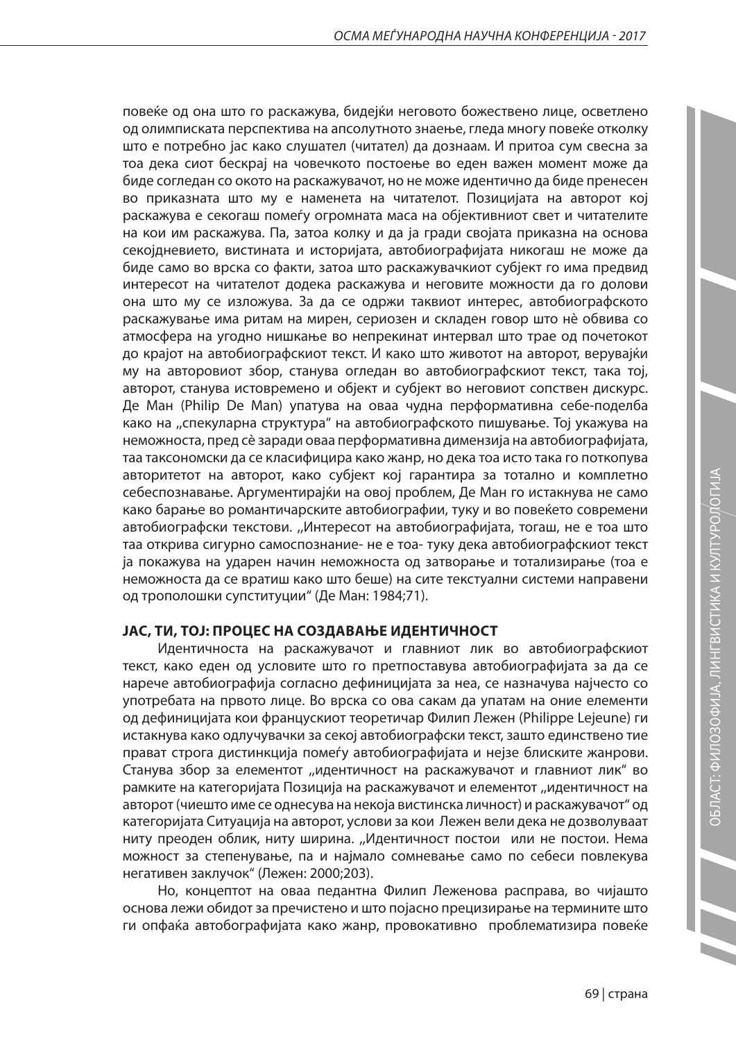повеќе од она што го раскажува, бидејќи неговото божествено лице, осветлено од олимписката перспектива на апсолутното знаење, гледа многу повеќе отколку што е потребно јас како слушател (читател) да дознаам. И притоа сум свесна за тоа дека сиот бескрај на човечкото постоење во еден важен момент може да биде согледан со окото на раскажувачот, но не може идентично да биде пренесен во приказната што му е наменета на читателот. Позицијата на авторот кој раскажува е секогаш помеѓу огромната маса на објективниот свет и читателите на кои им раскажува. Па, затоа колку и да ја гради својата приказна на основа секојдневието, вистината и историјата, автобиографијата никогаш не може да биде само во врска со факти, затоа што раскажувачкиот субјект го има предвид интересот на читателот додека раскажува и неговите можности да го долови она што му се изложува. За да се одржи таквиот интерес, автобиографското раскажување има ритам на мирен, сериозен и складен говор што нè обвива со атмосфера на угодно нишкање во непрекинат интервал што трае од почетокот до крајот на автобиографскиот текст. И како што животот на авторот, верувајќи му на авторовиот збор, станува огледан во автобиографскиот текст, така тој, авторот, станува истовремено и објект и субјект во неговиот сопствен дискурс. Де Ман (Philip De Man) упатува на оваа чудна перформативна себе-поделба како на „спекуларна структура" на автобиографското пишување. Тој укажува на неможноста, пред сè заради оваа перформативна димензија на автобиографијата, таа таксономски да се класифицира како жанр, но дека тоа исто така го поткопува авторитетот на авторот, како субјект кој гарантира за тотално и комплетно себеспознавање. Аргументирајќи на овој проблем, Де Ман го истакнува не само како барање во романтичарските автобиографии, туку и во повеќето современи автобиографски текстови. „Интересот на автобиографијата, тогаш, не е тоа што таа открива сигурно самоспознание- не е тоа- туку дека автобиографскиот текст ја покажува на ударен начин неможноста од затворање и тотализирање (тоа е неможноста да се вратиш како што беше) на сите текстуални системи направени од трополошки супституции" (Де Ман: 1984;71).

### **ЈАС, ТИ, ТОЈ: ПРОЦЕС НА СОЗДАВАЊЕ ИДЕНТИЧНОСТ**

Идентичноста на раскажувачот и главниот лик во автобиографскиот текст, како еден од условите што го претпоставува автобиографијата за да се нарече автобиографија согласно дефиницијата за неа, се назначува најчесто со употребата на првото лице. Во врска со ова сакам да упатам на оние елементи од дефиницијата кои францускиот теоретичар Филип Лежен (Philippe Lejeune) ги истакнува како одлучувачки за секој автобиографски текст, зашто единствено тие прават строга дистинкција помеѓу автобиографијата и нејзе блиските жанрови. Станува збор за елементот „идентичност на раскажувачот и главниот лик" во рамките на категоријата Позиција на раскажувачот и елементот „идентичност на авторот (чиешто име се однесува на некоја вистинска личност) и раскажувачот" од категоријата Ситуација на авторот, услови за кои Лежен вели дека не дозволуваат ниту преоден облик, ниту ширина. „Идентичност постои или не постои. Нема можност за степенување, па и најмало сомневање само по себеси повлекува негативен заклучок" (Лежен: 2000;203).

Но, концептот на оваа педантна Филип Леженова расправа, во чијашто основа лежи обидот за пречистено и што појасно прецизирање на термините што ги опфаќа автобографијата како жанр, провокативно проблематизира повеќе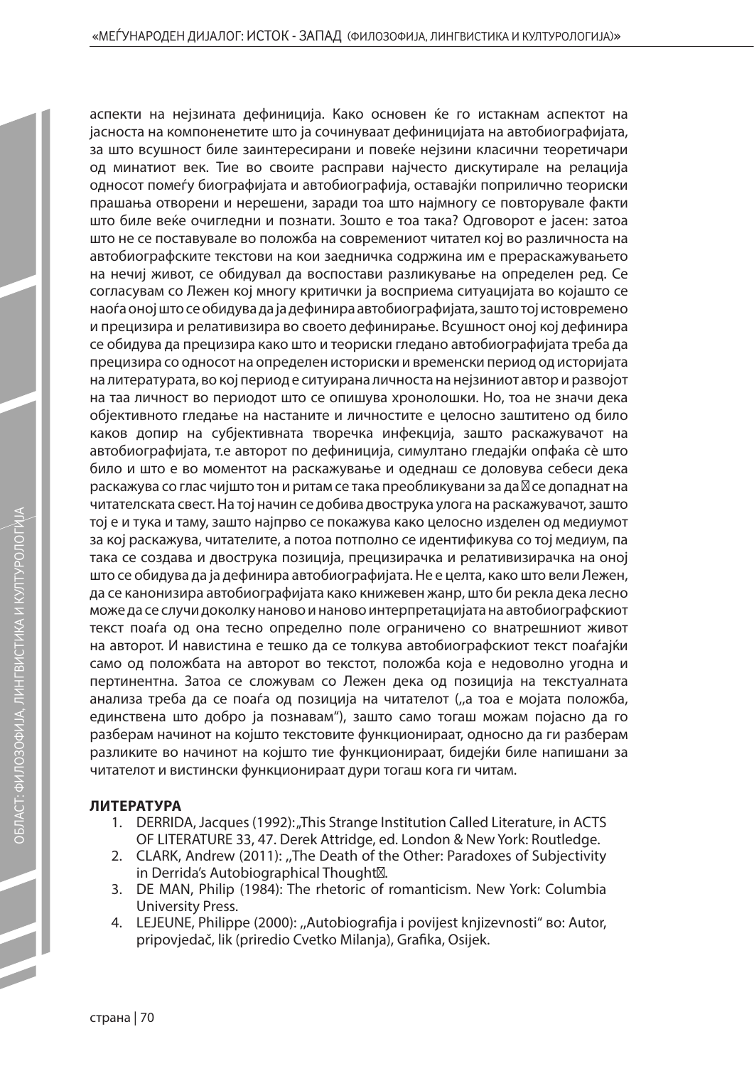аспекти на нејзината дефиниција. Како основен ќе го истакнам аспектот на јасноста на компоненетите што ја сочинуваат дефиницијата на автобиографијата, за што всушност биле заинтересирани и повеќе нејзини класични теоретичари од минатиот век. Тие во своите расправи најчесто дискутирале на релација односот помеѓу биографијата и автобиографија, оставајќи поприлично теориски прашања отворени и нерешени, заради тоа што најмногу се повторувале факти што биле веќе очигледни и познати. Зошто е тоа така? Одговорот е јасен: затоа што не се поставувале во положба на современиот читател кој во различноста на автобиографските текстови на кои заедничка содржина им е прераскажувањето на нечиј живот, се обидувал да воспостави разликување на определен ред. Се согласувам со Лежен кој многу критички ја восприема ситуацијата во којашто се наоѓа оној што се обидува да ја дефинира автобиографијата, зашто тој истовремено и прецизира и релативизира во своето дефинирање. Всушност оној кој дефинира се обидува да прецизира како што и теориски гледано автобиографијата треба да прецизира со односот на определен историски и временски период од историјата на литературата, во кој период е ситуирана личноста на нејзиниот автор и развојот на таа личност во периодот што се опишува хронолошки. Но, тоа не значи дека објективното гледање на настаните и личностите е целосно заштитено од било каков допир на субјективната творечка инфекција, зашто раскажувачот на автобиографијата, т.е авторот по дефиниција, симултано гледајќи опфаќа сè што било и што е во моментот на раскажување и одеднаш се доловува себеси дека раскажува со глас чијшто тон и ритам се така преобликувани за да ▯ се допаднат на читателската свест. На тој начин се добива двострука улога на раскажувачот, зашто тој е и тука и таму, зашто најпрво се покажува како целосно изделен од медиумот за кој раскажува, читателите, а потоа потполно се идентификува со тој медиум, па така се создава и двострука позиција, прецизирачка и релативизирачка на оној што се обидува да ја дефинира автобиографијата. Не е целта, како што вели Лежен, да се канонизира автобиографијата како книжевен жанр, што би рекла дека лесно може да се случи доколку наново и наново интерпретацијата на автобиографскиот текст поаѓа од она тесно определно поле ограничено со внатрешниот живот на авторот. И навистина е тешко да се толкува автобиографскиот текст поаѓајќи само од положбата на авторот во текстот, положба која е недоволно угодна и пертинентна. Затоа се сложувам со Лежен дека од позиција на текстуалната анализа треба да се поаѓа од позиција на читателот („а тоа е мојата положба, единствена што добро ја познавам"), зашто само тогаш можам појасно да го разберам начинот на којшто текстовите функционираат, односно да ги разберам разликите во начинот на којшто тие функционираат, бидејќи биле напишани за читателот и вистински функционираат дури тогаш кога ги читам.

**ЛИТЕРАТУРА**

1. DERRIDA, Jacques (1992): „This Strange Institution Called Literature, in ACTS OF LITERATURE 33, 47. Derek Attridge, ed. London & New York: Routledge.
2. CLARK, Andrew (2011): „The Death of the Other: Paradoxes of Subjectivity in Derrida's Autobiographical Thought▯.
3. DE MAN, Philip (1984): The rhetoric of romanticism. New York: Columbia University Press.
4. LEJEUNE, Philippe (2000): „Autobiografija i povijest knjizevnosti" во: Autor, pripovjedač, lik (priredio Cvetko Milanja), Grafika, Osijek.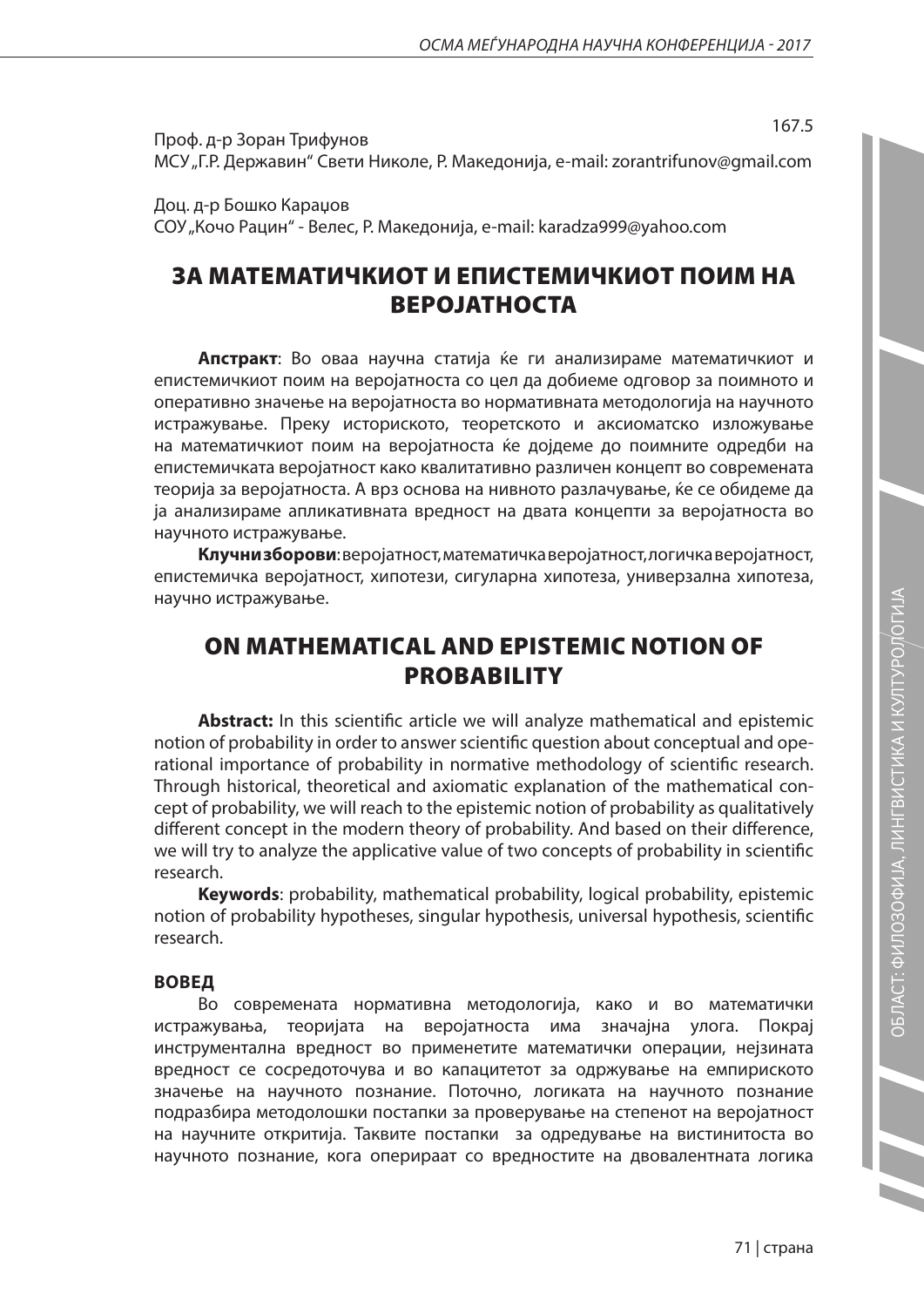167.5

Проф. д-р Зоран Трифунов
МСУ „Г.Р. Державин" Свети Николе, Р. Македонија, e-mail: zorantrifunov@gmail.com

Доц. д-р Бошко Караџов
СОУ „Кочо Рацин" - Велес, Р. Македонија, e-mail: karadza999@yahoo.com

# ЗА МАТЕМАТИЧКИОТ И ЕПИСТЕМИЧКИОТ ПОИМ НА ВЕРОЈАТНОСТА

**Апстракт**: Во оваа научна статија ќе ги анализираме математичкиот и епистемичкиот поим на веројатноста со цел да добиеме одговор за поимното и оперативно значење на веројатноста во нормативната методологија на научното истражување. Преку историското, теоретското и аксиоматско изложување на математичкиот поим на веројатноста ќе дојдеме до поимните одредби на епистемичката веројатност како квалитативно различен концепт во современата теорија за веројатноста. А врз основа на нивното разлачување, ќе се обидеме да ја анализираме апликативната вредност на двата концепти за веројатноста во научното истражување.

**Клучни зборови**: веројатност, математичка веројатност, логичка веројатност, епистемичка веројатност, хипотези, сигуларна хипотеза, универзална хипотеза, научно истражување.

# ON MATHEMATICAL AND EPISTEMIC NOTION OF PROBABILITY

**Abstract:** In this scientific article we will analyze mathematical and epistemic notion of probability in order to answer scientific question about conceptual and operational importance of probability in normative methodology of scientific research. Through historical, theoretical and axiomatic explanation of the mathematical concept of probability, we will reach to the epistemic notion of probability as qualitatively different concept in the modern theory of probability. And based on their difference, we will try to analyze the applicative value of two concepts of probability in scientific research.

**Keywords**: probability, mathematical probability, logical probability, epistemic notion of probability hypotheses, singular hypothesis, universal hypothesis, scientific research.

## ВОВЕД

Во современата нормативна методологија, како и во математички истражувања, теоријата на веројатноста има значајна улога. Покрај инструментална вредност во применетите математички операции, нејзината вредност се сосредоточува и во капацитетот за одржување на емпириското значење на научното познание. Поточно, логиката на научното познание подразбира методолошки постапки за проверување на степенот на веројатност на научните откритија. Таквите постапки за одредување на вистинитоста во научното познание, кога оперираат со вредностите на двовалентната логика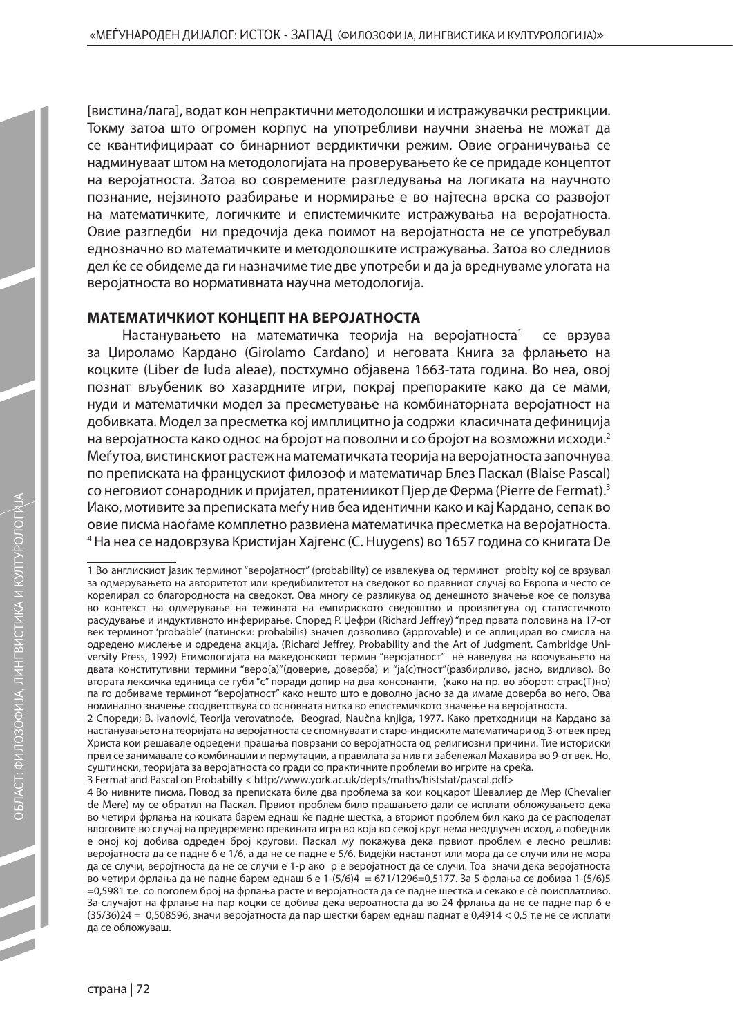[вистина/лага], водат кон непрактични методолошки и истражувачки рестрикции. Токму затоа што огромен корпус на употребливи научни знаења не можат да се квантифицираат со бинарниот вердиктички режим. Овие ограничувања се надминуваат штом на методологијата на проверувањето ќе се придаде концептот на веројатноста. Затоа во современите разгледувања на логиката на научното познание, нејзиното разбирање и нормирање е во најтесна врска со развојот на математичките, логичките и епистемичките истражувања на веројатноста. Овие разгледби ни предочија дека поимот на веројатноста не се употребувал еднозначно во математичките и методолошките истражувања. Затоа во следниов дел ќе се обидеме да ги назначиме тие две употреби и да ја вреднуваме улогата на веројатноста во нормативната научна методологија.

## МАТЕМАТИЧКИОТ КОНЦЕПТ НА ВЕРОЈАТНОСТА

Настанувањето на математичка теорија на веројатноста[1] се врзува за Џироламо Кардано (Girolamo Cardano) и неговата Книга за фрлањето на коцките (Liber de ludа aleae), постхумно објавена 1663-тата година. Во неа, овој познат вљубеник во хазардните игри, покрај препораките како да се мами, нуди и математички модел за пресметување на комбинаторната веројатност на добивката. Модел за пресметка кој имплицитно ја содржи класичната дефиниција на веројатноста како однос на бројот на поволни и со бројот на возможни исходи.[2] Меѓутоа, вистинскиот растеж на математичката теорија на веројатноста започнува по преписката на францускиот филозоф и математичар Блез Паскал (Blaise Pascal) со неговиот сонародник и пријател, пратеникот Пјер де Ферма (Pierre de Fermat).[3] Иако, мотивите за преписката меѓу нив беа идентични како и кај Кардано, сепак во овие писма наоѓаме комплетно развиена математичка пресметка на веројатноста.[4] На неа се надоврзува Кристијан Хајгенс (C. Huygens) во 1657 година со книгата De

---

1 Во англискиот јазик терминот "веројатност" (probability) се извлекува од терминот probity кој се врзувал за одмерувањето на авторитетот или кредибилитетот на сведокот во правниот случај во Европа и често се корелирал со благородноста на сведокот. Ова многу се разликува од денешното значење кое се ползува во контекст на одмерување на тежината на емпириското сведоштво и произлегува од статистичкото расудување и индуктивното инферирање. Според Р. Џефри (Richard Jeffrey) "пред првата половина на 17-от век терминот 'probable' (латински: probabilis) значел дозволиво (approvable) и се аплицирал во смисла на одредено мислење и одредена акција. (Richard Jeffrey, Probability and the Art of Judgment. Cambridge University Press, 1992) Етимологијата на македонскиот термин "веројатност" нè наведува на воочувањето на двата конститутивни термини "веро(а)"(доверие, доверба) и "ја(с)тност"(разбирливо, јасно, видливо). Во втората лексичка единица се губи "с" поради допир на два консонанти, (како на пр. во зборот: страс(Т)но) па го добиваме терминот "веројатност" како нешто што е доволно јасно за да имаме доверба во него. Ова номинално значење соодветствува со основната нитка во епистемичкото значење на веројатноста.

2 Спореди; B. Ivanović, Teorija verovatnoće, Beograd, Naučna knjiga, 1977. Како претходници на Кардано за настанувањето на теоријата на веројатноста се спомнуваат и старо-индиските математичари од 3-от век пред Христа кои решавале одредени прашања поврзани со веројатноста од религиозни причини. Тие историски први се занимавале со комбинации и пермутации, а правилата за нив ги забележал Махавира во 9-от век. Но, суштински, теоријата за веројатноста со гради со практичните проблеми во игрите на среќа.

3 Fermat and Pascal on Probabilty < http://www.york.ac.uk/depts/maths/histstat/pascal.pdf>

4 Во нивните писма, Повод за преписката биле два проблема за кои коцкарот Шевалиер де Мер (Chevalier de Mere) му се обратил на Паскал. Првиот проблем било прашањето дали се исплати обложувањето дека во четири фрлања на коцката барем еднаш ќе падне шестка, а вториот проблем бил како да се расподелат влоговите во случај на предвремено прекината игра во која во секој круг нема неодлучен исход, а победник е оној кој добива одреден број кругови. Паскал му покажува дека првиот проблем е лесно решлив: веројатноста да се падне 6 е 1/6, а да не се падне е 5/6. Бидејќи настанот или мора да се случи или не мора да се случи, веројтноста да не се случи е 1-p ако p е веројатност да се случи. Тоа значи дека веројатноста во четири фрлања да не падне барем еднаш 6 е $1-(5/6)^4 = 671/1296=0,5177$. За 5 фрлања се добива $1-(5/6)^5 =0,5981$ т.е. со поголем број на фрлања расте и веројатноста да се падне шестка и секако е сè поисплатливо. За случајот на фрлање на пар коцки се добива дека вероатноста да во 24 фрлања да не се падне пар 6 е $(35/36)^{24} = 0,508596$, значи веројатноста да пар шестки барем еднаш паднат е $0,4914 < 0,5$ т.е не се исплати да се обложуваш.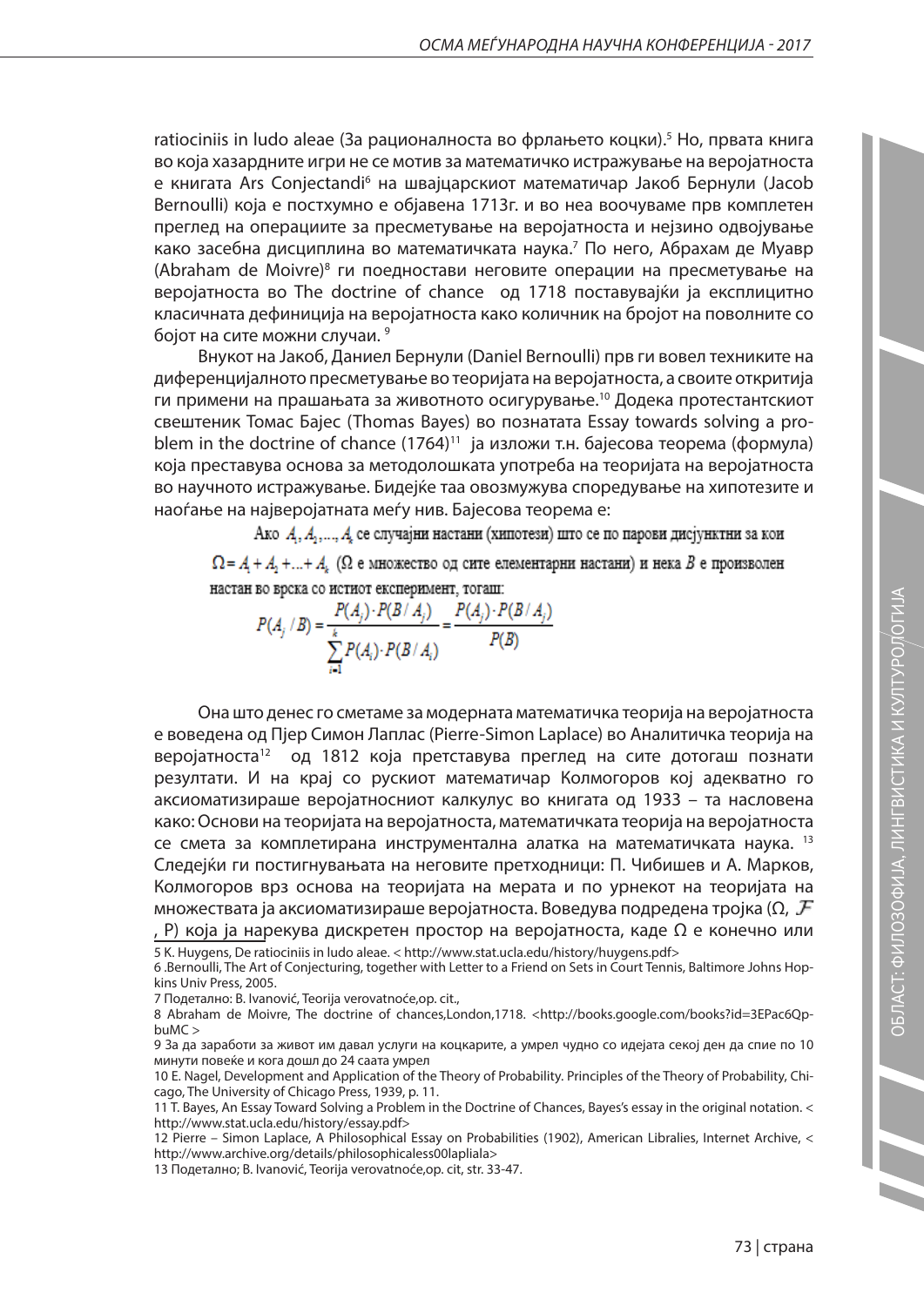ratiociniis in ludo aleae (За рационалноста во фрлањето коцки).[5] Но, првата книга во која хазардните игри не се мотив за математичко истражување на веројатноста е книгата Ars Conjectandi[6] на швајцарскиот математичар Јакоб Бернули (Jacob Bernoulli) која е постхумно е објавена 1713г. и во неа воочуваме прв комплетен преглед на операциите за пресметување на веројатноста и нејзино одвојување како засебна дисциплина во математичката наука.[7] По него, Абрахам де Муавр (Abraham de Moivre)[8] ги поедностави неговите операции на пресметување на веројатноста во The doctrine of chance од 1718 поставувајќи ја експлицитно класичната дефиниција на веројатноста како количник на бројот на поволните со бојот на сите можни случаи. [9]

Внукот на Јакоб, Даниел Бернули (Daniel Bernoulli) прв ги вовел техниките на диференцијалното пресметување во теоријата на веројатноста, а своите откритија ги примени на прашањата за животното осигурување.[10] Додека протестантскиот свештеник Томас Бајес (Thomas Bayes) во познатата Essay towards solving a problem in the doctrine of chance (1764)[11] ја изложи т.н. бајесова теорема (формула) која преставува основа за методолошката употреба на теоријата на веројатноста во научното истражување. Бидејќе таа овозмужува споредување на хипотезите и наоѓање на најверојатната меѓу нив. Бајесова теорема е:

Ако $A_1, A_2, \ldots, A_k$ се случајни настани (хипотези) што се по парови дисјунктни за кои $\Omega = A_1 + A_2 + \ldots + A_k$ ($\Omega$ е множество од сите елементарни настани) и нека $B$ е произволен настан во врска со истиот експеримент, тогаш:

$$P(A_j / B) = \frac{P(A_j) \cdot P(B / A_j)}{\sum_{i=1}^{k} P(A_i) \cdot P(B / A_i)} = \frac{P(A_j) \cdot P(B / A_j)}{P(B)}$$

Она што денес го сметаме за модерната математичка теорија на веројатноста е воведена од Пјер Симон Лаплас (Pierre-Simon Laplace) во Аналитичка теорија на веројатноста[12] од 1812 која претставува преглед на сите дотогаш познати резултати. И на крај со рускиот математичар Колмогоров кој адекватно го аксиоматизираше веројатносниот калкулус во книгата од 1933 – та насловена како: Основи на теоријата на веројатноста, математичката теорија на веројатноста се смета за комплетирана инструментална алатка на математичката наука. [13] Следејќи ги постигнувањата на неговите претходници: П. Чибишев и А. Марков, Колмогоров врз основа на теоријата на мерата и по урнекот на теоријата на множествата ја аксиоматизираше веројатноста. Воведува подредена тројка ($\Omega$, $\mathcal{F}$, P) која ја нарекува дискретен простор на веројатноста, каде $\Omega$ е конечно или

5 K. Huygens, De ratiociniis in ludo aleae. < http://www.stat.ucla.edu/history/huygens.pdf>

6 .Bernoulli, The Art of Conjecturing, together with Letter to a Friend on Sets in Court Tennis, Baltimore Johns Hopkins Univ Press, 2005.

7 Подетално: B. Ivanović, Teorija verovatnoće,op. cit.,

8 Abraham de Moivre, The doctrine of chances,London,1718. <http://books.google.com/books?id=3EPac6QpbuMC >

9 За да заработи за живот им давал услуги на коцкарите, а умрел чудно со идејата секој ден да спие по 10 минути повеќе и кога дошл до 24 саата умрел

10 E. Nagel, Development and Application of the Theory of Probability. Principles of the Theory of Probability, Chicago, The University of Chicago Press, 1939, p. 11.

11 T. Bayes, An Essay Toward Solving a Problem in the Doctrine of Chances, Bayes's essay in the original notation. < http://www.stat.ucla.edu/history/essay.pdf>

12 Pierre – Simon Laplace, A Philosophical Essay on Probabilities (1902), American Libralies, Internet Archive, < http://www.archive.org/details/philosophicaless00lapliala>

13 Подетално; B. Ivanović, Teorija verovatnoće,op. cit, str. 33-47.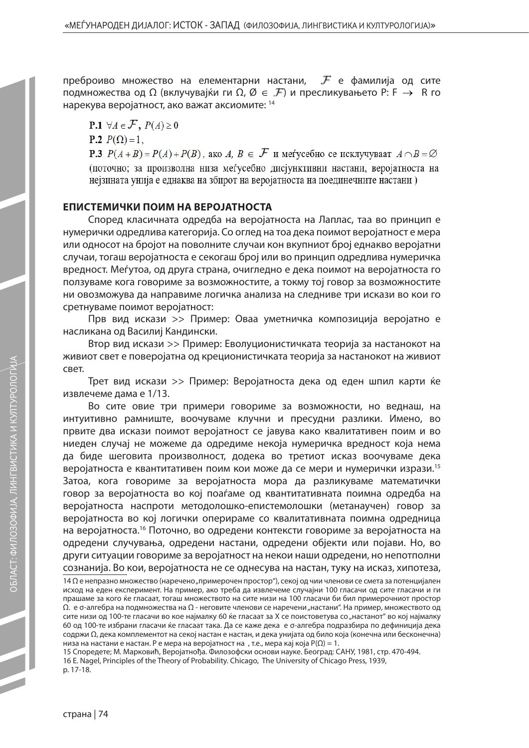пребороиво множество на елементарни настани, $\mathcal{F}$ е фамилија од сите подмножества од Ω (вклучувајќи ги Ω, $\emptyset \in \mathcal{F}$) и пресликувањето P: F → R го нарекува веројатност, ако важат аксиомите: [14]

**P.1** $\forall A \in \mathcal{F}$, $P(A) \geq 0$

**P.2** $P(\Omega) = 1$,

**P.3** $P(A+B) = P(A) + P(B)$, ако $A$, $B \in \mathcal{F}$ и меѓусебно се исклучуваат $A \cap B = \emptyset$

(поточно; за произволна низа меѓусебно дисјунктивни настани, веројатноста на нејзината унија е еднаква на збирот на веројатноста на поединечните настани )

## ЕПИСТЕМИЧКИ ПОИМ НА ВЕРОЈАТНОСТА

Според класичната одредба на веројатноста на Лаплас, таа во принцип е нумерички одредлива категорија. Со оглед на тоа дека поимот веројатност е мера или односот на бројот на поволните случаи кон вкупниот број еднакво веројатни случаи, тогаш веројатноста е секогаш број или во принцип одредлива нумеричка вредност. Меѓутоа, од друга страна, очигледно е дека поимот на веројатноста го ползуваме кога говориме за возможностите, а токму тој говор за возможностите ни овозможува да направиме логичка анализа на следниве три искази во кои го сретнуваме поимот веројатност:

Прв вид искази >> Пример: Оваа уметничка композиција веројатно е насликана од Василиј Кандински.

Втор вид искази >> Пример: Еволуционистичката теорија за настанокот на живиот свет е поверојатна од крeционистичката теорија за настанокот на живиот свет.

Трет вид искази >> Пример: Веројатноста дека од еден шпил карти ќе извлечеме дама е 1/13.

Во сите овие три примери говориме за возможности, но веднаш, на интуитивно рамниште, воочуваме клучни и пресудни разлики. Имено, во првите два искази поимот веројатност се јавува како квалитативен поим и во ниеден случај не можеме да одредиме некоја нумеричка вредност која нема да биде шеговита произволност, додека во третиот исказ воочуваме дека веројатноста е квантитативен поим кои може да се мери и нумерички изрази.[15] Затоа, кога говориме за веројатноста мора да разликуваме математички говор за веројатноста во кој поаѓаме од квантитативната поимна одредба на веројатноста наспроти методолошко-епистемолошки (метанаучен) говор за веројатноста во кој логички оперираме со квалитативната поимна одредница на веројатноста.[16] Поточно, во одредени контексти говориме за веројатноста на одредени случувања, одредени настани, одредени објекти или појави. Но, во други ситуации говориме за веројатност на некои наши одредени, но непотполни сознанија. Во кои, веројатноста не се однесува на настан, туку на исказ, хипотеза,

---

14 Ω е непразно множество (наречено „примерочен простор"), секој од чии членови се смета за потенцијален исход на еден експеримент. На пример, ако треба да извлечеме случајни 100 гласачи од сите гласачи и ги прашаме за кого ќе гласаат, тогаш множеството на сите низи на 100 гласачи би бил примерочниот простор Ω. е σ-алгебра на подмножества на Ω - неговите членови се наречени „настани". На пример, множеството од сите низи од 100-те гласачи во кое најмалку 60 ќе гласаат за X се поистоветува со „настанот" во кој најмалку 60 од 100-те избрани гласачи ќе гласаат така. Да се каже дека е σ-алгебра подразбира по дефиниција дека содржи Ω, дека комплементот на секој настан е настан, и дека унијата од било која (конечна или бесконечна) низа на настани е настан. P е мера на веројатност на , т.е., мера кај која P(Ω) = 1.

15 Споредете; М. Марковић, Верожатноћа. Филозофски основи науке. Београд: САНУ, 1981, стр. 470-494.

16 E. Nagel, Principles of the Theory of Probability. Chicago, The University of Chicago Press, 1939, p. 17-18.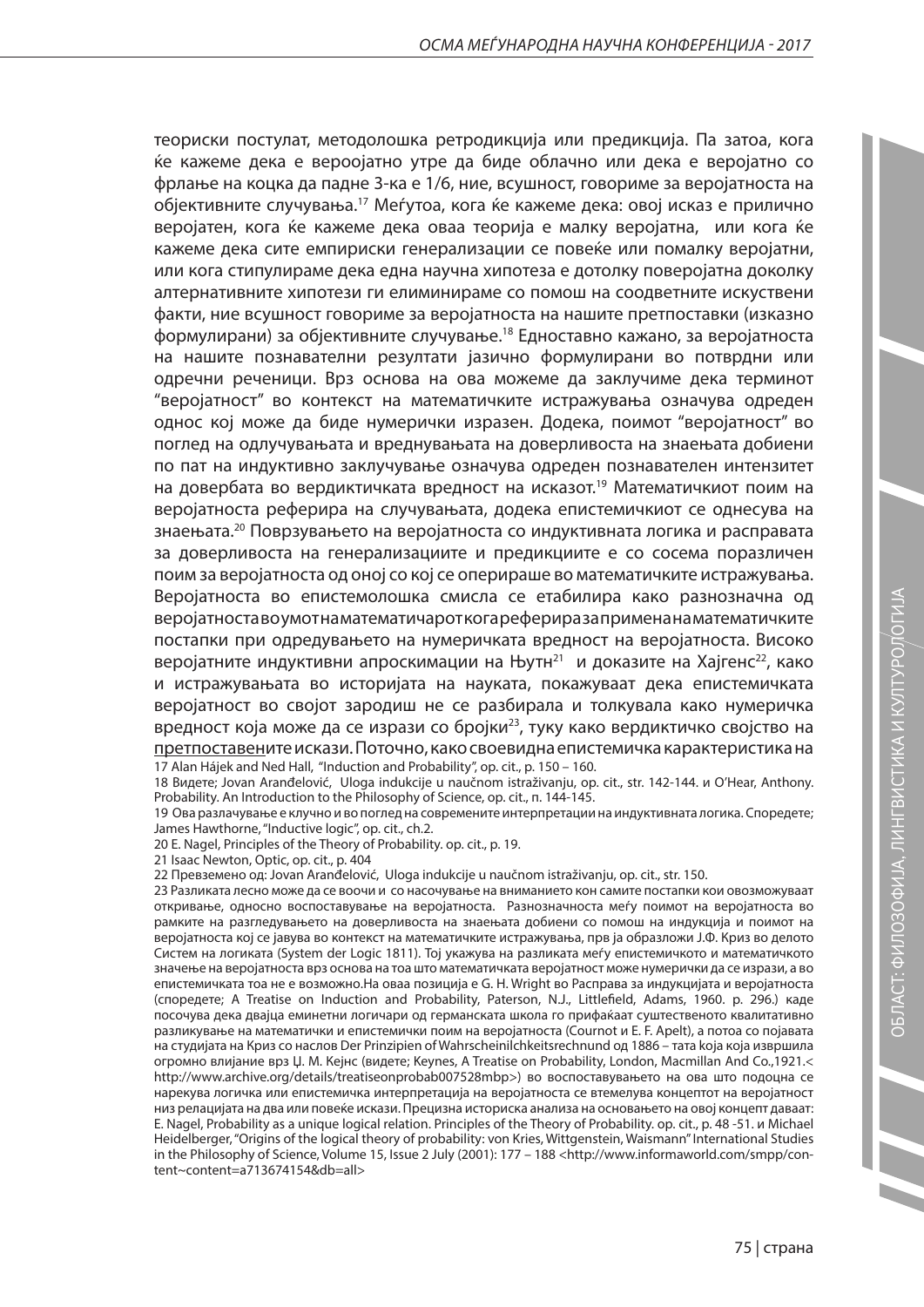теориски постулат, методолошка ретродикција или предикција. Па затоа, кога ќе кажеме дека е вероојатно утре да биде облачно или дека е веројатно со фрлање на коцка да падне 3-ка е 1/6, ние, всушност, говориме за веројатноста на објективните случувања.[17] Меѓутоа, кога ќе кажеме дека: овој исказ е прилично веројатен, кога ќе кажеме дека оваа теорија е малку веројатна, или кога ќе кажеме дека сите емпириски генерализации се повеќе или помалку веројатни, или кога стипулираме дека една научна хипотеза е дотолку поверојатна доколку алтернативните хипотези ги елиминираме со помош на соодветните искуствени факти, ние всушност говориме за веројатноста на нашите претпоставки (изказно формулирани) за објективните случување.[18] Едноставно кажано, за веројатноста на нашите познавателни резултати јазично формулирани во потврдни или одречни реченици. Врз основа на ова можеме да заклучиме дека терминот "веројатност" во контекст на математичките истражувања означува одреден однос кој може да биде нумерички изразен. Додека, поимот "веројатност" во поглед на одлучувањата и вреднувањата на доверливоста на знаењата добиени по пат на индуктивно заклучување означува одреден познавателен интензитет на довербата во вердиктичката вредност на исказот.[19] Математичкиот поим на веројатноста реферира на случувањата, додека епистемичкиот се однесува на знаењата.[20] Поврзувањето на веројатноста со индуктивната логика и расправата за доверливоста на генерализациите и предикциите е со сосема поразличен поим за веројатноста од оној со кој се оперираше во математичките истражувања. Веројатноста во епистемолошка смисла се етабилира како разнозначна од веројатноста во умот на математичарот кога реферира за примена на математичките постапки при одредувањето на нумеричка вредност на веројатноста. Високо веројатните индуктивни апроксимации на Њутн[21] и доказите на Хајгенс[22], како и истражувањата во историјата на науката, покажуваат дека епистемичката веројатност во својот зародиш не се разбирала и толкувала како нумеричка вредност која може да се изрази со бројки[23], туку како вердиктично својство на претпоставените искази. Поточно, како своевидна епистемичка карактеристика на

17 Alan Hájek and Ned Hall, "Induction and Probability", op. cit., p. 150 – 160.

18 Видете; Jovan Aranđelović, Uloga indukcije u naučnom istraživanju, op. cit., str. 142-144. и O'Hear, Anthony. Probability. An Introduction to the Philosophy of Science, op. cit., п. 144-145.

19 Ова разлачување е клучно и во поглед на современите интерпретации на индуктивната логика. Споредете; James Hawthorne, "Inductive logic", op. cit., ch.2.

20 E. Nagel, Principles of the Theory of Probability. op. cit., p. 19.

21 Isaac Newton, Optic, op. cit., p. 404

22 Превземено од: Jovan Aranđelović, Uloga indukcije u naučnom istraživanju, op. cit., str. 150.

23 Разликата лесно може да се воочи и со насочување на вниманието кон самите постапки кои овозможуваат откривање, односно воспоставување на веројатноста. Разнозначноста меѓу поимот на веројатноста во рамките на разгледувањето на доверливоста на знаењата добиени со помош на индукција и поимот на веројатноста кој се јавува во контекст на математичките истражувања, прв ја образложи Ј.Ф. Криз во делото Систем на логиката (System der Logic 1811). Тој укажува на разликата меѓу епистемичкото и математичкото значење на веројатноста врз основа на тоа што математичката веројатност може нумерички да се изрази, а во епистемичката тоа не е возможно.На оваа позиција е G. H. Wright во Расправа за индукцијата и веројатноста (споредете; A Treatise on Induction and Probability, Paterson, N.J., Littlefield, Adams, 1960. p. 296.) каде посочува дека двајца еминетни логичари од германската школа го прифаќаат суштественото квалитативно разликување на математички и епистемички поим на веројатноста (Cournot и E. F. Apelt), а потоа со појавата на студијата на Криз со наслов Der Prinzipien of Wahrscheinilchkeitsrechnund од 1886 – тата која која изврши огромно влијание врз Џ. М. Кејнс (видете; Keynes, A Treatise on Probability, London, Macmillan And Co.,1921.< http://www.archive.org/details/treatiseonprobab007528mbp>) во воспоставувањето на ова што подоцна се нарекува логичка или епистемичка интерпретација на веројатноста се втемелува концептот на веројатност низ релацијата на два или повеќе искази. Прецизна историска анализа на основањето на овој концепт даваат: E. Nagel, Probability as a unique logical relation. Principles of the Theory of Probability. op. cit., p. 48 -51. и Michael Heidelberger, "Origins of the logical theory of probability: von Kries, Wittgenstein, Waismann" International Studies in the Philosophy of Science, Volume 15, Issue 2 July (2001): 177 – 188 <http://www.informaworld.com/smpp/content~content=a713674154&db=all>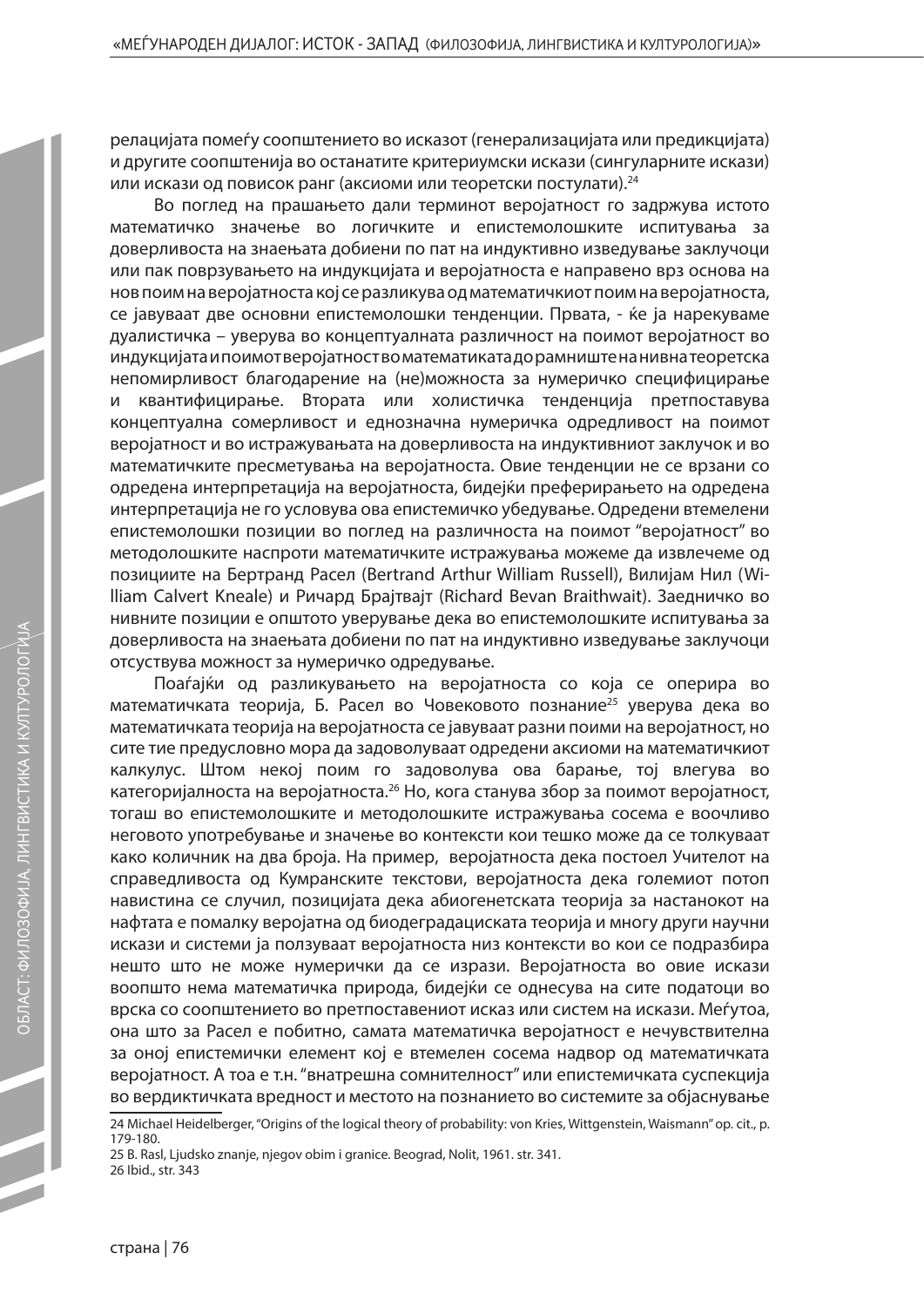релацијата помеѓу соопштението во исказот (генерализацијата или предикцијата) и другите соопштенија во останатите критериумски искази (сингуларните искази) или искази од повисок ранг (аксиоми или теоретски постулати).[24]

Во поглед на прашањето дали терминот веројатност го задржува истото математичко значење во логичките и епистемолошките испитувања за доверливоста на знаењата добиени по пат на индуктивно изведување заклучоци или пак поврзувањето на индукцијата и веројатноста е направено врз основа на нов поим на веројатноста кој се разликува од математичкиот поим на веројатноста, се јавуваат две основни епистемолошки тенденции. Првата, - ќе ја нарекуваме дуалистичка – уверува во концептуалната различност на поимот веројатност во индукцијата и поимот веројатност во математиката до рамниште на нивна теоретска непомирливост благодарение на (не)можноста за нумеричко специфицирање и квантифицирање. Втората или холистичка тенденција претпоставува концептуална сомерливост и еднозначна нумеричка одредливост на поимот веројатност и во истражувањата на доверливоста на индуктивниот заклучок и во математичките пресметувања на веројатноста. Овие тенденции не се врзани со одредена интерпретација на веројатноста, бидејќи преферирањето на одредена интерпретација не го условува ова епистемичко убедување. Одредени втемелени епистемолошки позиции во поглед на различноста на поимот "веројатност" во методолошките наспроти математичките истражувања можеме да извлечеме од позициите на Бертранд Расел (Bertrand Arthur William Russell), Вилијам Нил (William Calvert Kneale) и Ричард Брајтвајт (Richard Bevan Braithwait). Заедничко во нивните позиции е општото уверување дека во епистемолошките испитувања за доверливоста на знаењата добиени по пат на индуктивно изведување заклучоци отсуствува можност за нумеричко одредување.

Поаѓајќи од разликувањето на веројатноста со која се оперира во математичката теорија, Б. Расел во Човековото познание[25] уверува дека во математичката теорија на веројатноста се јавуваат разни поими на веројатност, но сите тие предусловно мора да задоволуваат одредени аксиоми на математичкиот калкулус. Штом некој поим го задоволува ова барање, тој влегува во категоријалноста на веројатноста.[26] Но, кога станува збор за поимот веројатност, тогаш во епистемолошките и методолошките истражувања сосема е воочливо неговото употребување и значење во контексти кои тешко може да се толкуваат како количник на два броја. На пример, веројатноста дека постоел Учителот на справедливоста од Кумранските текстови, веројатноста дека големиот потоп навистина се случил, позицијата дека абиогенетската теорија за настанокот на нафтата е помалку веројатна од биодеградациската теорија и многу други научни искази и системи ја ползуваат веројатноста низ контексти во кои се подразбира нешто што не може нумерички да се изрази. Веројатноста во овие искази воопшто нема математичка природа, бидејќи се однесува на сите податоци во врска со соопштението во претпоставениот исказ или систем на искази. Меѓутоа, она што за Расел е побитно, самата математичка веројатност е нечувствителна за оној епистемички елемент кој е втемелен сосема надвор од математичката веројатност. А тоа е т.н. "внатрешна сомнителност" или епистемичката суспекција во вердиктичката вредност и местото на познанието во системите за објаснување

24 Michael Heidelberger, "Origins of the logical theory of probability: von Kries, Wittgenstein, Waismann" op. cit., p. 179-180.

25 B. Rasl, Ljudsko znanje, njegov obim i granice. Beograd, Nolit, 1961. str. 341.

26 Ibid., str. 343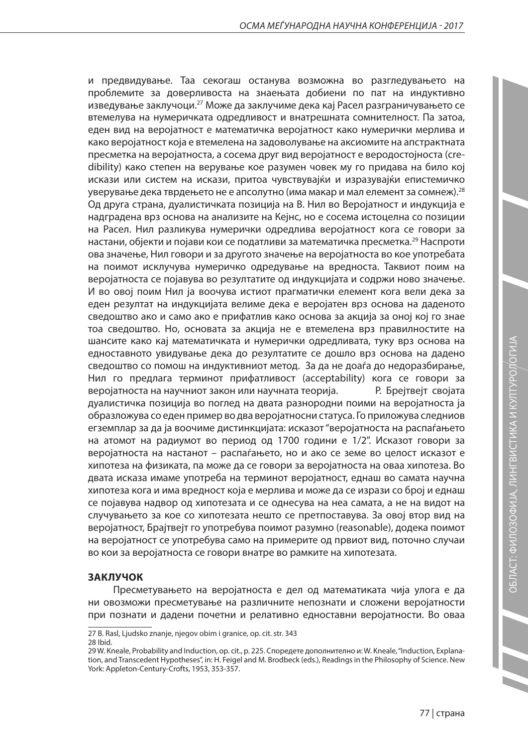и предвидување. Таа секогаш останува возможна во разгледувањето на проблемите за доверливоста на знаењата добиени по пат на индуктивно изведување заклучоци.[27] Може да заклучиме дека кај Расел разграничувањето се втемелува на нумеричката одредливост и внатрешната сомнителност. Па затоа, еден вид на веројатност е математичка веројатност како нумерички мерлива и како веројатност која е втемелена на задоволување на аксиомите на апстрактната пресметка на веројатноста, а сосема друг вид веројатност е веродостојноста (credibility) како степен на верување кое разумен човек му го придава на било кој искази или систем на искази, притоа чувствувајќи и изразувајќи епистемичко уверување дека тврдењето не е апсолутно (има макар и мал елемент за сомнеж).[28] Од друга страна, дуалистичката позиција на В. Нил во Веројатност и индукција е надградена врз основа на анализите на Кејнс, но е сосема истоцелна со позиции на Расел. Нил разликува нумерички одредлива веројатност кога се говори за настани, објекти и појави кои се податливи за математичка пресметка.[29] Наспроти ова значење, Нил говори и за другото значење на веројатноста во кое употребата на поимот исклучува нумеричко одредување на вредноста. Таквиот поим на веројатноста се појавува во резултатите од индукцијата и содржи ново значење. И во овој поим Нил ја воочува истиот прагматички елемент кога вели дека за еден резултат на индукцијата велиме дека е веројатен врз основа на даденото сведоштво ако и само ако е прифатлив како основа за акција за оној кој го знае тоа сведоштво. Но, основата за акција не е втемелена врз правилностите на шансите како кај математичката и нумерички одредливата, туку врз основа на едноставното увидување дека до резултатите се дошло врз основа на дадено сведоштво со помош на индуктивниот метод. За да не дојде до недоразбирање, Нил го предлага терминот прифатливост (acceptability) кога се говори за веројатноста на научниот закон или научната теорија. Р. Брејтвејт својата дуалистичка позиција во поглед на двата разнородни поими на веројатноста ја образложува со еден пример во два веројатносни статуса. Го приложува следниов егземплар за да ја воочиме дистинкцијата: исказот "веројатноста на распаѓањето на атомот на радиумот во период од 1700 години е 1/2". Исказот говори за веројатноста на настанот – распаѓањето, но и ако се земе во целост исказот е хипотеза на физиката, па може да се говори за веројатноста на оваа хипотеза. Во двата исказа имаме употреба на терминот веројатност, еднаш во самата научна хипотеза кога и има вредност која е мерлива и може да се изрази со број и еднаш се појавува надвор од хипотезата и се однесува на неа самата, а не на видот на случувањето за кое со хипотезата нешто се претпоставува. За овој втор вид на веројатност, Брајтвејт го употребува поимот разумно (reasonable), додека поимот на веројатност се употребува само на примерите од првиот вид, поточно случаи во кои за веројатноста се говори внатре во рамките на хипотезата.

## ЗАКЛУЧОК

Пресметувањето на веројатноста е дел од математиката чија улога е да ни овозможи пресметување на различните непознати и сложени веројатности при познати и дадени почетни и релативно едноставни веројатности. Во оваа

---

27 B. Rasl, Ljudsko znanje, njegov obim i granice, op. cit. str. 343

28 Ibid.

29 W. Kneale, Probability and Induction, op. cit., p. 225. Споредете дополнително и: W. Kneale, "Induction, Explanation, and Transcedent Hypotheses", in: H. Feigel and M. Brodbeck (eds.), Readings in the Philosophy of Science. New York: Appleton-Century-Crofts, 1953, 353-357.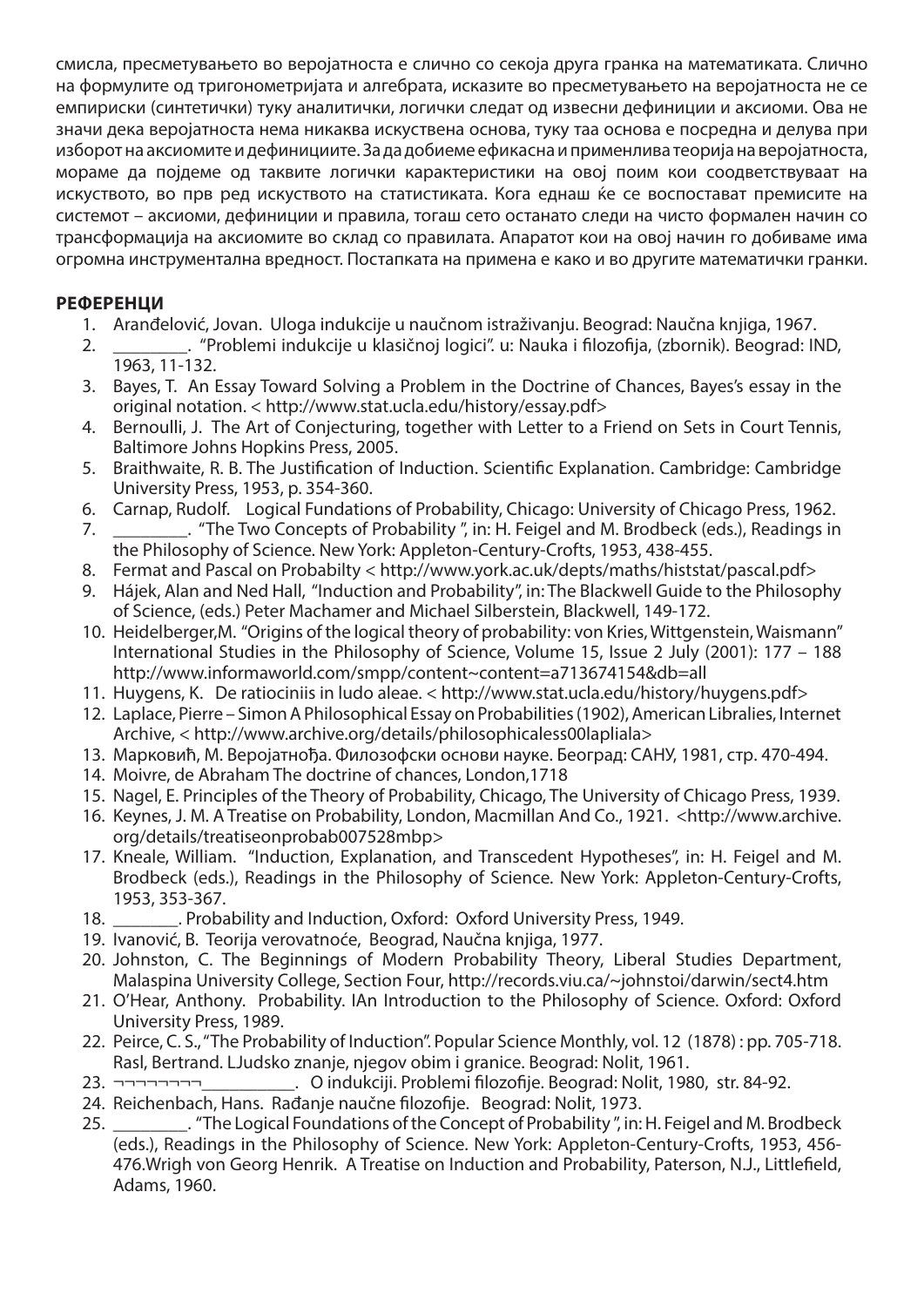смисла, пресметувањето во веројатноста е слично со секоја друга гранка на математиката. Слично на формулите од тригонометријата и алгебрата, исказите во пресметувањето на веројатноста не се емпириски (синтетички) туку аналитички, логички следат од извесни дефиниции и аксиоми. Ова не значи дека веројатноста нема никаква искуствена основа, туку таа основа е посредна и делува при изборот на аксиомите и дефинициите. За да добиеме ефикасна и применлива теорија на веројатноста, мораме да појдеме од таквите логички карактеристики на овој поим кои соодветствуваат на искуството, во прв ред искуството на статистиката. Кога еднаш ќе се воспостават премисите на системот – аксиоми, дефиниции и правила, тогаш сето останато следи на чисто формален начин со трансформација на аксиомите во склад со правилата. Апаратот кои на овој начин го добиваме има огромна инструментална вредност. Постапката на примена е како и во другите математички гранки.

**РЕФЕРЕНЦИ**

1. Aranđelović, Jovan. Uloga indukcije u naučnom istraživanju. Beograd: Naučna knjiga, 1967.
2. ________. "Problemi indukcije u klasičnoj logici". u: Nauka i filozofija, (zbornik). Beograd: IND, 1963, 11-132.
3. Bayes, T. An Essay Toward Solving a Problem in the Doctrine of Chances, Bayes's essay in the original notation. < http://www.stat.ucla.edu/history/essay.pdf>
4. Bernoulli, J. The Art of Conjecturing, together with Letter to a Friend on Sets in Court Tennis, Baltimore Johns Hopkins Press, 2005.
5. Braithwaite, R. B. The Justification of Induction. Scientific Explanation. Cambridge: Cambridge University Press, 1953, p. 354-360.
6. Carnap, Rudolf. Logical Fundations of Probability, Chicago: University of Chicago Press, 1962.
7. ________. "The Two Concepts of Probability ", in: H. Feigel and M. Brodbeck (eds.), Readings in the Philosophy of Science. New York: Appleton-Century-Crofts, 1953, 438-455.
8. Fermat and Pascal on Probabilty < http://www.york.ac.uk/depts/maths/histstat/pascal.pdf>
9. Hájek, Alan and Ned Hall, "Induction and Probability", in: The Blackwell Guide to the Philosophy of Science, (eds.) Peter Machamer and Michael Silberstein, Blackwell, 149-172.
10. Heidelberger,M. "Origins of the logical theory of probability: von Kries, Wittgenstein, Waismann" International Studies in the Philosophy of Science, Volume 15, Issue 2 July (2001): 177 – 188 http://www.informaworld.com/smpp/content~content=a713674154&db=all
11. Huygens, K. De ratiociniis in ludo aleae. < http://www.stat.ucla.edu/history/huygens.pdf>
12. Laplace, Pierre – Simon A Philosophical Essay on Probabilities (1902), American Libralies, Internet Archive, < http://www.archive.org/details/philosophicaless00lapliala>
13. Марковић, М. Веројатноћа. Филозофски основи науке. Београд: САНУ, 1981, стр. 470-494.
14. Moivre, de Abraham The doctrine of chances, London,1718
15. Nagel, E. Principles of the Theory of Probability, Chicago, The University of Chicago Press, 1939.
16. Keynes, J. M. A Treatise on Probability, London, Macmillan And Co., 1921. <http://www.archive.org/details/treatiseonprobab007528mbp>
17. Kneale, William. "Induction, Explanation, and Transcedent Hypotheses", in: H. Feigel and M. Brodbeck (eds.), Readings in the Philosophy of Science. New York: Appleton-Century-Crofts, 1953, 353-367.
18. _______. Probability and Induction, Oxford: Oxford University Press, 1949.
19. Ivanović, B. Teorija verovatnoće, Beograd, Naučna knjiga, 1977.
20. Johnston, C. The Beginnings of Modern Probability Theory, Liberal Studies Department, Malaspina University College, Section Four, http://records.viu.ca/~johnstoi/darwin/sect4.htm
21. O'Hear, Anthony. Probability. IAn Introduction to the Philosophy of Science. Oxford: Oxford University Press, 1989.
22. Peirce, C. S., "The Probability of Induction". Popular Science Monthly, vol. 12 (1878) : pp. 705-718. Rasl, Bertrand. LJudsko znanje, njegov obim i granice. Beograd: Nolit, 1961.
23. ¬¬¬¬¬¬¬¬__________. O indukciji. Problemi filozofije. Beograd: Nolit, 1980, str. 84-92.
24. Reichenbach, Hans. Rađanje naučne filozofije. Beograd: Nolit, 1973.
25. ________. "The Logical Foundations of the Concept of Probability ", in: H. Feigel and M. Brodbeck (eds.), Readings in the Philosophy of Science. New York: Appleton-Century-Crofts, 1953, 456-476.Wrigh von Georg Henrik. A Treatise on Induction and Probability, Paterson, N.J., Littlefield, Adams, 1960.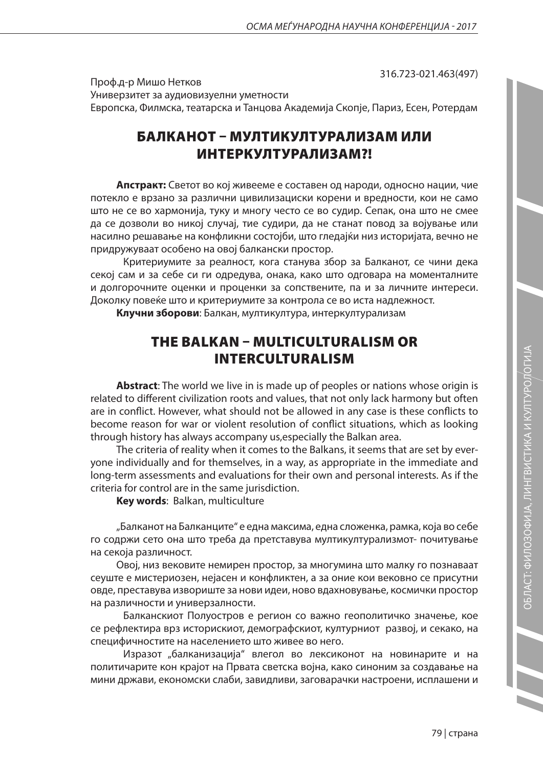316.723-021.463(497)

Проф.д-р Мишо Нетков
Универзитет за аудиовизуелни уметности
Европска, Филмска, театарска и Танцова Академија Скопје, Париз, Есен, Ротердам

# БАЛКАНОТ – МУЛТИКУЛТУРАЛИЗАМ ИЛИ ИНТЕРКУЛТУРАЛИЗАМ?!

**Апстракт:** Светот во кој живееме е составен од народи, односно нации, чие потекло е врзано за различни цивилизациски корени и вредности, кои не само што не се во хармонија, туку и многу често се во судир. Сепак, она што не смее да се дозволи во никој случај, тие судири, да не станат повод за војување или насилно решавање на конфликни состојби, што гледајќи низ историјата, вечно не придружуваат особено на овој балкански простор.

Критериумите за реалност, кога станува збор за Балканот, се чини дека секој сам и за себе си ги одредува, онака, како што одговара на моменталните и долгорочните оценки и проценки за сопствените, па и за личните интереси. Доколку повеќе што и критериумите за контрола се во иста надлежност.

**Клучни зборови**: Балкан, мултикултура, интеркултурализам

# THE BALKAN – MULTICULTURALISM OR INTERCULTURALISM

**Abstract**: The world we live in is made up of peoples or nations whose origin is related to different civilization roots and values, that not only lack harmony but often are in conflict. However, what should not be allowed in any case is these conflicts to become reason for war or violent resolution of conflict situations, which as looking through history has always accompany us,especially the Balkan area.

The criteria of reality when it comes to the Balkans, it seems that are set by everyone individually and for themselves, in a way, as appropriate in the immediate and long-term assessments and evaluations for their own and personal interests. As if the criteria for control are in the same jurisdiction.

**Key words**: Balkan, multiculture

„Балканот на Балканците" е една максима, една сложенка, рамка, која во себе го содржи сето она што треба да претставува мултикултурализмот- почитување на секоја различност.

Овој, низ вековите немирен простор, за многумина што малку го познаваат сеуште е мистериозен, нејасен и конфликтен, а за оние кои вековно се присутни овде, преставува извориште за нови идеи, ново вдахновување, космички простор на различности и универзалности.

Балканскиот Полуостров е регион со важно геополитичко значење, кое се рефлектира врз историскиот, демографскиот, културниот развој, и секако, на специфичностите на населението што живее во него.

Изразот „балканизација" влегол во лексиконот на новинарите и на политичарите кон крајот на Првата светска војна, како синоним за создавање на мини држави, економски слаби, завидливи, заговарачки настроени, исплашени и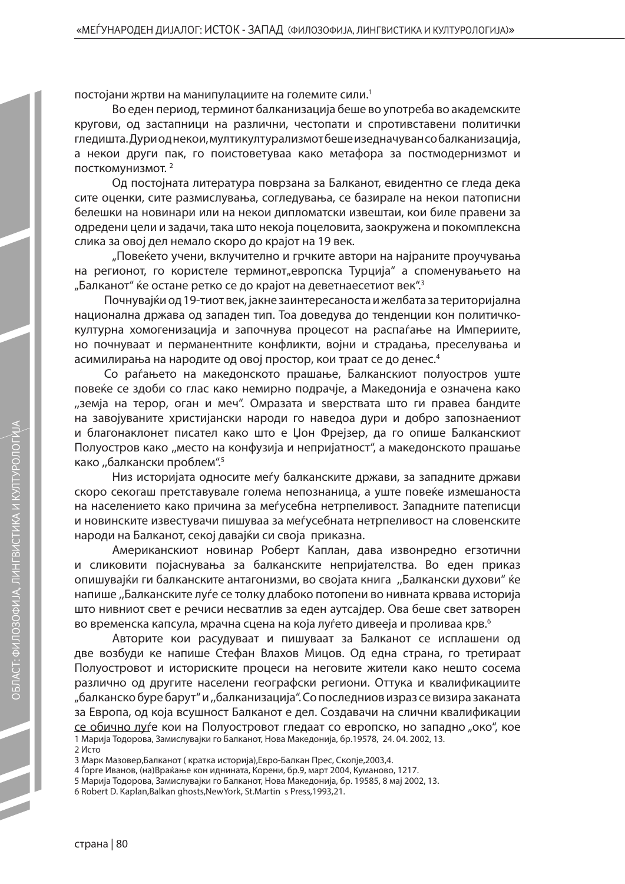постојани жртви на манипулациите на големите сили.[1]

Во еден период, терминот балканизација беше во употреба во академските кругови, од застапници на различни, честопати и спротивставени политички гледишта. Дури од некои, мултикултурализмот беше изедначуван со балканизација, а некои други пак, го поистоветуваа како метафора за постмодернизмот и посткомунизмот. [2]

Од постојната литература поврзана за Балканот, евидентно се гледа дека сите оценки, сите размислувања, согледувања, се базирале на некои патописни белешки на новинари или на некои дипломатски извештаи, кои биле правени за одредени цели и задачи, така што некоја поцеловита, заокружена и покомплексна слика за овој дел немало скоро до крајот на 19 век.

„Повеќето учени, вклучително и грчките автори на најраните проучувања на регионот, го користеле терминот„европска Турција" а споменувањето на „Балканот" ќе остане ретко се до крајот на деветнаесетиот век".[3]

Почнувајќи од 19-тиот век, јакне заинтересаноста и желбата за територијална национална држава од западен тип. Тоа доведува до тенденции кон политичко-културна хомогенизација и започнува процесот на распаѓање на Империите, но почнуваат и перманентните конфликти, војни и страдања, преселувања и асимилирања на народите од овој простор, кои траат се до денес.[4]

Со раѓањето на македонското прашање, Балканскиот полуостров уште повеќе се здоби со глас како немирно подрачје, а Македонија е означена како „земја на терор, оган и меч". Омразата и ѕверствата што ги правеа бандите на завојуваните христијански народи го наведоа дури и добро запознаениот и благонаклонет писател како што е Џон Фрејзер, да го опише Балканскиот Полуостров како „место на конфузија и непријатност", а македонското прашање како „балкански проблем".[5]

Низ историјата односите меѓу балканските држави, за западните држави скоро секогаш претставувале голема непознаница, а уште повеќе измешаноста на населението како причина за меѓусебна нетрпеливост. Западните патеписци и новинските известувачи пишуваа за меѓусебната нетрпеливост на словенските народи на Балканот, секој давајќи си своја приказна.

Американскиот новинар Роберт Каплан, дава извонредно егзотични и сликовити појаснувања за балканските непријателства. Во еден приказ опишувајќи ги балканските антагонизми, во својата книга „Балкански духови" ќе напише „Балканските луѓе се толку длабоко потопени во нивната крвава историја што нивниот свет е речиси несватлив за еден аутсајдер. Ова беше свет затворен во временска капсула, мрачна сцена на која луѓето дивееја и проливаа крв.[6]

Авторите кои расудуваат и пишуваат за Балканот се исплашени од две возбуди ке напише Стефан Влахов Мицов. Од една страна, го третираат Полуостровот и историските процеси на неговите жители како нешто сосема различно од другите населени географски региони. Оттука и квалификациите „балканско буре барут" и „балканизација". Со последниов израз се визира заканата за Европа, од која всушност Балканот е дел. Создавачи на слични квалификации се обично луѓе кои на Полуостровот гледаат со европско, но западно „око", кое

1 Марија Тодорова, Замислувајки го Балканот, Нова Македонија, бр.19578, 24. 04. 2002, 13.
2 Исто
3 Марк Мазовер,Балканот ( кратка историја),Евро-Балкан Прес, Скопје,2003,4.
4 Ѓорге Иванов, (на)Враќање кон иднината, Корени, бр.9, март 2004, Куманово, 1217.
5 Марија Тодорова, Замислувајки го Балканот, Нова Македонија, бр. 19585, 8 мај 2002, 13.
6 Robert D. Kaplan,Balkan ghosts,NewYork, St.Martin s Press,1993,21.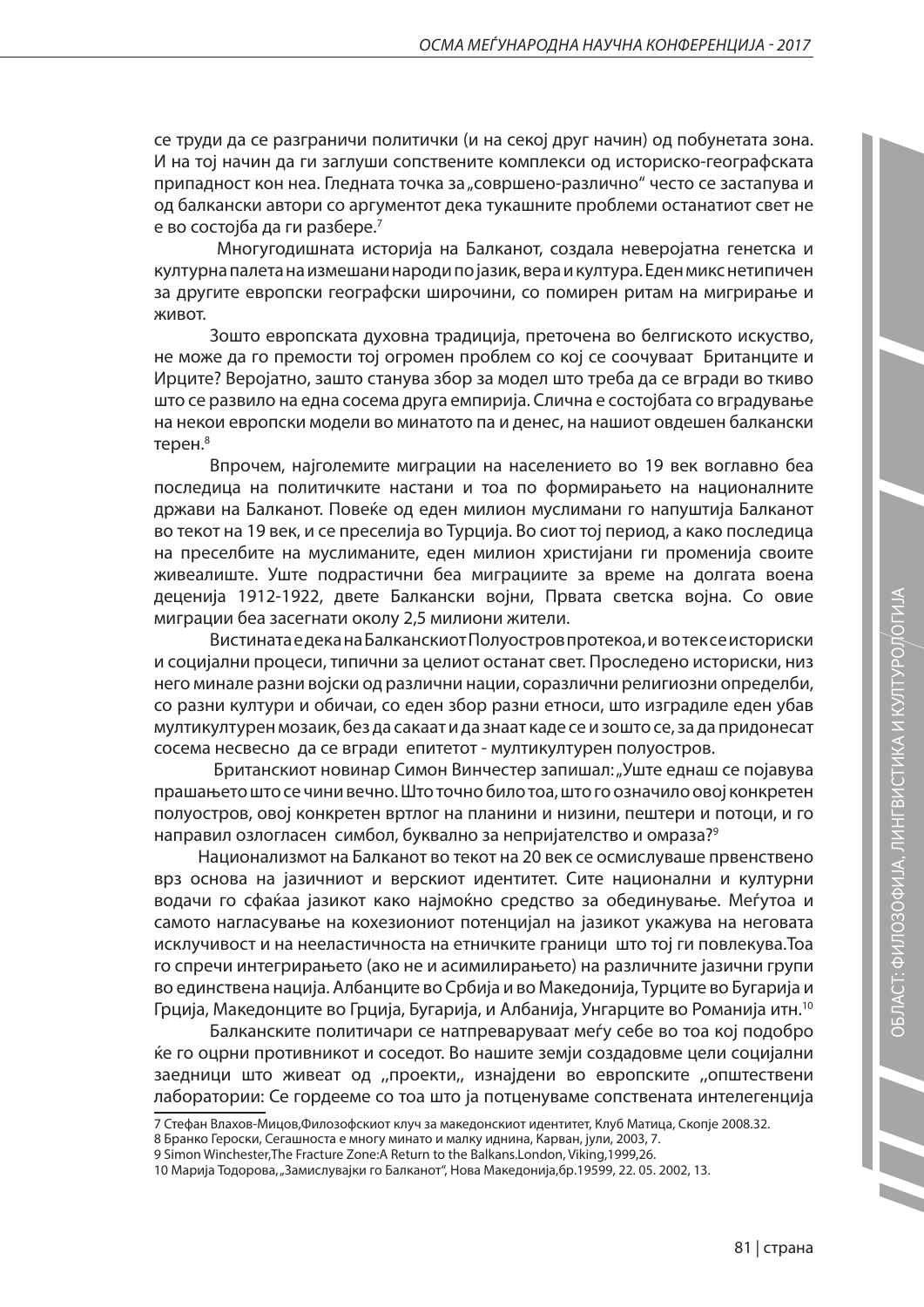се труди да се разграничи политички (и на секој друг начин) од побунетата зона. И на тој начин да ги заглуши сопствените комплекси од историско-географската припадност кон неа. Гледната точка за „совршено-различно" често се застапува и од балкански автори со аргументот дека тукашните проблеми останатиот свет не е во состојба да ги разбере.[7]

Многугодишната историја на Балканот, создала неверојатна генетска и културна палета на измешани народи по јазик, вера и култура. Еден микс нетипичен за другите европски географски широчини, со помирен ритам на мигрирање и живот.

Зошто европската духовна традиција, преточена во белгиското искуство, не може да го премости тој огромен проблем со кој се соочуваат Британците и Ирците? Веројатно, зашто станува збор за модел што треба да се вгради во ткиво што се развило на една сосема друга емпирија. Слична е состојбата со вградување на некои европски модели во минатото па и денес, на нашиот овдешен балкански терен.[8]

Впрочем, најголемите миграции на населението во 19 век воглавно беа последица на политичките настани и тоа по формирањето на националните држави на Балканот. Повеќе од еден милион муслимани го напуштија Балканот во текот на 19 век, и се преселија во Турција. Во сиот тој период, а како последица на преселбите на муслиманите, еден милион христијани ги променија своите живеалиште. Уште подрастични беа миграциите за време на долгата воена деценија 1912-1922, двете Балкански војни, Првата светска војна. Со овие миграции беа засегнати околу 2,5 милиони жители.

Вистината е дека на Балканскиот Полуостров протекоа, и во тек се историски и социјални процеси, типични за целиот останат свет. Проследено историски, низ него минале разни војски од различни нации, сораздични религиозни определби, со разни култури и обичаи, со еден збор разни етноси, што изградиле еден убав мултикултурен мозаик, без да сакаат и да знаат каде се и зошто се, за да придонесат сосема несвесно да се вгради епитетот - мултикултурен полуостров.

Британскиот новинар Симон Винчестер запишал: „Уште еднаш се појавува прашањето што се чини вечно. Што точно било тоа, што го означило овој конкретен полуостров, овој конкретен вртлог на планини и низини, пештери и потоци, и го направил озлогласен симбол, буквално за непријателство и омраза?[9]

Национализмот на Балканот во текот на 20 век се осмислуваше првенствено врз основа на јазичниот и верскиот идентитет. Сите национални и културни водачи го сфаќаа јазикот како најмоќно средство за обединување. Меѓутоа и самото нагласување на кохезиониот потенцијал на јазикот укажува на неговата исклучивост и на нееластичноста на етничките граници што тој ги повлекува.Тоа го спречи интегрирањето (ако не и асимилирањето) на различните јазични групи во единствена нација. Албанците во Србија и во Македонија, Турците во Бугарија и Грција, Македонците во Грција, Бугарија, и Албанија, Унгарците во Романија итн.[10]

Балканските политичари се натпреваруваат меѓу себе во тоа кој подобро ќе го оцрни противникот и соседот. Во нашите земји создадовме цели социјални заедници што живеат од ,,проекти,, изнајдени во европските ,,општествени лаборатории: Се гордееме со тоа што ја потценуваме сопствената интелегенција

---

7 Стефан Влахов-Мицов,Филозофскиот клуч за македонскиот идентитет, Клуб Матица, Скопје 2008.32.

8 Бранко Героски, Сегашноста е многу минато и малку иднина, Карван, јули, 2003, 7.

9 Simon Winchester,The Fracture Zone:A Return to the Balkans.London, Viking,1999,26.

10 Марија Тодорова, „Замислувајќи го Балканот", Нова Македонија,бр.19599, 22. 05. 2002, 13.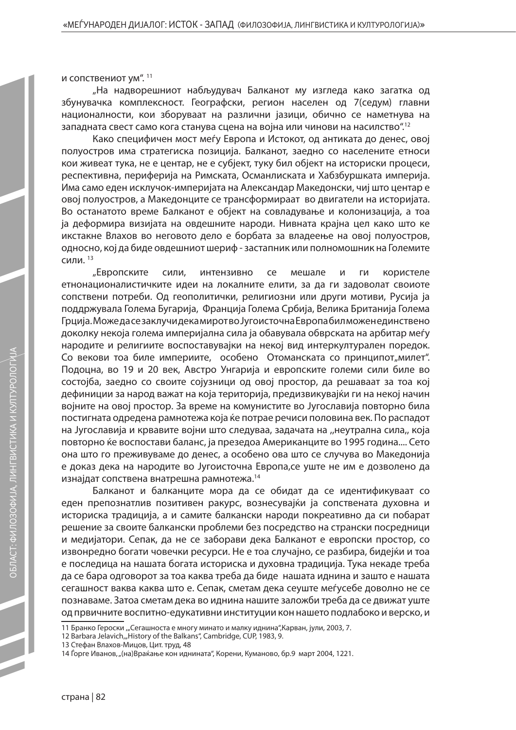и сопствениот ум“. [11]

„На надворешниот набљудувач Балканот му изгледа како загатка од збунувачка комплексност. Географски, регион населен од 7(седум) главни националности, кои зборуваат на различни јазици, обично се наметнува на западната свест само кога станува сцена на војна или чинови на насилство“.[12]

Како специфичен мост меѓу Европа и Истокот, од антиката до денес, овој полуостров има стратегиска позиција. Балканот, заедно со населените етноси кои живеат тука, не е центар, не е субјект, туку бил објект на историски процеси, респективна, периферија на Римската, Османлиската и Хабзбуршката империја. Има само еден исклучок-империјата на Александар Македонски, чиј што центар е овој полуостров, а Македонците се трансформираат во двигатели на историјата. Во останатото време Балканот е објект на совладување и колонизација, а тоа ја деформира визијата на овдешните народи. Нивната крајна цел како што ќе икстакне Влахов во неговото дело е борбата за владеење на овој полуостров, односно, кој да биде овдешниот шериф - застапник или полномошник на Големите сили. [13]

„Европските сили, интензивно се мешале и ги користеле етнонационалистичките идеи на локалните елити, за да ги задоволат своиоте сопствени потреби. Од геополитички, религиозни или други мотиви, Русија ја поддржувала Голема Бугарија, Франција Голема Србија, Велика Британија Голема Грција. Може да се заклучи дека мирот во Југоисточна Европа бил можен единствено доколку некоја голема империјална сила ја обавувала оббрската на арбитар меѓу народите и религиите воспоставувајќи на некој вид интеркултурален поредок. Со векови тоа биле империите, особено Отоманската со принципот„милет“. Подоцна, во 19 и 20 век, Австро Унгарија и европските големи сили биле во состојба, заедно со своите сојузници од овој простор, да решаваат за тоа кој дефиниции за народ важат на која територија, предизвикувајќи ги на некој начин војните на овој простор. За време на комунистите во Југославија повторно била постигната одредена рамнотежа која ќе потрае речиси половина век. По распадот на Југославија и крвавите војни што следуваа, задачата на ,,неутрална сила,, која повторно ќе воспостави баланс, ја презедоа Американците во 1995 година.... Сето она што го преживуваме до денес, а особено ова што се случува во Македонија е доказ дека на народите во Југоисточна Европа,се уште не им е дозволено да изнајдат сопствена внатрешна рамнотежа.[14]

Балканот и балканците мора да се обидат да се идентификуваат со еден препознатлив позитивен ракурс, вознесувајќи ја сопствената духовна и историска традиција, а и самите балкански народи покреативно да си побарат решение за своите балкански проблеми без посредство на странски посредници и медијатори. Сепак, да не се заборави дека Балканот е европски простор, со извонредно богати човечки ресурси. Не е тоа случајно, се разбира, бидејќи и тоа е последица на нашата богата историска и духовна традиција. Тука некаде треба да се бара одговорот за тоа каква треба да биде нашата иднина и зашто е нашата сегашност ваква каква што е. Сепак, сметам дека сеуште меѓусебе доволно не се познаваме. Затоа сметам дека во иднина нашите заложби треба да се движат уште од првичните воспитно-едукативни институции кон нашето подлабоко и верско, и

---

11 Бранко Героски „„Сегашноста е многу минато и малку иднина“,Карван, јули, 2003, 7.

12 Barbara Jelavich,„History of the Balkans“, Cambridge, CUP, 1983, 9.

13 Стефан Влахов-Мицов, Цит. труд, 48

14 Ѓорге Иванов, „(на)Враќање кон иднината“, Корени, Куманово, бр.9 март 2004, 1221.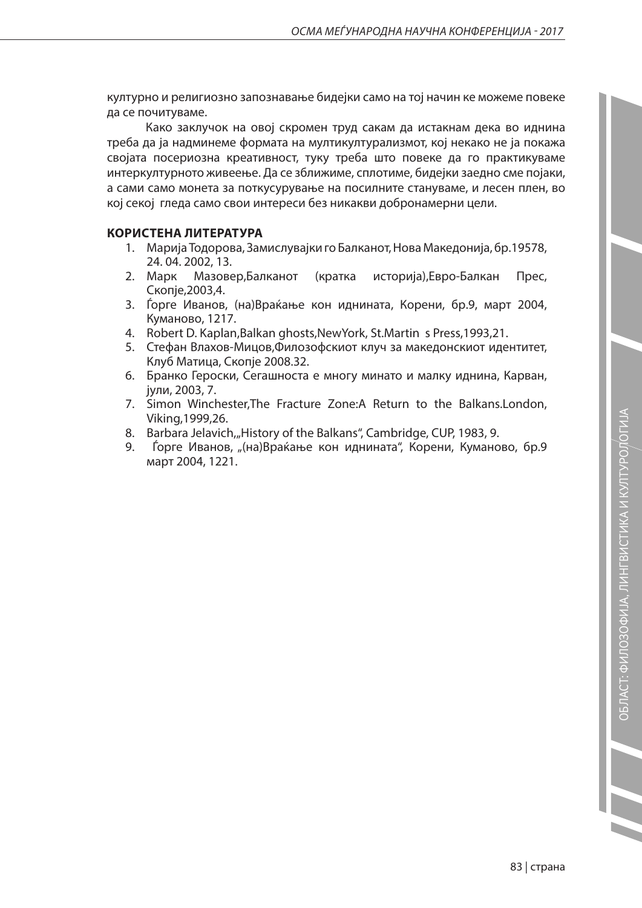културно и религиозно запознавање бидејки само на тој начин ке можеме повеке да се почитуваме.

Како заклучок на овој скромен труд сакам да истакнам дека во иднина треба да ја надминеме формата на мултикултурализмот, кој некако не ја покажа својата посериозна креативност, туку треба што повеке да го практикуваме интеркултурното живеење. Да се зближиме, сплотиме, бидејки заедно сме појаки, а сами само монета за поткусурување на посилните стануваме, и лесен плен, во кој секој гледа само свои интереси без никакви добронамерни цели.

**КОРИСТЕНА ЛИТЕРАТУРА**

1. Марија Тодорова, Замислувајки го Балканот, Нова Македонија, бр.19578, 24. 04. 2002, 13.
2. Марк Мазовер,Балканот (кратка историја),Евро-Балкан Прес, Скопје,2003,4.
3. Ѓорге Иванов, (на)Враќање кон иднината, Корени, бр.9, март 2004, Куманово, 1217.
4. Robert D. Kaplan,Balkan ghosts,NewYork, St.Martin s Press,1993,21.
5. Стефан Влахов-Мицов,Филозофскиот клуч за македонскиот идентитет, Клуб Матица, Скопје 2008.32.
6. Бранко Героски, Сегашноста е многу минато и малку иднина, Карван, јули, 2003, 7.
7. Simon Winchester,The Fracture Zone:A Return to the Balkans.London, Viking,1999,26.
8. Barbara Jelavich„History of the Balkans", Cambridge, CUP, 1983, 9.
9. Ѓорге Иванов, „(на)Враќање кон иднината", Корени, Куманово, бр.9 март 2004, 1221.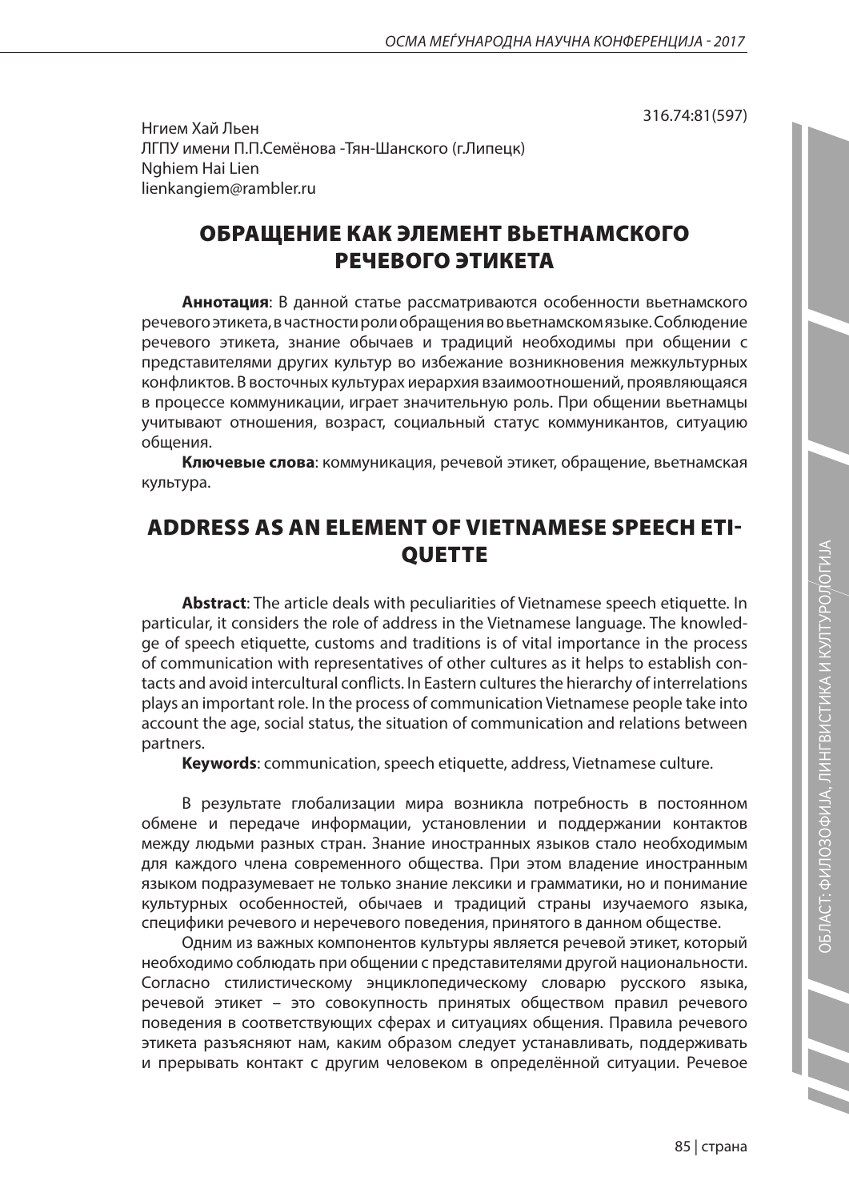316.74:81(597)

Нгием Хай Льен
ЛГПУ имени П.П.Семёнова -Тян-Шанского (г.Липецк)
Nghiem Hai Lien
lienkangiem@rambler.ru

# ОБРАЩЕНИЕ КАК ЭЛЕМЕНТ ВЬЕТНАМСКОГО РЕЧЕВОГО ЭТИКЕТА

**Аннотация**: В данной статье рассматриваются особенности вьетнамского речевого этикета, в частности роли обращения во вьетнамском языке. Соблюдение речевого этикета, знание обычаев и традиций необходимы при общении с представителями других культур во избежание возникновения межкультурных конфликтов. В восточных культурах иерархия взаимоотношений, проявляющаяся в процессе коммуникации, играет значительную роль. При общении вьетнамцы учитывают отношения, возраст, социальный статус коммуникантов, ситуацию общения.

**Ключевые слова**: коммуникация, речевой этикет, обращение, вьетнамская культура.

# ADDRESS AS AN ELEMENT OF VIETNAMESE SPEECH ETIQUETTE

**Abstract**: The article deals with peculiarities of Vietnamese speech etiquette. In particular, it considers the role of address in the Vietnamese language. The knowledge of speech etiquette, customs and traditions is of vital importance in the process of communication with representatives of other cultures as it helps to establish contacts and avoid intercultural conflicts. In Eastern cultures the hierarchy of interrelations plays an important role. In the process of communication Vietnamese people take into account the age, social status, the situation of communication and relations between partners.

**Keywords**: communication, speech etiquette, address, Vietnamese culture.

В результате глобализации мира возникла потребность в постоянном обмене и передаче информации, установлении и поддержании контактов между людьми разных стран. Знание иностранных языков стало необходимым для каждого члена современного общества. При этом владение иностранным языком подразумевает не только знание лексики и грамматики, но и понимание культурных особенностей, обычаев и традиций страны изучаемого языка, специфики речевого и неречевого поведения, принятого в данном обществе.

Одним из важных компонентов культуры является речевой этикет, который необходимо соблюдать при общении с представителями другой национальности. Согласно стилистическому энциклопедическому словарю русского языка, речевой этикет – это совокупность принятых обществом правил речевого поведения в соответствующих сферах и ситуациях общения. Правила речевого этикета разъясняют нам, каким образом следует устанавливать, поддерживать и прерывать контакт с другим человеком в определённой ситуации. Речевое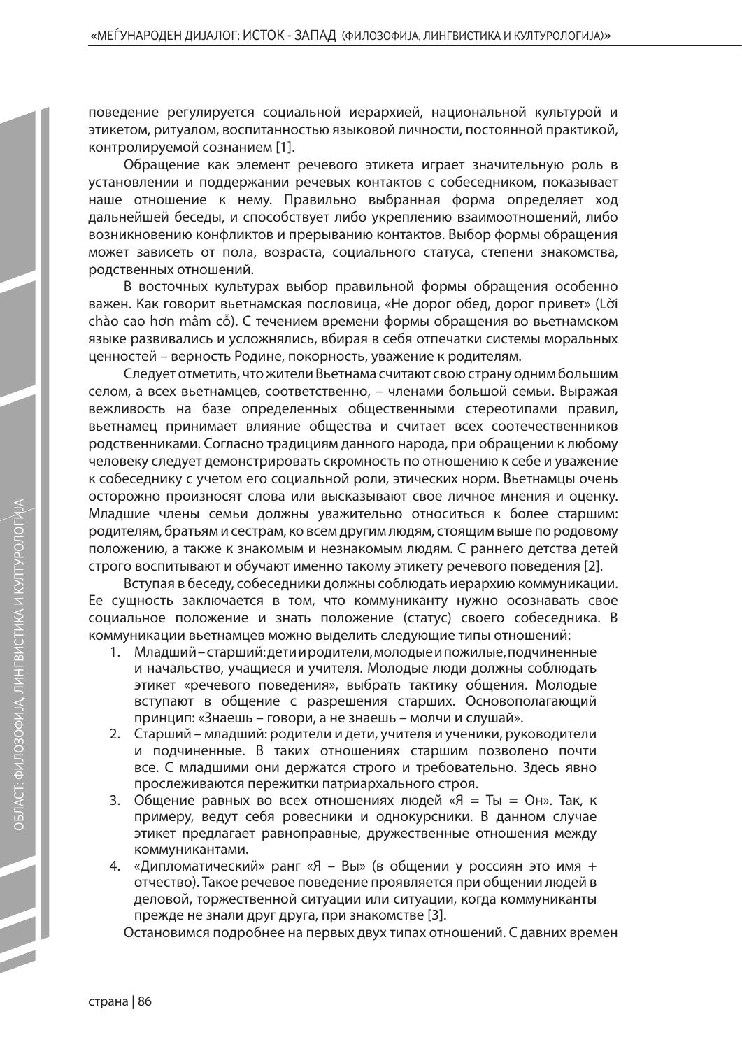поведение регулируется социальной иерархией, национальной культурой и этикетом, ритуалом, воспитанностью языковой личности, постоянной практикой, контролируемой сознанием [1].

Обращение как элемент речевого этикета играет значительную роль в установлении и поддержании речевых контактов с собеседником, показывает наше отношение к нему. Правильно выбранная форма определяет ход дальнейшей беседы, и способствует либо укреплению взаимоотношений, либо возникновению конфликтов и прерыванию контактов. Выбор формы обращения может зависеть от пола, возраста, социального статуса, степени знакомства, родственных отношений.

В восточных культурах выбор правильной формы обращения особенно важен. Как говорит вьетнамская пословица, «Не дорог обед, дорог привет» (Lời chào cao hơn mâm cỗ). С течением времени формы обращения во вьетнамском языке развивались и усложнялись, вбирая в себя отпечатки системы моральных ценностей – верность Родине, покорность, уважение к родителям.

Следует отметить, что жители Вьетнама считают свою страну одним большим селом, а всех вьетнамцев, соответственно, – членами большой семьи. Выражая вежливость на базе определенных общественными стереотипами правил, вьетнамец принимает влияние общества и считает всех соотечественников родственниками. Согласно традициям данного народа, при обращении к любому человеку следует демонстрировать скромность по отношению к себе и уважение к собеседнику с учетом его социальной роли, этических норм. Вьетнамцы очень осторожно произносят слова или высказывают свое личное мнения и оценку. Младшие члены семьи должны уважительно относиться к более старшим: родителям, братьям и сестрам, ко всем другим людям, стоящим выше по родовому положению, а также к знакомым и незнакомым людям. С раннего детства детей строго воспитывают и обучают именно такому этикету речевого поведения [2].

Вступая в беседу, собеседники должны соблюдать иерархию коммуникации. Ее сущность заключается в том, что коммуниканту нужно осознавать свое социальное положение и знать положение (статус) своего собеседника. В коммуникации вьетнамцев можно выделить следующие типы отношений:

1. Младший – старший: дети и родители, молодые и пожилые, подчиненные и начальство, учащиеся и учителя. Молодые люди должны соблюдать этикет «речевого поведения», выбрать тактику общения. Молодые вступают в общение с разрешения старших. Основополагающий принцип: «Знаешь – говори, а не знаешь – молчи и слушай».
2. Старший – младший: родители и дети, учителя и ученики, руководители и подчиненные. В таких отношениях старшим позволено почти все. С младшими они держатся строго и требовательно. Здесь явно прослеживаются пережитки патриархального строя.
3. Общение равных во всех отношениях людей «Я = Ты = Он». Так, к примеру, ведут себя ровесники и однокурсники. В данном случае этикет предлагает равноправные, дружественные отношения между коммуникантами.
4. «Дипломатический» ранг «Я – Вы» (в общении у россиян это имя + отчество). Такое речевое поведение проявляется при общении людей в деловой, торжественной ситуации или ситуации, когда коммуниканты прежде не знали друг друга, при знакомстве [3].

Остановимся подробнее на первых двух типах отношений. С давних времен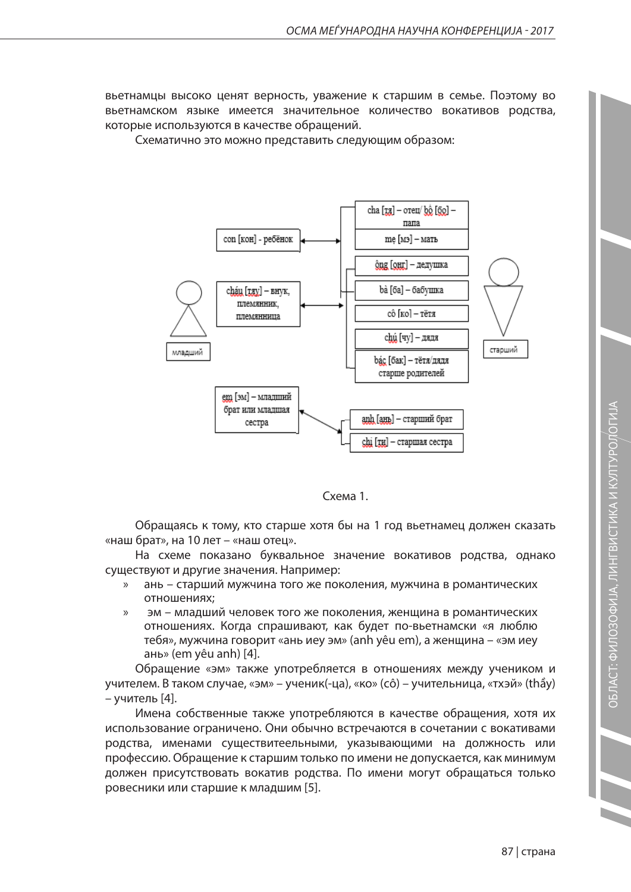вьетнамцы высоко ценят верность, уважение к старшим в семье. Поэтому во вьетнамском языке имеется значительное количество вокативов родства, которые используются в качестве обращений.

Схематично это можно представить следующим образом:

младший

con [кон] - ребёнок

cháu [тяу] – внук, племянник, племянница

em [эм] – младший брат или младшая сестра

cha [тя] – отец/ bố [бо] – папа

mẹ [мэ] – мать

ông [онг] – дедушка

bà [ба] – бабушка

cô [ко] – тётя

chú [чу] – дядя

bác [бак] – тётя/дядя старше родителей

anh [анъ] – старший брат

chị [ти] – старшая сестра

старший

Схема 1.

Обращаясь к тому, кто старше хотя бы на 1 год вьетнамец должен сказать «наш брат», на 10 лет – «наш отец».

На схеме показано буквальное значение вокативов родства, однако существуют и другие значения. Например:

» ань – старший мужчина того же поколения, мужчина в романтических отношениях;

» эм – младший человек того же поколения, женщина в романтических отношениях. Когда спрашивают, как будет по-вьетнамски «я люблю тебя», мужчина говорит «ань иеу эм» (anh yêu em), а женщина – «эм иеу ань» (em yêu anh) [4].

Обращение «эм» также употребляется в отношениях между учеником и учителем. В таком случае, «эм» – ученик(-ца), «ко» (cô) – учительница, «тхэй» (thầy) – учитель [4].

Имена собственные также употребляются в качестве обращения, хотя их использование ограничено. Они обычно встречаются в сочетании с вокативами родства, именами существитеельными, указывающими на должность или профессию. Обращение к старшим только по имени не допускается, как минимум должен присутствовать вокатив родства. По имени могут обращаться только ровесники или старшие к младшим [5].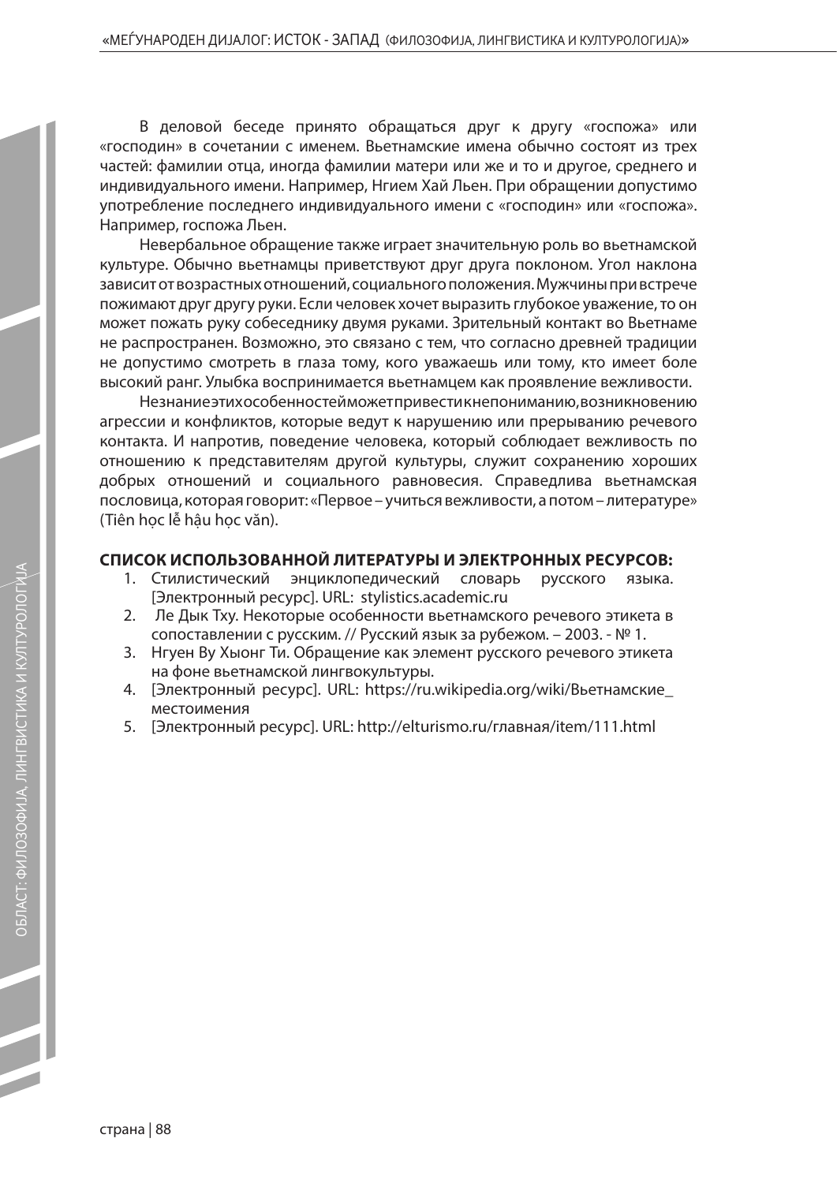В деловой беседе принято обращаться друг к другу «госпожа» или «господин» в сочетании с именем. Вьетнамские имена обычно состоят из трех частей: фамилии отца, иногда фамилии матери или же и то и другое, среднего и индивидуального имени. Например, Нгием Хай Льен. При обращении допустимо употребление последнего индивидуального имени с «господин» или «госпожа». Например, госпожа Льен.

Невербальное обращение также играет значительную роль во вьетнамской культуре. Обычно вьетнамцы приветствуют друг друга поклоном. Угол наклона зависит от возрастных отношений, социального положения. Мужчины при встрече пожимают друг другу руки. Если человек хочет выразить глубокое уважение, то он может пожать руку собеседнику двумя руками. Зрительный контакт во Вьетнаме не распространен. Возможно, это связано с тем, что согласно древней традиции не допустимо смотреть в глаза тому, кого уважаешь или тому, кто имеет боле высокий ранг. Улыбка воспринимается вьетнамцем как проявление вежливости.

Незнание этих особенностей может привести к непониманию, возникновению агрессии и конфликтов, которые ведут к нарушению или прерыванию речевого контакта. И напротив, поведение человека, который соблюдает вежливость по отношению к представителям другой культуры, служит сохранению хороших добрых отношений и социального равновесия. Справедлива вьетнамская пословица, которая говорит: «Первое – учиться вежливости, а потом – литературе» (Tiên học lễ hậu học văn).

**СПИСОК ИСПОЛЬЗОВАННОЙ ЛИТЕРАТУРЫ И ЭЛЕКТРОННЫХ РЕСУРСОВ:**

1. Стилистический энциклопедический словарь русского языка. [Электронный ресурс]. URL: stylistics.academic.ru
2. Ле Дык Тху. Некоторые особенности вьетнамского речевого этикета в сопоставлении с русским. // Русский язык за рубежом. – 2003. - № 1.
3. Нгуен Ву Хыонг Ти. Обращение как элемент русского речевого этикета на фоне вьетнамской лингвокультуры.
4. [Электронный ресурс]. URL: https://ru.wikipedia.org/wiki/Вьетнамские_местоимения
5. [Электронный ресурс]. URL: http://elturismo.ru/главная/item/111.html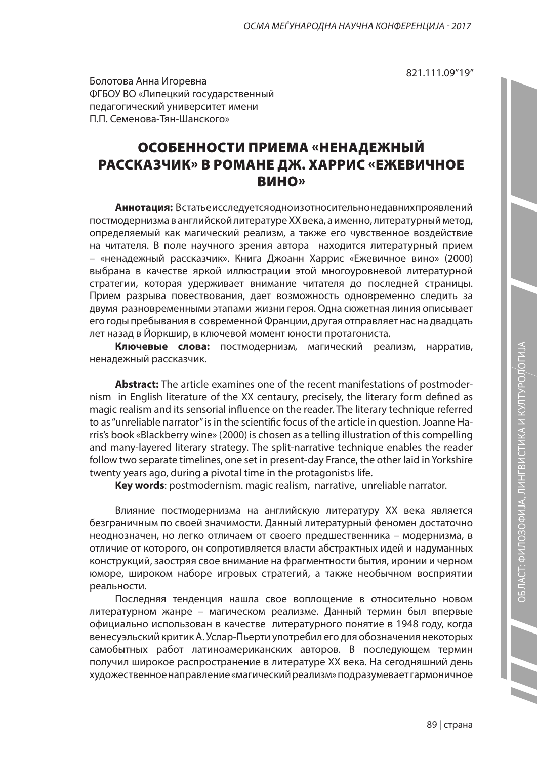821.111.09"19"

Болотова Анна Игоревна
ФГБОУ ВО «Липецкий государственный педагогический университет имени П.П. Семенова-Тян-Шанского»

# ОСОБЕННОСТИ ПРИЕМА «НЕНАДЕЖНЫЙ РАССКАЗЧИК» В РОМАНЕ ДЖ. ХАРРИС «ЕЖЕВИЧНОЕ ВИНО»

**Аннотация:** В статье исследуется одно из относительно недавних проявлений постмодернизма в английской литературе XX века, а именно, литературный метод, определяемый как магический реализм, а также его чувственное воздействие на читателя. В поле научного зрения автора находится литературный прием – «ненадежный рассказчик». Книга Джоанн Харрис «Ежевичное вино» (2000) выбрана в качестве яркой иллюстрации этой многоуровневой литературной стратегии, которая удерживает внимание читателя до последней страницы. Прием разрыва повествования, дает возможность одновременно следить за двумя разновременными этапами жизни героя. Одна сюжетная линия описывает его годы пребывания в современной Франции, другая отправляет нас на двадцать лет назад в Йоркшир, в ключевой момент юности протагониста.

**Ключевые слова:** постмодернизм, магический реализм, нарратив, ненадежный рассказчик.

**Abstract:** The article examines one of the recent manifestations of postmodernism in English literature of the XX centaury, precisely, the literary form defined as magic realism and its sensorial influence on the reader. The literary technique referred to as "unreliable narrator" is in the scientific focus of the article in question. Joanne Harris's book «Blackberry wine» (2000) is chosen as a telling illustration of this compelling and many-layered literary strategy. The split-narrative technique enables the reader follow two separate timelines, one set in present-day France, the other laid in Yorkshire twenty years ago, during a pivotal time in the protagonist›s life.

**Key words**: postmodernism. magic realism, narrative, unreliable narrator.

Влияние постмодернизма на английскую литературу XX века является безграничным по своей значимости. Данный литературный феномен достаточно неоднозначен, но легко отличаем от своего предшественника – модернизма, в отличие от которого, он сопротивляется власти абстрактных идей и надуманных конструкций, заостряя свое внимание на фрагментности бытия, иронии и черном юморе, широком наборе игровых стратегий, а также необычном восприятии реальности.

Последняя тенденция нашла свое воплощение в относительно новом литературном жанре – магическом реализме. Данный термин был впервые официально использован в качестве литературного понятие в 1948 году, когда венесуэльский критик А. Услар-Пьерти употребил его для обозначения некоторых самобытных работ латиноамериканских авторов. В последующем термин получил широкое распространение в литературе XX века. На сегодняшний день художественное направление «магический реализм» подразумевает гармоничное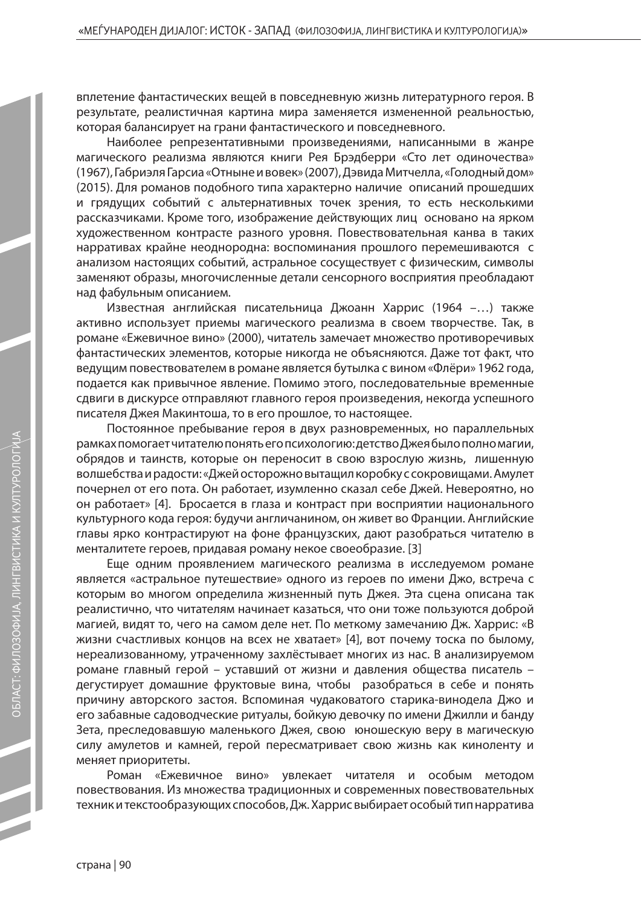вплетение фантастических вещей в повседневную жизнь литературного героя. В результате, реалистичная картина мира заменяется измененной реальностью, которая балансирует на грани фантастического и повседневного.

Наиболее репрезентативными произведениями, написанными в жанре магического реализма являются книги Рея Брэдберри «Сто лет одиночества» (1967), Габриэля Гарсиа «Отныне и вовек» (2007), Дэвида Митчелла, «Голодный дом» (2015). Для романов подобного типа характерно наличие описаний прошедших и грядущих событий с альтернативных точек зрения, то есть несколькими рассказчиками. Кроме того, изображение действующих лиц основано на ярком художественном контрасте разного уровня. Повествовательная канва в таких нарративах крайне неоднородна: воспоминания прошлого перемешиваются с анализом настоящих событий, астральное сосуществует с физическим, символы заменяют образы, многочисленные детали сенсорного восприятия преобладают над фабульным описанием.

Известная английская писательница Джоанн Харрис (1964 –…) также активно использует приемы магического реализма в своем творчестве. Так, в романе «Ежевичное вино» (2000), читатель замечает множество противоречивых фантастических элементов, которые никогда не объясняются. Даже тот факт, что ведущим повествователем в романе является бутылка с вином «Флёри» 1962 года, подается как привычное явление. Помимо этого, последовательные временные сдвиги в дискурсе отправляют главного героя произведения, некогда успешного писателя Джея Макинтоша, то в его прошлое, то настоящее.

Постоянное пребывание героя в двух разновременных, но параллельных рамках помогает читателю понять его психологию: детство Джея было полно магии, обрядов и таинств, которые он переносит в свою взрослую жизнь, лишенную волшебства и радости: «Джей осторожно вытащил коробку с сокровищами. Амулет почернел от его пота. Он работает, изумленно сказал себе Джей. Невероятно, но он работает» [4]. Бросается в глаза и контраст при восприятии национального культурного кода героя: будучи англичанином, он живет во Франции. Английские главы ярко контрастируют на фоне французских, дают разобраться читателю в менталитете героев, придавая роману некое своеобразие. [3]

Еще одним проявлением магического реализма в исследуемом романе является «астральное путешествие» одного из героев по имени Джо, встреча с которым во многом определила жизненный путь Джея. Эта сцена описана так реалистично, что читателям начинает казаться, что они тоже пользуются доброй магией, видят то, чего на самом деле нет. По меткому замечанию Дж. Харрис: «В жизни счастливых концов на всех не хватает» [4], вот почему тоска по былому, нереализованному, утраченному захлёстывает многих из нас. В анализируемом романе главный герой – уставший от жизни и давления общества писатель – дегустирует домашние фруктовые вина, чтобы разобраться в себе и понять причину авторского застоя. Вспоминая чудаковатого старика-винодела Джо и его забавные садоводческие ритуалы, бойкую девочку по имени Джилли и банду Зета, преследовавшую маленького Джея, свою юношескую веру в магическую силу амулетов и камней, герой пересматривает свою жизнь как киноленту и меняет приоритеты.

Роман «Ежевичное вино» увлекает читателя и особым методом повествования. Из множества традиционных и современных повествовательных техник и текстообразующих способов, Дж. Харрис выбирает особый тип нарратива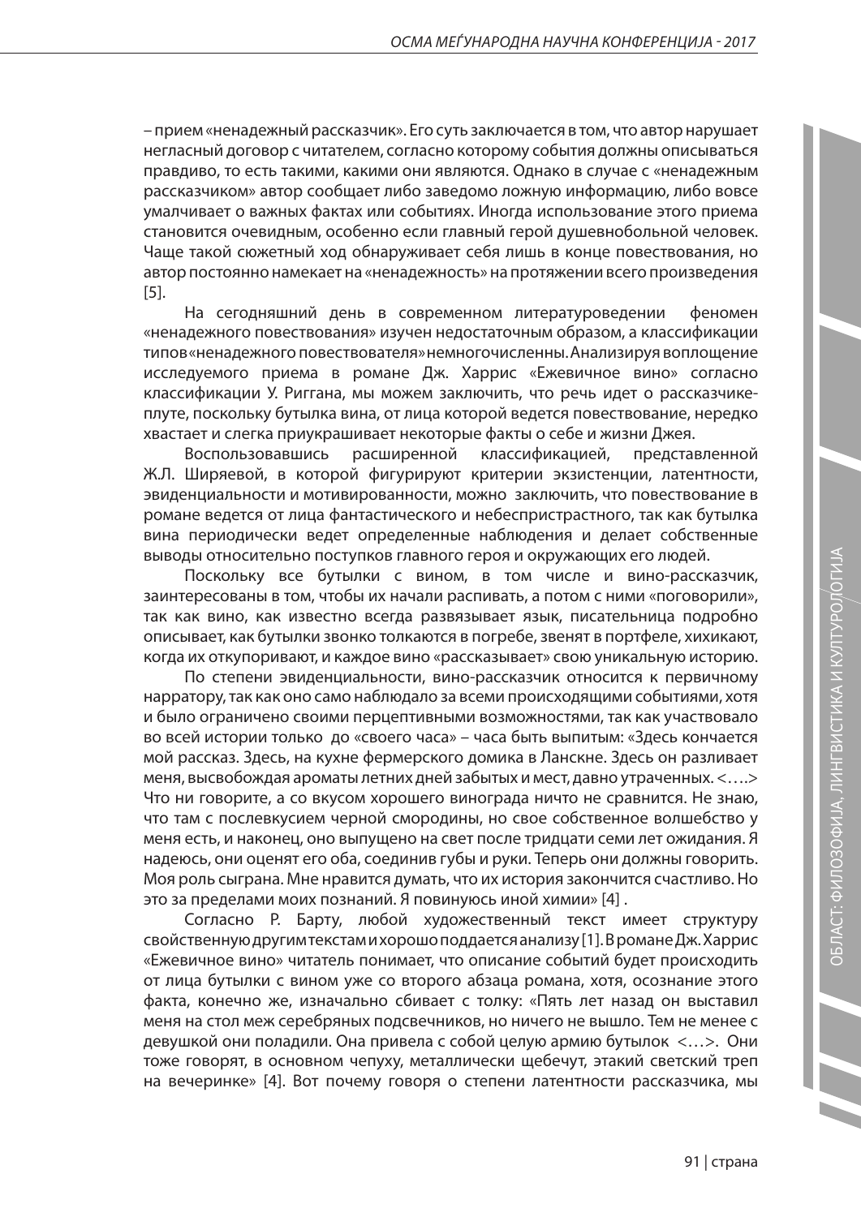– прием «ненадежный рассказчик». Его суть заключается в том, что автор нарушает негласный договор с читателем, согласно которому события должны описываться правдиво, то есть такими, какими они являются. Однако в случае с «ненадежным рассказчиком» автор сообщает либо заведомо ложную информацию, либо вовсе умалчивает о важных фактах или событиях. Иногда использование этого приема становится очевидным, особенно если главный герой душевнобольной человек. Чаще такой сюжетный ход обнаруживает себя лишь в конце повествования, но автор постоянно намекает на «ненадежность» на протяжении всего произведения [5].

На сегодняшний день в современном литературоведении феномен «ненадежного повествования» изучен недостаточным образом, а классификации типов «ненадежного повествователя» немногочисленны. Анализируя воплощение исследуемого приема в романе Дж. Харрис «Ежевичное вино» согласно классификации У. Риггана, мы можем заключить, что речь идет о рассказчике-плуте, поскольку бутылка вина, от лица которой ведется повествование, нередко хвастает и слегка приукрашивает некоторые факты о себе и жизни Джея.

Воспользовавшись расширенной классификацией, представленной Ж.Л. Ширяевой, в которой фигурируют критерии экзистенции, латентности, эвиденциальности и мотивированности, можно заключить, что повествование в романе ведется от лица фантастического и небеспристрастного, так как бутылка вина периодически ведет определенные наблюдения и делает собственные выводы относительно поступков главного героя и окружающих его людей.

Поскольку все бутылки с вином, в том числе и вино-рассказчик, заинтересованы в том, чтобы их начали распивать, а потом с ними «поговорили», так как вино, как известно всегда развязывает язык, писательница подробно описывает, как бутылки звонко толкаются в погребе, звенят в портфеле, хихикают, когда их откупоривают, и каждое вино «рассказывает» свою уникальную историю.

По степени эвиденциальности, вино-рассказчик относится к первичному нарратору, так как оно само наблюдало за всеми происходящими событиями, хотя и было ограничено своими перцептивными возможностями, так как участвовало во всей истории только до «своего часа» – часа быть выпитым: «Здесь кончается мой рассказ. Здесь, на кухне фермерского домика в Ланскне. Здесь он разливает меня, высвобождая ароматы летних дней забытых и мест, давно утраченных. <….> Что ни говорите, а со вкусом хорошего винограда ничто не сравнится. Не знаю, что там с послевкусием черной смородины, но свое собственное волшебство у меня есть, и наконец, оно выпущено на свет после тридцати семи лет ожидания. Я надеюсь, они оценят его оба, соединив губы и руки. Теперь они должны говорить. Моя роль сыграна. Мне нравится думать, что их история закончится счастливо. Но это за пределами моих познаний. Я повинуюсь иной химии» [4] .

Согласно Р. Барту, любой художественный текст имеет структуру свойственную другим текстам и хорошо поддается анализу [1]. В романе Дж. Харрис «Ежевичное вино» читатель понимает, что описание событий будет происходить от лица бутылки с вином уже со второго абзаца романа, хотя, осознание этого факта, конечно же, изначально сбивает с толку: «Пять лет назад он выставил меня на стол меж серебряных подсвечников, но ничего не вышло. Тем не менее с девушкой они поладили. Она привела с собой целую армию бутылок <…>. Они тоже говорят, в основном чепуху, металлически щебечут, этакий светский треп на вечеринке» [4]. Вот почему говоря о степени латентности рассказчика, мы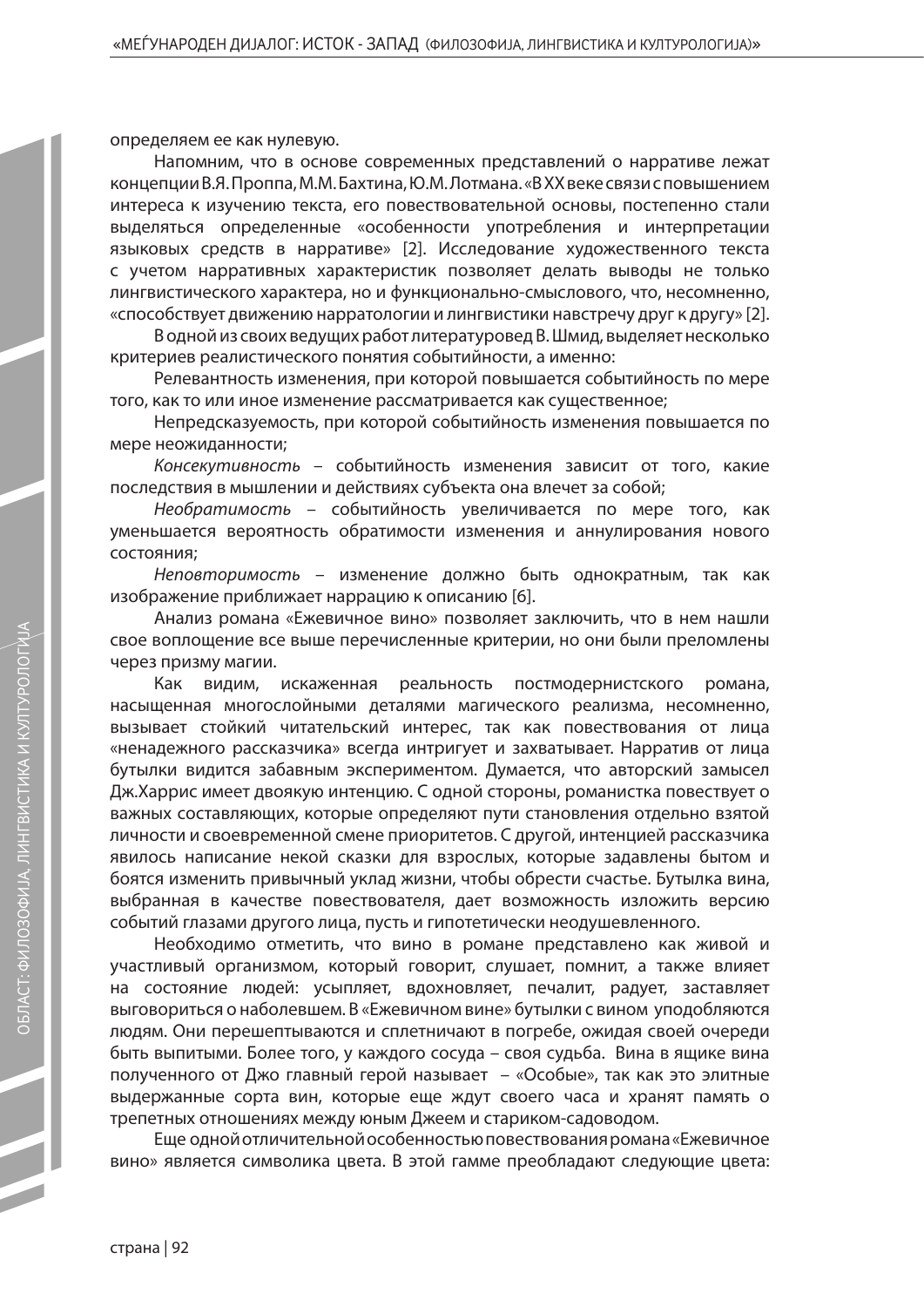определяем ее как нулевую.

Напомним, что в основе современных представлений о нарративе лежат концепции В.Я. Проппа, М.М. Бахтина, Ю.М. Лотмана. «В XX веке связи с повышением интереса к изучению текста, его повествовательной основы, постепенно стали выделяться определенные «особенности употребления и интерпретации языковых средств в нарративе» [2]. Исследование художественного текста с учетом нарративных характеристик позволяет делать выводы не только лингвистического характера, но и функционально-смыслового, что, несомненно, «способствует движению нарратологии и лингвистики навстречу друг к другу» [2].

В одной из своих ведущих работ литературовед В. Шмид, выделяет несколько критериев реалистического понятия событийности, а именно:

Релевантность изменения, при которой повышается событийность по мере того, как то или иное изменение рассматривается как существенное;

Непредсказуемость, при которой событийность изменения повышается по мере неожиданности;

*Консекутивность* – событийность изменения зависит от того, какие последствия в мышлении и действиях субъекта она влечет за собой;

*Необратимость* – событийность увеличивается по мере того, как уменьшается вероятность обратимости изменения и аннулирования нового состояния;

*Неповторимость* – изменение должно быть однократным, так как изображение приближает наррацию к описанию [6].

Анализ романа «Ежевичное вино» позволяет заключить, что в нем нашли свое воплощение все выше перечисленные критерии, но они были преломлены через призму магии.

Как видим, искаженная реальность постмодернистского романа, насыщенная многослойными деталями магического реализма, несомненно, вызывает стойкий читательский интерес, так как повествования от лица «ненадежного рассказчика» всегда интригует и захватывает. Нарратив от лица бутылки видится забавным экспериментом. Думается, что авторский замысел Дж.Харрис имеет двоякую интенцию. С одной стороны, романистка повествует о важных составляющих, которые определяют пути становления отдельно взятой личности и своевременной смене приоритетов. С другой, интенцией рассказчика явилось написание некой сказки для взрослых, которые задавлены бытом и боятся изменить привычный уклад жизни, чтобы обрести счастье. Бутылка вина, выбранная в качестве повествователя, дает возможность изложить версию событий глазами другого лица, пусть и гипотетически неодушевленного.

Необходимо отметить, что вино в романе представлено как живой и участливый организмом, который говорит, слушает, помнит, а также влияет на состояние людей: усыпляет, вдохновляет, печалит, радует, заставляет выговориться о наболевшем. В «Ежевичном вине» бутылки с вином уподобляются людям. Они перешептываются и сплетничают в погребе, ожидая своей очереди быть выпитыми. Более того, у каждого сосуда – своя судьба. Вина в ящике вина полученного от Джо главный герой называет – «Особые», так как это элитные выдержанные сорта вин, которые еще ждут своего часа и хранят память о трепетных отношениях между юным Джеем и стариком-садоводом.

Еще одной отличительной особенностью повествования романа «Ежевичное вино» является символика цвета. В этой гамме преобладают следующие цвета: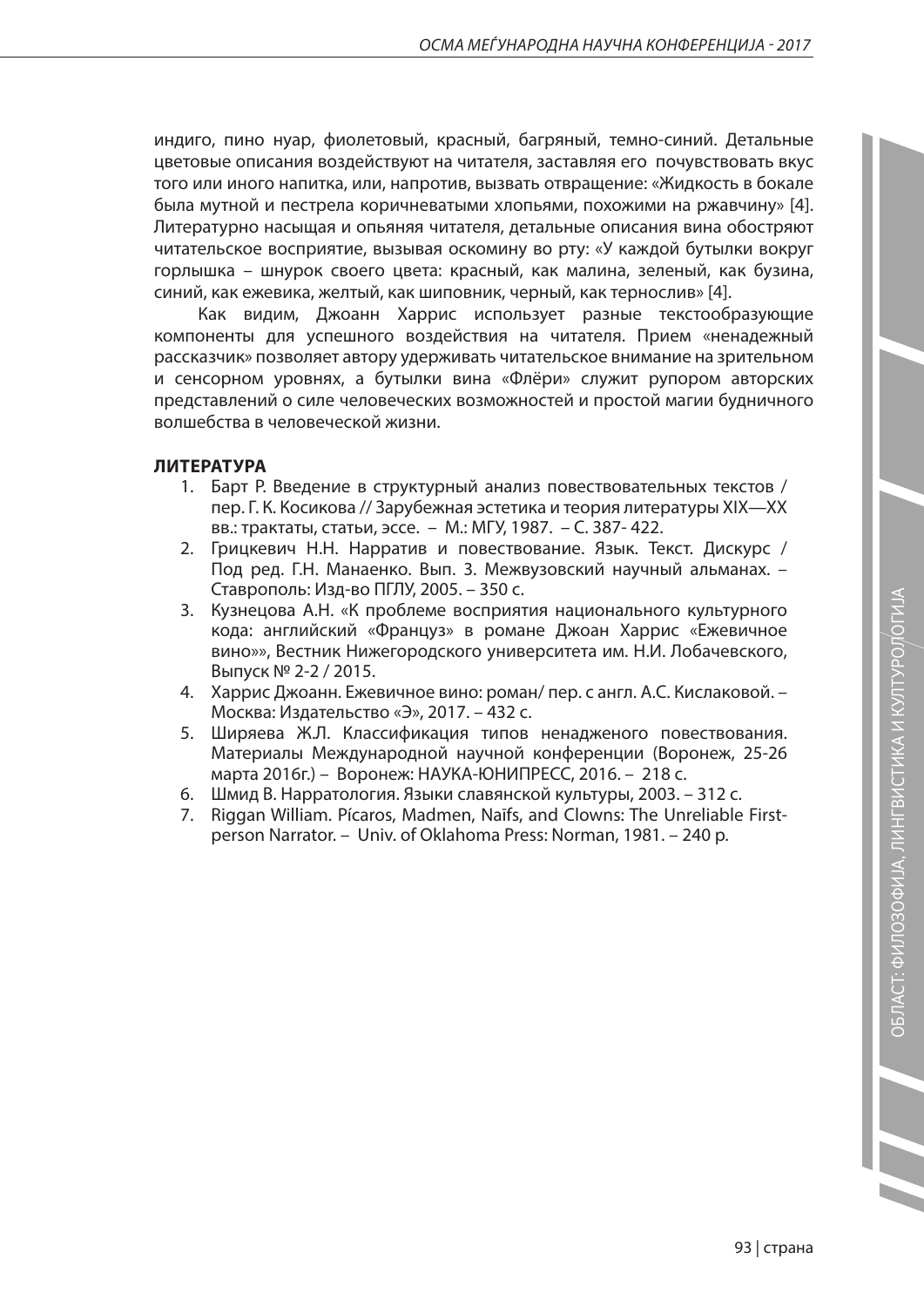индиго, пино нуар, фиолетовый, красный, багряный, темно-синий. Детальные цветовые описания воздействуют на читателя, заставляя его почувствовать вкус того или иного напитка, или, напротив, вызвать отвращение: «Жидкость в бокале была мутной и пестрела коричневатыми хлопьями, похожими на ржавчину» [4]. Литературно насыщая и опьяняя читателя, детальные описания вина обостряют читательское восприятие, вызывая оскомину во рту: «У каждой бутылки вокруг горлышка – шнурок своего цвета: красный, как малина, зеленый, как бузина, синий, как ежевика, желтый, как шиповник, черный, как тернослив» [4].

Как видим, Джоанн Харрис использует разные текстообразующие компоненты для успешного воздействия на читателя. Прием «ненадежный рассказчик» позволяет автору удерживать читательское внимание на зрительном и сенсорном уровнях, а бутылки вина «Флёри» служит рупором авторских представлений о силе человеческих возможностей и простой магии будничного волшебства в человеческой жизни.

**ЛИТЕРАТУРА**

1. Барт Р. Введение в структурный анализ повествовательных текстов / пер. Г. К. Косикова // Зарубежная эстетика и теория литературы XIX—XX вв.: трактаты, статьи, эссе. – М.: МГУ, 1987. – С. 387- 422.
2. Грицкевич Н.Н. Нарратив и повествование. Язык. Текст. Дискурс / Под ред. Г.Н. Манаенко. Вып. 3. Межвузовский научный альманах. – Ставрополь: Изд-во ПГЛУ, 2005. – 350 с.
3. Кузнецова А.Н. «К проблеме восприятия национального культурного кода: английский «Француз» в романе Джоан Харрис «Ежевичное вино»», Вестник Нижегородского университета им. Н.И. Лобачевского, Выпуск № 2-2 / 2015.
4. Харрис Джоанн. Ежевичное вино: роман/ пер. с англ. А.С. Кислаковой. – Москва: Издательство «Э», 2017. – 432 с.
5. Ширяева Ж.Л. Классификация типов ненадженого повествования. Материалы Международной научной конференции (Воронеж, 25-26 марта 2016г.) – Воронеж: НАУКА-ЮНИПРЕСС, 2016. – 218 с.
6. Шмид В. Нарратология. Языки славянской культуры, 2003. – 312 с.
7. Riggan William. Pícaros, Madmen, Naīfs, and Clowns: The Unreliable First-person Narrator. – Univ. of Oklahoma Press: Norman, 1981. – 240 p.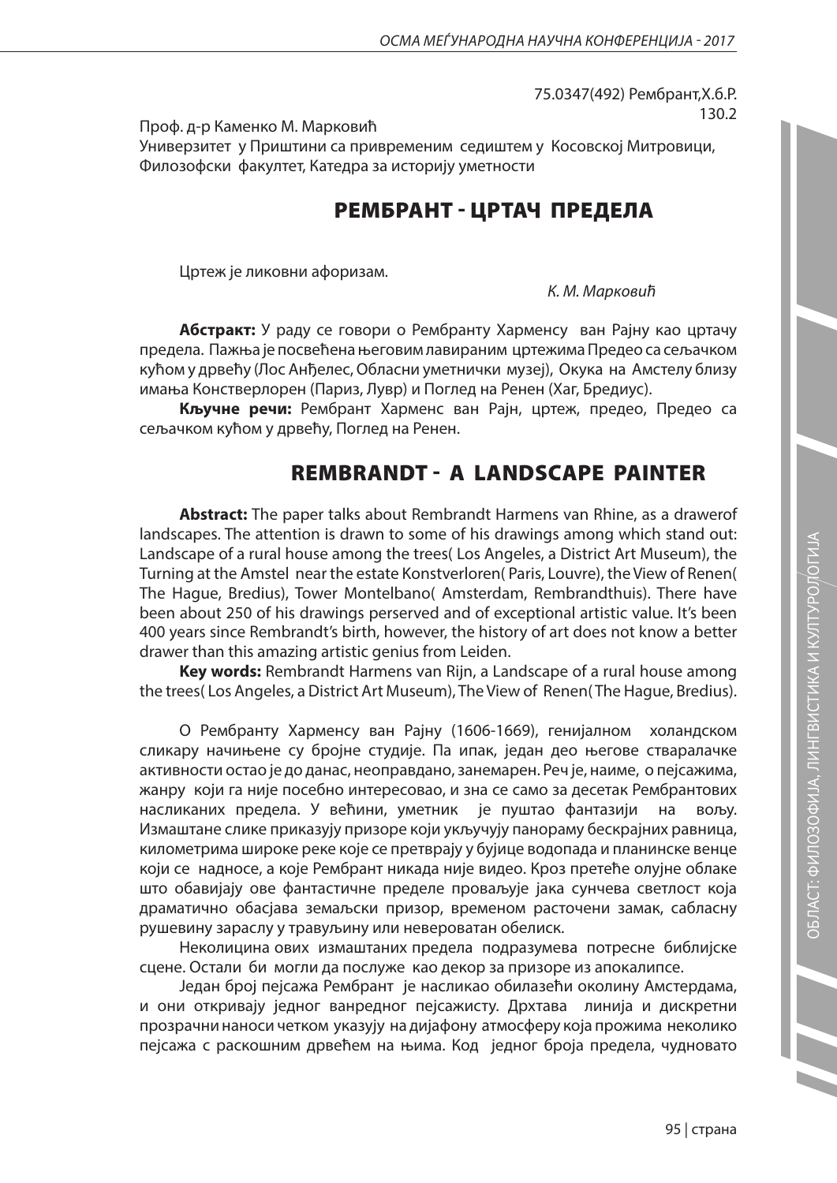75.0347(492) Рембрант,Х.б.Р.
130.2

Проф. д-р Каменко М. Марковић
Универзитет у Приштини са привременим седиштем у Косовској Митровици, Филозофски факултет, Катедра за историју уметности

# РЕМБРАНТ - ЦРТАЧ ПРЕДЕЛА

Цртеж је ликовни афоризам.

*К. М. Марковић*

**Абстракт:** У раду се говори о Рембранту Харменсу ван Рајну као цртачу предела. Пажња је посвећена његовим лавираним цртежима Предео са сељачком кућом у дрвећу (Лос Анђелес, Обласни уметнички музеј), Окука на Амстелу близу имања Констверлорен (Париз, Лувр) и Поглед на Ренен (Хаг, Бредиус).

**Кључне речи:** Рембрант Харменс ван Рајн, цртеж, предео, Предео са сељачком кућом у дрвећу, Поглед на Ренен.

# REMBRANDT - A LANDSCAPE PAINTER

**Abstract:** The paper talks about Rembrandt Harmens van Rhine, as a drawerof landscapes. The attention is drawn to some of his drawings among which stand out: Landscape of a rural house among the trees( Los Angeles, a District Art Museum), the Turning at the Amstel near the estate Konstverloren( Paris, Louvre), the View of Renen( The Hague, Bredius), Tower Montelbano( Amsterdam, Rembrandthuis). There have been about 250 of his drawings perserved and of exceptional artistic value. It's been 400 years since Rembrandt's birth, however, the history of art does not know a better drawer than this amazing artistic genius from Leiden.

**Key words:** Rembrandt Harmens van Rijn, a Landscape of a rural house among the trees( Los Angeles, a District Art Museum), The View of Renen( The Hague, Bredius).

О Рембранту Харменсу ван Рајну (1606-1669), генијалном холандском сликару начињене су бројне студије. Па ипак, један део његове стваралачке активности остао је до данас, неоправдано, занемарен. Реч је, наиме, о пејсажима, жанру који га није посебно интересовао, и зна се само за десетак Рембрантових насликаних предела. У већини, уметник је пуштао фантазији на вољу. Измаштане слике приказују призоре који укључују панораму бескрајних равница, километрима широке реке које се претварају у бујице водопада и планинске венце који се надносе, а које Рембрант никада није видео. Кроз претеће олујне облаке што обавијају ове фантастичне пределе проваљује јака сунчева светлост која драматично обасјава земаљски призор, временом расточени замак, сабласну рушевину зараслу у травуљину или невероватан обелиск.

Неколицина ових измаштаних предела подразумева потресне библијске сцене. Остали би могли да послуже као декор за призоре из апокалипсе.

Један број пејсажа Рембрант је насликао обилазећи околину Амстердама, и они откривају једног ванредног пејсажисту. Дрхтава линија и дискретни прозрачни наноси четком указују на дијафону атмосферу која прожима неколико пејсажа с раскошним дрвећем на њима. Код једног броја предела, чудновато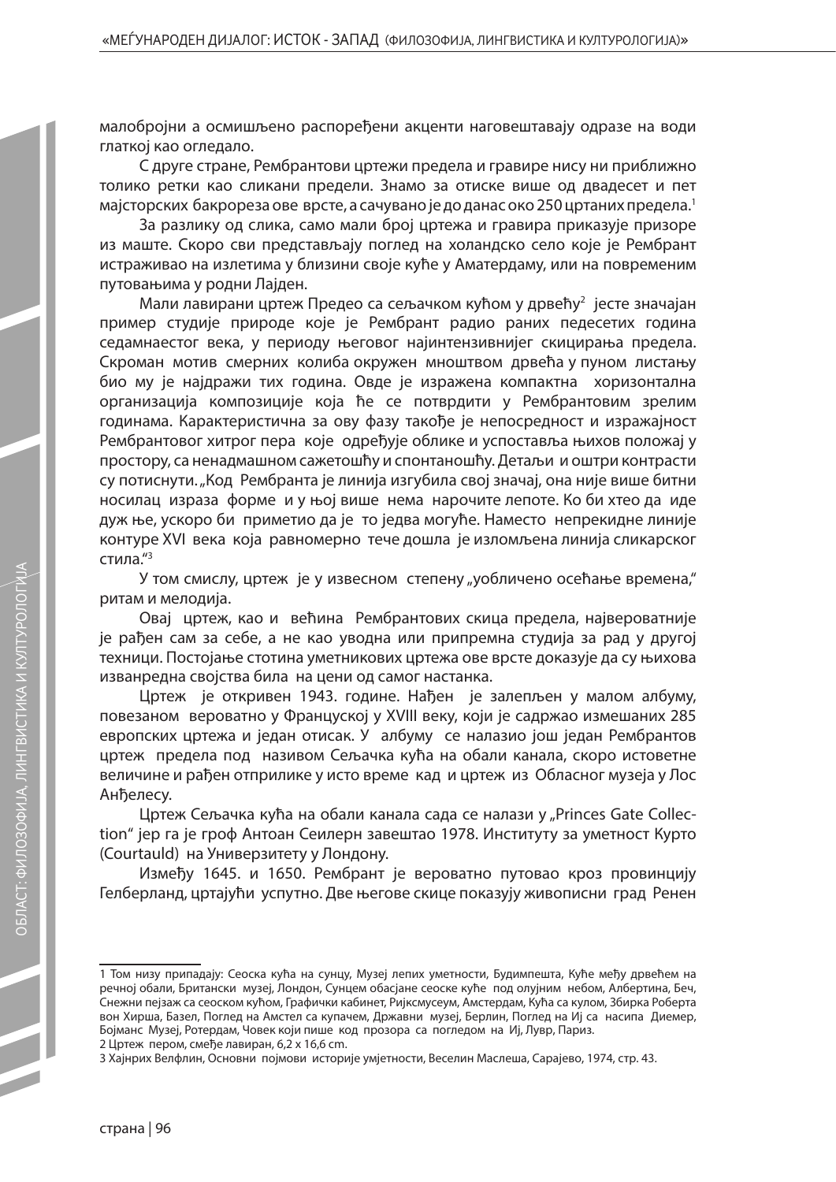малобројни а осмишљено распоређени акценти наговештавају одразе на води глаткој као огледало.

С друге стране, Рембрантови цртежи предела и гравире нису ни приближно толико ретки као сликани предели. Знамо за отиске више од двадесет и пет мајсторских бакрореза ове врсте, а сачувано је до данас око 250 цртаних предела.[1]

За разлику од слика, само мали број цртежа и гравира приказује призоре из маште. Скоро сви представљају поглед на холандско село које је Рембрант истраживао на излетима у близини своје куће у Аматердаму, или на повременим путовањима у родни Лајден.

Мали лавирани цртеж Предео са сељачком кућом у дрвећу[2] јесте значајан пример студије природе које је Рембрант радио раних педесетих година седамнаестог века, у периоду његовог најинтензивнијег скицирања предела. Скроман мотив смерних колиба окружен мноштвом дрвећа у пуном листању био му је најдражи тих година. Овде је изражена компактна хоризонтална организација композиције која ће се потврдити у Рембрантовим зрелим годинама. Карактеристична за ову фазу такође је непосредност и изражајност Рембрантовог хитрог пера које одређује облике и успоставља њихов положај у простору, са ненадмашном сажетошћу и спонтаношћу. Детаљи и оштри контрасти су потиснути. „Код Рембранта је линија изгубила свој значај, она није више битни носилац израза форме и у њој више нема нарочите лепоте. Ко би хтео да иде дуж ње, ускоро би приметио да је то једва могуће. Наместо непрекидне линије контуре XVI века која равномерно тече дошла је изломљена линија сликарског стила."[3]

У том смислу, цртеж је у извесном степену „уобличено осећање времена," ритам и мелодија.

Овај цртеж, као и већина Рембрантових скица предела, највероватније је рађен сам за себе, а не као уводна или припремна студија за рад у другој техници. Постојање стотина уметникових цртежа ове врсте доказује да су њихова изванредна својства била на цени од самог настанка.

Цртеж је откривен 1943. године. Нађен је залепљен у малом албуму, повезаном вероватно у Француској у XVIII веку, који је садржао измешаних 285 европских цртежа и један отисак. У албуму се налазио још један Рембрантов цртеж предела под називом Сељачка кућа на обали канала, скоро истоветне величине и рађен отприлике у исто време кад и цртеж из Обласног музеја у Лос Анђелесу.

Цртеж Сељачка кућа на обали канала сада се налази у „Princes Gate Collection" јер га је гроф Антоан Сеилерн завештао 1978. Институту за уметност Курто (Courtauld) на Универзитету у Лондону.

Између 1645. и 1650. Рембрант је вероватно путовао кроз провинцију Гелберланд, цртајући успутно. Две његове скице показују живописни град Ренен

---

1 Том низу припадају: Сеоска кућа на сунцу, Музеј лепих уметности, Будимпешта, Куће међу дрвећем на речној обали, Британски музеј, Лондон, Сунцем обасјане сеоске куће под олујним небом, Албертина, Беч, Снежни пејзаж са сеоском кућом, Графички кабинет, Ријксмусеум, Амстердам, Кућа са кулом, Збирка Роберта вон Хирша, Базел, Поглед на Амстел са купачем, Државни музеј, Берлин, Поглед на Иј са насипа Диемер, Бојманс Музеј, Ротердам, Човек који пише код прозора са погледом на Иј, Лувр, Париз.

2 Цртеж пером, смеђе лавиран, 6,2 x 16,6 cm.

3 Хајнрих Велфлин, Основни појмови историје умјетности, Веселин Маслеша, Сарајево, 1974, стр. 43.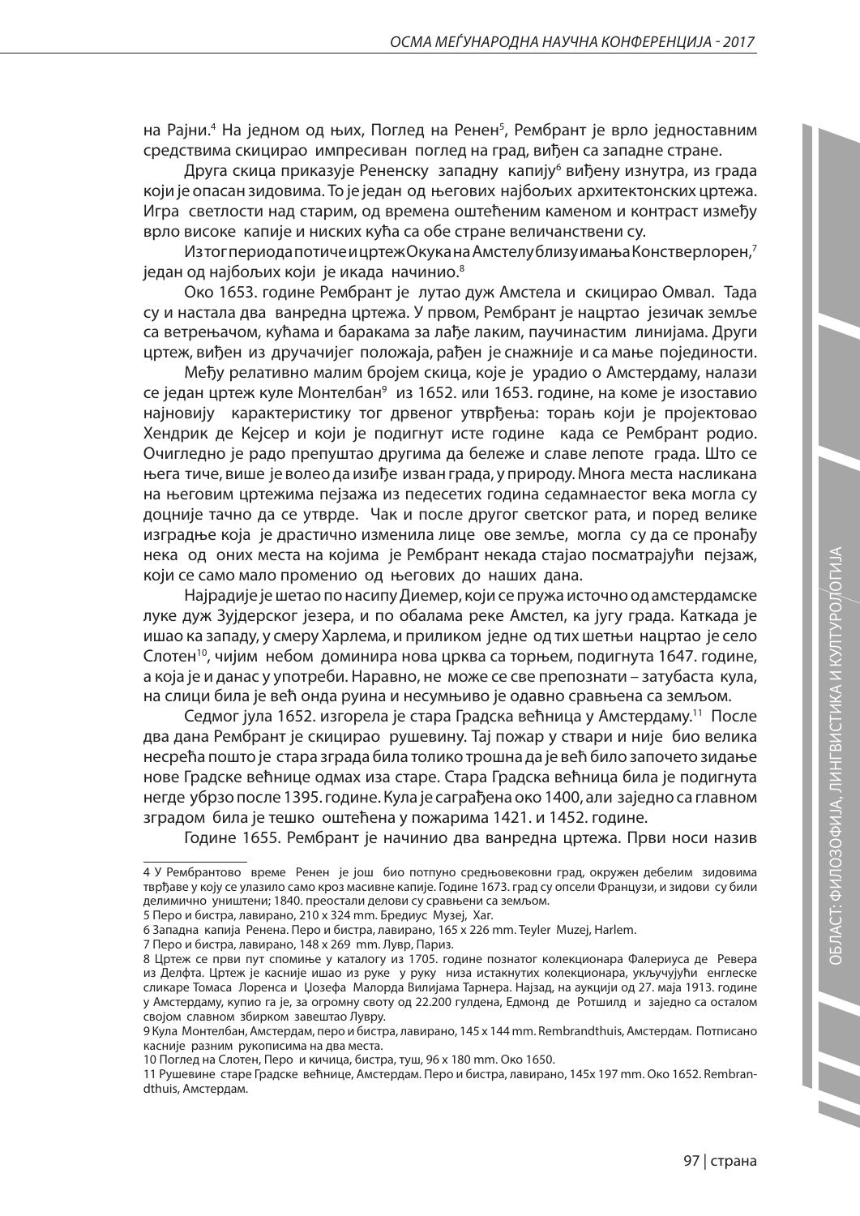на Рајни.[4] На једном од њих, Поглед на Ренен[5], Рембрант је врло једноставним средствима скицирао импресиван поглед на град, виђен са западне стране.

Друга скица приказује Рененску западну капију[6] виђену изнутра, из града који је опасан зидовима. То је један од његових најбољих архитектонских цртежа. Игра светлости над старим, од времена оштећеним каменом и контраст између врло високе капије и ниских кућа са обе стране величанствени су.

Из тог периода потиче и цртеж Окука на Амстелу близу имања Констверлорен,[7] један од најбољих који је икада начинио.[8]

Око 1653. године Рембрант је лутао дуж Амстела и скицирао Омвал. Тада су и настала два ванредна цртежа. У првом, Рембрант је нацртао језичак земље са ветрењачом, кућама и баракама за лађе лаким, паучинастим линијама. Други цртеж, виђен из дручачијег положаја, рађен је снажније и са мање појединости.

Међу релативно малим бројем скица, које је урадио о Амстердаму, налази се један цртеж куле Монтелбан[9] из 1652. или 1653. године, на коме је изоставио најновију карактеристику тог дрвеног утврђења: торањ који је пројектовао Хендрик де Кејсер и који је подигнут исте године када се Рембрант родио. Очигледно је радо препуштао другима да бележе и славе лепоте града. Што се њега тиче, више је волео да изиђе изван града, у природу. Многа места насликана на његовим цртежима пејзажа из педесетих година седамнаестог века могла су доцније тачно да се утврде. Чак и после другог светског рата, и поред велике изградње која је драстично изменила лице ове земље, могла су да се пронађу нека од оних места на којима је Рембрант некада стајао посматрајући пејзаж, који се само мало променио од његових до наших дана.

Најрадије је шетао по насипу Диемер, који се пружа источно од амстердамске луке дуж Зујдерског језера, и по обалама реке Амстел, ка југу града. Каткада је ишао ка западу, у смеру Харлема, и приликом једне од тих шетњи нацртао је село Слотен[10], чијим небом доминира нова црква са торњем, подигнута 1647. године, а која је и данас у употреби. Наравно, не може се све препознати – затубаста кула, на слици била је већ онда руина и несумњиво је одавно сравњена са земљом.

Седмог јула 1652. изгорела је стара Градска већница у Амстердаму.[11] После два дана Рембрант је скицирао рушевину. Тај пожар у ствари и није био велика несрећа пошто је стара зграда била толико трошна да је већ било започето зидање нове Градске већнице одмах иза старе. Стара Градска већница била је подигнута негде убрзо после 1395. године. Кула је саграђена око 1400, али заједно са главном зградом била је тешко оштећена у пожарима 1421. и 1452. године.

Године 1655. Рембрант је начинио два ванредна цртежа. Први носи назив

---

4 У Рембрантово време Ренен је још био потпуно средњовековни град, окружен дебелим зидовима тврђаве у коју се улазило само кроз масивне капије. Године 1673. град су опсели Французи, и зидови су били делимично уништени; 1840. преостали делови су сравњени са земљом.

5 Перо и бистра, лавирано, 210 x 324 mm. Бредиус Музеј, Хаг.

6 Западна капија Ренена. Перо и бистра, лавирано, 165 x 226 mm. Teyler Muzej, Harlem.

7 Перо и бистра, лавирано, 148 x 269 mm. Лувр, Париз.

8 Цртеж се први пут спомиње у каталогу из 1705. године познатог колекционара Фалериуса де Ревера из Делфта. Цртеж је касније ишао из руке у руку низа истакнутих колекционара, укључујући енглеске сликаре Томаса Лоренса и Џозефа Малорда Вилијама Тарнера. Најзад, на аукцији од 27. маја 1913. године у Амстердаму, купио га је, за огромну своту од 22.200 гулдена, Едмонд де Ротшилд и заједно са осталом својом славном збирком завештао Лувру.

9 Кула Монтелбан, Амстердам, перо и бистра, лавирано, 145 x 144 mm. Rembrandthuis, Амстердам. Потписано касније разним рукописима на два места.

10 Поглед на Слотен, Перо и кичица, бистра, туш, 96 x 180 mm. Око 1650.

11 Рушевине старе Градске већнице, Амстердам. Перо и бистра, лавирано, 145x 197 mm. Око 1652. Rembrandthuis, Амстердам.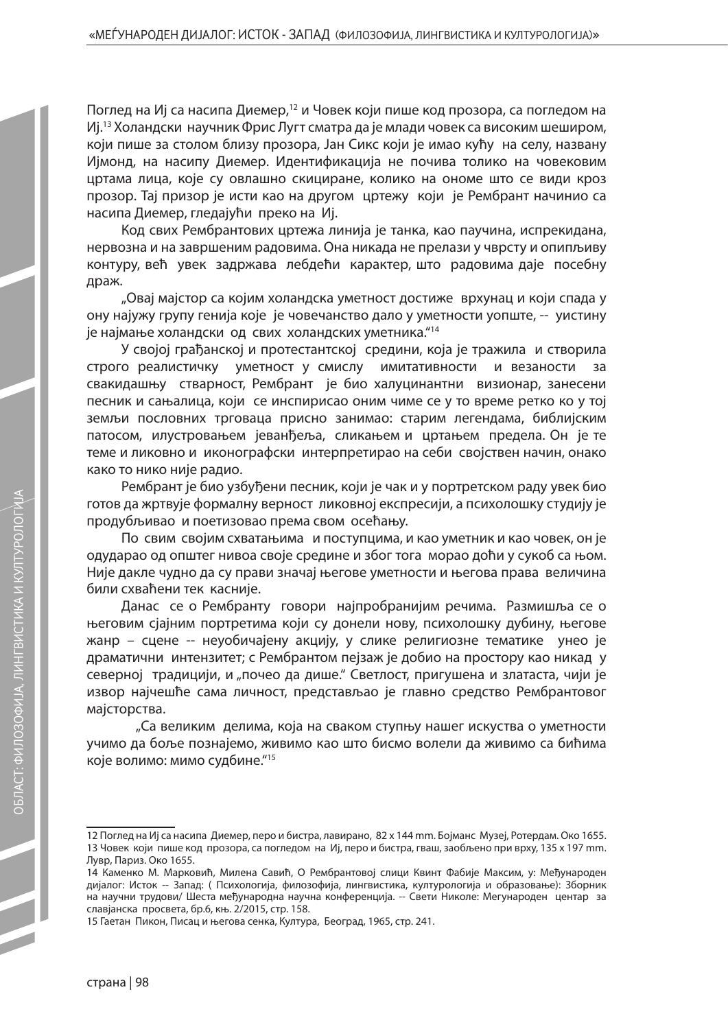Поглед на Иј са насипа Диемер,[12] и Човек који пише код прозора, са погледом на Иј.[13] Холандски научник Фрис Лугт сматра да је млади човек са високим шеширом, који пише за столом близу прозора, Јан Сикс који је имао кућу на селу, названу Ијмонд, на насипу Диемер. Идентификација не почива толико на човековим цртама лица, које су овлашно скициране, колико на ономе што се види кроз прозор. Тај призор је исти као на другом цртежу који је Рембрант начинио са насипа Диемер, гледајући преко на Иј.

Код свих Рембрантових цртежа линија је танка, као паучина, испрекидана, нервозна и на завршеним радовима. Она никада не прелази у чврсту и опипљиву контуру, већ увек задржава лебдећи карактер, што радовима даје посебну draж.

„Овај мајстор са којим холандска уметност достиже врхунац и који спада у ону најужу групу генија које је човечанство дало у уметности уопште, -- уистину је најмање холандски од свих холандских уметника."[14]

У својој грађанској и протестантској средини, која је тражила и створила строго реалистичку уметност у смислу имитативности и везаности за свакидашњу стварност, Рембрант је био халуцинантни визионар, занесени песник и сањалица, који се инспирисао оним чиме се у то време ретко ко у тој земљи пословних трговаца присно занимао: старим легендама, библијским патосом, илустровањем јеванђеља, сликањем и цртањем предела. Он је те теме и ликовно и иконографски интерпретирао на себи својствен начин, онако како то нико није радио.

Рембрант је био узбуђени песник, који је чак и у портретском раду увек био готов да жртвује формалну верност ликовној експресији, а психолошку студију је продубљивао и поетизовао према свом осећању.

По свим својим схватањима и поступцима, и као уметник и као човек, он је одударао од општег нивоа своје средине и због тога морао доћи у сукоб са њом. Није дакле чудно да су прави значај његове уметности и његова права величина били схваћени тек касније.

Данас се о Рембранту говори најпробранијим речима. Размишља се о његовим сјајним портретима који су донели нову, психолошку дубину, његове жанр – сцене -- неуобичајену акцију, у слике религиозне тематике унео је драматични интензитет; с Рембрантом пејзаж је добио на простору као никад у северној традицији, и „почео да дише." Светлост, пригушена и златаста, чији је извор најчешће сама личност, представљао је главно средство Рембрантовог мајсторства.

„Са великим делима, која на сваком ступњу нашег искуства о уметности учимо да боље познајемо, живимо као што бисмо волели да живимо са бићима које волимо: мимо судбине."[15]

---

12 Поглед на Иј са насипа Диемер, перо и бистра, лавирано, 82 x 144 mm. Бојманс Музеј, Ротердам. Око 1655.
13 Човек који пише код прозора, са погледом на Иј, перо и бистра, гваш, заобљено при врху, 135 x 197 mm. Лувр, Париз. Око 1655.
14 Каменко М. Марковић, Милена Савић, О Рембрантовој слици Квинт Фабије Максим, у: Међународен дијалог: Исток -- Запад: ( Психологија, филозофија, лингвистика, културологија и образовање): Зборник на научни трудови/ Шеста међународна научна конференција. -- Свети Николе: Мегународен центар за славјанска просвета, бр.6, књ. 2/2015, стр. 158.
15 Гаетан Пикон, Писац и његова сенка, Култура, Београд, 1965, стр. 241.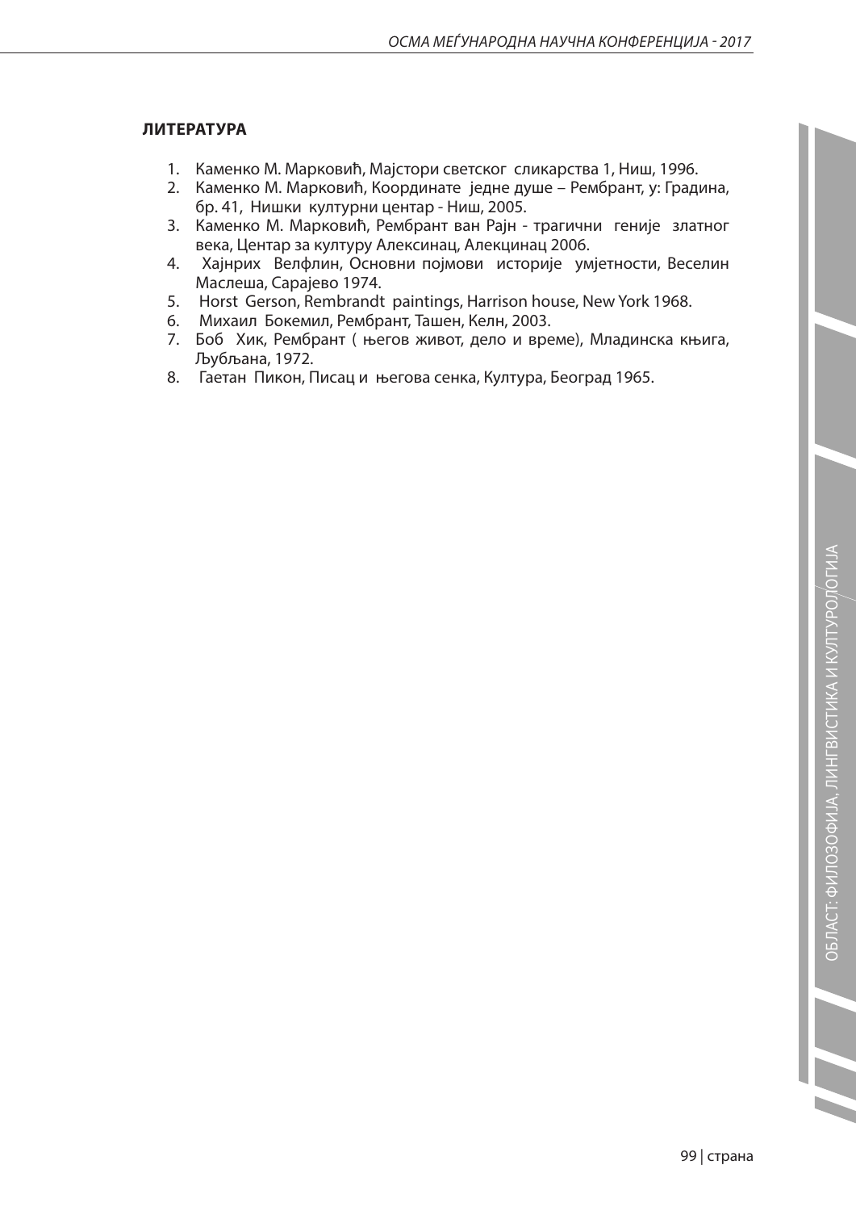**ЛИТЕРАТУРА**

1. Каменко М. Марковић, Мајстори светског сликарства 1, Ниш, 1996.
2. Каменко М. Марковић, Координате једне душе – Рембрант, у: Градина, бр. 41, Нишки културни центар - Ниш, 2005.
3. Каменко М. Марковић, Рембрант ван Рајн - трагични геније златног века, Центар за културу Алексинац, Алекцинац 2006.
4. Хајнрих Велфлин, Основни појмови историје умјетности, Веселин Маслеша, Сарајево 1974.
5. Horst Gerson, Rembrandt paintings, Harrison house, New York 1968.
6. Михаил Бокемил, Рембрант, Ташен, Келн, 2003.
7. Боб Хик, Рембрант ( његов живот, дело и време), Младинска књига, Љубљана, 1972.
8. Гаетан Пикон, Писац и његова сенка, Култура, Београд 1965.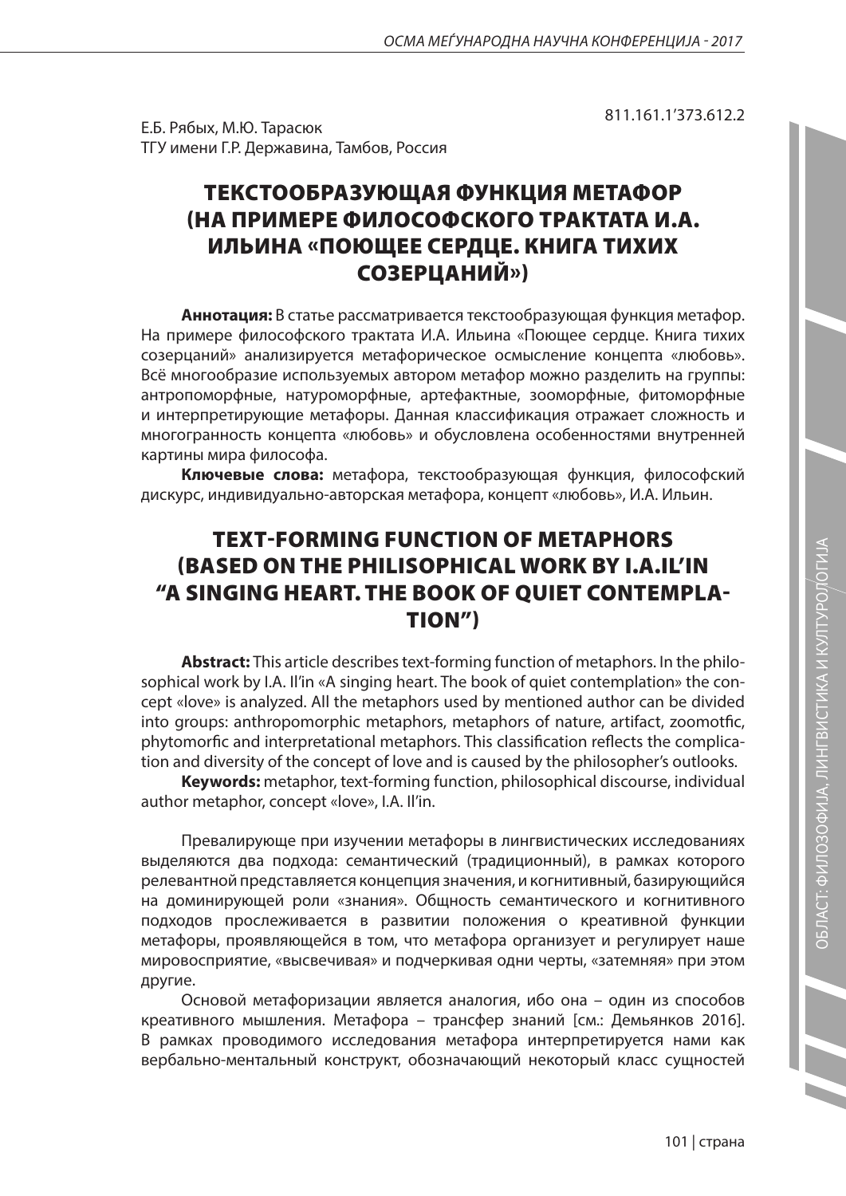811.161.1’373.612.2

Е.Б. Рябых, М.Ю. Тарасюк
ТГУ имени Г.Р. Державина, Тамбов, Россия

# ТЕКСТООБРАЗУЮЩАЯ ФУНКЦИЯ МЕТАФОР (НА ПРИМЕРЕ ФИЛОСОФСКОГО ТРАКТАТА И.А. ИЛЬИНА «ПОЮЩЕЕ СЕРДЦЕ. КНИГА ТИХИХ СОЗЕРЦАНИЙ»)

**Аннотация:** В статье рассматривается текстообразующая функция метафор. На примере философского трактата И.А. Ильина «Поющее сердце. Книга тихих созерцаний» анализируется метафорическое осмысление концепта «любовь». Всё многообразие используемых автором метафор можно разделить на группы: антропоморфные, натуроморфные, артефактные, зооморфные, фитоморфные и интерпретирующие метафоры. Данная классификация отражает сложность и многогранность концепта «любовь» и обусловлена особенностями внутренней картины мира философа.

**Ключевые слова:** метафора, текстообразующая функция, философский дискурс, индивидуально-авторская метафора, концепт «любовь», И.А. Ильин.

# TEXT-FORMING FUNCTION OF METAPHORS (BASED ON THE PHILISOPHICAL WORK BY I.A.IL’IN “A SINGING HEART. THE BOOK OF QUIET CONTEMPLATION”)

**Abstract:** This article describes text-forming function of metaphors. In the philosophical work by I.A. Il’in «A singing heart. The book of quiet contemplation» the concept «love» is analyzed. All the metaphors used by mentioned author can be divided into groups: anthropomorphic metaphors, metaphors of nature, artifact, zoomotfic, phytomorfic and interpretational metaphors. This classification reflects the complication and diversity of the concept of love and is caused by the philosopher’s outlooks.

**Keywords:** metaphor, text-forming function, philosophical discourse, individual author metaphor, concept «love», I.A. Il’in.

Превалирующе при изучении метафоры в лингвистических исследованиях выделяются два подхода: семантический (традиционный), в рамках которого релевантной представляется концепция значения, и когнитивный, базирующийся на доминирующей роли «знания». Общность семантического и когнитивного подходов прослеживается в развитии положения о креативной функции метафоры, проявляющейся в том, что метафора организует и регулирует наше мировосприятие, «высвечивая» и подчеркивая одни черты, «затемняя» при этом другие.

Основой метафоризации является аналогия, ибо она – один из способов креативного мышления. Метафора – трансфер знаний [см.: Демьянков 2016]. В рамках проводимого исследования метафора интерпретируется нами как вербально-ментальный конструкт, обозначающий некоторый класс сущностей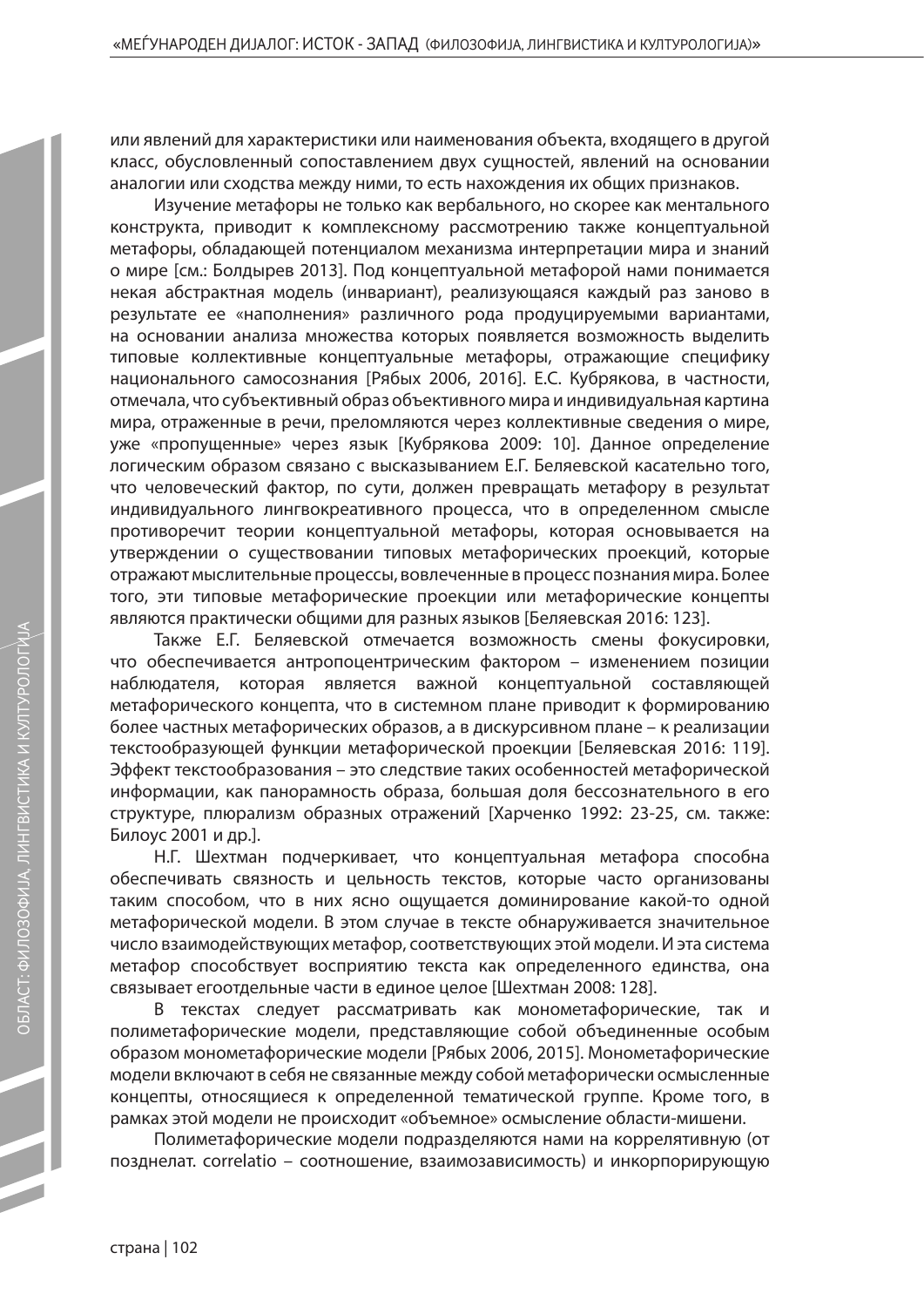или явлений для характеристики или наименования объекта, входящего в другой класс, обусловленный сопоставлением двух сущностей, явлений на основании аналогии или сходства между ними, то есть нахождения их общих признаков.

Изучение метафоры не только как вербального, но скорее как ментального конструкта, приводит к комплексному рассмотрению также концептуальной метафоры, обладающей потенциалом механизма интерпретации мира и знаний о мире [см.: Болдырев 2013]. Под концептуальной метафорой нами понимается некая абстрактная модель (инвариант), реализующаяся каждый раз заново в результате ее «наполнения» различного рода продуцируемыми вариантами, на основании анализа множества которых появляется возможность выделить типовые коллективные концептуальные метафоры, отражающие специфику национального самосознания [Рябых 2006, 2016]. Е.С. Кубрякова, в частности, отмечала, что субъективный образ объективного мира и индивидуальная картина мира, отраженные в речи, преломляются через коллективные сведения о мире, уже «пропущенные» через язык [Кубрякова 2009: 10]. Данное определение логическим образом связано с высказыванием Е.Г. Беляевской касательно того, что человеческий фактор, по сути, должен превращать метафору в результат индивидуального лингвокреативного процесса, что в определенном смысле противоречит теории концептуальной метафоры, которая основывается на утверждении о существовании типовых метафорических проекций, которые отражают мыслительные процессы, вовлеченные в процесс познания мира. Более того, эти типовые метафорические проекции или метафорические концепты являются практически общими для разных языков [Беляевская 2016: 123].

Также Е.Г. Беляевской отмечается возможность смены фокусировки, что обеспечивается антропоцентрическим фактором – изменением позиции наблюдателя, которая является важной концептуальной составляющей метафорического концепта, что в системном плане приводит к формированию более частных метафорических образов, а в дискурсивном плане – к реализации текстообразующей функции метафорической проекции [Беляевская 2016: 119]. Эффект текстообразования – это следствие таких особенностей метафорической информации, как панорамность образа, большая доля бессознательного в его структуре, плюрализм образных отражений [Харченко 1992: 23-25, см. также: Билоус 2001 и др.].

Н.Г. Шехтман подчеркивает, что концептуальная метафора способна обеспечивать связность и цельность текстов, которые часто организованы таким способом, что в них ясно ощущается доминирование какой-то одной метафорической модели. В этом случае в тексте обнаруживается значительное число взаимодействующих метафор, соответствующих этой модели. И эта система метафор способствует восприятию текста как определенного единства, она связывает егоотдельные части в единое целое [Шехтман 2008: 128].

В текстах следует рассматривать как монометафорические, так и полиметафорические модели, представляющие собой объединенные особым образом монометафорические модели [Рябых 2006, 2015]. Монометафорические модели включают в себя не связанные между собой метафорически осмысленные концепты, относящиеся к определенной тематической группе. Кроме того, в рамках этой модели не происходит «объемное» осмысление области-мишени.

Полиметафорические модели подразделяются нами на коррелятивную (от позднелат. correlatio – соотношение, взаимозависимость) и инкорпорирующую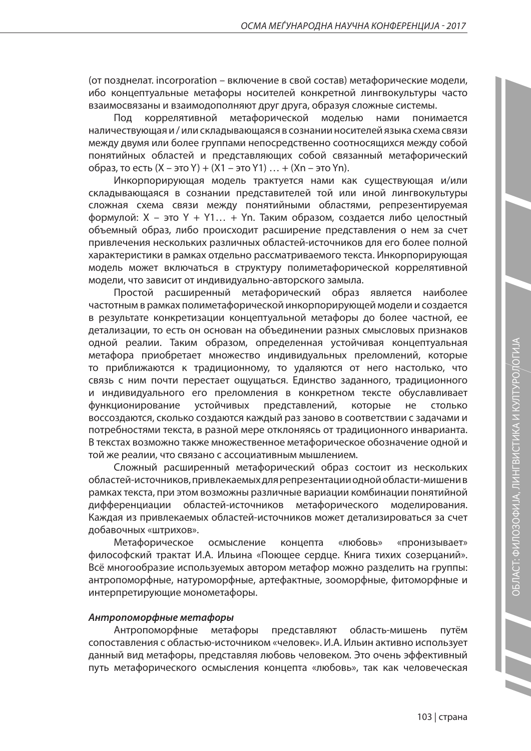(от позднелат. incorporation – включение в свой состав) метафорические модели, ибо концептуальные метафоры носителей конкретной лингвокультуры часто взаимосвязаны и взаимодополняют друг друга, образуя сложные системы.

Под коррелятивной метафорической моделью нами понимается наличествующая и / или складывающаяся в сознании носителей языка схема связи между двумя или более группами непосредственно соотносящихся между собой понятийных областей и представляющих собой связанный метафорический образ, то есть (X – это Y) + (X1 – это Y1) … + (Xn – это Yn).

Инкорпорирующая модель трактуется нами как существующая и/или складывающаяся в сознании представителей той или иной лингвокультуры сложная схема связи между понятийными областями, репрезентируемая формулой: X – это Y + Y1… + Yn. Таким образом, создается либо целостный объемный образ, либо происходит расширение представления о нем за счет привлечения нескольких различных областей-источников для его более полной характеристики в рамках отдельно рассматриваемого текста. Инкорпорирующая модель может включаться в структуру полиметафорической коррелятивной модели, что зависит от индивидуально-авторского замысла.

Простой расширенный метафорический образ является наиболее частотным в рамках полиметафорической инкорпорирующей модели и создается в результате конкретизации концептуальной метафоры до более частной, ее детализации, то есть он основан на объединении разных смысловых признаков одной реалии. Таким образом, определенная устойчивая концептуальная метафора приобретает множество индивидуальных преломлений, которые то приближаются к традиционному, то удаляются от него настолько, что связь с ним почти перестает ощущаться. Единство заданного, традиционного и индивидуального его преломления в конкретном тексте обуславливает функционирование устойчивых представлений, которые не столько воссоздаются, сколько создаются каждый раз заново в соответствии с задачами и потребностями текста, в разной мере отклоняясь от традиционного инварианта. В текстах возможно также множественное метафорическое обозначение одной и той же реалии, что связано с ассоциативным мышлением.

Сложный расширенный метафорический образ состоит из нескольких областей-источников, привлекаемых для репрезентации одной области-мишени в рамках текста, при этом возможны различные вариации комбинации понятийной дифференциации областей-источников метафорического моделирования. Каждая из привлекаемых областей-источников может детализироваться за счет добавочных «штрихов».

Метафорическое осмысление концепта «любовь» «пронизывает» философский трактат И.А. Ильина «Поющее сердце. Книга тихих созерцаний». Всё многообразие используемых автором метафор можно разделить на группы: антропоморфные, натуроморфные, артефактные, зооморфные, фитоморфные и интерпретирующие монометафоры.

***Антропоморфные метафоры***

Антропоморфные метафоры представляют область-мишень путём сопоставления с областью-источником «человек». И.А. Ильин активно использует данный вид метафоры, представляя любовь человеком. Это очень эффективный путь метафорического осмысления концепта «любовь», так как человеческая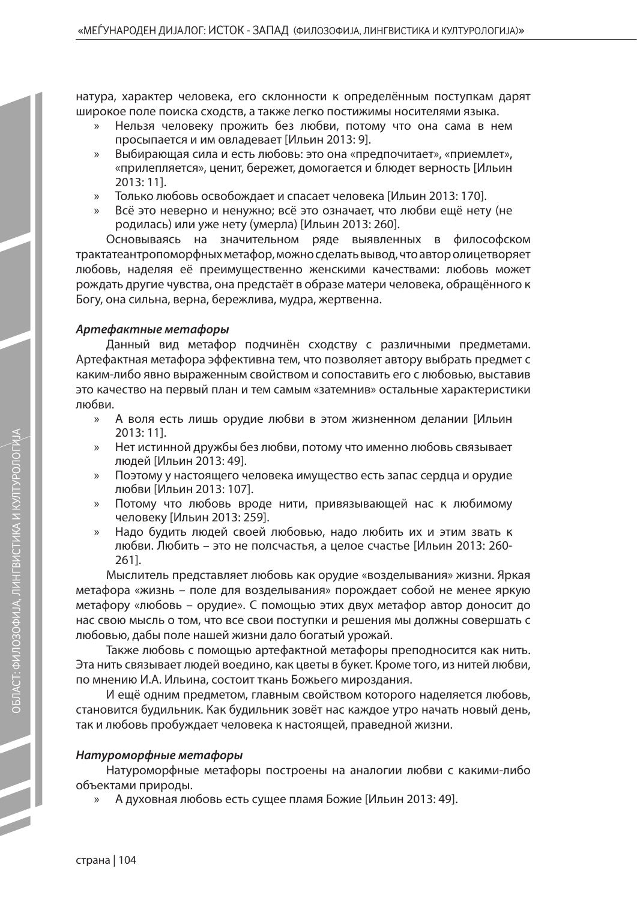натура, характер человека, его склонности к определённым поступкам дарят широкое поле поиска сходств, а также легко постижимы носителями языка.

- Нельзя человеку прожить без любви, потому что она сама в нем просыпается и им овладевает [Ильин 2013: 9].
- Выбирающая сила и есть любовь: это она «предпочитает», «приемлет», «прилепляется», ценит, бережет, домогается и блюдет верность [Ильин 2013: 11].
- Только любовь освобождает и спасает человека [Ильин 2013: 170].
- Всё это неверно и ненужно; всё это означает, что любви ещё нету (не родилась) или уже нету (умерла) [Ильин 2013: 260].

Основываясь на значительном ряде выявленных в философском трактатеантропоморфных метафор, можно сделать вывод, что автор олицетворяет любовь, наделяя её преимущественно женскими качествами: любовь может рождать другие чувства, она предстаёт в образе матери человека, обращённого к Богу, она сильна, верна, бережлива, мудра, жертвенна.

***Артефактные метафоры***

Данный вид метафор подчинён сходству с различными предметами. Артефактная метафора эффективна тем, что позволяет автору выбрать предмет с каким-либо явно выраженным свойством и сопоставить его с любовью, выставив это качество на первый план и тем самым «затемнив» остальные характеристики любви.

- А воля есть лишь орудие любви в этом жизненном делании [Ильин 2013: 11].
- Нет истинной дружбы без любви, потому что именно любовь связывает людей [Ильин 2013: 49].
- Поэтому у настоящего человека имущество есть запас сердца и орудие любви [Ильин 2013: 107].
- Потому что любовь вроде нити, привязывающей нас к любимому человеку [Ильин 2013: 259].
- Надо будить людей своей любовью, надо любить их и этим звать к любви. Любить – это не полсчастья, а целое счастье [Ильин 2013: 260-261].

Мыслитель представляет любовь как орудие «возделывания» жизни. Яркая метафора «жизнь – поле для возделывания» порождает собой не менее яркую метафору «любовь – орудие». С помощью этих двух метафор автор доносит до нас свою мысль о том, что все свои поступки и решения мы должны совершать с любовью, дабы поле нашей жизни дало богатый урожай.

Также любовь с помощью артефактной метафоры преподносится как нить. Эта нить связывает людей воедино, как цветы в букет. Кроме того, из нитей любви, по мнению И.А. Ильина, состоит ткань Божьего мироздания.

И ещё одним предметом, главным свойством которого наделяется любовь, становится будильник. Как будильник зовёт нас каждое утро начать новый день, так и любовь пробуждает человека к настоящей, праведной жизни.

***Натуроморфные метафоры***

Натуроморфные метафоры построены на аналогии любви с какими-либо объектами природы.

- А духовная любовь есть сущее пламя Божие [Ильин 2013: 49].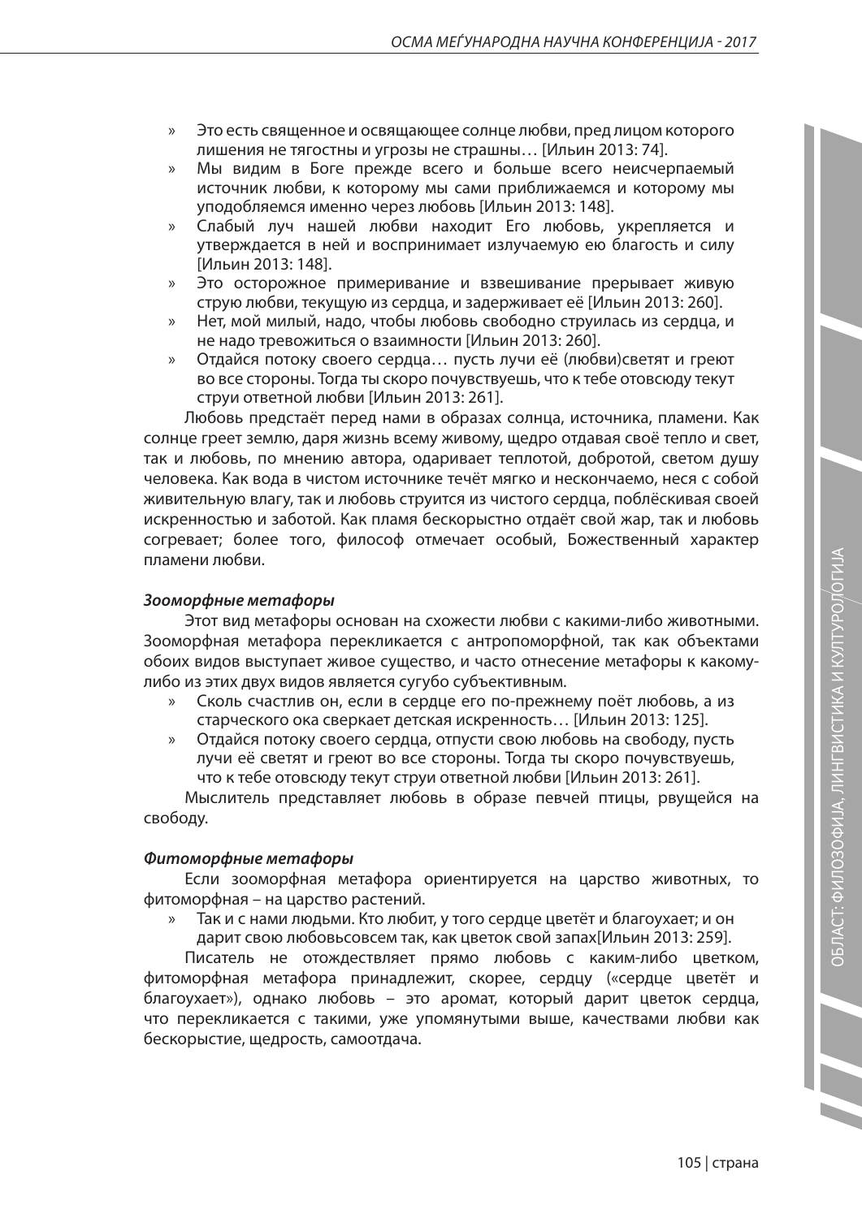- Это есть священное и освящающее солнце любви, пред лицом которого лишения не тягостны и угрозы не страшны… [Ильин 2013: 74].
- Мы видим в Боге прежде всего и больше всего неисчерпаемый источник любви, к которому мы сами приближаемся и которому мы уподобляемся именно через любовь [Ильин 2013: 148].
- Слабый луч нашей любви находит Его любовь, укрепляется и утверждается в ней и воспринимает излучаемую ею благость и силу [Ильин 2013: 148].
- Это осторожное примеривание и взвешивание прерывает живую струю любви, текущую из сердца, и задерживает её [Ильин 2013: 260].
- Нет, мой милый, надо, чтобы любовь свободно струилась из сердца, и не надо тревожиться о взаимности [Ильин 2013: 260].
- Отдайся потоку своего сердца… пусть лучи её (любви)светят и греют во все стороны. Тогда ты скоро почувствуешь, что к тебе отовсюду текут струи ответной любви [Ильин 2013: 261].

Любовь предстаёт перед нами в образах солнца, источника, пламени. Как солнце греет землю, даря жизнь всему живому, щедро отдавая своё тепло и свет, так и любовь, по мнению автора, одаривает теплотой, добротой, светом душу человека. Как вода в чистом источнике течёт мягко и нескончаемо, неся с собой живительную влагу, так и любовь струится из чистого сердца, поблёскивая своей искренностью и заботой. Как пламя бескорыстно отдаёт свой жар, так и любовь согревает; более того, философ отмечает особый, Божественный характер пламени любви.

***Зооморфные метафоры***

Этот вид метафоры основан на схожести любви с какими-либо животными. Зооморфная метафора перекликается с антропоморфной, так как объектами обоих видов выступает живое существо, и часто отнесение метафоры к какому-либо из этих двух видов является сугубо субъективным.

- Сколь счастлив он, если в сердце его по-прежнему поёт любовь, а из старческого ока сверкает детская искренность… [Ильин 2013: 125].
- Отдайся потоку своего сердца, отпусти свою любовь на свободу, пусть лучи её светят и греют во все стороны. Тогда ты скоро почувствуешь, что к тебе отовсюду текут струи ответной любви [Ильин 2013: 261].

Мыслитель представляет любовь в образе певчей птицы, рвущейся на свободу.

***Фитоморфные метафоры***

Если зооморфная метафора ориентируется на царство животных, то фитоморфная – на царство растений.

- Так и с нами людьми. Кто любит, у того сердце цветёт и благоухает; и он дарит свою любовьсовсем так, как цветок свой запах[Ильин 2013: 259].

Писатель не отождествляет прямо любовь с каким-либо цветком, фитоморфная метафора принадлежит, скорее, сердцу («сердце цветёт и благоухает»), однако любовь – это аромат, который дарит цветок сердца, что перекликается с такими, уже упомянутыми выше, качествами любви как бескорыстие, щедрость, самоотдача.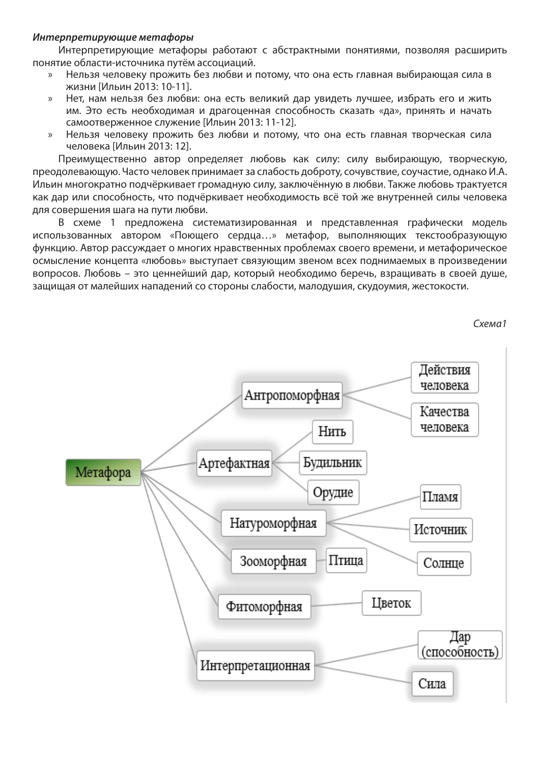***Интерпретирующие метафоры***

Интерпретирующие метафоры работают с абстрактными понятиями, позволяя расширить понятие области-источника путём ассоциаций.

» Нельзя человеку прожить без любви и потому, что она есть главная выбирающая сила в жизни [Ильин 2013: 10-11].

» Нет, нам нельзя без любви: она есть великий дар увидеть лучшее, избрать его и жить им. Это есть необходимая и драгоценная способность сказать «да», принять и начать самоотверженное служение [Ильин 2013: 11-12].

» Нельзя человеку прожить без любви и потому, что она есть главная творческая сила человека [Ильин 2013: 12].

Преимущественно автор определяет любовь как силу: силу выбирающую, творческую, преодолевающую. Часто человек принимает за слабость доброту, сочувствие, соучастие, однако И.А. Ильин многократно подчёркивает громадную силу, заключённую в любви. Также любовь трактуется как дар или способность, что подчёркивает необходимость всё той же внутренней силы человека для совершения шага на пути любви.

В схеме 1 предложена систематизированная и представленная графически модель использованных автором «Поющего сердца…» метафор, выполняющих текстообразующую функцию. Автор рассуждает о многих нравственных проблемах своего времени, и метафорическое осмысление концепта «любовь» выступает связующим звеном всех поднимаемых в произведении вопросов. Любовь – это ценнейший дар, который необходимо беречь, взращивать в своей душе, защищая от малейших нападений со стороны слабости, малодушия, скудоумия, жестокости.

*Схема1*

- Метафора
  - Антропоморфная
    - Действия человека
    - Качества человека
  - Артефактная
    - Нить
    - Будильник
    - Орудие
  - Натуроморфная
    - Пламя
    - Источник
    - Солнце
  - Зооморфная
    - Птица
  - Фитоморфная
    - Цветок
  - Интерпретационная
    - Дар (способность)
    - Сила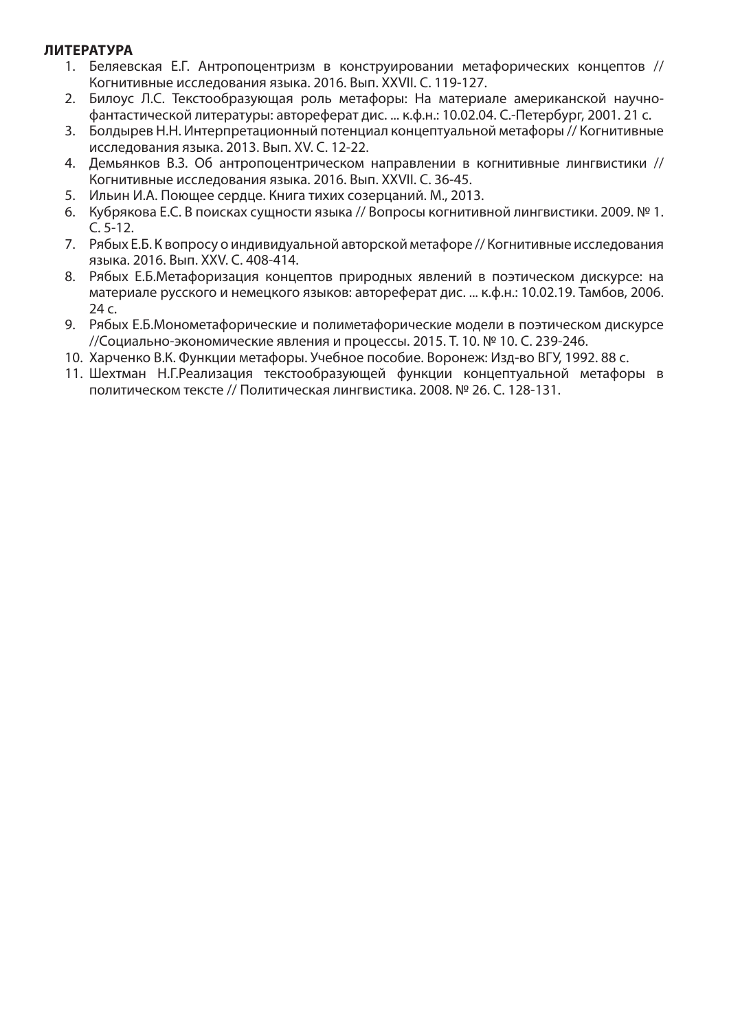**ЛИТЕРАТУРА**

1. Беляевская Е.Г. Антропоцентризм в конструировании метафорических концептов // Когнитивные исследования языка. 2016. Вып. XXVII. С. 119-127.
2. Билоус Л.С. Текстообразующая роль метафоры: На материале американской научно-фантастической литературы: автореферат дис. ... к.ф.н.: 10.02.04. С.-Петербург, 2001. 21 с.
3. Болдырев Н.Н. Интерпретационный потенциал концептуальной метафоры // Когнитивные исследования языка. 2013. Вып. XV. С. 12-22.
4. Демьянков В.З. Об антропоцентрическом направлении в когнитивные лингвистики // Когнитивные исследования языка. 2016. Вып. XXVII. С. 36-45.
5. Ильин И.А. Поющее сердце. Книга тихих созерцаний. М., 2013.
6. Кубрякова Е.С. В поисках сущности языка // Вопросы когнитивной лингвистики. 2009. № 1. С. 5-12.
7. Рябых Е.Б. К вопросу о индивидуальной авторской метафоре // Когнитивные исследования языка. 2016. Вып. XXV. С. 408-414.
8. Рябых Е.Б.Метафоризация концептов природных явлений в поэтическом дискурсе: на материале русского и немецкого языков: автореферат дис. ... к.ф.н.: 10.02.19. Тамбов, 2006. 24 с.
9. Рябых Е.Б.Монометафорические и полиметафорические модели в поэтическом дискурсе //Социально-экономические явления и процессы. 2015. Т. 10. № 10. С. 239-246.
10. Харченко В.К. Функции метафоры. Учебное пособие. Воронеж: Изд-во ВГУ, 1992. 88 с.
11. Шехтман Н.Г.Реализация текстообразующей функции концептуальной метафоры в политическом тексте // Политическая лингвистика. 2008. № 26. С. 128-131.